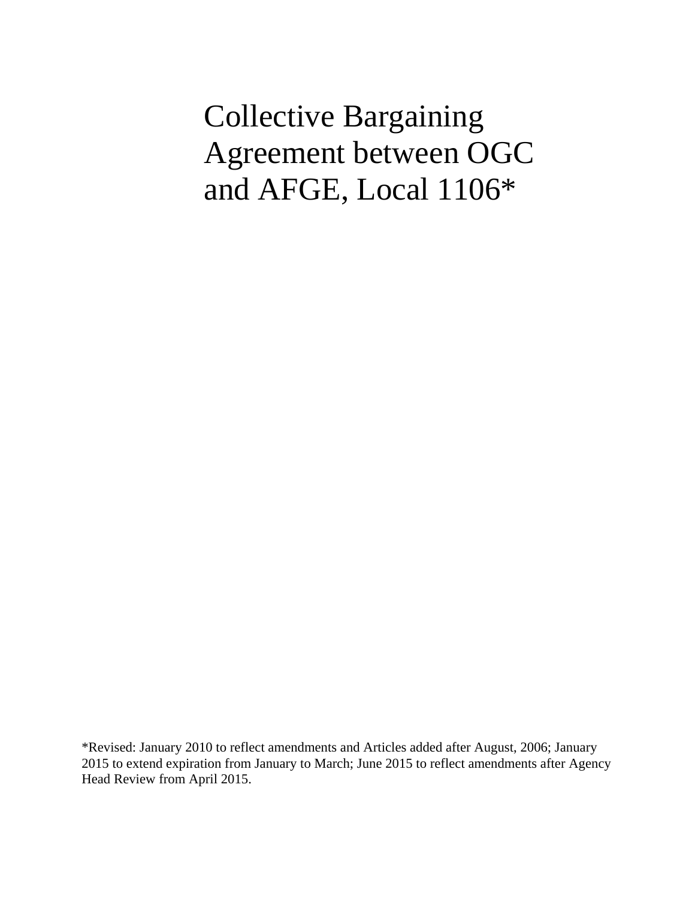# Collective Bargaining Agreement between OGC and AFGE, Local 1106*

*Revised: January 2010 to reflect amendments and Articles added after August, 2006; January 2015 to extend expiration from January to March; June 2015 to reflect amendments after Agency Head Review from April 2015.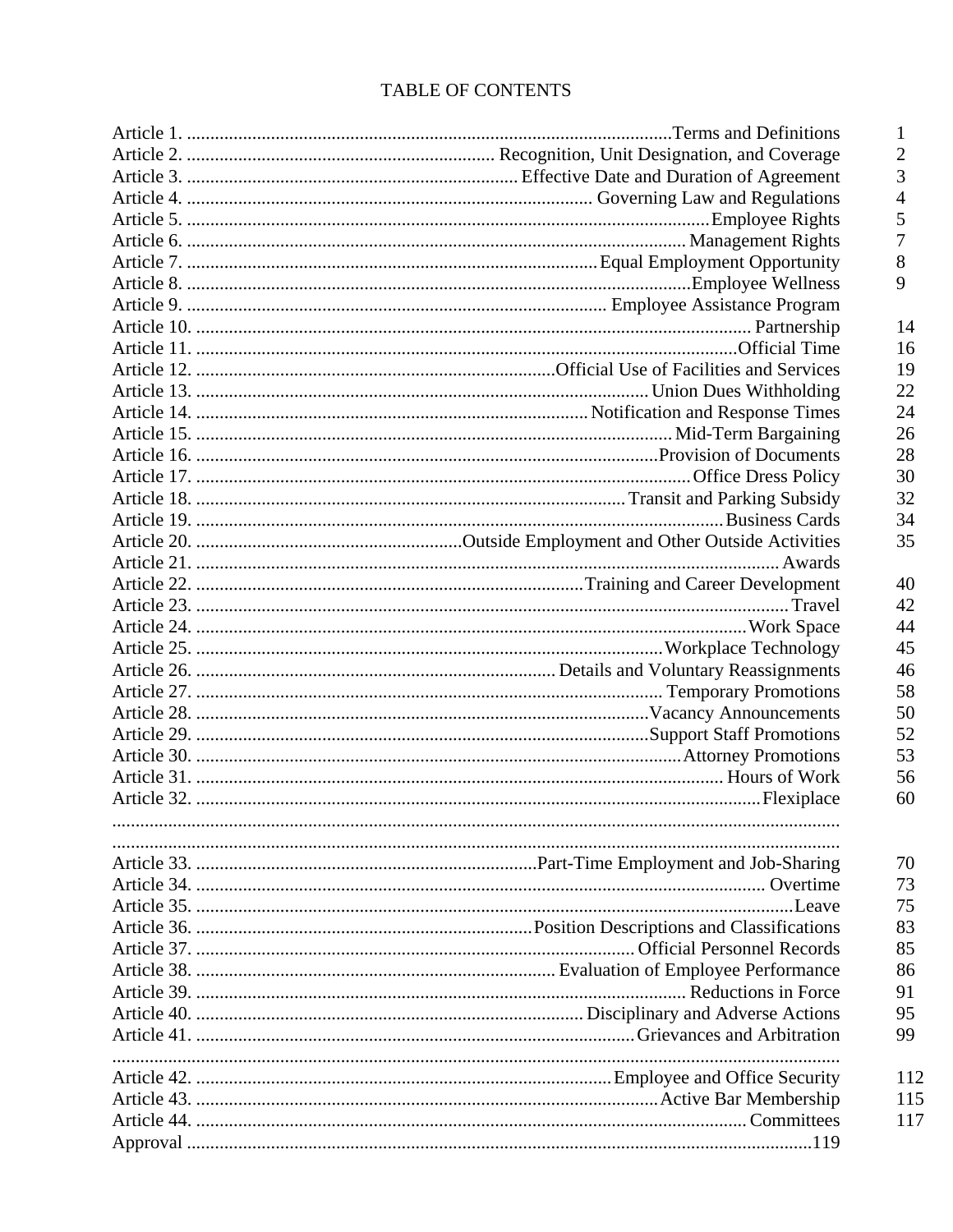# TABLE OF CONTENTS

| Article | Title | Page |
|---|---|---|
| Article 1. | Terms and Definitions | 1 |
| Article 2. | Recognition, Unit Designation, and Coverage | 2 |
| Article 3. | Effective Date and Duration of Agreement | 3 |
| Article 4. | Governing Law and Regulations | 4 |
| Article 5. | Employee Rights | 5 |
| Article 6. | Management Rights | 7 |
| Article 7. | Equal Employment Opportunity | 8 |
| Article 8. | Employee Wellness | 9 |
| Article 9. | Employee Assistance Program | |
| Article 10. | Partnership | 14 |
| Article 11. | Official Time | 16 |
| Article 12. | Official Use of Facilities and Services | 19 |
| Article 13. | Union Dues Withholding | 22 |
| Article 14. | Notification and Response Times | 24 |
| Article 15. | Mid-Term Bargaining | 26 |
| Article 16. | Provision of Documents | 28 |
| Article 17. | Office Dress Policy | 30 |
| Article 18. | Transit and Parking Subsidy | 32 |
| Article 19. | Business Cards | 34 |
| Article 20. | Outside Employment and Other Outside Activities | 35 |
| Article 21. | Awards | |
| Article 22. | Training and Career Development | 40 |
| Article 23. | Travel | 42 |
| Article 24. | Work Space | 44 |
| Article 25. | Workplace Technology | 45 |
| Article 26. | Details and Voluntary Reassignments | 46 |
| Article 27. | Temporary Promotions | 58 |
| Article 28. | Vacancy Announcements | 50 |
| Article 29. | Support Staff Promotions | 52 |
| Article 30. | Attorney Promotions | 53 |
| Article 31. | Hours of Work | 56 |
| Article 32. | Flexiplace | 60 |
| | | |
| | | |
| Article 33. | Part-Time Employment and Job-Sharing | 70 |
| Article 34. | Overtime | 73 |
| Article 35. | Leave | 75 |
| Article 36. | Position Descriptions and Classifications | 83 |
| Article 37. | Official Personnel Records | 85 |
| Article 38. | Evaluation of Employee Performance | 86 |
| Article 39. | Reductions in Force | 91 |
| Article 40. | Disciplinary and Adverse Actions | 95 |
| Article 41. | Grievances and Arbitration | 99 |
| | | |
| Article 42. | Employee and Office Security | 112 |
| Article 43. | Active Bar Membership | 115 |
| Article 44. | Committees | 117 |
| Approval | | 119 |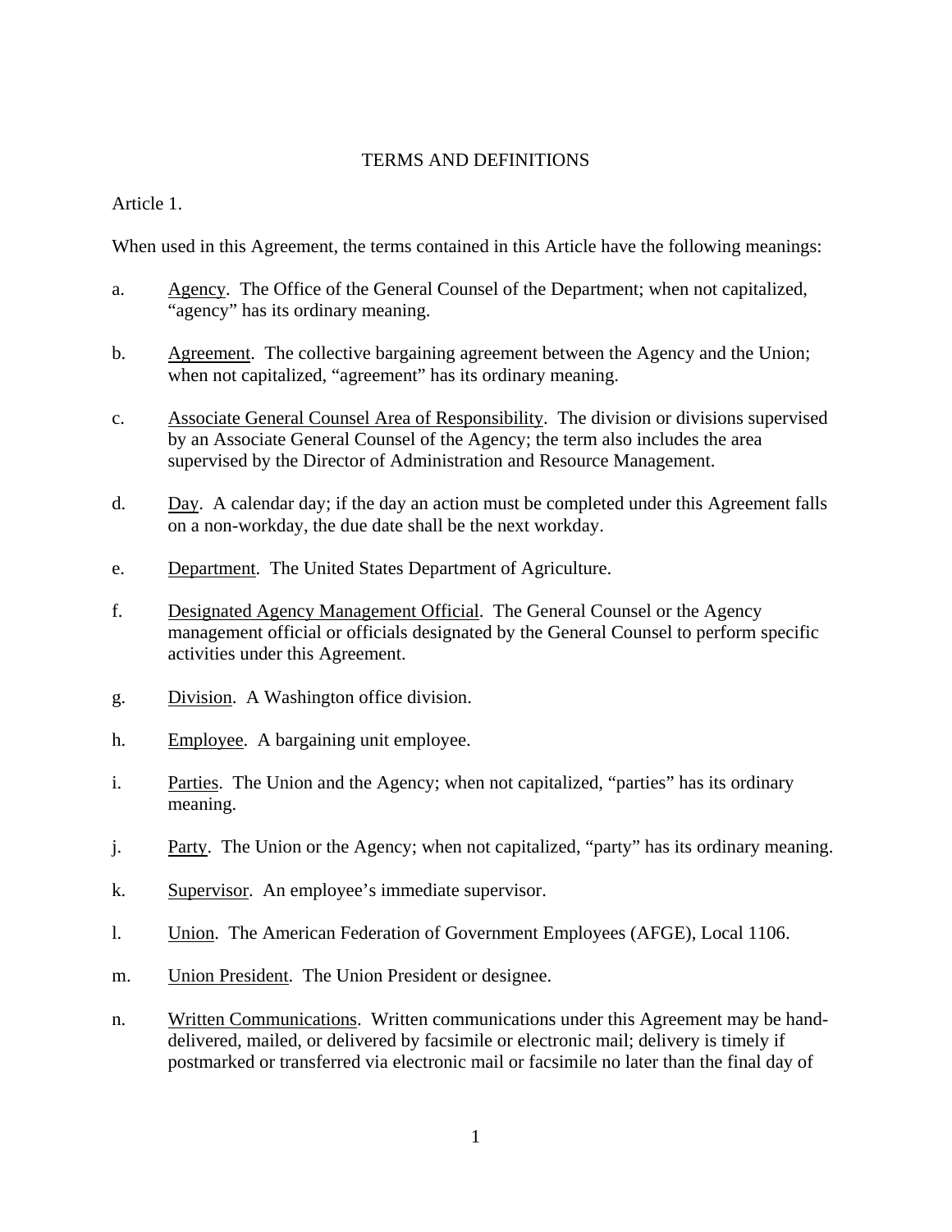# TERMS AND DEFINITIONS

Article 1.

When used in this Agreement, the terms contained in this Article have the following meanings:

a. Agency. The Office of the General Counsel of the Department; when not capitalized, “agency” has its ordinary meaning.

b. Agreement. The collective bargaining agreement between the Agency and the Union; when not capitalized, “agreement” has its ordinary meaning.

c. Associate General Counsel Area of Responsibility. The division or divisions supervised by an Associate General Counsel of the Agency; the term also includes the area supervised by the Director of Administration and Resource Management.

d. Day. A calendar day; if the day an action must be completed under this Agreement falls on a non-workday, the due date shall be the next workday.

e. Department. The United States Department of Agriculture.

f. Designated Agency Management Official. The General Counsel or the Agency management official or officials designated by the General Counsel to perform specific activities under this Agreement.

g. Division. A Washington office division.

h. Employee. A bargaining unit employee.

i. Parties. The Union and the Agency; when not capitalized, “parties” has its ordinary meaning.

j. Party. The Union or the Agency; when not capitalized, “party” has its ordinary meaning.

k. Supervisor. An employee’s immediate supervisor.

l. Union. The American Federation of Government Employees (AFGE), Local 1106.

m. Union President. The Union President or designee.

n. Written Communications. Written communications under this Agreement may be hand-delivered, mailed, or delivered by facsimile or electronic mail; delivery is timely if postmarked or transferred via electronic mail or facsimile no later than the final day of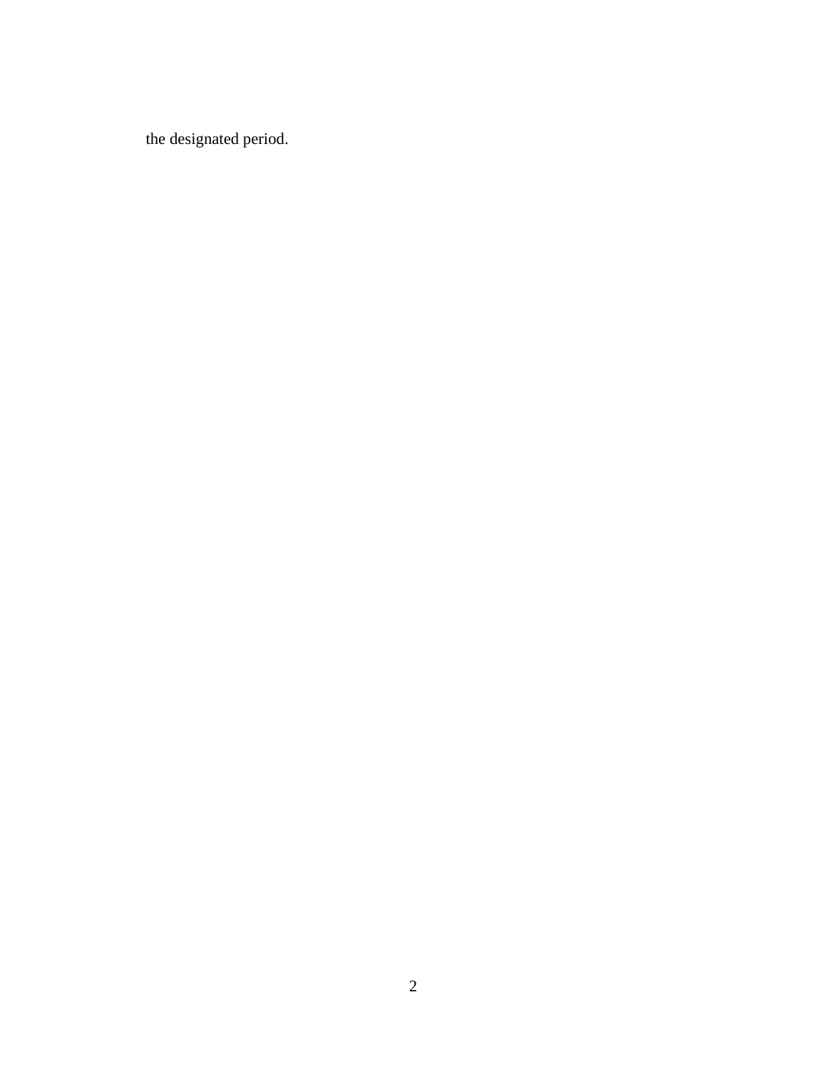the designated period.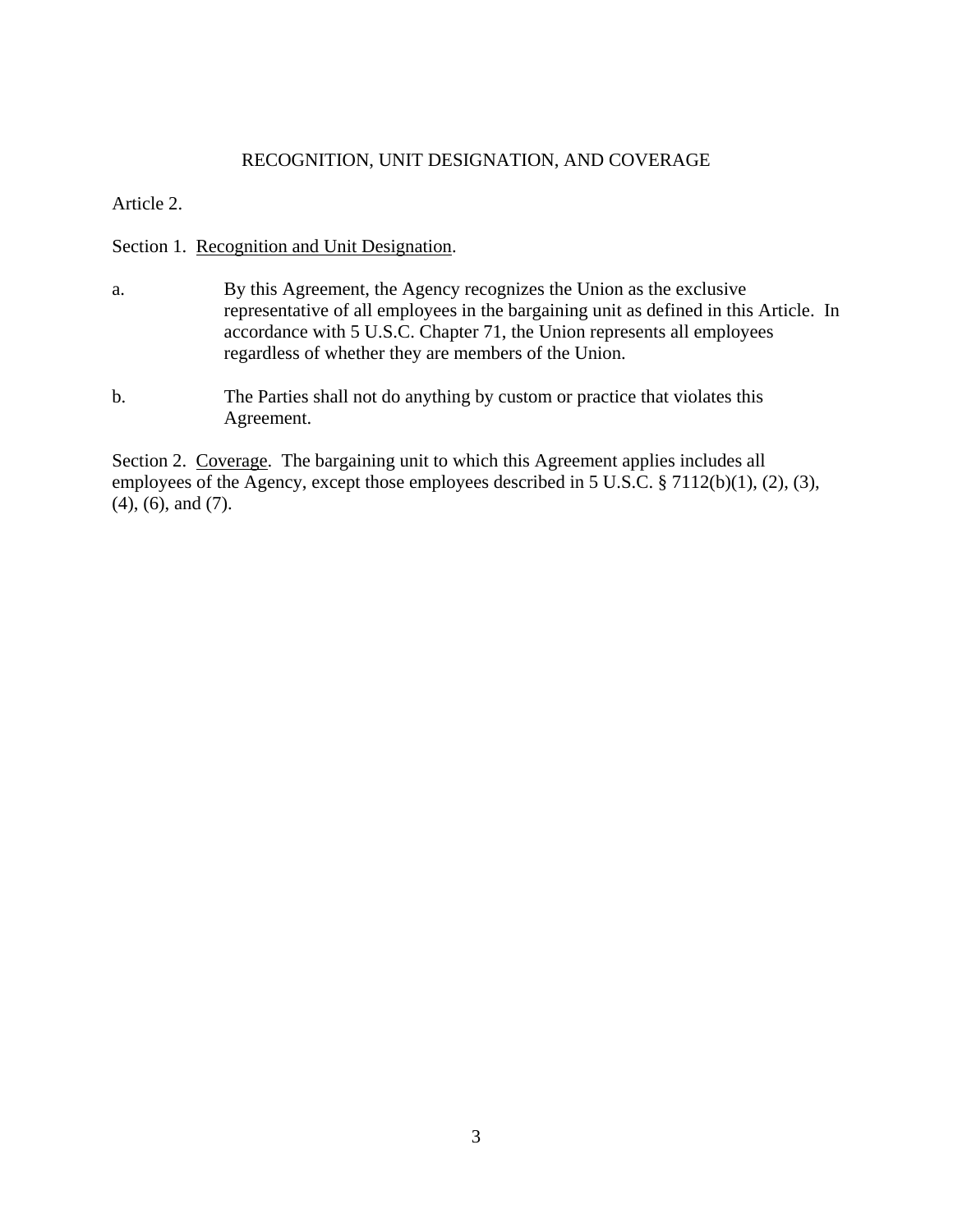## RECOGNITION, UNIT DESIGNATION, AND COVERAGE

Article 2.

Section 1. Recognition and Unit Designation.

a. By this Agreement, the Agency recognizes the Union as the exclusive representative of all employees in the bargaining unit as defined in this Article. In accordance with 5 U.S.C. Chapter 71, the Union represents all employees regardless of whether they are members of the Union.

b. The Parties shall not do anything by custom or practice that violates this Agreement.

Section 2. Coverage. The bargaining unit to which this Agreement applies includes all employees of the Agency, except those employees described in 5 U.S.C. § 7112(b)(1), (2), (3), (4), (6), and (7).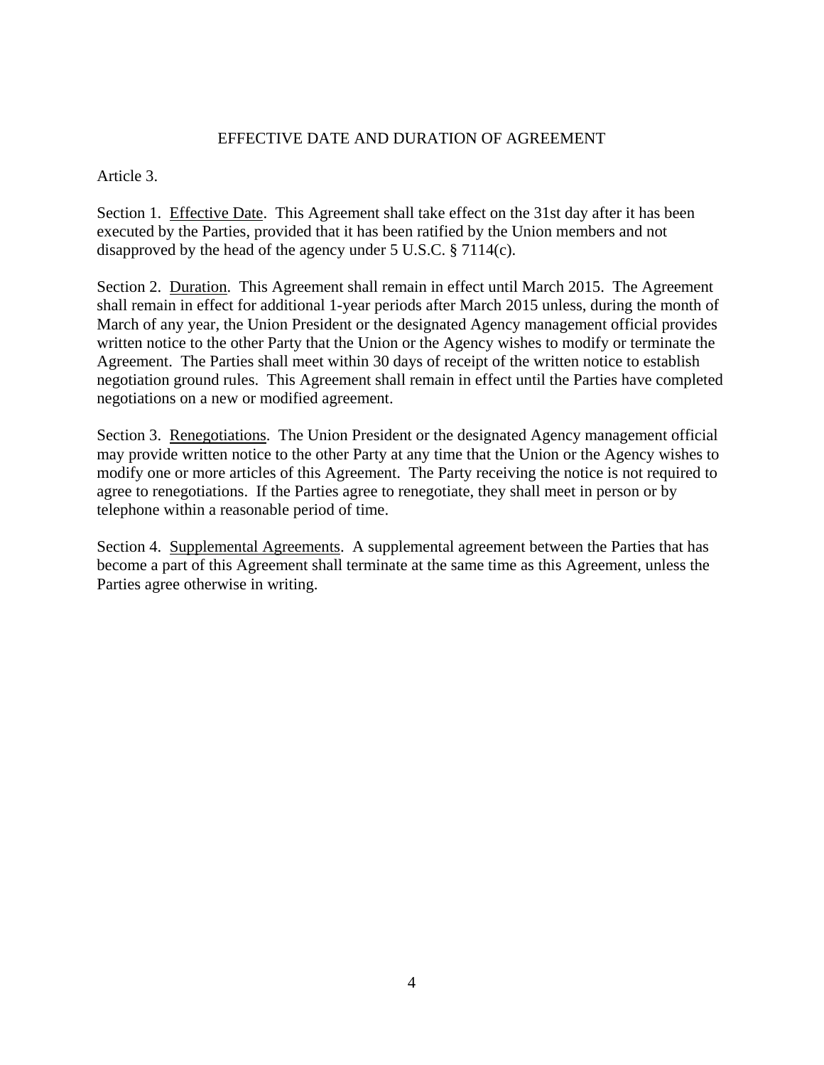## EFFECTIVE DATE AND DURATION OF AGREEMENT

Article 3.

Section 1. Effective Date. This Agreement shall take effect on the 31st day after it has been executed by the Parties, provided that it has been ratified by the Union members and not disapproved by the head of the agency under 5 U.S.C. § 7114(c).

Section 2. Duration. This Agreement shall remain in effect until March 2015. The Agreement shall remain in effect for additional 1-year periods after March 2015 unless, during the month of March of any year, the Union President or the designated Agency management official provides written notice to the other Party that the Union or the Agency wishes to modify or terminate the Agreement. The Parties shall meet within 30 days of receipt of the written notice to establish negotiation ground rules. This Agreement shall remain in effect until the Parties have completed negotiations on a new or modified agreement.

Section 3. Renegotiations. The Union President or the designated Agency management official may provide written notice to the other Party at any time that the Union or the Agency wishes to modify one or more articles of this Agreement. The Party receiving the notice is not required to agree to renegotiations. If the Parties agree to renegotiate, they shall meet in person or by telephone within a reasonable period of time.

Section 4. Supplemental Agreements. A supplemental agreement between the Parties that has become a part of this Agreement shall terminate at the same time as this Agreement, unless the Parties agree otherwise in writing.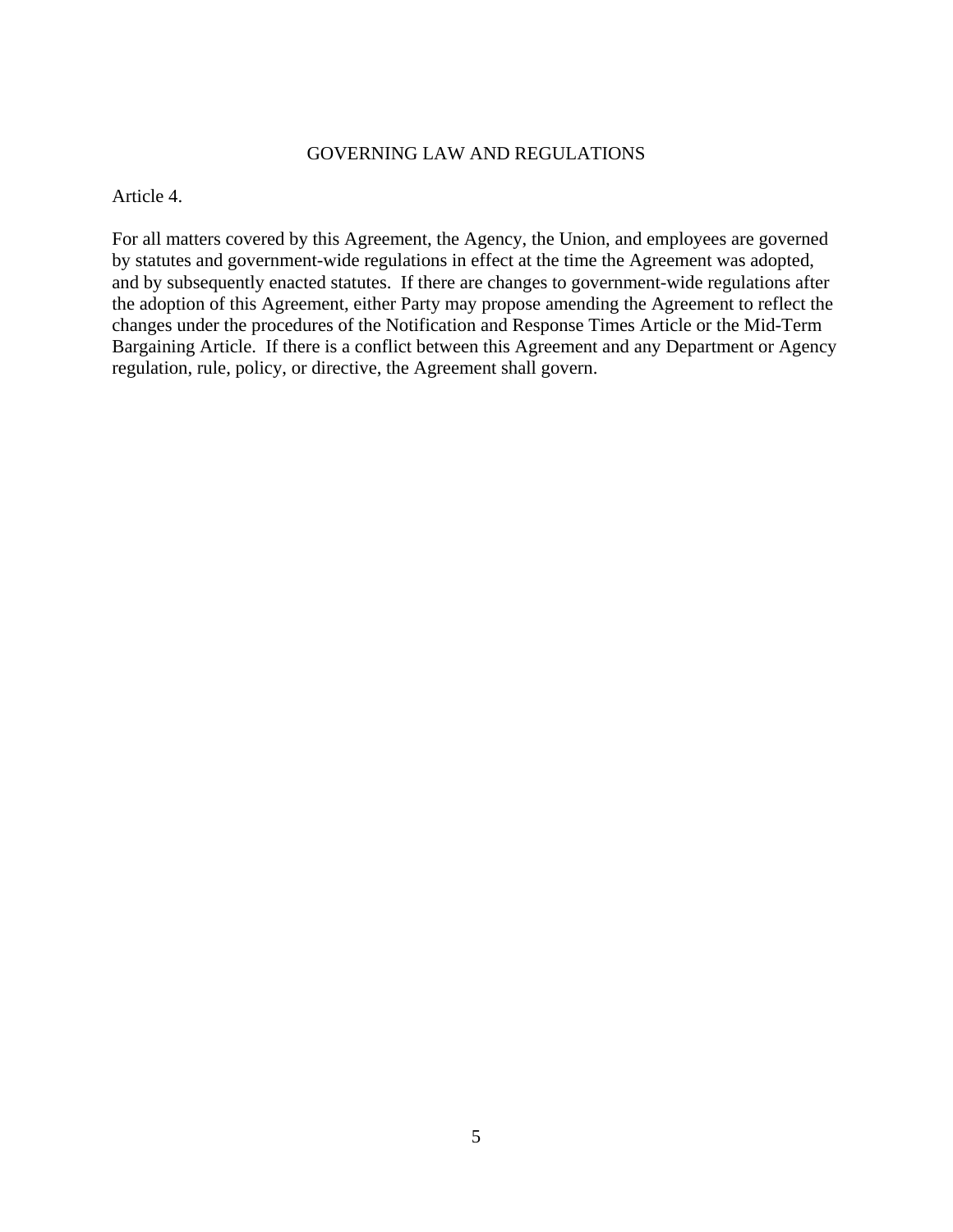## GOVERNING LAW AND REGULATIONS

Article 4.

For all matters covered by this Agreement, the Agency, the Union, and employees are governed by statutes and government-wide regulations in effect at the time the Agreement was adopted, and by subsequently enacted statutes. If there are changes to government-wide regulations after the adoption of this Agreement, either Party may propose amending the Agreement to reflect the changes under the procedures of the Notification and Response Times Article or the Mid-Term Bargaining Article. If there is a conflict between this Agreement and any Department or Agency regulation, rule, policy, or directive, the Agreement shall govern.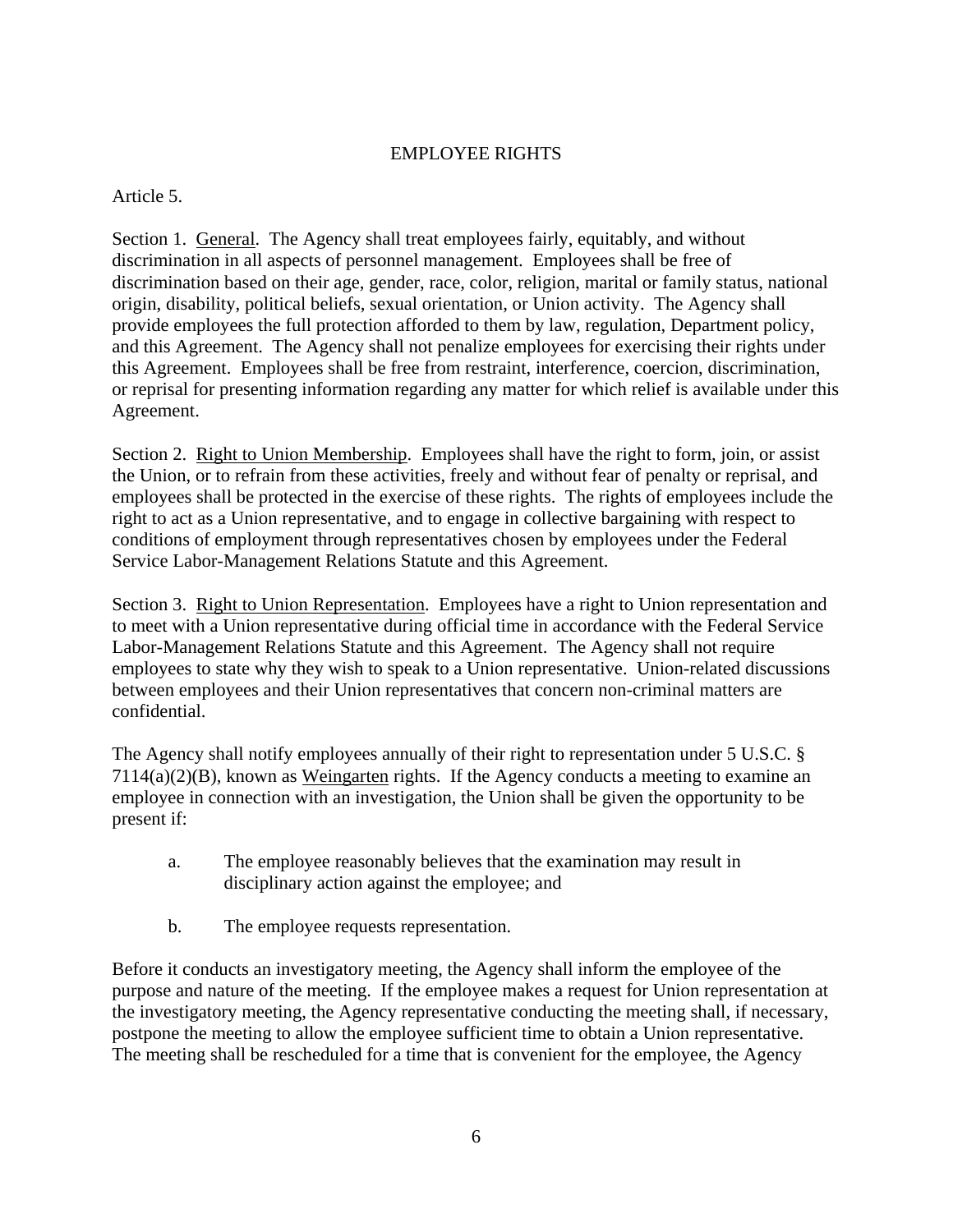# EMPLOYEE RIGHTS

Article 5.

Section 1. <u>General</u>. The Agency shall treat employees fairly, equitably, and without discrimination in all aspects of personnel management. Employees shall be free of discrimination based on their age, gender, race, color, religion, marital or family status, national origin, disability, political beliefs, sexual orientation, or Union activity. The Agency shall provide employees the full protection afforded to them by law, regulation, Department policy, and this Agreement. The Agency shall not penalize employees for exercising their rights under this Agreement. Employees shall be free from restraint, interference, coercion, discrimination, or reprisal for presenting information regarding any matter for which relief is available under this Agreement.

Section 2. <u>Right to Union Membership</u>. Employees shall have the right to form, join, or assist the Union, or to refrain from these activities, freely and without fear of penalty or reprisal, and employees shall be protected in the exercise of these rights. The rights of employees include the right to act as a Union representative, and to engage in collective bargaining with respect to conditions of employment through representatives chosen by employees under the Federal Service Labor-Management Relations Statute and this Agreement.

Section 3. <u>Right to Union Representation</u>. Employees have a right to Union representation and to meet with a Union representative during official time in accordance with the Federal Service Labor-Management Relations Statute and this Agreement. The Agency shall not require employees to state why they wish to speak to a Union representative. Union-related discussions between employees and their Union representatives that concern non-criminal matters are confidential.

The Agency shall notify employees annually of their right to representation under 5 U.S.C. § 7114(a)(2)(B), known as <u>Weingarten</u> rights. If the Agency conducts a meeting to examine an employee in connection with an investigation, the Union shall be given the opportunity to be present if:

a. The employee reasonably believes that the examination may result in disciplinary action against the employee; and

b. The employee requests representation.

Before it conducts an investigatory meeting, the Agency shall inform the employee of the purpose and nature of the meeting. If the employee makes a request for Union representation at the investigatory meeting, the Agency representative conducting the meeting shall, if necessary, postpone the meeting to allow the employee sufficient time to obtain a Union representative. The meeting shall be rescheduled for a time that is convenient for the employee, the Agency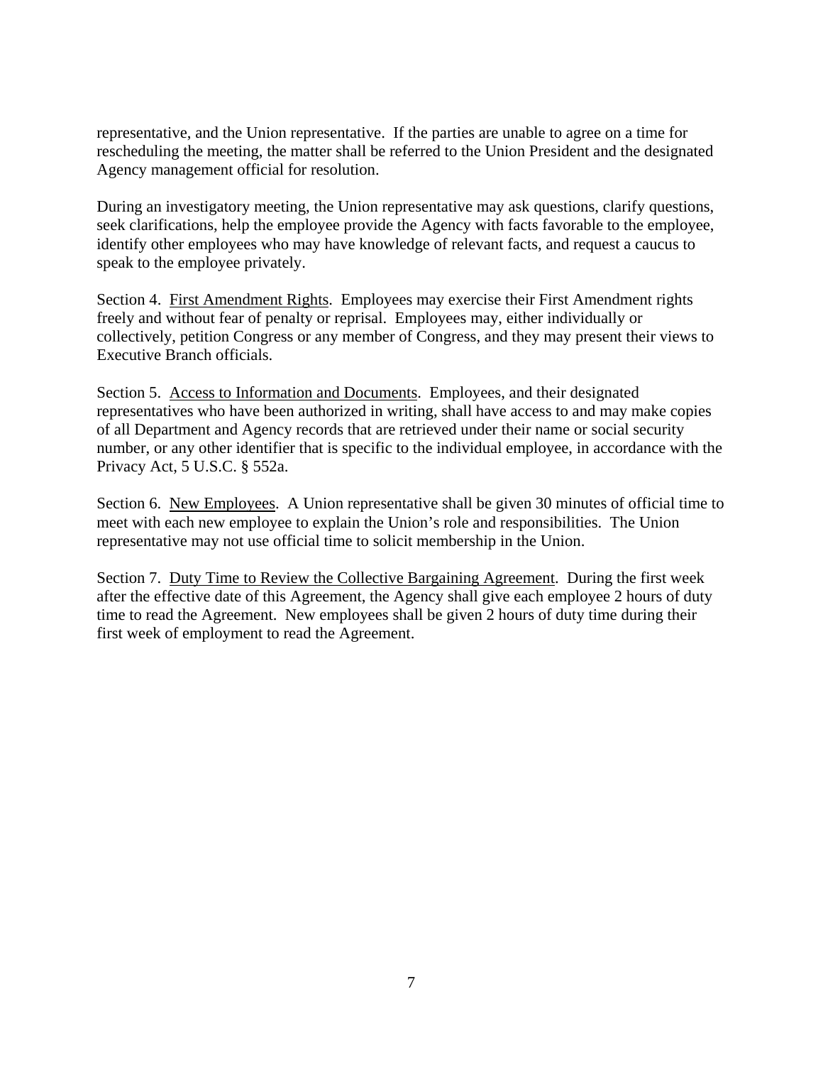representative, and the Union representative. If the parties are unable to agree on a time for rescheduling the meeting, the matter shall be referred to the Union President and the designated Agency management official for resolution.

During an investigatory meeting, the Union representative may ask questions, clarify questions, seek clarifications, help the employee provide the Agency with facts favorable to the employee, identify other employees who may have knowledge of relevant facts, and request a caucus to speak to the employee privately.

Section 4. First Amendment Rights. Employees may exercise their First Amendment rights freely and without fear of penalty or reprisal. Employees may, either individually or collectively, petition Congress or any member of Congress, and they may present their views to Executive Branch officials.

Section 5. Access to Information and Documents. Employees, and their designated representatives who have been authorized in writing, shall have access to and may make copies of all Department and Agency records that are retrieved under their name or social security number, or any other identifier that is specific to the individual employee, in accordance with the Privacy Act, 5 U.S.C. § 552a.

Section 6. New Employees. A Union representative shall be given 30 minutes of official time to meet with each new employee to explain the Union's role and responsibilities. The Union representative may not use official time to solicit membership in the Union.

Section 7. Duty Time to Review the Collective Bargaining Agreement. During the first week after the effective date of this Agreement, the Agency shall give each employee 2 hours of duty time to read the Agreement. New employees shall be given 2 hours of duty time during their first week of employment to read the Agreement.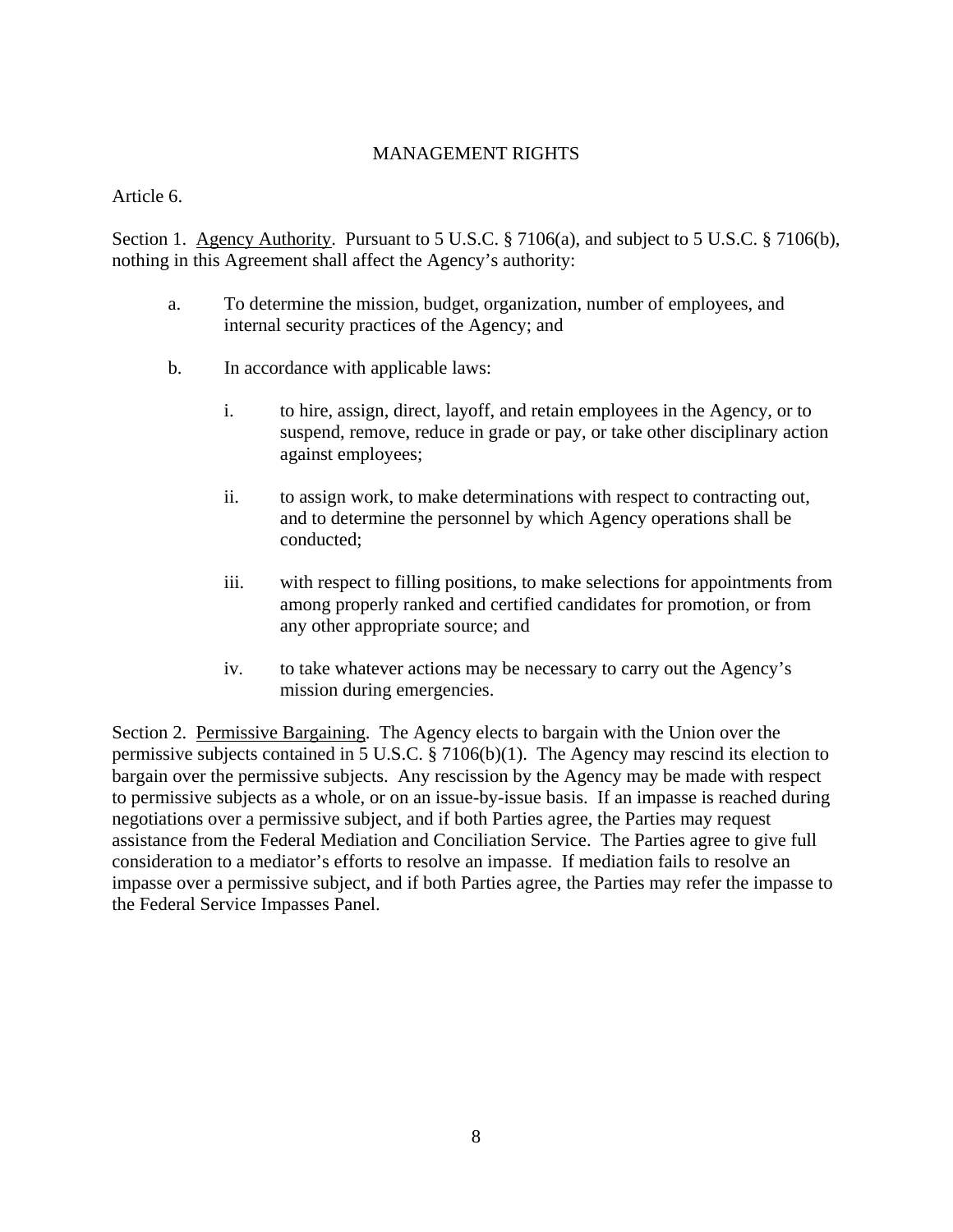## MANAGEMENT RIGHTS

Article 6.

Section 1. Agency Authority. Pursuant to 5 U.S.C. § 7106(a), and subject to 5 U.S.C. § 7106(b), nothing in this Agreement shall affect the Agency's authority:

a. To determine the mission, budget, organization, number of employees, and internal security practices of the Agency; and

b. In accordance with applicable laws:

   i. to hire, assign, direct, layoff, and retain employees in the Agency, or to suspend, remove, reduce in grade or pay, or take other disciplinary action against employees;

   ii. to assign work, to make determinations with respect to contracting out, and to determine the personnel by which Agency operations shall be conducted;

   iii. with respect to filling positions, to make selections for appointments from among properly ranked and certified candidates for promotion, or from any other appropriate source; and

   iv. to take whatever actions may be necessary to carry out the Agency's mission during emergencies.

Section 2. Permissive Bargaining. The Agency elects to bargain with the Union over the permissive subjects contained in 5 U.S.C. § 7106(b)(1). The Agency may rescind its election to bargain over the permissive subjects. Any rescission by the Agency may be made with respect to permissive subjects as a whole, or on an issue-by-issue basis. If an impasse is reached during negotiations over a permissive subject, and if both Parties agree, the Parties may request assistance from the Federal Mediation and Conciliation Service. The Parties agree to give full consideration to a mediator's efforts to resolve an impasse. If mediation fails to resolve an impasse over a permissive subject, and if both Parties agree, the Parties may refer the impasse to the Federal Service Impasses Panel.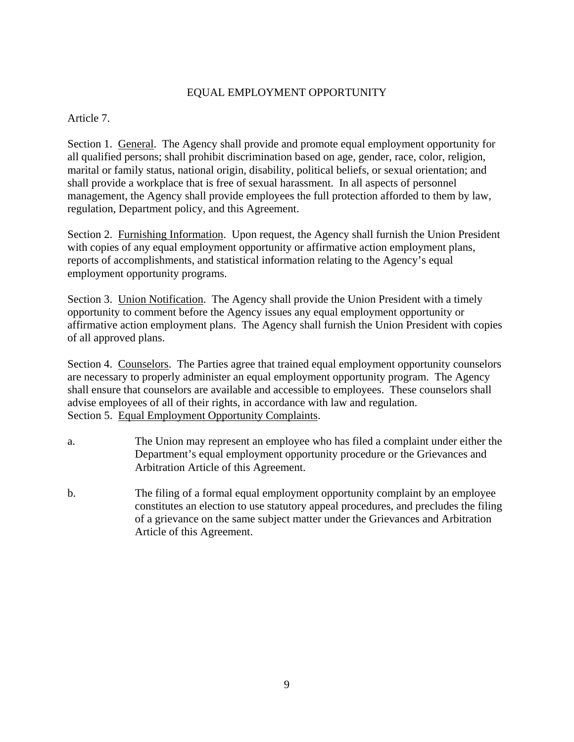## EQUAL EMPLOYMENT OPPORTUNITY

Article 7.

Section 1. General. The Agency shall provide and promote equal employment opportunity for all qualified persons; shall prohibit discrimination based on age, gender, race, color, religion, marital or family status, national origin, disability, political beliefs, or sexual orientation; and shall provide a workplace that is free of sexual harassment. In all aspects of personnel management, the Agency shall provide employees the full protection afforded to them by law, regulation, Department policy, and this Agreement.

Section 2. Furnishing Information. Upon request, the Agency shall furnish the Union President with copies of any equal employment opportunity or affirmative action employment plans, reports of accomplishments, and statistical information relating to the Agency's equal employment opportunity programs.

Section 3. Union Notification. The Agency shall provide the Union President with a timely opportunity to comment before the Agency issues any equal employment opportunity or affirmative action employment plans. The Agency shall furnish the Union President with copies of all approved plans.

Section 4. Counselors. The Parties agree that trained equal employment opportunity counselors are necessary to properly administer an equal employment opportunity program. The Agency shall ensure that counselors are available and accessible to employees. These counselors shall advise employees of all of their rights, in accordance with law and regulation.

Section 5. Equal Employment Opportunity Complaints.

a. The Union may represent an employee who has filed a complaint under either the Department's equal employment opportunity procedure or the Grievances and Arbitration Article of this Agreement.

b. The filing of a formal equal employment opportunity complaint by an employee constitutes an election to use statutory appeal procedures, and precludes the filing of a grievance on the same subject matter under the Grievances and Arbitration Article of this Agreement.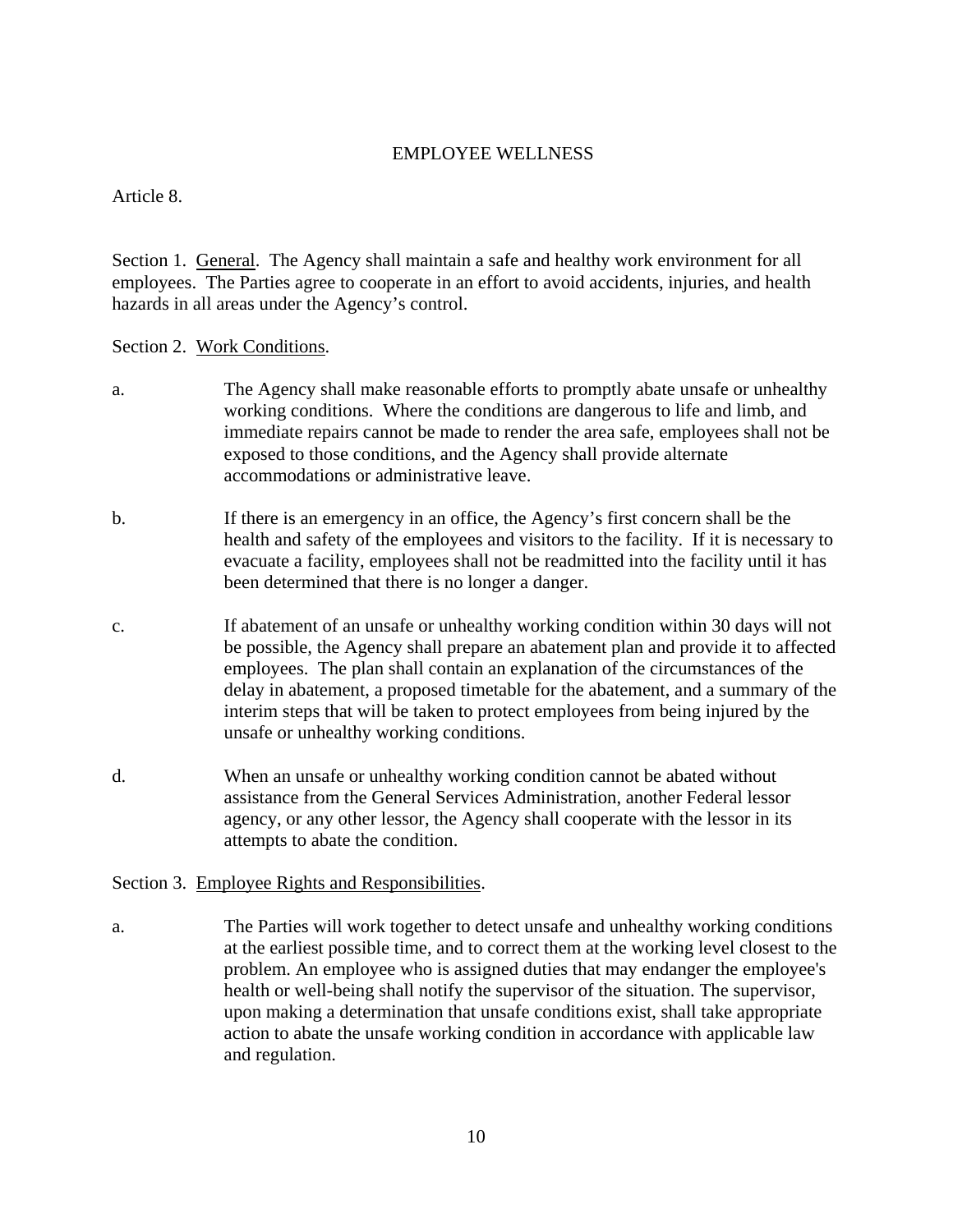# EMPLOYEE WELLNESS

Article 8.

Section 1. General. The Agency shall maintain a safe and healthy work environment for all employees. The Parties agree to cooperate in an effort to avoid accidents, injuries, and health hazards in all areas under the Agency's control.

Section 2. Work Conditions.

a. The Agency shall make reasonable efforts to promptly abate unsafe or unhealthy working conditions. Where the conditions are dangerous to life and limb, and immediate repairs cannot be made to render the area safe, employees shall not be exposed to those conditions, and the Agency shall provide alternate accommodations or administrative leave.

b. If there is an emergency in an office, the Agency's first concern shall be the health and safety of the employees and visitors to the facility. If it is necessary to evacuate a facility, employees shall not be readmitted into the facility until it has been determined that there is no longer a danger.

c. If abatement of an unsafe or unhealthy working condition within 30 days will not be possible, the Agency shall prepare an abatement plan and provide it to affected employees. The plan shall contain an explanation of the circumstances of the delay in abatement, a proposed timetable for the abatement, and a summary of the interim steps that will be taken to protect employees from being injured by the unsafe or unhealthy working conditions.

d. When an unsafe or unhealthy working condition cannot be abated without assistance from the General Services Administration, another Federal lessor agency, or any other lessor, the Agency shall cooperate with the lessor in its attempts to abate the condition.

Section 3. Employee Rights and Responsibilities.

a. The Parties will work together to detect unsafe and unhealthy working conditions at the earliest possible time, and to correct them at the working level closest to the problem. An employee who is assigned duties that may endanger the employee's health or well-being shall notify the supervisor of the situation. The supervisor, upon making a determination that unsafe conditions exist, shall take appropriate action to abate the unsafe working condition in accordance with applicable law and regulation.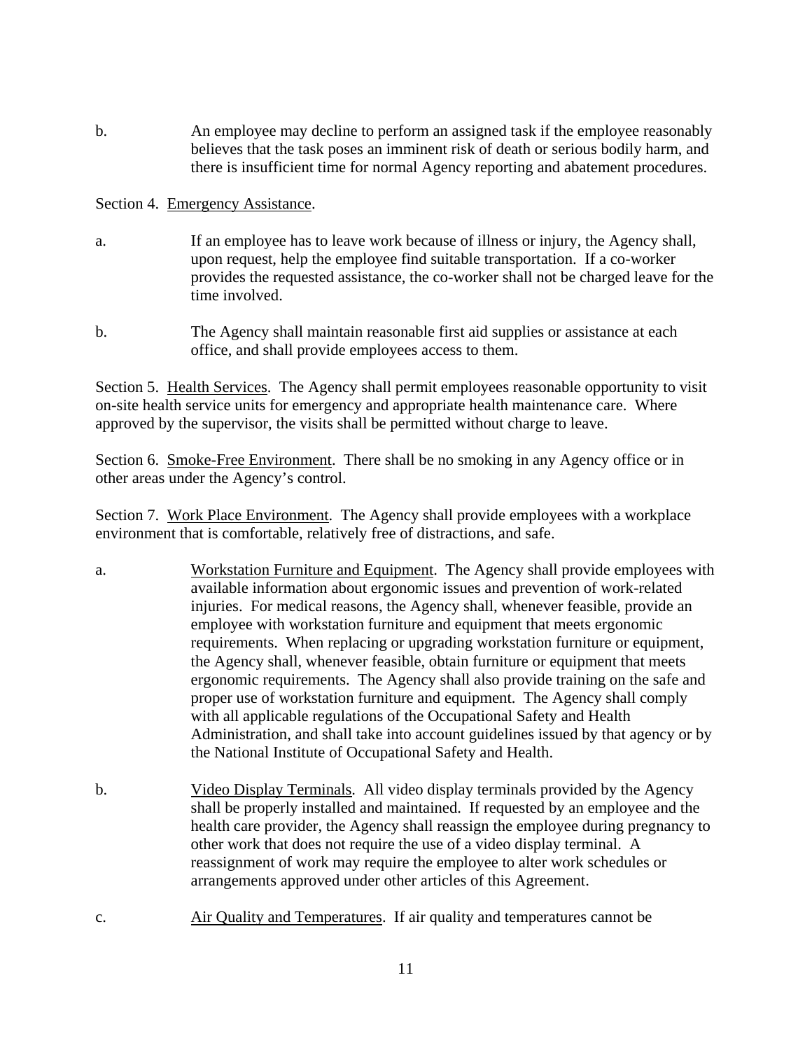b. An employee may decline to perform an assigned task if the employee reasonably believes that the task poses an imminent risk of death or serious bodily harm, and there is insufficient time for normal Agency reporting and abatement procedures.

Section 4. Emergency Assistance.

a. If an employee has to leave work because of illness or injury, the Agency shall, upon request, help the employee find suitable transportation. If a co-worker provides the requested assistance, the co-worker shall not be charged leave for the time involved.

b. The Agency shall maintain reasonable first aid supplies or assistance at each office, and shall provide employees access to them.

Section 5. Health Services. The Agency shall permit employees reasonable opportunity to visit on-site health service units for emergency and appropriate health maintenance care. Where approved by the supervisor, the visits shall be permitted without charge to leave.

Section 6. Smoke-Free Environment. There shall be no smoking in any Agency office or in other areas under the Agency's control.

Section 7. Work Place Environment. The Agency shall provide employees with a workplace environment that is comfortable, relatively free of distractions, and safe.

a. Workstation Furniture and Equipment. The Agency shall provide employees with available information about ergonomic issues and prevention of work-related injuries. For medical reasons, the Agency shall, whenever feasible, provide an employee with workstation furniture and equipment that meets ergonomic requirements. When replacing or upgrading workstation furniture or equipment, the Agency shall, whenever feasible, obtain furniture or equipment that meets ergonomic requirements. The Agency shall also provide training on the safe and proper use of workstation furniture and equipment. The Agency shall comply with all applicable regulations of the Occupational Safety and Health Administration, and shall take into account guidelines issued by that agency or by the National Institute of Occupational Safety and Health.

b. Video Display Terminals. All video display terminals provided by the Agency shall be properly installed and maintained. If requested by an employee and the health care provider, the Agency shall reassign the employee during pregnancy to other work that does not require the use of a video display terminal. A reassignment of work may require the employee to alter work schedules or arrangements approved under other articles of this Agreement.

c. Air Quality and Temperatures. If air quality and temperatures cannot be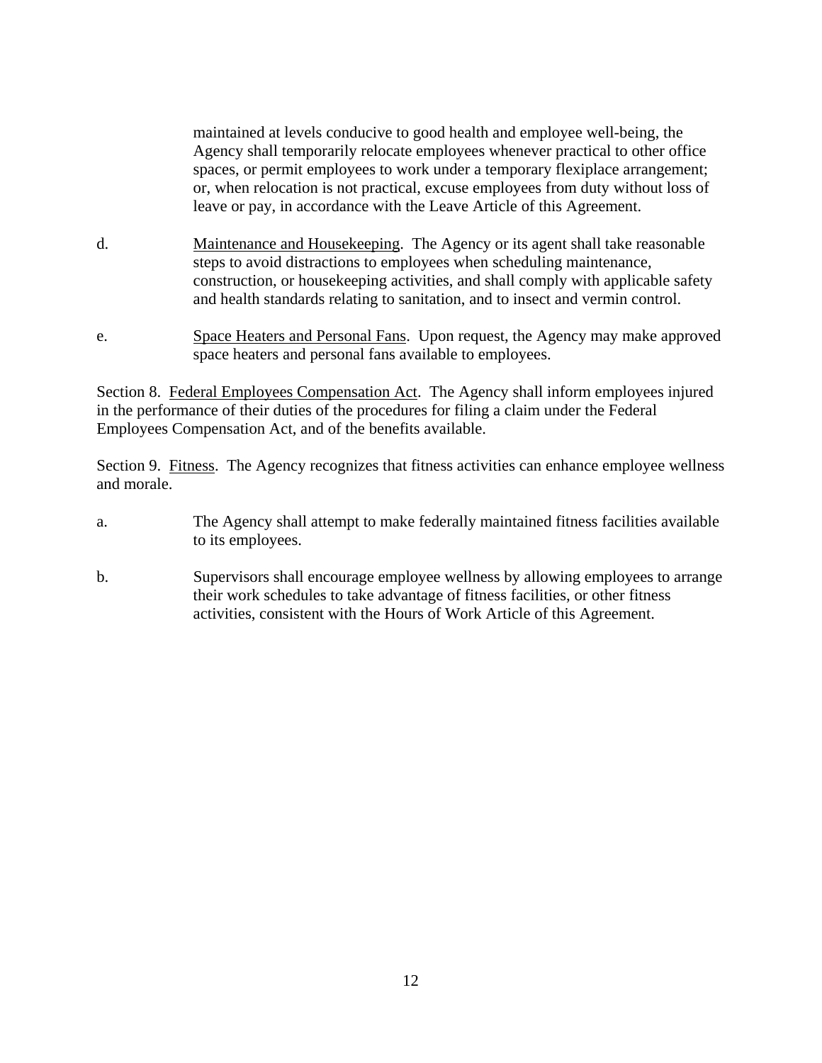maintained at levels conducive to good health and employee well-being, the Agency shall temporarily relocate employees whenever practical to other office spaces, or permit employees to work under a temporary flexiplace arrangement; or, when relocation is not practical, excuse employees from duty without loss of leave or pay, in accordance with the Leave Article of this Agreement.

d. Maintenance and Housekeeping. The Agency or its agent shall take reasonable steps to avoid distractions to employees when scheduling maintenance, construction, or housekeeping activities, and shall comply with applicable safety and health standards relating to sanitation, and to insect and vermin control.

e. Space Heaters and Personal Fans. Upon request, the Agency may make approved space heaters and personal fans available to employees.

Section 8. Federal Employees Compensation Act. The Agency shall inform employees injured in the performance of their duties of the procedures for filing a claim under the Federal Employees Compensation Act, and of the benefits available.

Section 9. Fitness. The Agency recognizes that fitness activities can enhance employee wellness and morale.

a. The Agency shall attempt to make federally maintained fitness facilities available to its employees.

b. Supervisors shall encourage employee wellness by allowing employees to arrange their work schedules to take advantage of fitness facilities, or other fitness activities, consistent with the Hours of Work Article of this Agreement.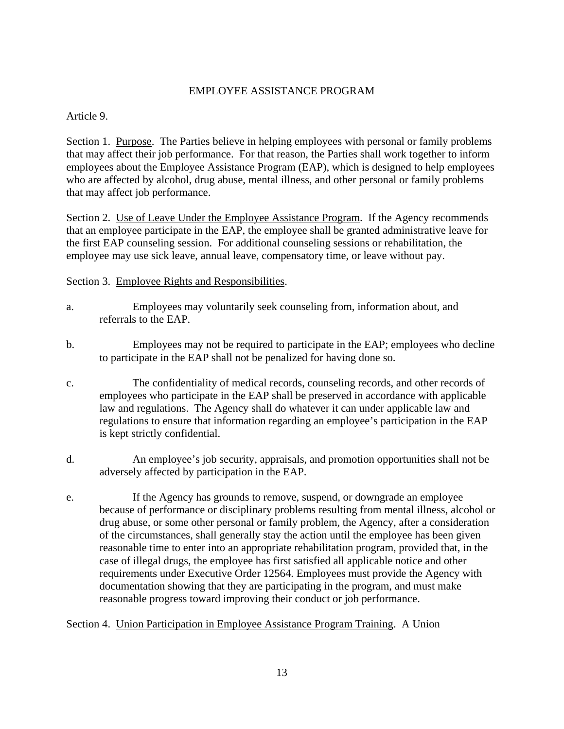# EMPLOYEE ASSISTANCE PROGRAM

Article 9.

Section 1. Purpose. The Parties believe in helping employees with personal or family problems that may affect their job performance. For that reason, the Parties shall work together to inform employees about the Employee Assistance Program (EAP), which is designed to help employees who are affected by alcohol, drug abuse, mental illness, and other personal or family problems that may affect job performance.

Section 2. Use of Leave Under the Employee Assistance Program. If the Agency recommends that an employee participate in the EAP, the employee shall be granted administrative leave for the first EAP counseling session. For additional counseling sessions or rehabilitation, the employee may use sick leave, annual leave, compensatory time, or leave without pay.

Section 3. Employee Rights and Responsibilities.

a. Employees may voluntarily seek counseling from, information about, and referrals to the EAP.

b. Employees may not be required to participate in the EAP; employees who decline to participate in the EAP shall not be penalized for having done so.

c. The confidentiality of medical records, counseling records, and other records of employees who participate in the EAP shall be preserved in accordance with applicable law and regulations. The Agency shall do whatever it can under applicable law and regulations to ensure that information regarding an employee's participation in the EAP is kept strictly confidential.

d. An employee's job security, appraisals, and promotion opportunities shall not be adversely affected by participation in the EAP.

e. If the Agency has grounds to remove, suspend, or downgrade an employee because of performance or disciplinary problems resulting from mental illness, alcohol or drug abuse, or some other personal or family problem, the Agency, after a consideration of the circumstances, shall generally stay the action until the employee has been given reasonable time to enter into an appropriate rehabilitation program, provided that, in the case of illegal drugs, the employee has first satisfied all applicable notice and other requirements under Executive Order 12564. Employees must provide the Agency with documentation showing that they are participating in the program, and must make reasonable progress toward improving their conduct or job performance.

Section 4. Union Participation in Employee Assistance Program Training. A Union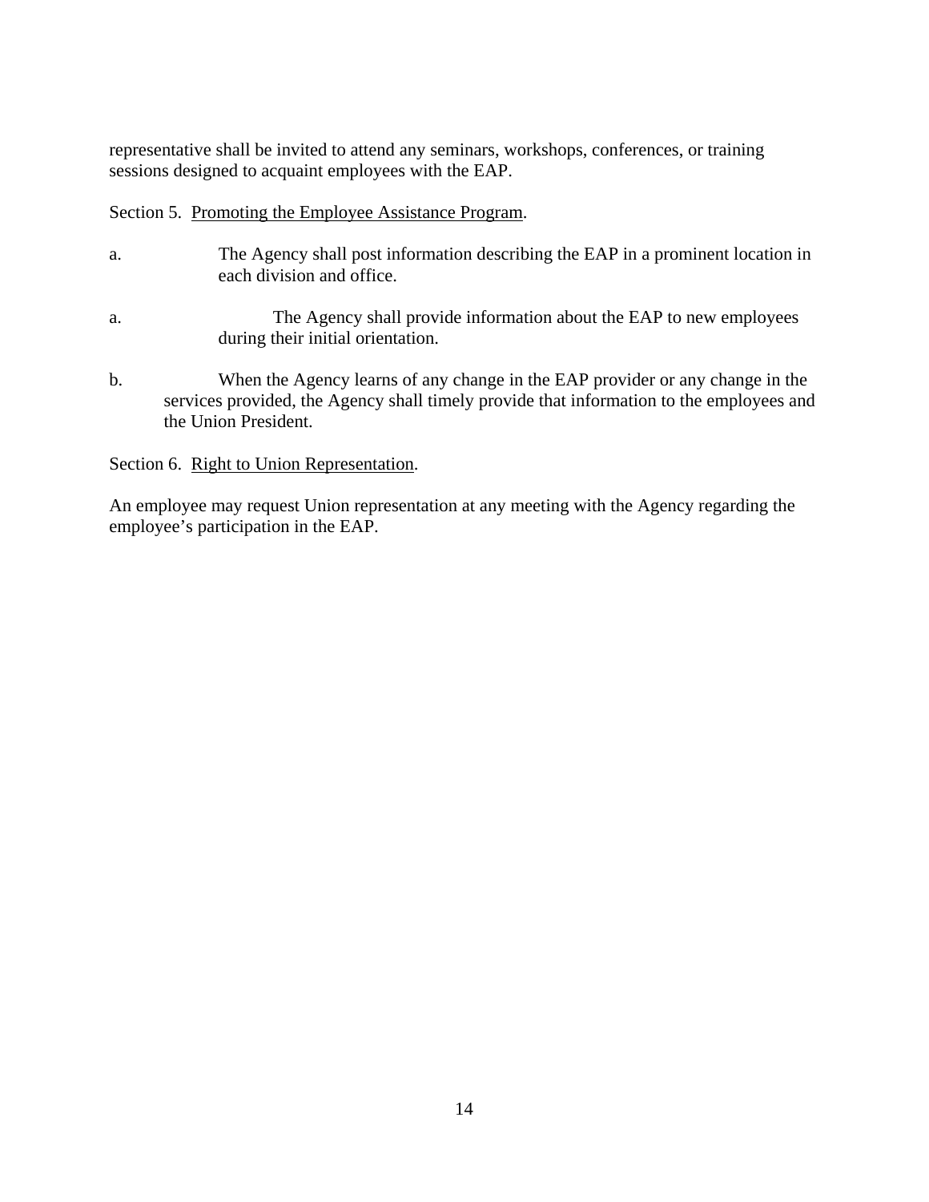representative shall be invited to attend any seminars, workshops, conferences, or training sessions designed to acquaint employees with the EAP.

Section 5.  Promoting the Employee Assistance Program.

a. The Agency shall post information describing the EAP in a prominent location in each division and office.

a. The Agency shall provide information about the EAP to new employees during their initial orientation.

b. When the Agency learns of any change in the EAP provider or any change in the services provided, the Agency shall timely provide that information to the employees and the Union President.

Section 6.  Right to Union Representation.

An employee may request Union representation at any meeting with the Agency regarding the employee's participation in the EAP.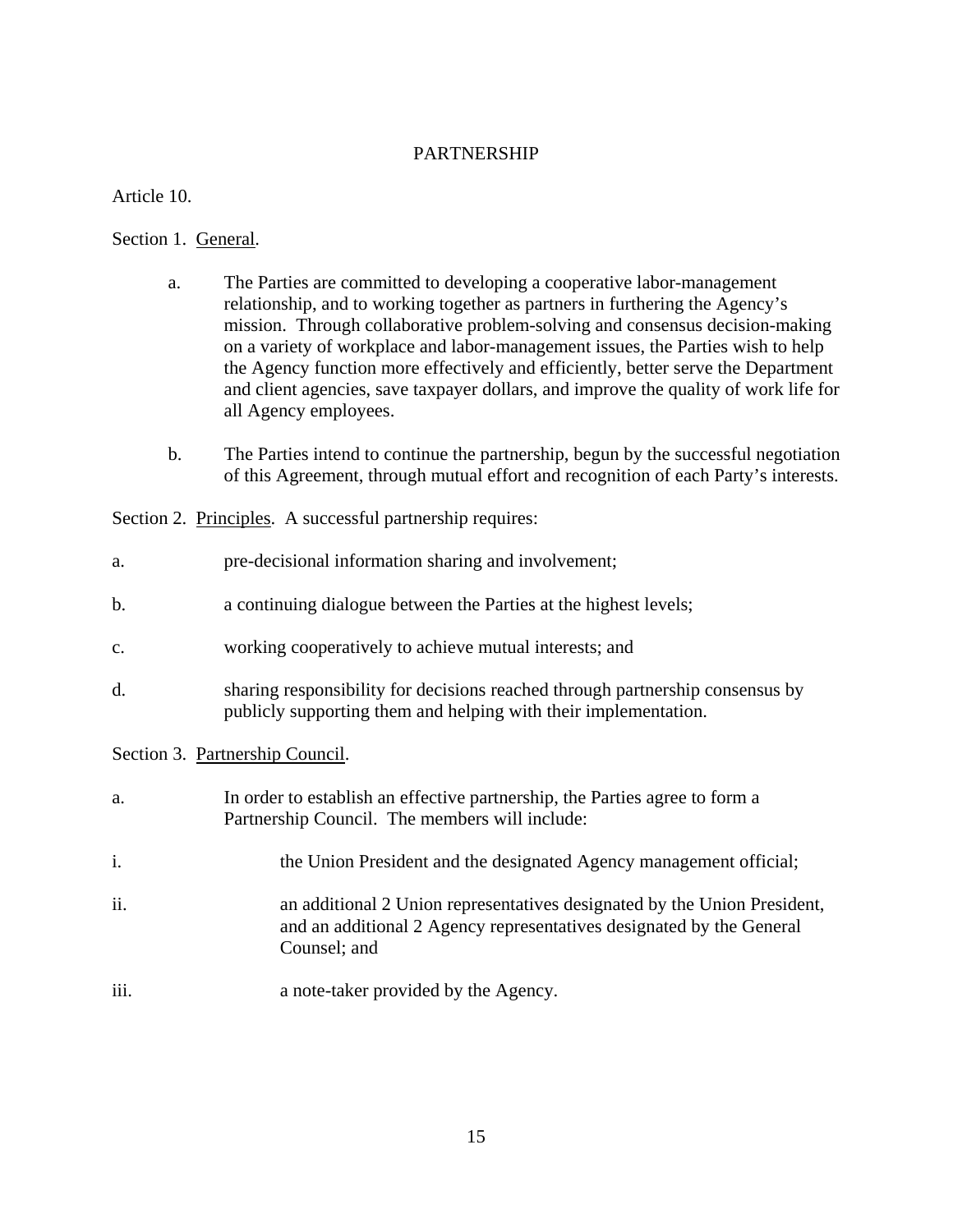# PARTNERSHIP

Article 10.

Section 1. General.

a. The Parties are committed to developing a cooperative labor-management relationship, and to working together as partners in furthering the Agency's mission. Through collaborative problem-solving and consensus decision-making on a variety of workplace and labor-management issues, the Parties wish to help the Agency function more effectively and efficiently, better serve the Department and client agencies, save taxpayer dollars, and improve the quality of work life for all Agency employees.

b. The Parties intend to continue the partnership, begun by the successful negotiation of this Agreement, through mutual effort and recognition of each Party's interests.

Section 2. Principles. A successful partnership requires:

a. pre-decisional information sharing and involvement;

b. a continuing dialogue between the Parties at the highest levels;

c. working cooperatively to achieve mutual interests; and

d. sharing responsibility for decisions reached through partnership consensus by publicly supporting them and helping with their implementation.

Section 3. Partnership Council.

a. In order to establish an effective partnership, the Parties agree to form a Partnership Council. The members will include:

i. the Union President and the designated Agency management official;

ii. an additional 2 Union representatives designated by the Union President, and an additional 2 Agency representatives designated by the General Counsel; and

iii. a note-taker provided by the Agency.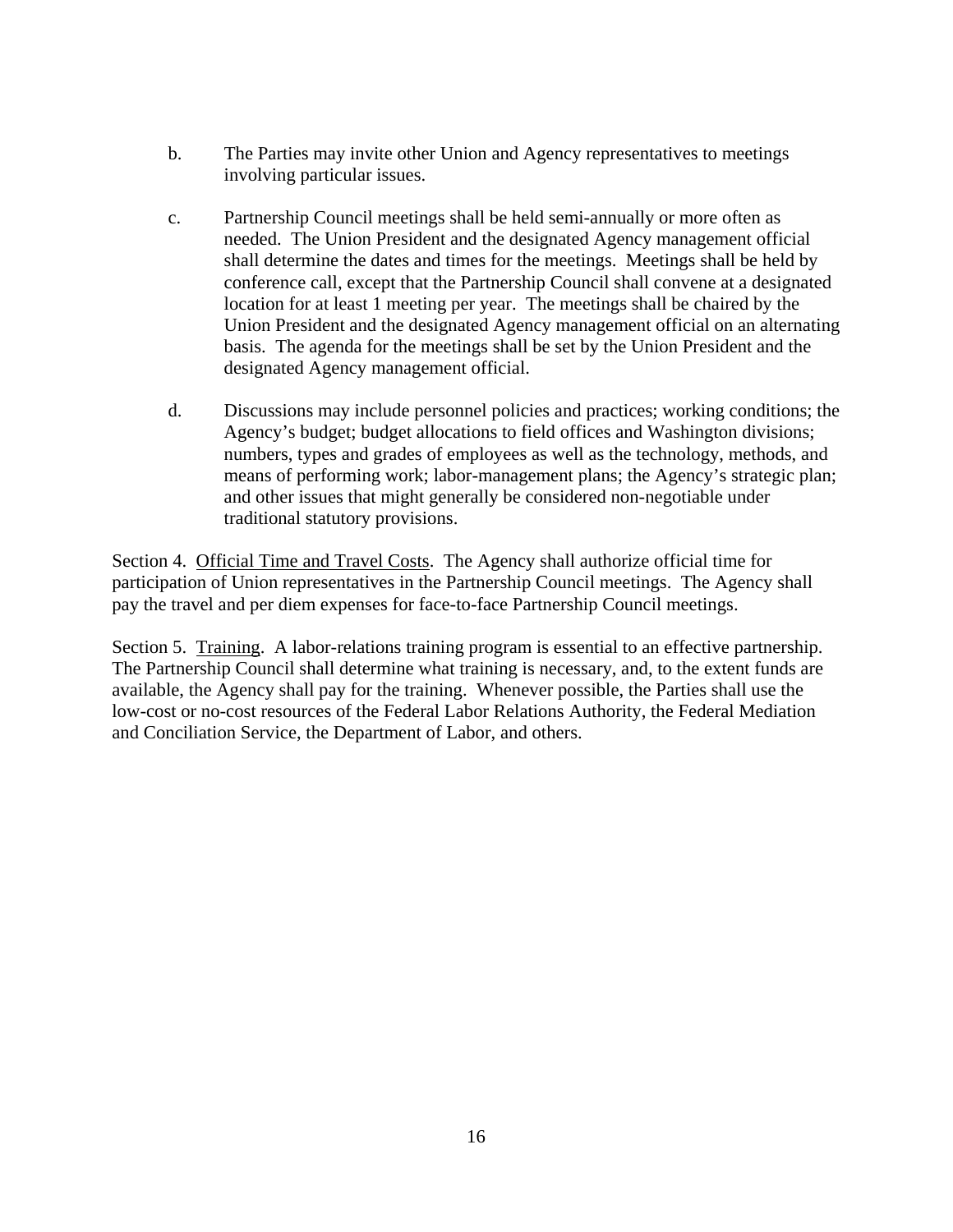b. The Parties may invite other Union and Agency representatives to meetings involving particular issues.

c. Partnership Council meetings shall be held semi-annually or more often as needed. The Union President and the designated Agency management official shall determine the dates and times for the meetings. Meetings shall be held by conference call, except that the Partnership Council shall convene at a designated location for at least 1 meeting per year. The meetings shall be chaired by the Union President and the designated Agency management official on an alternating basis. The agenda for the meetings shall be set by the Union President and the designated Agency management official.

d. Discussions may include personnel policies and practices; working conditions; the Agency's budget; budget allocations to field offices and Washington divisions; numbers, types and grades of employees as well as the technology, methods, and means of performing work; labor-management plans; the Agency's strategic plan; and other issues that might generally be considered non-negotiable under traditional statutory provisions.

Section 4. Official Time and Travel Costs. The Agency shall authorize official time for participation of Union representatives in the Partnership Council meetings. The Agency shall pay the travel and per diem expenses for face-to-face Partnership Council meetings.

Section 5. Training. A labor-relations training program is essential to an effective partnership. The Partnership Council shall determine what training is necessary, and, to the extent funds are available, the Agency shall pay for the training. Whenever possible, the Parties shall use the low-cost or no-cost resources of the Federal Labor Relations Authority, the Federal Mediation and Conciliation Service, the Department of Labor, and others.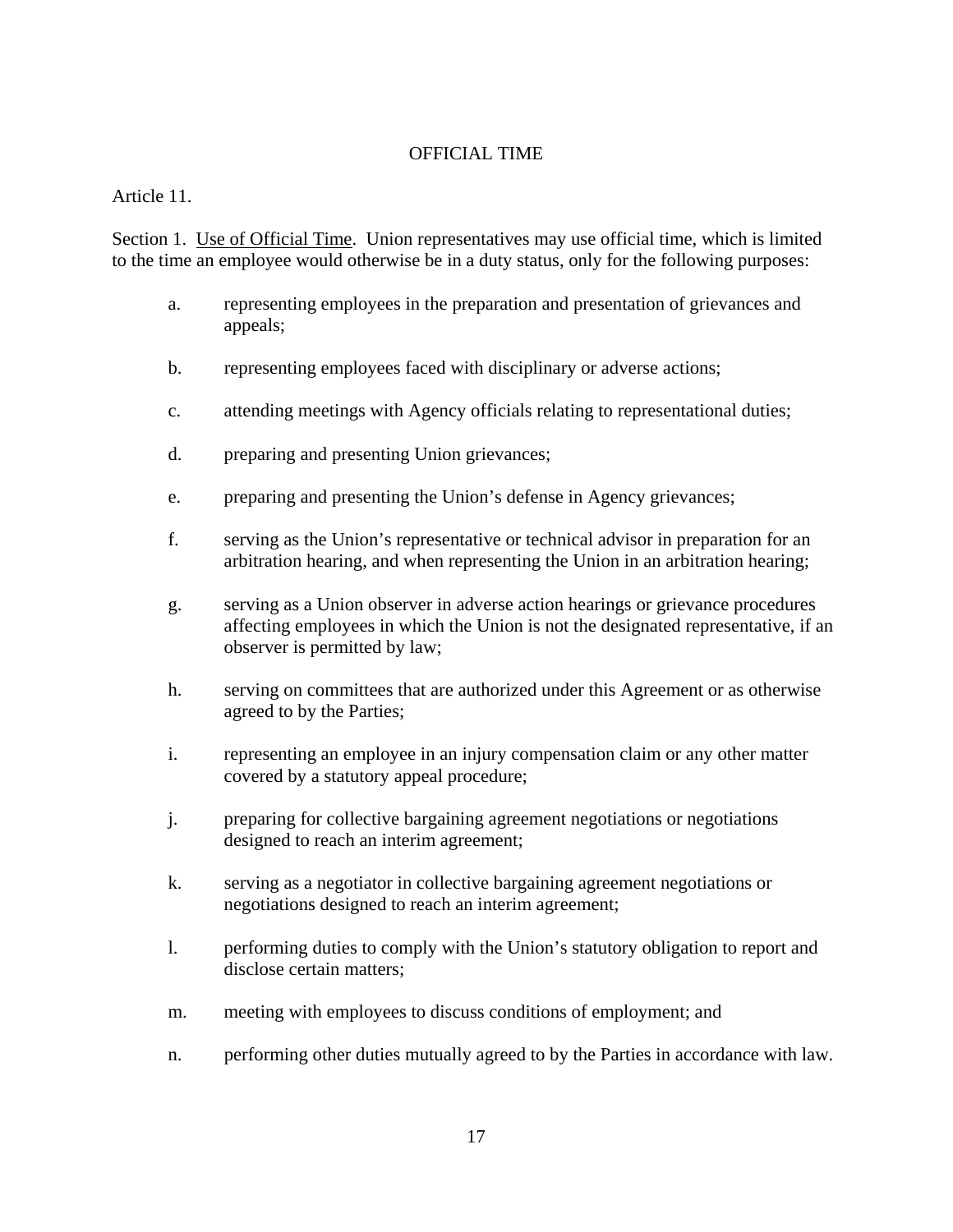# OFFICIAL TIME

Article 11.

Section 1. Use of Official Time. Union representatives may use official time, which is limited to the time an employee would otherwise be in a duty status, only for the following purposes:

a. representing employees in the preparation and presentation of grievances and appeals;

b. representing employees faced with disciplinary or adverse actions;

c. attending meetings with Agency officials relating to representational duties;

d. preparing and presenting Union grievances;

e. preparing and presenting the Union's defense in Agency grievances;

f. serving as the Union's representative or technical advisor in preparation for an arbitration hearing, and when representing the Union in an arbitration hearing;

g. serving as a Union observer in adverse action hearings or grievance procedures affecting employees in which the Union is not the designated representative, if an observer is permitted by law;

h. serving on committees that are authorized under this Agreement or as otherwise agreed to by the Parties;

i. representing an employee in an injury compensation claim or any other matter covered by a statutory appeal procedure;

j. preparing for collective bargaining agreement negotiations or negotiations designed to reach an interim agreement;

k. serving as a negotiator in collective bargaining agreement negotiations or negotiations designed to reach an interim agreement;

l. performing duties to comply with the Union's statutory obligation to report and disclose certain matters;

m. meeting with employees to discuss conditions of employment; and

n. performing other duties mutually agreed to by the Parties in accordance with law.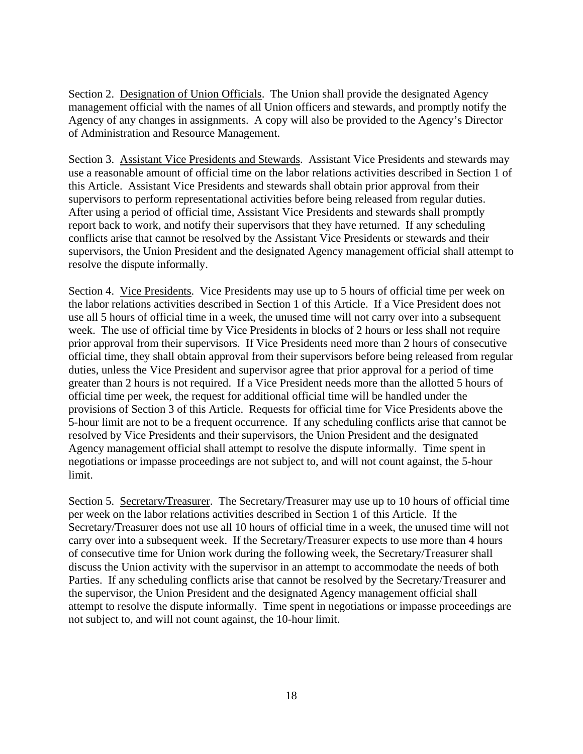Section 2. Designation of Union Officials. The Union shall provide the designated Agency management official with the names of all Union officers and stewards, and promptly notify the Agency of any changes in assignments. A copy will also be provided to the Agency's Director of Administration and Resource Management.

Section 3. Assistant Vice Presidents and Stewards. Assistant Vice Presidents and stewards may use a reasonable amount of official time on the labor relations activities described in Section 1 of this Article. Assistant Vice Presidents and stewards shall obtain prior approval from their supervisors to perform representational activities before being released from regular duties. After using a period of official time, Assistant Vice Presidents and stewards shall promptly report back to work, and notify their supervisors that they have returned. If any scheduling conflicts arise that cannot be resolved by the Assistant Vice Presidents or stewards and their supervisors, the Union President and the designated Agency management official shall attempt to resolve the dispute informally.

Section 4. Vice Presidents. Vice Presidents may use up to 5 hours of official time per week on the labor relations activities described in Section 1 of this Article. If a Vice President does not use all 5 hours of official time in a week, the unused time will not carry over into a subsequent week. The use of official time by Vice Presidents in blocks of 2 hours or less shall not require prior approval from their supervisors. If Vice Presidents need more than 2 hours of consecutive official time, they shall obtain approval from their supervisors before being released from regular duties, unless the Vice President and supervisor agree that prior approval for a period of time greater than 2 hours is not required. If a Vice President needs more than the allotted 5 hours of official time per week, the request for additional official time will be handled under the provisions of Section 3 of this Article. Requests for official time for Vice Presidents above the 5-hour limit are not to be a frequent occurrence. If any scheduling conflicts arise that cannot be resolved by Vice Presidents and their supervisors, the Union President and the designated Agency management official shall attempt to resolve the dispute informally. Time spent in negotiations or impasse proceedings are not subject to, and will not count against, the 5-hour limit.

Section 5. Secretary/Treasurer. The Secretary/Treasurer may use up to 10 hours of official time per week on the labor relations activities described in Section 1 of this Article. If the Secretary/Treasurer does not use all 10 hours of official time in a week, the unused time will not carry over into a subsequent week. If the Secretary/Treasurer expects to use more than 4 hours of consecutive time for Union work during the following week, the Secretary/Treasurer shall discuss the Union activity with the supervisor in an attempt to accommodate the needs of both Parties. If any scheduling conflicts arise that cannot be resolved by the Secretary/Treasurer and the supervisor, the Union President and the designated Agency management official shall attempt to resolve the dispute informally. Time spent in negotiations or impasse proceedings are not subject to, and will not count against, the 10-hour limit.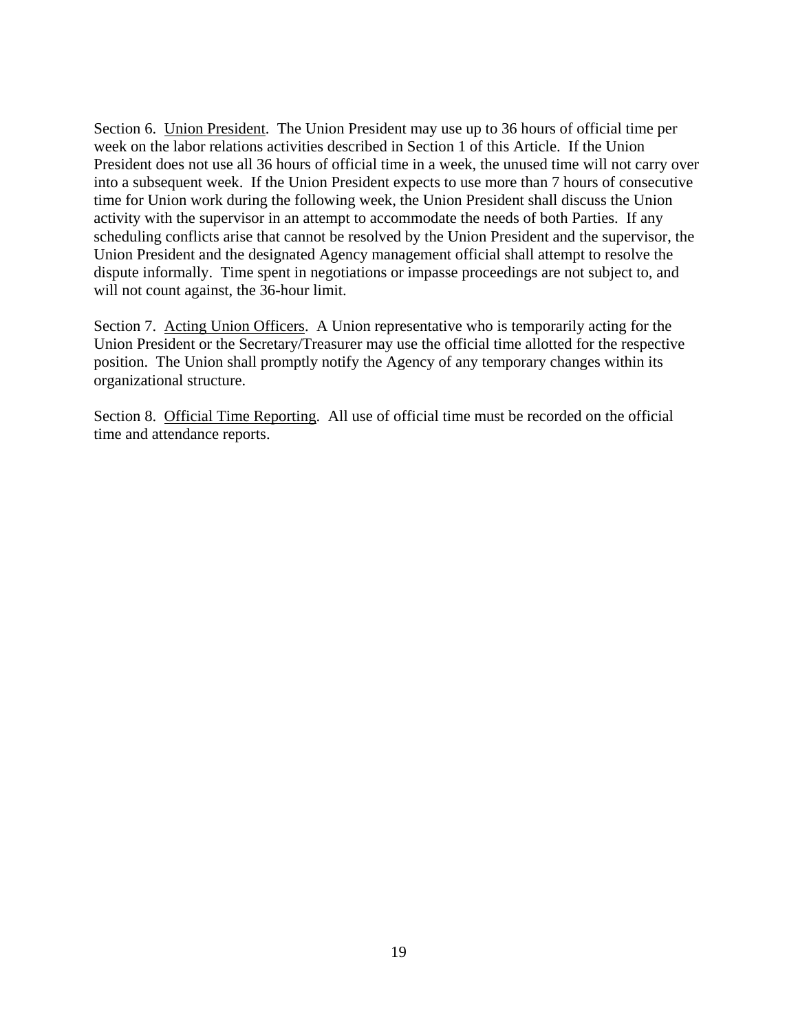Section 6.  Union President.  The Union President may use up to 36 hours of official time per week on the labor relations activities described in Section 1 of this Article.  If the Union President does not use all 36 hours of official time in a week, the unused time will not carry over into a subsequent week.  If the Union President expects to use more than 7 hours of consecutive time for Union work during the following week, the Union President shall discuss the Union activity with the supervisor in an attempt to accommodate the needs of both Parties.  If any scheduling conflicts arise that cannot be resolved by the Union President and the supervisor, the Union President and the designated Agency management official shall attempt to resolve the dispute informally.  Time spent in negotiations or impasse proceedings are not subject to, and will not count against, the 36-hour limit.

Section 7.  Acting Union Officers.  A Union representative who is temporarily acting for the Union President or the Secretary/Treasurer may use the official time allotted for the respective position.  The Union shall promptly notify the Agency of any temporary changes within its organizational structure.

Section 8.  Official Time Reporting.  All use of official time must be recorded on the official time and attendance reports.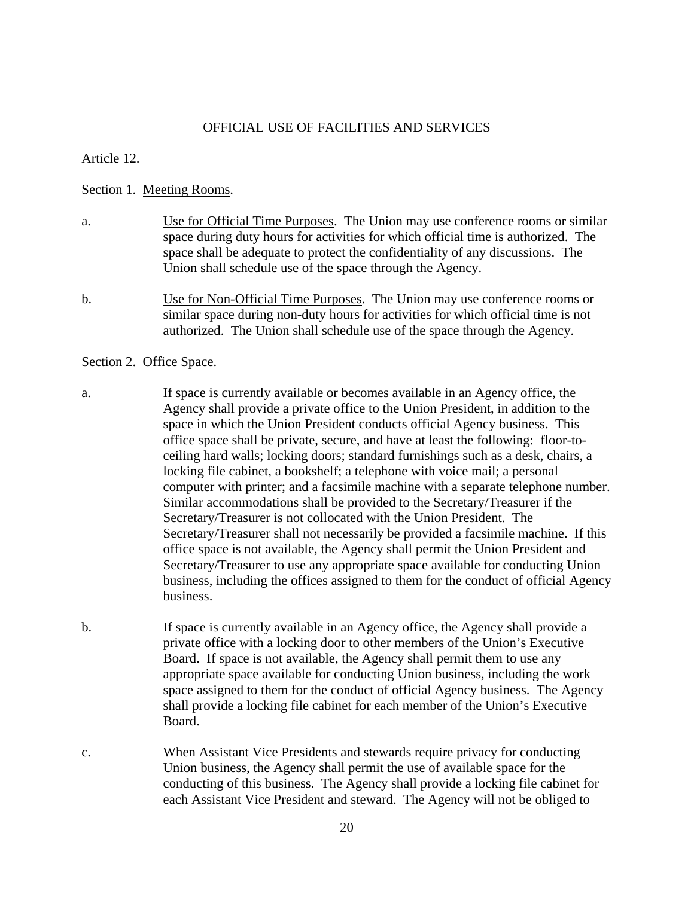## OFFICIAL USE OF FACILITIES AND SERVICES

Article 12.

Section 1. <u>Meeting Rooms</u>.

a. <u>Use for Official Time Purposes</u>. The Union may use conference rooms or similar space during duty hours for activities for which official time is authorized. The space shall be adequate to protect the confidentiality of any discussions. The Union shall schedule use of the space through the Agency.

b. <u>Use for Non-Official Time Purposes</u>. The Union may use conference rooms or similar space during non-duty hours for activities for which official time is not authorized. The Union shall schedule use of the space through the Agency.

Section 2. <u>Office Space</u>.

a. If space is currently available or becomes available in an Agency office, the Agency shall provide a private office to the Union President, in addition to the space in which the Union President conducts official Agency business. This office space shall be private, secure, and have at least the following: floor-to-ceiling hard walls; locking doors; standard furnishings such as a desk, chairs, a locking file cabinet, a bookshelf; a telephone with voice mail; a personal computer with printer; and a facsimile machine with a separate telephone number. Similar accommodations shall be provided to the Secretary/Treasurer if the Secretary/Treasurer is not collocated with the Union President. The Secretary/Treasurer shall not necessarily be provided a facsimile machine. If this office space is not available, the Agency shall permit the Union President and Secretary/Treasurer to use any appropriate space available for conducting Union business, including the offices assigned to them for the conduct of official Agency business.

b. If space is currently available in an Agency office, the Agency shall provide a private office with a locking door to other members of the Union's Executive Board. If space is not available, the Agency shall permit them to use any appropriate space available for conducting Union business, including the work space assigned to them for the conduct of official Agency business. The Agency shall provide a locking file cabinet for each member of the Union's Executive Board.

c. When Assistant Vice Presidents and stewards require privacy for conducting Union business, the Agency shall permit the use of available space for the conducting of this business. The Agency shall provide a locking file cabinet for each Assistant Vice President and steward. The Agency will not be obliged to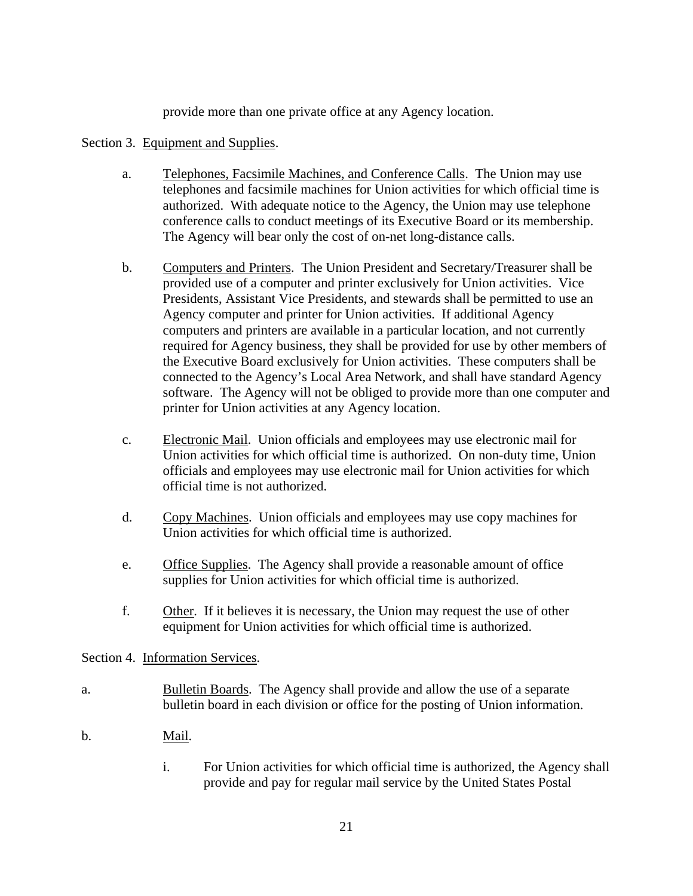provide more than one private office at any Agency location.

Section 3. Equipment and Supplies.

a. Telephones, Facsimile Machines, and Conference Calls. The Union may use telephones and facsimile machines for Union activities for which official time is authorized. With adequate notice to the Agency, the Union may use telephone conference calls to conduct meetings of its Executive Board or its membership. The Agency will bear only the cost of on-net long-distance calls.

b. Computers and Printers. The Union President and Secretary/Treasurer shall be provided use of a computer and printer exclusively for Union activities. Vice Presidents, Assistant Vice Presidents, and stewards shall be permitted to use an Agency computer and printer for Union activities. If additional Agency computers and printers are available in a particular location, and not currently required for Agency business, they shall be provided for use by other members of the Executive Board exclusively for Union activities. These computers shall be connected to the Agency's Local Area Network, and shall have standard Agency software. The Agency will not be obliged to provide more than one computer and printer for Union activities at any Agency location.

c. Electronic Mail. Union officials and employees may use electronic mail for Union activities for which official time is authorized. On non-duty time, Union officials and employees may use electronic mail for Union activities for which official time is not authorized.

d. Copy Machines. Union officials and employees may use copy machines for Union activities for which official time is authorized.

e. Office Supplies. The Agency shall provide a reasonable amount of office supplies for Union activities for which official time is authorized.

f. Other. If it believes it is necessary, the Union may request the use of other equipment for Union activities for which official time is authorized.

Section 4. Information Services.

a. Bulletin Boards. The Agency shall provide and allow the use of a separate bulletin board in each division or office for the posting of Union information.

b. Mail.

i. For Union activities for which official time is authorized, the Agency shall provide and pay for regular mail service by the United States Postal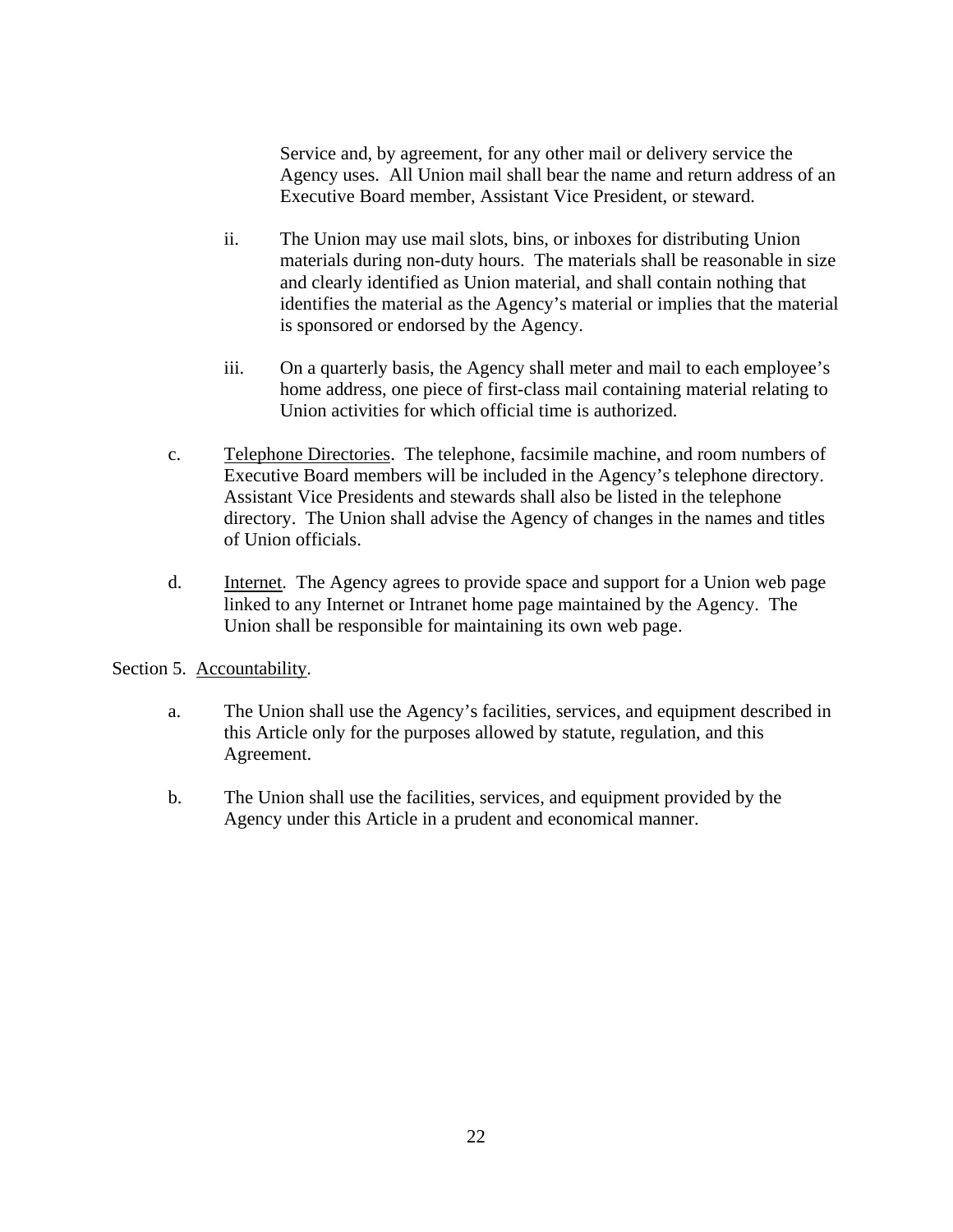Service and, by agreement, for any other mail or delivery service the Agency uses. All Union mail shall bear the name and return address of an Executive Board member, Assistant Vice President, or steward.

ii. The Union may use mail slots, bins, or inboxes for distributing Union materials during non-duty hours. The materials shall be reasonable in size and clearly identified as Union material, and shall contain nothing that identifies the material as the Agency's material or implies that the material is sponsored or endorsed by the Agency.

iii. On a quarterly basis, the Agency shall meter and mail to each employee's home address, one piece of first-class mail containing material relating to Union activities for which official time is authorized.

c. Telephone Directories. The telephone, facsimile machine, and room numbers of Executive Board members will be included in the Agency's telephone directory. Assistant Vice Presidents and stewards shall also be listed in the telephone directory. The Union shall advise the Agency of changes in the names and titles of Union officials.

d. Internet. The Agency agrees to provide space and support for a Union web page linked to any Internet or Intranet home page maintained by the Agency. The Union shall be responsible for maintaining its own web page.

Section 5. Accountability.

a. The Union shall use the Agency's facilities, services, and equipment described in this Article only for the purposes allowed by statute, regulation, and this Agreement.

b. The Union shall use the facilities, services, and equipment provided by the Agency under this Article in a prudent and economical manner.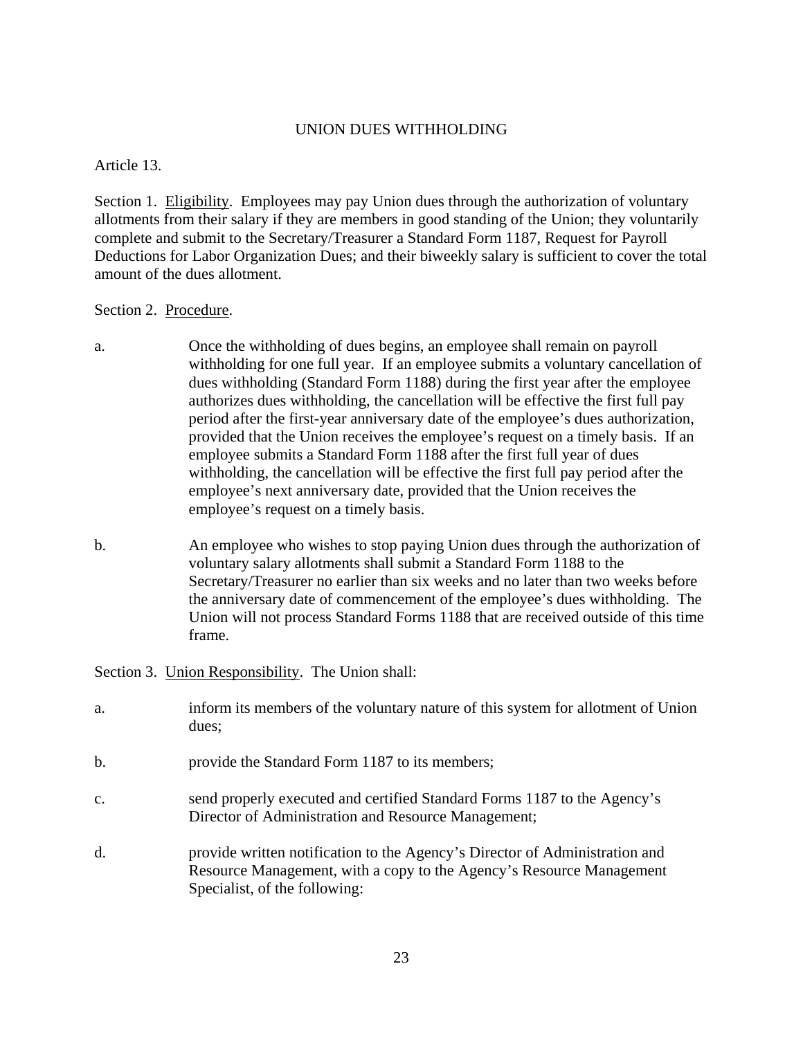## UNION DUES WITHHOLDING

Article 13.

Section 1. <u>Eligibility</u>. Employees may pay Union dues through the authorization of voluntary allotments from their salary if they are members in good standing of the Union; they voluntarily complete and submit to the Secretary/Treasurer a Standard Form 1187, Request for Payroll Deductions for Labor Organization Dues; and their biweekly salary is sufficient to cover the total amount of the dues allotment.

Section 2. <u>Procedure</u>.

a. Once the withholding of dues begins, an employee shall remain on payroll withholding for one full year. If an employee submits a voluntary cancellation of dues withholding (Standard Form 1188) during the first year after the employee authorizes dues withholding, the cancellation will be effective the first full pay period after the first-year anniversary date of the employee's dues authorization, provided that the Union receives the employee's request on a timely basis. If an employee submits a Standard Form 1188 after the first full year of dues withholding, the cancellation will be effective the first full pay period after the employee's next anniversary date, provided that the Union receives the employee's request on a timely basis.

b. An employee who wishes to stop paying Union dues through the authorization of voluntary salary allotments shall submit a Standard Form 1188 to the Secretary/Treasurer no earlier than six weeks and no later than two weeks before the anniversary date of commencement of the employee's dues withholding. The Union will not process Standard Forms 1188 that are received outside of this time frame.

Section 3. <u>Union Responsibility</u>. The Union shall:

a. inform its members of the voluntary nature of this system for allotment of Union dues;

b. provide the Standard Form 1187 to its members;

c. send properly executed and certified Standard Forms 1187 to the Agency's Director of Administration and Resource Management;

d. provide written notification to the Agency's Director of Administration and Resource Management, with a copy to the Agency's Resource Management Specialist, of the following: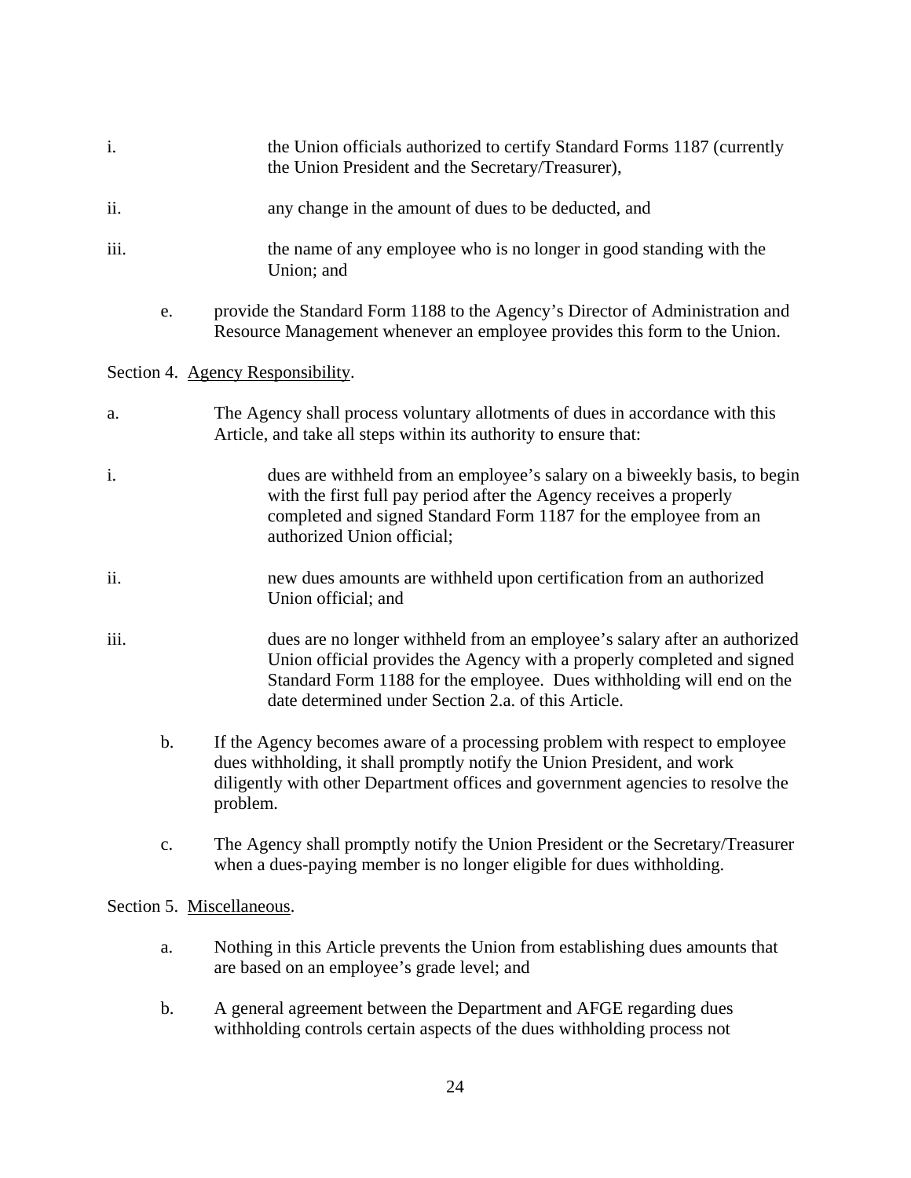i. the Union officials authorized to certify Standard Forms 1187 (currently the Union President and the Secretary/Treasurer),

ii. any change in the amount of dues to be deducted, and

iii. the name of any employee who is no longer in good standing with the Union; and

e. provide the Standard Form 1188 to the Agency's Director of Administration and Resource Management whenever an employee provides this form to the Union.

Section 4. <u>Agency Responsibility</u>.

a. The Agency shall process voluntary allotments of dues in accordance with this Article, and take all steps within its authority to ensure that:

i. dues are withheld from an employee's salary on a biweekly basis, to begin with the first full pay period after the Agency receives a properly completed and signed Standard Form 1187 for the employee from an authorized Union official;

ii. new dues amounts are withheld upon certification from an authorized Union official; and

iii. dues are no longer withheld from an employee's salary after an authorized Union official provides the Agency with a properly completed and signed Standard Form 1188 for the employee. Dues withholding will end on the date determined under Section 2.a. of this Article.

b. If the Agency becomes aware of a processing problem with respect to employee dues withholding, it shall promptly notify the Union President, and work diligently with other Department offices and government agencies to resolve the problem.

c. The Agency shall promptly notify the Union President or the Secretary/Treasurer when a dues-paying member is no longer eligible for dues withholding.

Section 5. <u>Miscellaneous</u>.

a. Nothing in this Article prevents the Union from establishing dues amounts that are based on an employee's grade level; and

b. A general agreement between the Department and AFGE regarding dues withholding controls certain aspects of the dues withholding process not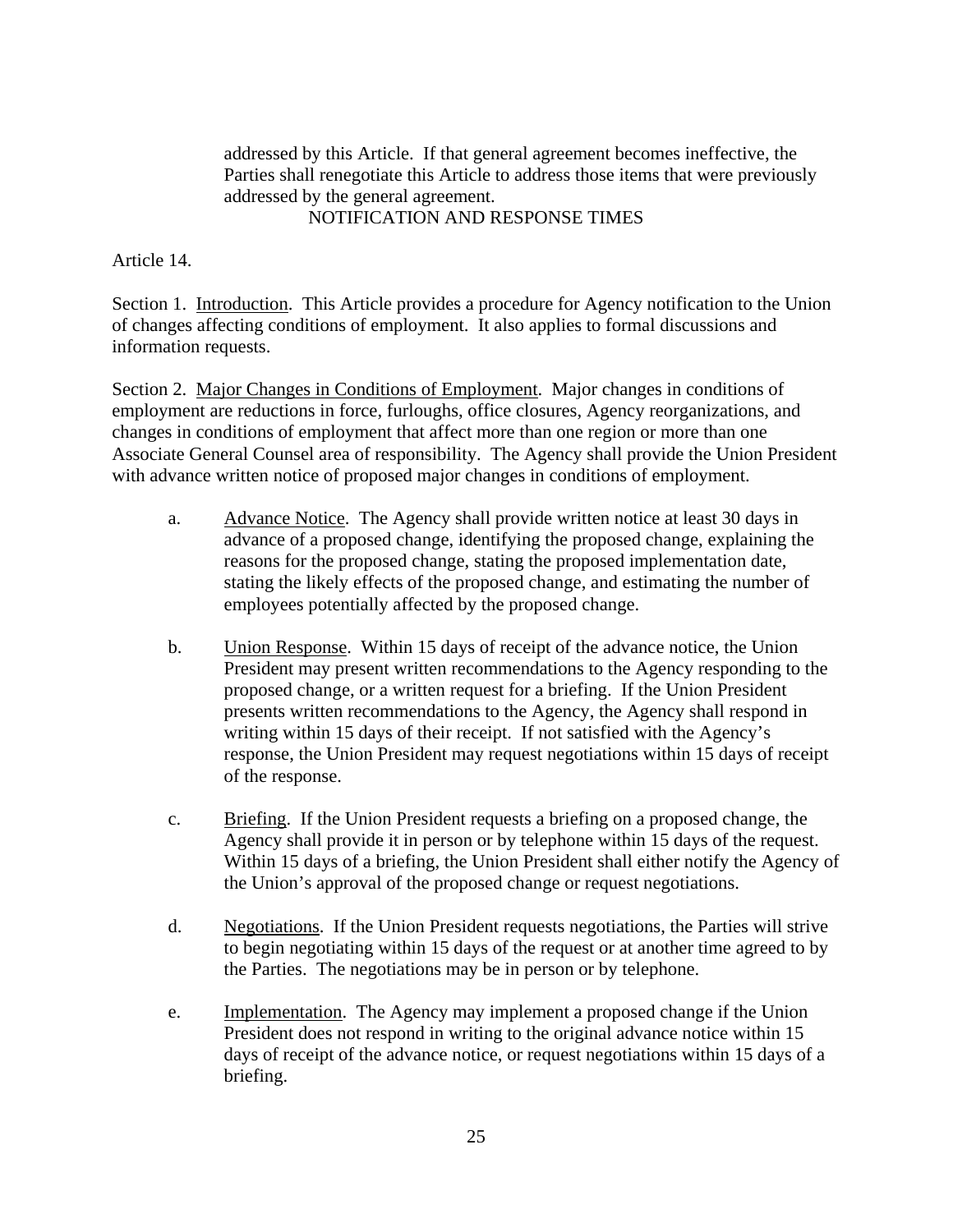addressed by this Article. If that general agreement becomes ineffective, the Parties shall renegotiate this Article to address those items that were previously addressed by the general agreement.

## NOTIFICATION AND RESPONSE TIMES

Article 14.

Section 1. Introduction. This Article provides a procedure for Agency notification to the Union of changes affecting conditions of employment. It also applies to formal discussions and information requests.

Section 2. Major Changes in Conditions of Employment. Major changes in conditions of employment are reductions in force, furloughs, office closures, Agency reorganizations, and changes in conditions of employment that affect more than one region or more than one Associate General Counsel area of responsibility. The Agency shall provide the Union President with advance written notice of proposed major changes in conditions of employment.

a. Advance Notice. The Agency shall provide written notice at least 30 days in advance of a proposed change, identifying the proposed change, explaining the reasons for the proposed change, stating the proposed implementation date, stating the likely effects of the proposed change, and estimating the number of employees potentially affected by the proposed change.

b. Union Response. Within 15 days of receipt of the advance notice, the Union President may present written recommendations to the Agency responding to the proposed change, or a written request for a briefing. If the Union President presents written recommendations to the Agency, the Agency shall respond in writing within 15 days of their receipt. If not satisfied with the Agency's response, the Union President may request negotiations within 15 days of receipt of the response.

c. Briefing. If the Union President requests a briefing on a proposed change, the Agency shall provide it in person or by telephone within 15 days of the request. Within 15 days of a briefing, the Union President shall either notify the Agency of the Union's approval of the proposed change or request negotiations.

d. Negotiations. If the Union President requests negotiations, the Parties will strive to begin negotiating within 15 days of the request or at another time agreed to by the Parties. The negotiations may be in person or by telephone.

e. Implementation. The Agency may implement a proposed change if the Union President does not respond in writing to the original advance notice within 15 days of receipt of the advance notice, or request negotiations within 15 days of a briefing.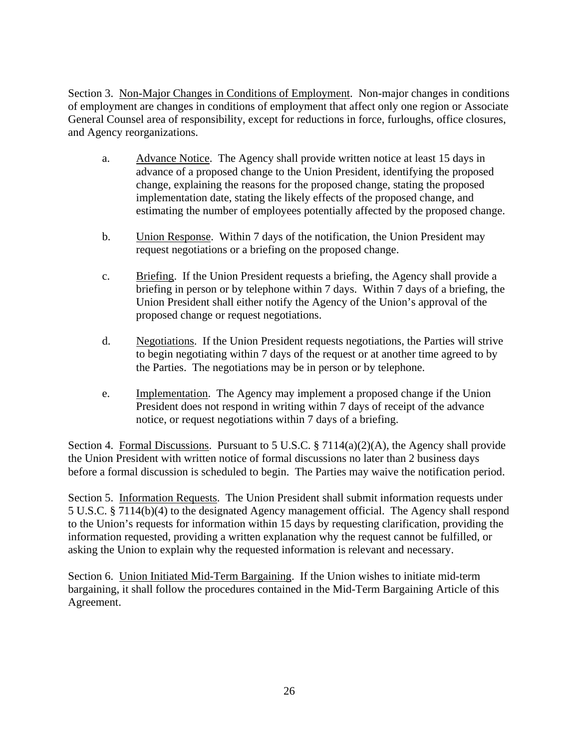Section 3. Non-Major Changes in Conditions of Employment. Non-major changes in conditions of employment are changes in conditions of employment that affect only one region or Associate General Counsel area of responsibility, except for reductions in force, furloughs, office closures, and Agency reorganizations.

a. Advance Notice. The Agency shall provide written notice at least 15 days in advance of a proposed change to the Union President, identifying the proposed change, explaining the reasons for the proposed change, stating the proposed implementation date, stating the likely effects of the proposed change, and estimating the number of employees potentially affected by the proposed change.

b. Union Response. Within 7 days of the notification, the Union President may request negotiations or a briefing on the proposed change.

c. Briefing. If the Union President requests a briefing, the Agency shall provide a briefing in person or by telephone within 7 days. Within 7 days of a briefing, the Union President shall either notify the Agency of the Union's approval of the proposed change or request negotiations.

d. Negotiations. If the Union President requests negotiations, the Parties will strive to begin negotiating within 7 days of the request or at another time agreed to by the Parties. The negotiations may be in person or by telephone.

e. Implementation. The Agency may implement a proposed change if the Union President does not respond in writing within 7 days of receipt of the advance notice, or request negotiations within 7 days of a briefing.

Section 4. Formal Discussions. Pursuant to 5 U.S.C. § 7114(a)(2)(A), the Agency shall provide the Union President with written notice of formal discussions no later than 2 business days before a formal discussion is scheduled to begin. The Parties may waive the notification period.

Section 5. Information Requests. The Union President shall submit information requests under 5 U.S.C. § 7114(b)(4) to the designated Agency management official. The Agency shall respond to the Union's requests for information within 15 days by requesting clarification, providing the information requested, providing a written explanation why the request cannot be fulfilled, or asking the Union to explain why the requested information is relevant and necessary.

Section 6. Union Initiated Mid-Term Bargaining. If the Union wishes to initiate mid-term bargaining, it shall follow the procedures contained in the Mid-Term Bargaining Article of this Agreement.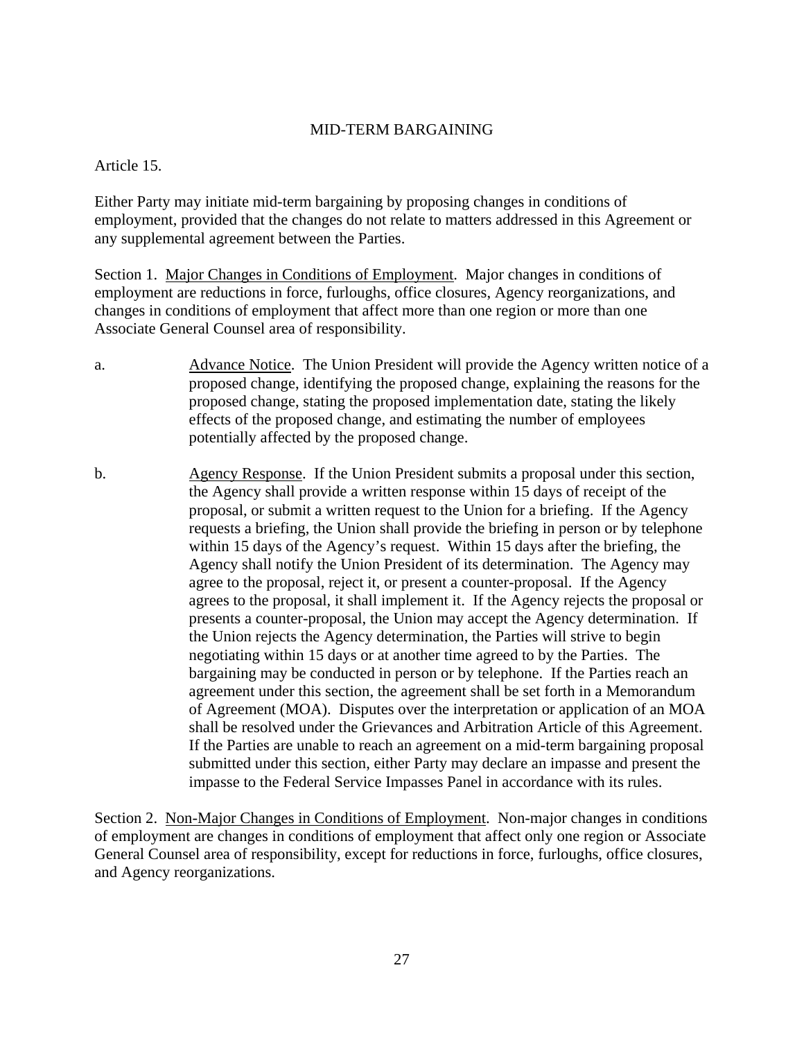## MID-TERM BARGAINING

Article 15.

Either Party may initiate mid-term bargaining by proposing changes in conditions of employment, provided that the changes do not relate to matters addressed in this Agreement or any supplemental agreement between the Parties.

Section 1. Major Changes in Conditions of Employment. Major changes in conditions of employment are reductions in force, furloughs, office closures, Agency reorganizations, and changes in conditions of employment that affect more than one region or more than one Associate General Counsel area of responsibility.

a. Advance Notice. The Union President will provide the Agency written notice of a proposed change, identifying the proposed change, explaining the reasons for the proposed change, stating the proposed implementation date, stating the likely effects of the proposed change, and estimating the number of employees potentially affected by the proposed change.

b. Agency Response. If the Union President submits a proposal under this section, the Agency shall provide a written response within 15 days of receipt of the proposal, or submit a written request to the Union for a briefing. If the Agency requests a briefing, the Union shall provide the briefing in person or by telephone within 15 days of the Agency's request. Within 15 days after the briefing, the Agency shall notify the Union President of its determination. The Agency may agree to the proposal, reject it, or present a counter-proposal. If the Agency agrees to the proposal, it shall implement it. If the Agency rejects the proposal or presents a counter-proposal, the Union may accept the Agency determination. If the Union rejects the Agency determination, the Parties will strive to begin negotiating within 15 days or at another time agreed to by the Parties. The bargaining may be conducted in person or by telephone. If the Parties reach an agreement under this section, the agreement shall be set forth in a Memorandum of Agreement (MOA). Disputes over the interpretation or application of an MOA shall be resolved under the Grievances and Arbitration Article of this Agreement. If the Parties are unable to reach an agreement on a mid-term bargaining proposal submitted under this section, either Party may declare an impasse and present the impasse to the Federal Service Impasses Panel in accordance with its rules.

Section 2. Non-Major Changes in Conditions of Employment. Non-major changes in conditions of employment are changes in conditions of employment that affect only one region or Associate General Counsel area of responsibility, except for reductions in force, furloughs, office closures, and Agency reorganizations.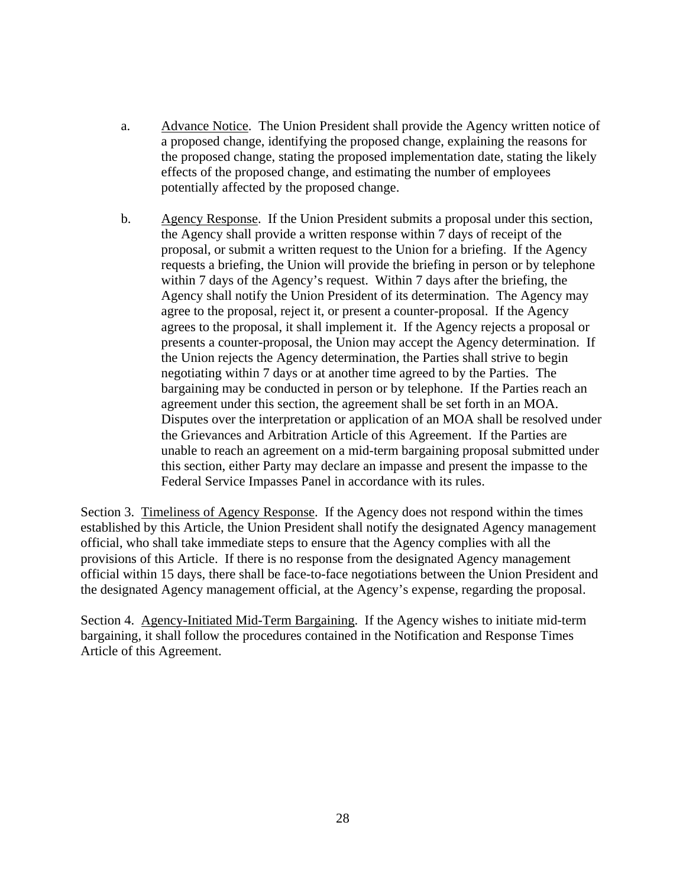a. <u>Advance Notice</u>. The Union President shall provide the Agency written notice of a proposed change, identifying the proposed change, explaining the reasons for the proposed change, stating the proposed implementation date, stating the likely effects of the proposed change, and estimating the number of employees potentially affected by the proposed change.

b. <u>Agency Response</u>. If the Union President submits a proposal under this section, the Agency shall provide a written response within 7 days of receipt of the proposal, or submit a written request to the Union for a briefing. If the Agency requests a briefing, the Union will provide the briefing in person or by telephone within 7 days of the Agency's request. Within 7 days after the briefing, the Agency shall notify the Union President of its determination. The Agency may agree to the proposal, reject it, or present a counter-proposal. If the Agency agrees to the proposal, it shall implement it. If the Agency rejects a proposal or presents a counter-proposal, the Union may accept the Agency determination. If the Union rejects the Agency determination, the Parties shall strive to begin negotiating within 7 days or at another time agreed to by the Parties. The bargaining may be conducted in person or by telephone. If the Parties reach an agreement under this section, the agreement shall be set forth in an MOA. Disputes over the interpretation or application of an MOA shall be resolved under the Grievances and Arbitration Article of this Agreement. If the Parties are unable to reach an agreement on a mid-term bargaining proposal submitted under this section, either Party may declare an impasse and present the impasse to the Federal Service Impasses Panel in accordance with its rules.

Section 3. <u>Timeliness of Agency Response</u>. If the Agency does not respond within the times established by this Article, the Union President shall notify the designated Agency management official, who shall take immediate steps to ensure that the Agency complies with all the provisions of this Article. If there is no response from the designated Agency management official within 15 days, there shall be face-to-face negotiations between the Union President and the designated Agency management official, at the Agency's expense, regarding the proposal.

Section 4. <u>Agency-Initiated Mid-Term Bargaining</u>. If the Agency wishes to initiate mid-term bargaining, it shall follow the procedures contained in the Notification and Response Times Article of this Agreement.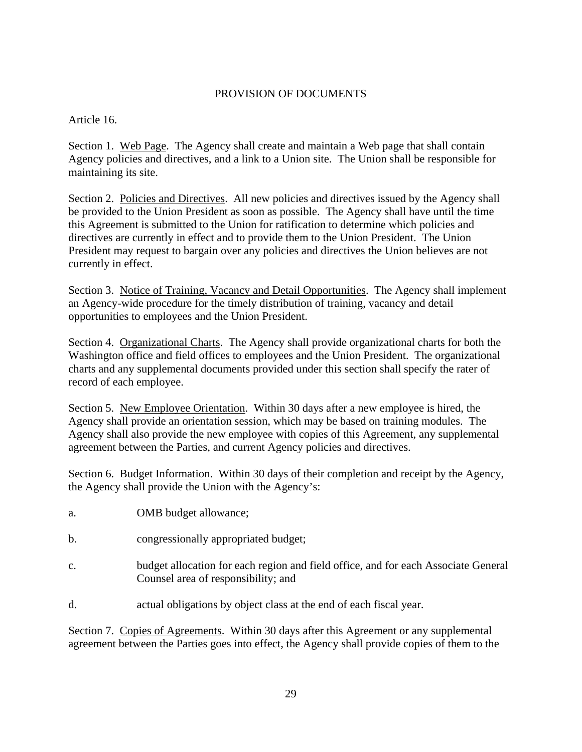## PROVISION OF DOCUMENTS

Article 16.

Section 1. <u>Web Page</u>. The Agency shall create and maintain a Web page that shall contain Agency policies and directives, and a link to a Union site. The Union shall be responsible for maintaining its site.

Section 2. <u>Policies and Directives</u>. All new policies and directives issued by the Agency shall be provided to the Union President as soon as possible. The Agency shall have until the time this Agreement is submitted to the Union for ratification to determine which policies and directives are currently in effect and to provide them to the Union President. The Union President may request to bargain over any policies and directives the Union believes are not currently in effect.

Section 3. <u>Notice of Training, Vacancy and Detail Opportunities</u>. The Agency shall implement an Agency-wide procedure for the timely distribution of training, vacancy and detail opportunities to employees and the Union President.

Section 4. <u>Organizational Charts</u>. The Agency shall provide organizational charts for both the Washington office and field offices to employees and the Union President. The organizational charts and any supplemental documents provided under this section shall specify the rater of record of each employee.

Section 5. <u>New Employee Orientation</u>. Within 30 days after a new employee is hired, the Agency shall provide an orientation session, which may be based on training modules. The Agency shall also provide the new employee with copies of this Agreement, any supplemental agreement between the Parties, and current Agency policies and directives.

Section 6. <u>Budget Information</u>. Within 30 days of their completion and receipt by the Agency, the Agency shall provide the Union with the Agency's:

a. OMB budget allowance;

b. congressionally appropriated budget;

c. budget allocation for each region and field office, and for each Associate General Counsel area of responsibility; and

d. actual obligations by object class at the end of each fiscal year.

Section 7. <u>Copies of Agreements</u>. Within 30 days after this Agreement or any supplemental agreement between the Parties goes into effect, the Agency shall provide copies of them to the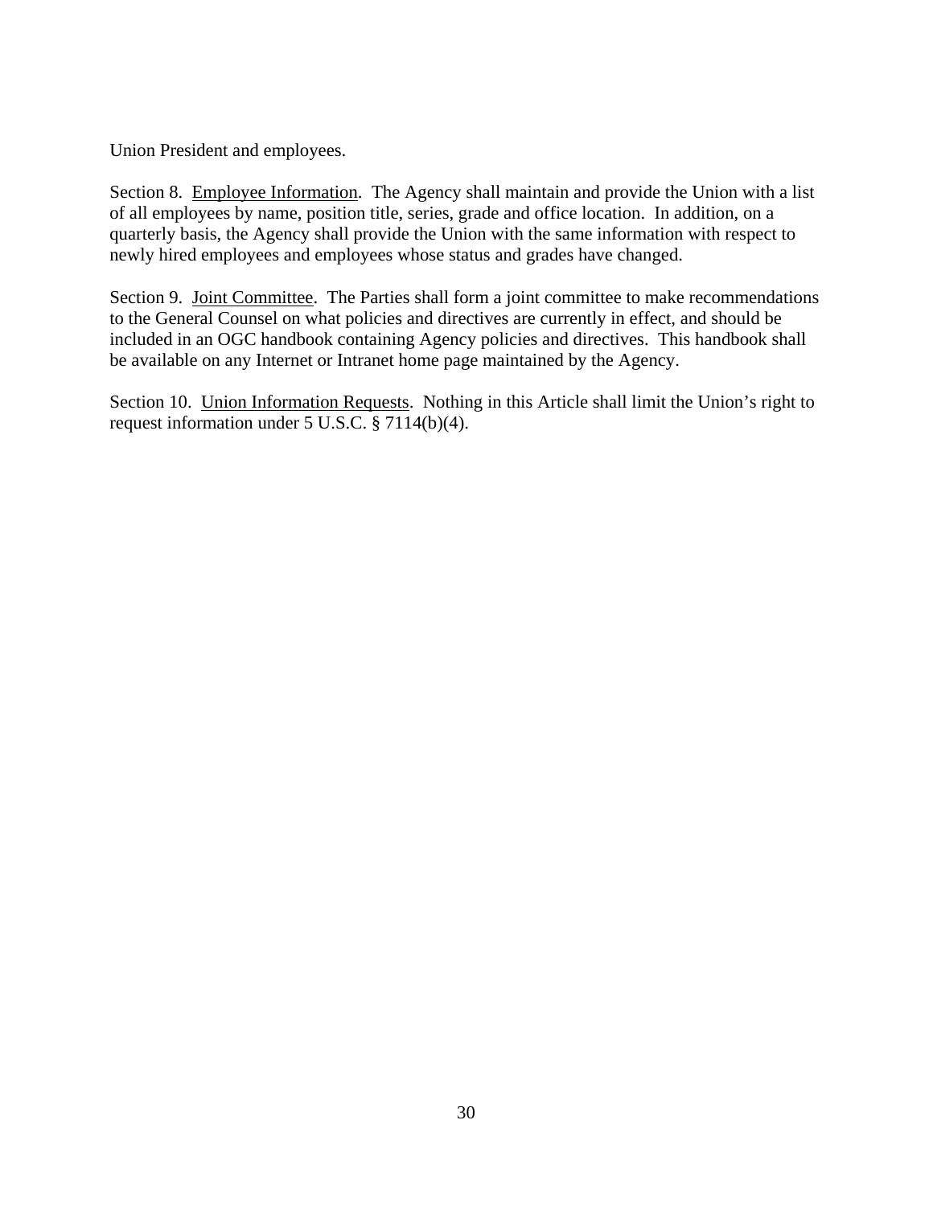Union President and employees.

Section 8. <u>Employee Information</u>. The Agency shall maintain and provide the Union with a list of all employees by name, position title, series, grade and office location. In addition, on a quarterly basis, the Agency shall provide the Union with the same information with respect to newly hired employees and employees whose status and grades have changed.

Section 9. <u>Joint Committee</u>. The Parties shall form a joint committee to make recommendations to the General Counsel on what policies and directives are currently in effect, and should be included in an OGC handbook containing Agency policies and directives. This handbook shall be available on any Internet or Intranet home page maintained by the Agency.

Section 10. <u>Union Information Requests</u>. Nothing in this Article shall limit the Union's right to request information under 5 U.S.C. § 7114(b)(4).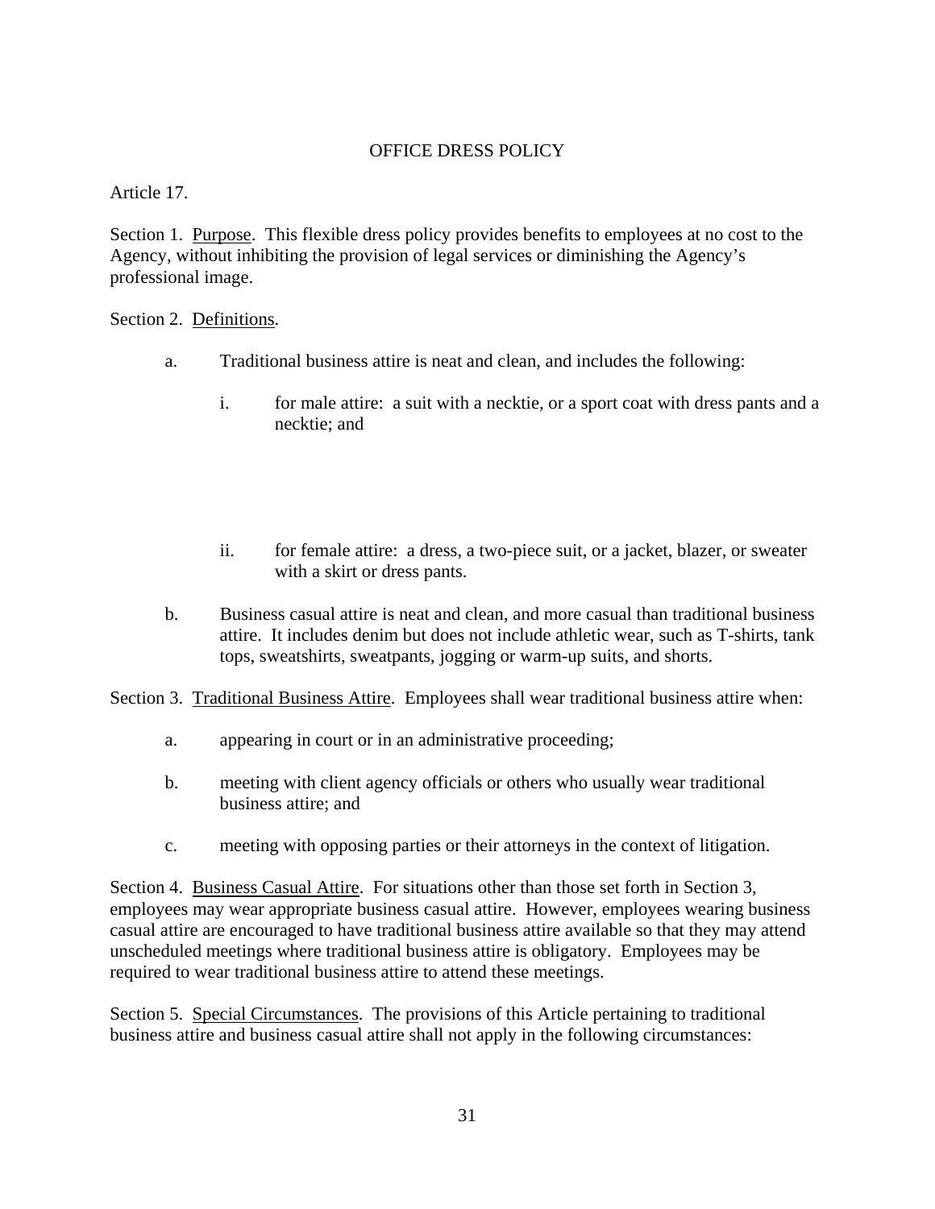# OFFICE DRESS POLICY

Article 17.

Section 1. <u>Purpose</u>. This flexible dress policy provides benefits to employees at no cost to the Agency, without inhibiting the provision of legal services or diminishing the Agency's professional image.

Section 2. <u>Definitions</u>.

a. Traditional business attire is neat and clean, and includes the following:

   i. for male attire: a suit with a necktie, or a sport coat with dress pants and a necktie; and

   ii. for female attire: a dress, a two-piece suit, or a jacket, blazer, or sweater with a skirt or dress pants.

b. Business casual attire is neat and clean, and more casual than traditional business attire. It includes denim but does not include athletic wear, such as T-shirts, tank tops, sweatshirts, sweatpants, jogging or warm-up suits, and shorts.

Section 3. <u>Traditional Business Attire</u>. Employees shall wear traditional business attire when:

a. appearing in court or in an administrative proceeding;

b. meeting with client agency officials or others who usually wear traditional business attire; and

c. meeting with opposing parties or their attorneys in the context of litigation.

Section 4. <u>Business Casual Attire</u>. For situations other than those set forth in Section 3, employees may wear appropriate business casual attire. However, employees wearing business casual attire are encouraged to have traditional business attire available so that they may attend unscheduled meetings where traditional business attire is obligatory. Employees may be required to wear traditional business attire to attend these meetings.

Section 5. <u>Special Circumstances</u>. The provisions of this Article pertaining to traditional business attire and business casual attire shall not apply in the following circumstances: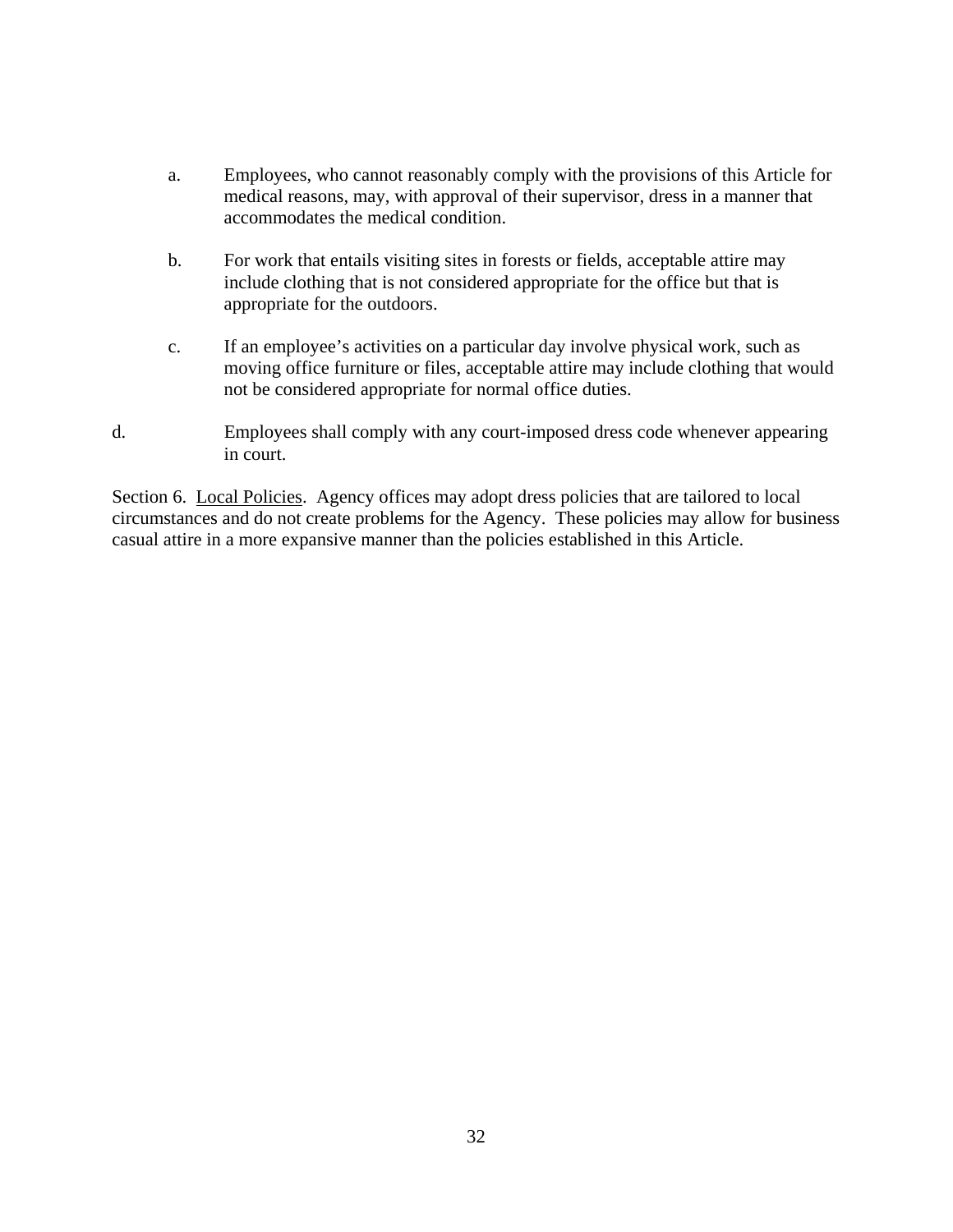a. Employees, who cannot reasonably comply with the provisions of this Article for medical reasons, may, with approval of their supervisor, dress in a manner that accommodates the medical condition.

b. For work that entails visiting sites in forests or fields, acceptable attire may include clothing that is not considered appropriate for the office but that is appropriate for the outdoors.

c. If an employee's activities on a particular day involve physical work, such as moving office furniture or files, acceptable attire may include clothing that would not be considered appropriate for normal office duties.

d. Employees shall comply with any court-imposed dress code whenever appearing in court.

Section 6. Local Policies. Agency offices may adopt dress policies that are tailored to local circumstances and do not create problems for the Agency. These policies may allow for business casual attire in a more expansive manner than the policies established in this Article.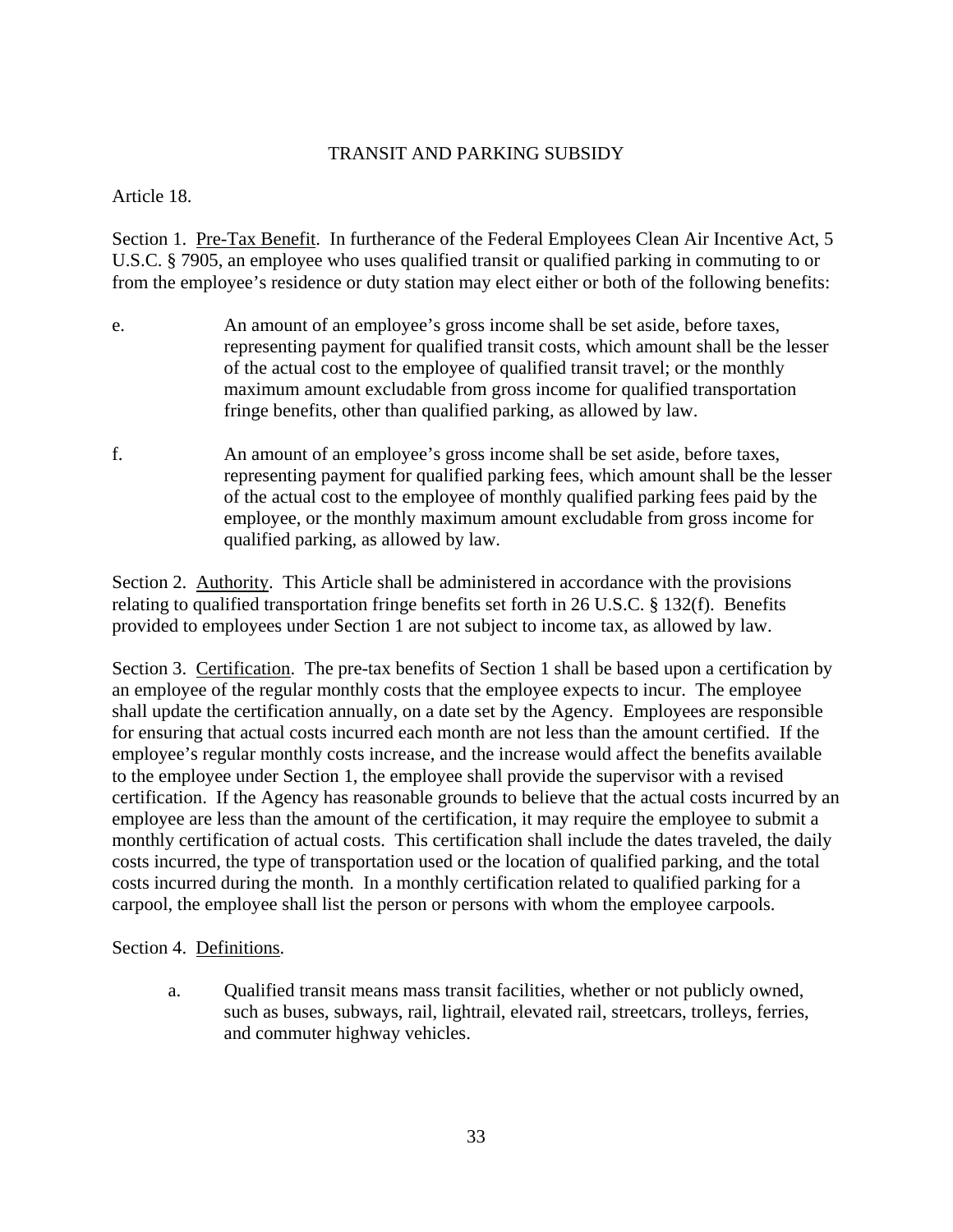## TRANSIT AND PARKING SUBSIDY

Article 18.

Section 1. <u>Pre-Tax Benefit</u>. In furtherance of the Federal Employees Clean Air Incentive Act, 5 U.S.C. § 7905, an employee who uses qualified transit or qualified parking in commuting to or from the employee's residence or duty station may elect either or both of the following benefits:

e. An amount of an employee's gross income shall be set aside, before taxes, representing payment for qualified transit costs, which amount shall be the lesser of the actual cost to the employee of qualified transit travel; or the monthly maximum amount excludable from gross income for qualified transportation fringe benefits, other than qualified parking, as allowed by law.

f. An amount of an employee's gross income shall be set aside, before taxes, representing payment for qualified parking fees, which amount shall be the lesser of the actual cost to the employee of monthly qualified parking fees paid by the employee, or the monthly maximum amount excludable from gross income for qualified parking, as allowed by law.

Section 2. <u>Authority</u>. This Article shall be administered in accordance with the provisions relating to qualified transportation fringe benefits set forth in 26 U.S.C. § 132(f). Benefits provided to employees under Section 1 are not subject to income tax, as allowed by law.

Section 3. <u>Certification</u>. The pre-tax benefits of Section 1 shall be based upon a certification by an employee of the regular monthly costs that the employee expects to incur. The employee shall update the certification annually, on a date set by the Agency. Employees are responsible for ensuring that actual costs incurred each month are not less than the amount certified. If the employee's regular monthly costs increase, and the increase would affect the benefits available to the employee under Section 1, the employee shall provide the supervisor with a revised certification. If the Agency has reasonable grounds to believe that the actual costs incurred by an employee are less than the amount of the certification, it may require the employee to submit a monthly certification of actual costs. This certification shall include the dates traveled, the daily costs incurred, the type of transportation used or the location of qualified parking, and the total costs incurred during the month. In a monthly certification related to qualified parking for a carpool, the employee shall list the person or persons with whom the employee carpools.

Section 4. <u>Definitions</u>.

a. Qualified transit means mass transit facilities, whether or not publicly owned, such as buses, subways, rail, lightrail, elevated rail, streetcars, trolleys, ferries, and commuter highway vehicles.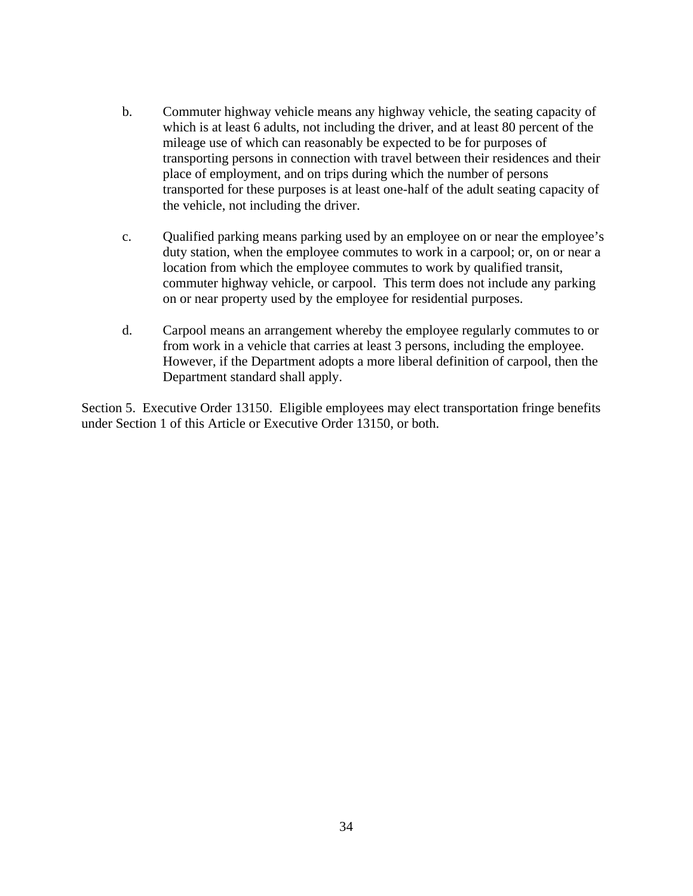b. Commuter highway vehicle means any highway vehicle, the seating capacity of which is at least 6 adults, not including the driver, and at least 80 percent of the mileage use of which can reasonably be expected to be for purposes of transporting persons in connection with travel between their residences and their place of employment, and on trips during which the number of persons transported for these purposes is at least one-half of the adult seating capacity of the vehicle, not including the driver.

c. Qualified parking means parking used by an employee on or near the employee's duty station, when the employee commutes to work in a carpool; or, on or near a location from which the employee commutes to work by qualified transit, commuter highway vehicle, or carpool. This term does not include any parking on or near property used by the employee for residential purposes.

d. Carpool means an arrangement whereby the employee regularly commutes to or from work in a vehicle that carries at least 3 persons, including the employee. However, if the Department adopts a more liberal definition of carpool, then the Department standard shall apply.

Section 5. Executive Order 13150. Eligible employees may elect transportation fringe benefits under Section 1 of this Article or Executive Order 13150, or both.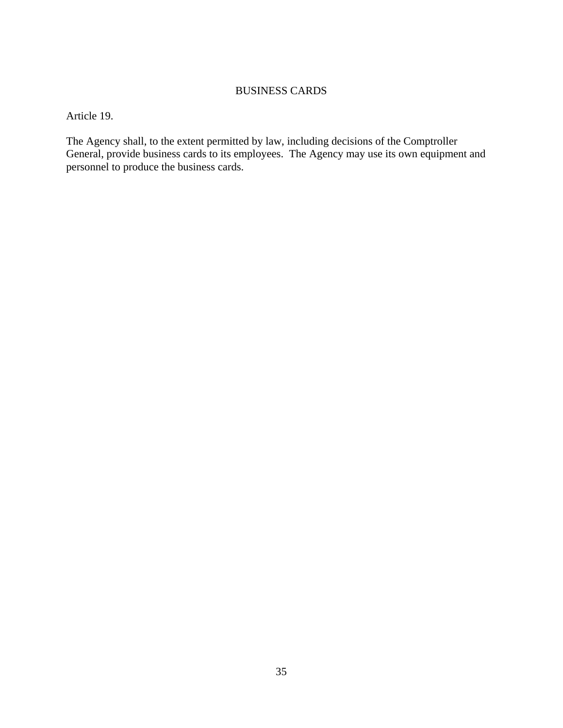## BUSINESS CARDS

Article 19.

The Agency shall, to the extent permitted by law, including decisions of the Comptroller General, provide business cards to its employees. The Agency may use its own equipment and personnel to produce the business cards.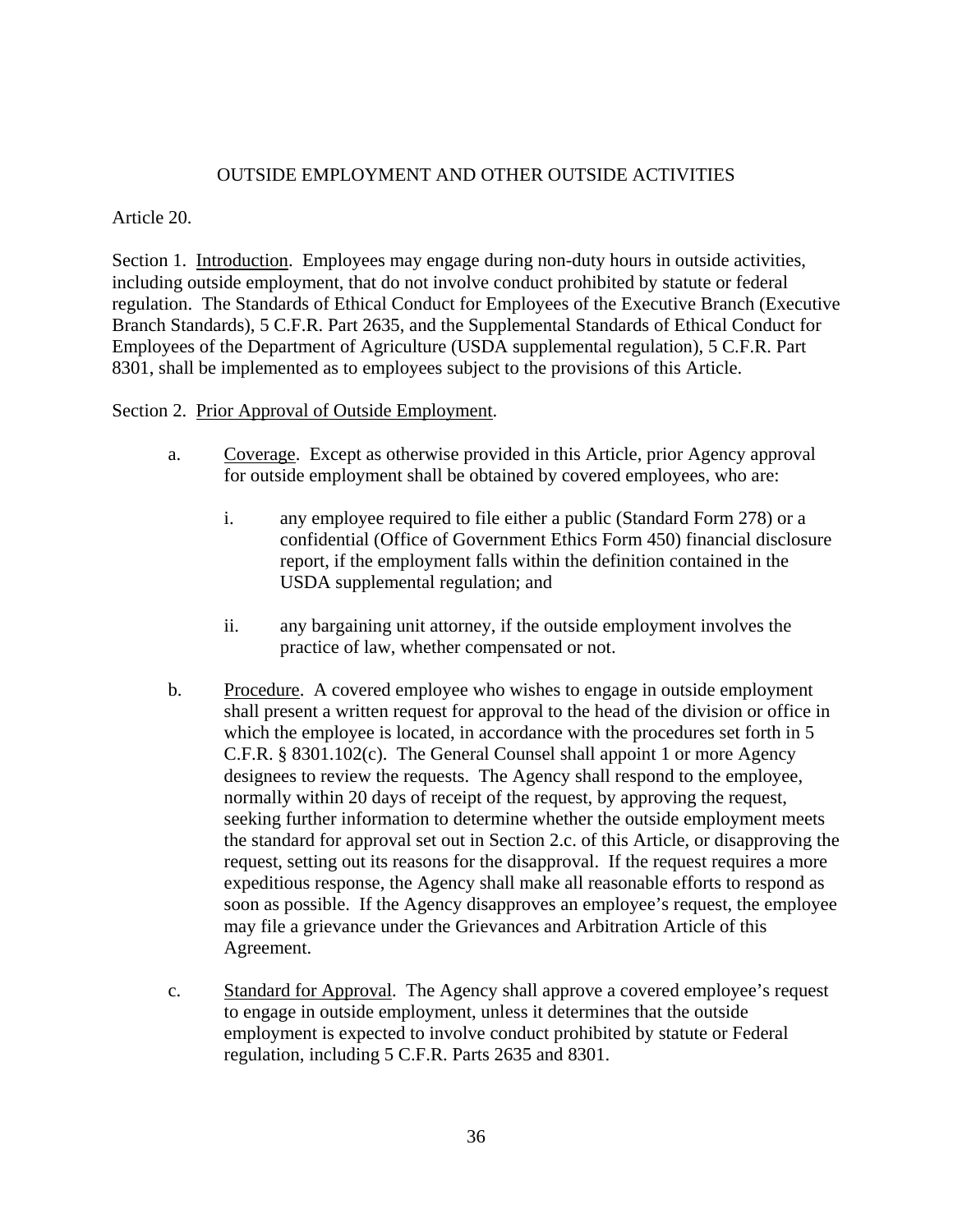# OUTSIDE EMPLOYMENT AND OTHER OUTSIDE ACTIVITIES

Article 20.

Section 1. Introduction. Employees may engage during non-duty hours in outside activities, including outside employment, that do not involve conduct prohibited by statute or federal regulation. The Standards of Ethical Conduct for Employees of the Executive Branch (Executive Branch Standards), 5 C.F.R. Part 2635, and the Supplemental Standards of Ethical Conduct for Employees of the Department of Agriculture (USDA supplemental regulation), 5 C.F.R. Part 8301, shall be implemented as to employees subject to the provisions of this Article.

Section 2. Prior Approval of Outside Employment.

a. Coverage. Except as otherwise provided in this Article, prior Agency approval for outside employment shall be obtained by covered employees, who are:

   i. any employee required to file either a public (Standard Form 278) or a confidential (Office of Government Ethics Form 450) financial disclosure report, if the employment falls within the definition contained in the USDA supplemental regulation; and

   ii. any bargaining unit attorney, if the outside employment involves the practice of law, whether compensated or not.

b. Procedure. A covered employee who wishes to engage in outside employment shall present a written request for approval to the head of the division or office in which the employee is located, in accordance with the procedures set forth in 5 C.F.R. § 8301.102(c). The General Counsel shall appoint 1 or more Agency designees to review the requests. The Agency shall respond to the employee, normally within 20 days of receipt of the request, by approving the request, seeking further information to determine whether the outside employment meets the standard for approval set out in Section 2.c. of this Article, or disapproving the request, setting out its reasons for the disapproval. If the request requires a more expeditious response, the Agency shall make all reasonable efforts to respond as soon as possible. If the Agency disapproves an employee's request, the employee may file a grievance under the Grievances and Arbitration Article of this Agreement.

c. Standard for Approval. The Agency shall approve a covered employee's request to engage in outside employment, unless it determines that the outside employment is expected to involve conduct prohibited by statute or Federal regulation, including 5 C.F.R. Parts 2635 and 8301.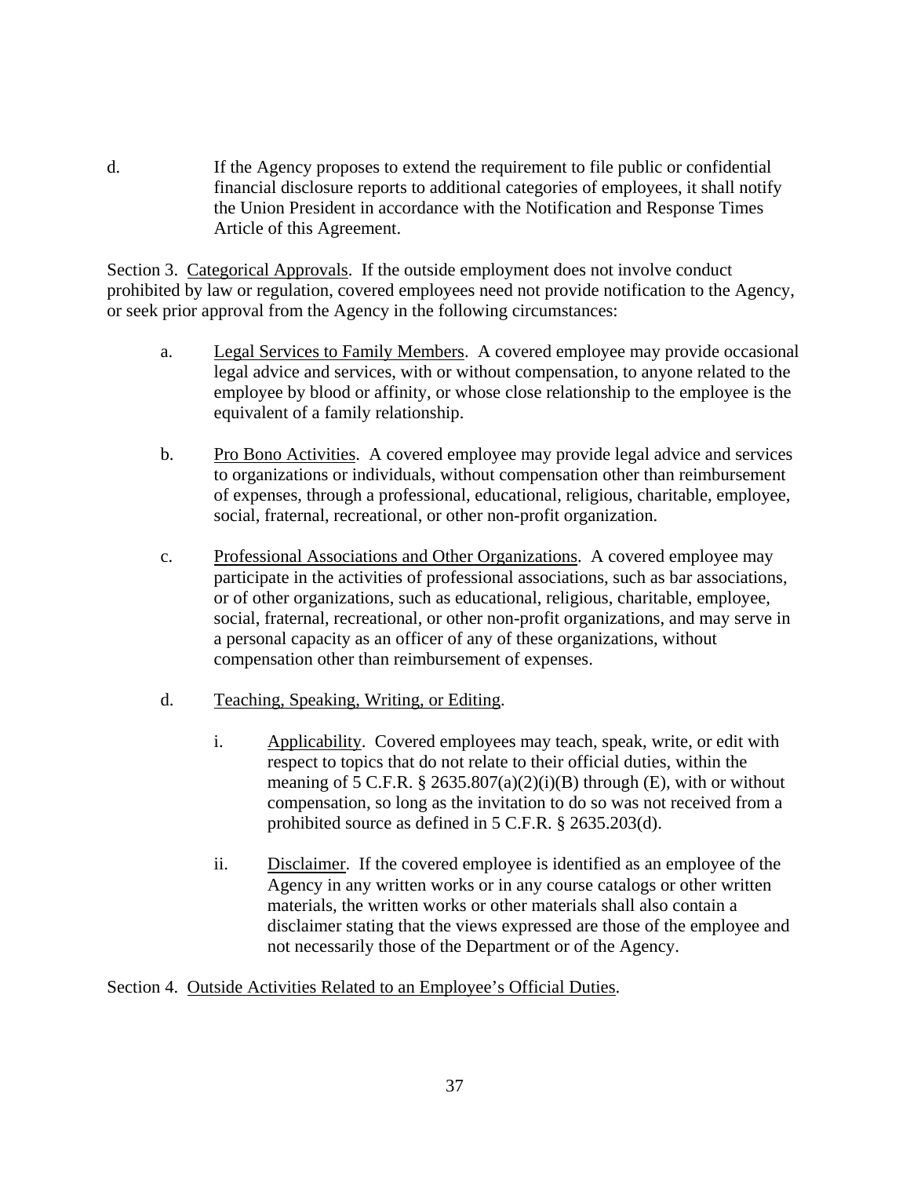d. If the Agency proposes to extend the requirement to file public or confidential financial disclosure reports to additional categories of employees, it shall notify the Union President in accordance with the Notification and Response Times Article of this Agreement.

Section 3. Categorical Approvals. If the outside employment does not involve conduct prohibited by law or regulation, covered employees need not provide notification to the Agency, or seek prior approval from the Agency in the following circumstances:

a. Legal Services to Family Members. A covered employee may provide occasional legal advice and services, with or without compensation, to anyone related to the employee by blood or affinity, or whose close relationship to the employee is the equivalent of a family relationship.

b. Pro Bono Activities. A covered employee may provide legal advice and services to organizations or individuals, without compensation other than reimbursement of expenses, through a professional, educational, religious, charitable, employee, social, fraternal, recreational, or other non-profit organization.

c. Professional Associations and Other Organizations. A covered employee may participate in the activities of professional associations, such as bar associations, or of other organizations, such as educational, religious, charitable, employee, social, fraternal, recreational, or other non-profit organizations, and may serve in a personal capacity as an officer of any of these organizations, without compensation other than reimbursement of expenses.

d. Teaching, Speaking, Writing, or Editing.

   i. Applicability. Covered employees may teach, speak, write, or edit with respect to topics that do not relate to their official duties, within the meaning of 5 C.F.R. § 2635.807(a)(2)(i)(B) through (E), with or without compensation, so long as the invitation to do so was not received from a prohibited source as defined in 5 C.F.R. § 2635.203(d).

   ii. Disclaimer. If the covered employee is identified as an employee of the Agency in any written works or in any course catalogs or other written materials, the written works or other materials shall also contain a disclaimer stating that the views expressed are those of the employee and not necessarily those of the Department or of the Agency.

Section 4. Outside Activities Related to an Employee's Official Duties.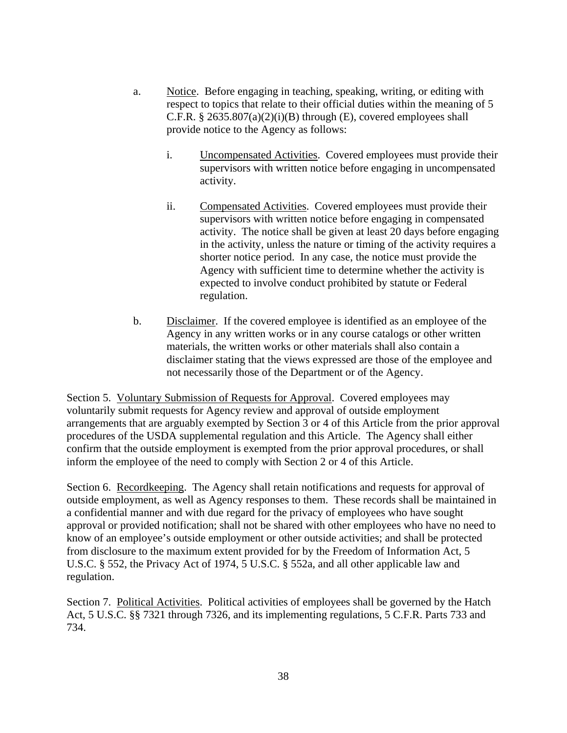a. Notice. Before engaging in teaching, speaking, writing, or editing with respect to topics that relate to their official duties within the meaning of 5 C.F.R. § 2635.807(a)(2)(i)(B) through (E), covered employees shall provide notice to the Agency as follows:

   i. Uncompensated Activities. Covered employees must provide their supervisors with written notice before engaging in uncompensated activity.

   ii. Compensated Activities. Covered employees must provide their supervisors with written notice before engaging in compensated activity. The notice shall be given at least 20 days before engaging in the activity, unless the nature or timing of the activity requires a shorter notice period. In any case, the notice must provide the Agency with sufficient time to determine whether the activity is expected to involve conduct prohibited by statute or Federal regulation.

b. Disclaimer. If the covered employee is identified as an employee of the Agency in any written works or in any course catalogs or other written materials, the written works or other materials shall also contain a disclaimer stating that the views expressed are those of the employee and not necessarily those of the Department or of the Agency.

Section 5. Voluntary Submission of Requests for Approval. Covered employees may voluntarily submit requests for Agency review and approval of outside employment arrangements that are arguably exempted by Section 3 or 4 of this Article from the prior approval procedures of the USDA supplemental regulation and this Article. The Agency shall either confirm that the outside employment is exempted from the prior approval procedures, or shall inform the employee of the need to comply with Section 2 or 4 of this Article.

Section 6. Recordkeeping. The Agency shall retain notifications and requests for approval of outside employment, as well as Agency responses to them. These records shall be maintained in a confidential manner and with due regard for the privacy of employees who have sought approval or provided notification; shall not be shared with other employees who have no need to know of an employee's outside employment or other outside activities; and shall be protected from disclosure to the maximum extent provided for by the Freedom of Information Act, 5 U.S.C. § 552, the Privacy Act of 1974, 5 U.S.C. § 552a, and all other applicable law and regulation.

Section 7. Political Activities. Political activities of employees shall be governed by the Hatch Act, 5 U.S.C. §§ 7321 through 7326, and its implementing regulations, 5 C.F.R. Parts 733 and 734.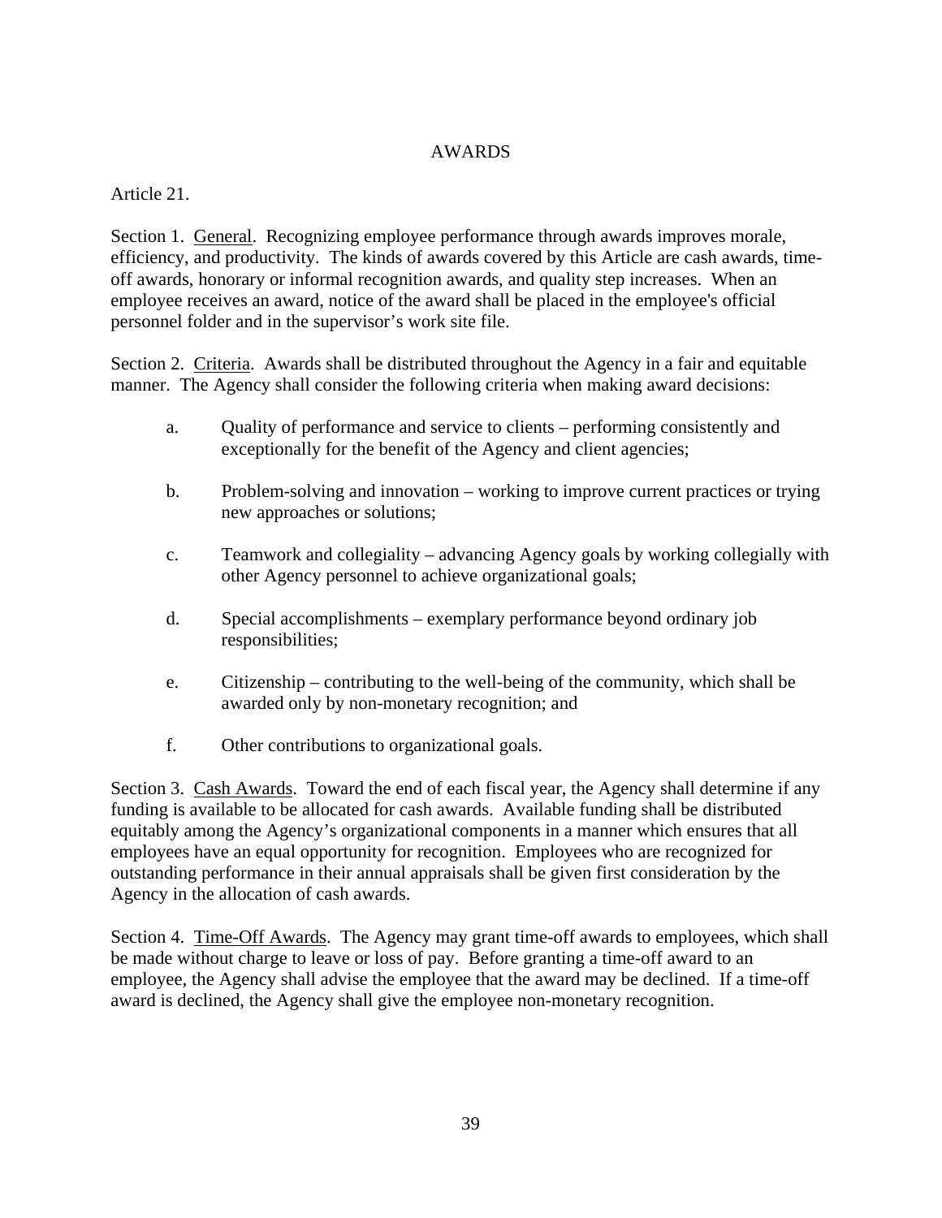# AWARDS

Article 21.

Section 1. General. Recognizing employee performance through awards improves morale, efficiency, and productivity. The kinds of awards covered by this Article are cash awards, time-off awards, honorary or informal recognition awards, and quality step increases. When an employee receives an award, notice of the award shall be placed in the employee's official personnel folder and in the supervisor's work site file.

Section 2. Criteria. Awards shall be distributed throughout the Agency in a fair and equitable manner. The Agency shall consider the following criteria when making award decisions:

a. Quality of performance and service to clients – performing consistently and exceptionally for the benefit of the Agency and client agencies;

b. Problem-solving and innovation – working to improve current practices or trying new approaches or solutions;

c. Teamwork and collegiality – advancing Agency goals by working collegially with other Agency personnel to achieve organizational goals;

d. Special accomplishments – exemplary performance beyond ordinary job responsibilities;

e. Citizenship – contributing to the well-being of the community, which shall be awarded only by non-monetary recognition; and

f. Other contributions to organizational goals.

Section 3. Cash Awards. Toward the end of each fiscal year, the Agency shall determine if any funding is available to be allocated for cash awards. Available funding shall be distributed equitably among the Agency's organizational components in a manner which ensures that all employees have an equal opportunity for recognition. Employees who are recognized for outstanding performance in their annual appraisals shall be given first consideration by the Agency in the allocation of cash awards.

Section 4. Time-Off Awards. The Agency may grant time-off awards to employees, which shall be made without charge to leave or loss of pay. Before granting a time-off award to an employee, the Agency shall advise the employee that the award may be declined. If a time-off award is declined, the Agency shall give the employee non-monetary recognition.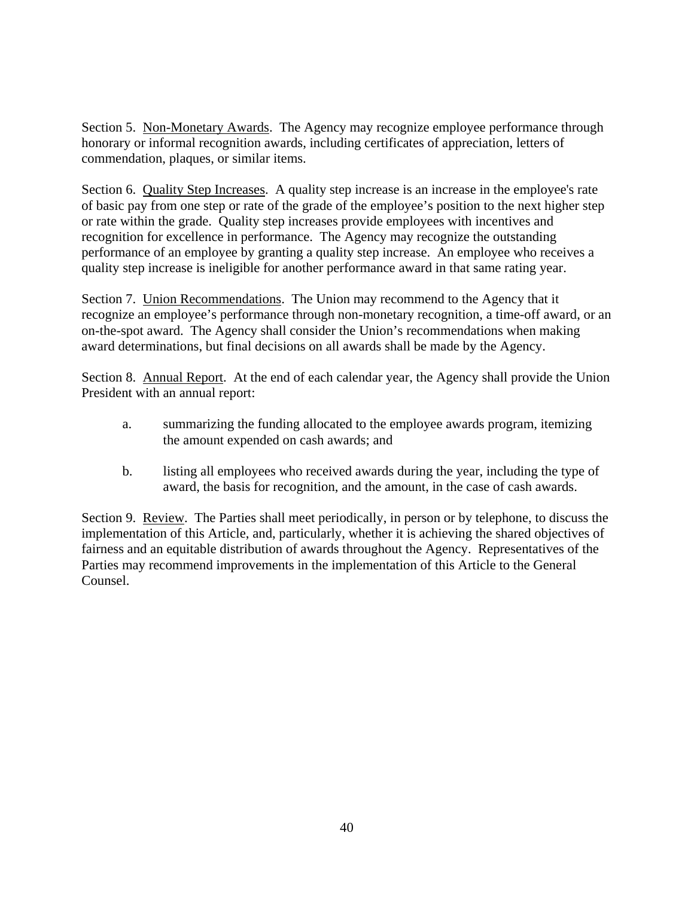Section 5. <u>Non-Monetary Awards</u>. The Agency may recognize employee performance through honorary or informal recognition awards, including certificates of appreciation, letters of commendation, plaques, or similar items.

Section 6. <u>Quality Step Increases</u>. A quality step increase is an increase in the employee's rate of basic pay from one step or rate of the grade of the employee's position to the next higher step or rate within the grade. Quality step increases provide employees with incentives and recognition for excellence in performance. The Agency may recognize the outstanding performance of an employee by granting a quality step increase. An employee who receives a quality step increase is ineligible for another performance award in that same rating year.

Section 7. <u>Union Recommendations</u>. The Union may recommend to the Agency that it recognize an employee's performance through non-monetary recognition, a time-off award, or an on-the-spot award. The Agency shall consider the Union's recommendations when making award determinations, but final decisions on all awards shall be made by the Agency.

Section 8. <u>Annual Report</u>. At the end of each calendar year, the Agency shall provide the Union President with an annual report:

a. summarizing the funding allocated to the employee awards program, itemizing the amount expended on cash awards; and

b. listing all employees who received awards during the year, including the type of award, the basis for recognition, and the amount, in the case of cash awards.

Section 9. <u>Review</u>. The Parties shall meet periodically, in person or by telephone, to discuss the implementation of this Article, and, particularly, whether it is achieving the shared objectives of fairness and an equitable distribution of awards throughout the Agency. Representatives of the Parties may recommend improvements in the implementation of this Article to the General Counsel.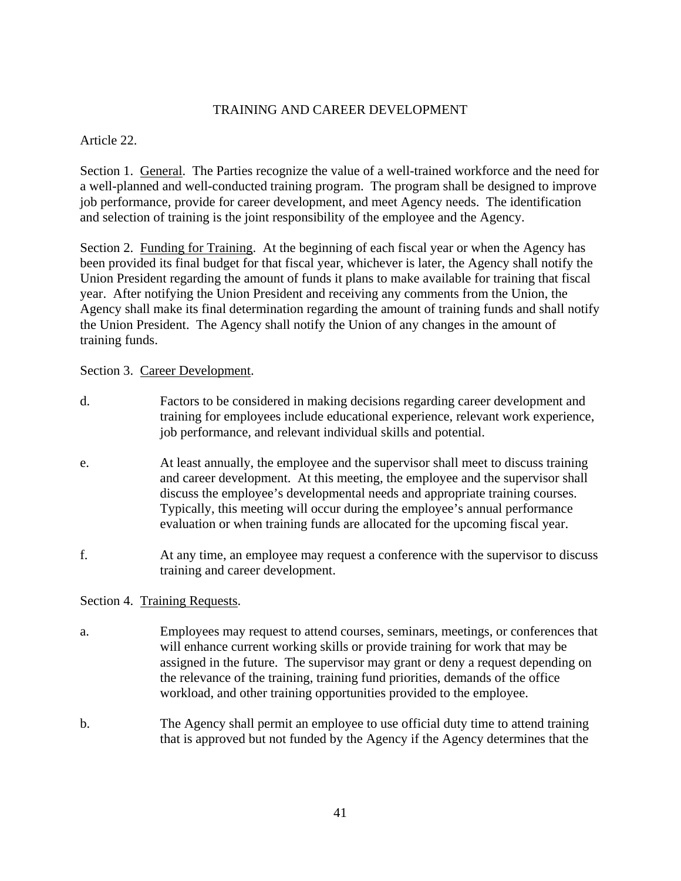# TRAINING AND CAREER DEVELOPMENT

Article 22.

Section 1. General. The Parties recognize the value of a well-trained workforce and the need for a well-planned and well-conducted training program. The program shall be designed to improve job performance, provide for career development, and meet Agency needs. The identification and selection of training is the joint responsibility of the employee and the Agency.

Section 2. Funding for Training. At the beginning of each fiscal year or when the Agency has been provided its final budget for that fiscal year, whichever is later, the Agency shall notify the Union President regarding the amount of funds it plans to make available for training that fiscal year. After notifying the Union President and receiving any comments from the Union, the Agency shall make its final determination regarding the amount of training funds and shall notify the Union President. The Agency shall notify the Union of any changes in the amount of training funds.

Section 3. Career Development.

d. Factors to be considered in making decisions regarding career development and training for employees include educational experience, relevant work experience, job performance, and relevant individual skills and potential.

e. At least annually, the employee and the supervisor shall meet to discuss training and career development. At this meeting, the employee and the supervisor shall discuss the employee's developmental needs and appropriate training courses. Typically, this meeting will occur during the employee's annual performance evaluation or when training funds are allocated for the upcoming fiscal year.

f. At any time, an employee may request a conference with the supervisor to discuss training and career development.

Section 4. Training Requests.

a. Employees may request to attend courses, seminars, meetings, or conferences that will enhance current working skills or provide training for work that may be assigned in the future. The supervisor may grant or deny a request depending on the relevance of the training, training fund priorities, demands of the office workload, and other training opportunities provided to the employee.

b. The Agency shall permit an employee to use official duty time to attend training that is approved but not funded by the Agency if the Agency determines that the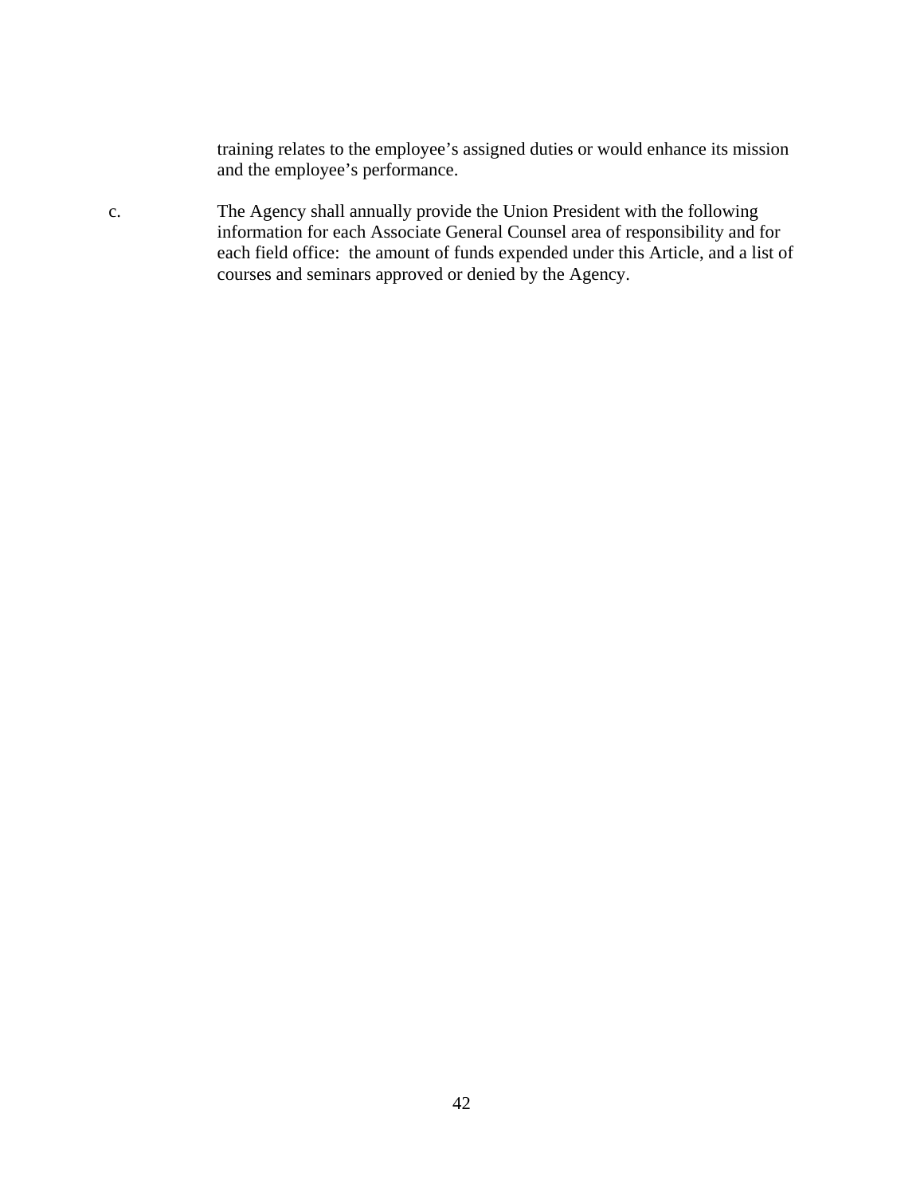training relates to the employee’s assigned duties or would enhance its mission and the employee’s performance.

c. The Agency shall annually provide the Union President with the following information for each Associate General Counsel area of responsibility and for each field office: the amount of funds expended under this Article, and a list of courses and seminars approved or denied by the Agency.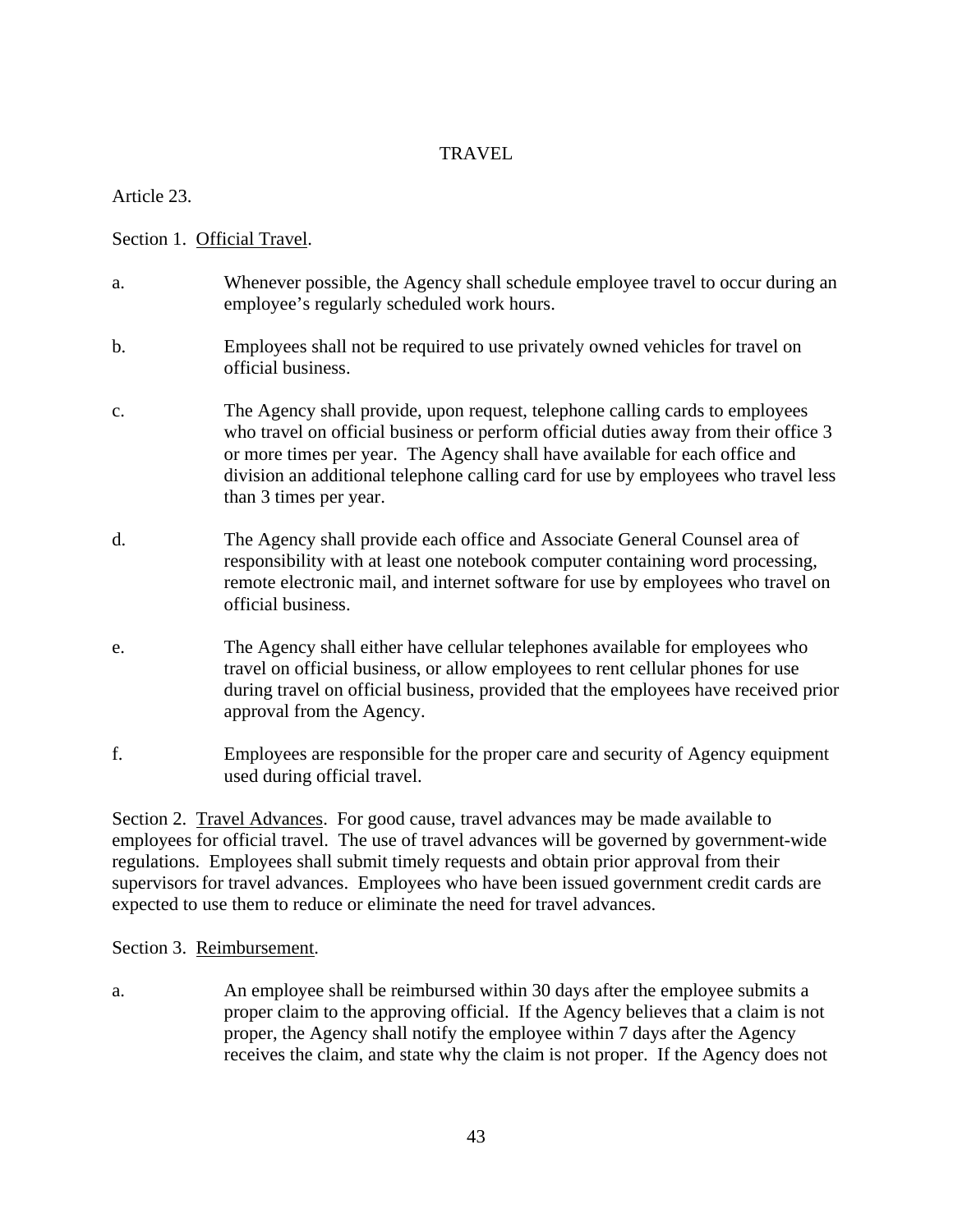# TRAVEL

Article 23.

Section 1. Official Travel.

a. Whenever possible, the Agency shall schedule employee travel to occur during an employee's regularly scheduled work hours.

b. Employees shall not be required to use privately owned vehicles for travel on official business.

c. The Agency shall provide, upon request, telephone calling cards to employees who travel on official business or perform official duties away from their office 3 or more times per year. The Agency shall have available for each office and division an additional telephone calling card for use by employees who travel less than 3 times per year.

d. The Agency shall provide each office and Associate General Counsel area of responsibility with at least one notebook computer containing word processing, remote electronic mail, and internet software for use by employees who travel on official business.

e. The Agency shall either have cellular telephones available for employees who travel on official business, or allow employees to rent cellular phones for use during travel on official business, provided that the employees have received prior approval from the Agency.

f. Employees are responsible for the proper care and security of Agency equipment used during official travel.

Section 2. Travel Advances. For good cause, travel advances may be made available to employees for official travel. The use of travel advances will be governed by government-wide regulations. Employees shall submit timely requests and obtain prior approval from their supervisors for travel advances. Employees who have been issued government credit cards are expected to use them to reduce or eliminate the need for travel advances.

Section 3. Reimbursement.

a. An employee shall be reimbursed within 30 days after the employee submits a proper claim to the approving official. If the Agency believes that a claim is not proper, the Agency shall notify the employee within 7 days after the Agency receives the claim, and state why the claim is not proper. If the Agency does not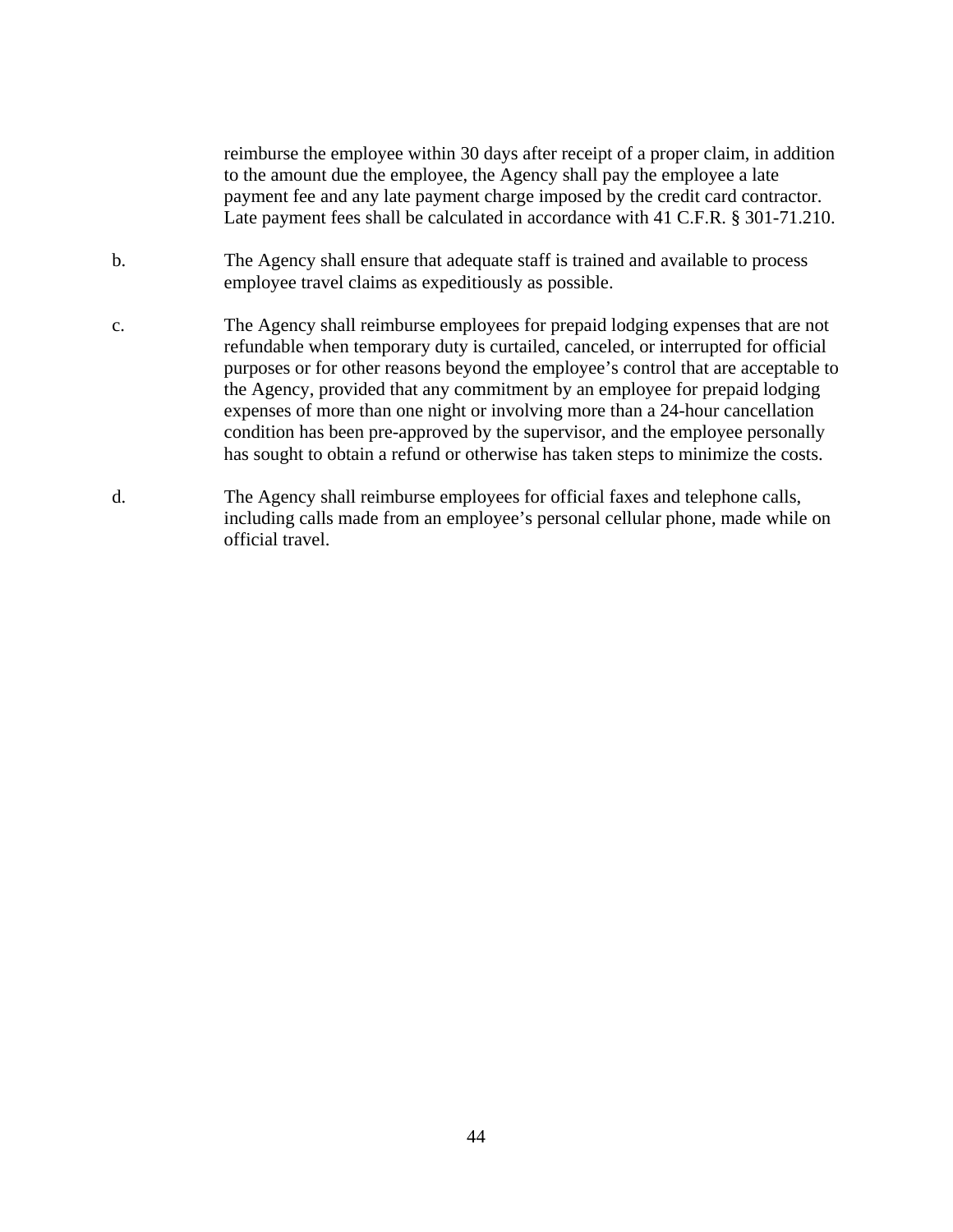reimburse the employee within 30 days after receipt of a proper claim, in addition to the amount due the employee, the Agency shall pay the employee a late payment fee and any late payment charge imposed by the credit card contractor. Late payment fees shall be calculated in accordance with 41 C.F.R. § 301-71.210.

b. The Agency shall ensure that adequate staff is trained and available to process employee travel claims as expeditiously as possible.

c. The Agency shall reimburse employees for prepaid lodging expenses that are not refundable when temporary duty is curtailed, canceled, or interrupted for official purposes or for other reasons beyond the employee's control that are acceptable to the Agency, provided that any commitment by an employee for prepaid lodging expenses of more than one night or involving more than a 24-hour cancellation condition has been pre-approved by the supervisor, and the employee personally has sought to obtain a refund or otherwise has taken steps to minimize the costs.

d. The Agency shall reimburse employees for official faxes and telephone calls, including calls made from an employee's personal cellular phone, made while on official travel.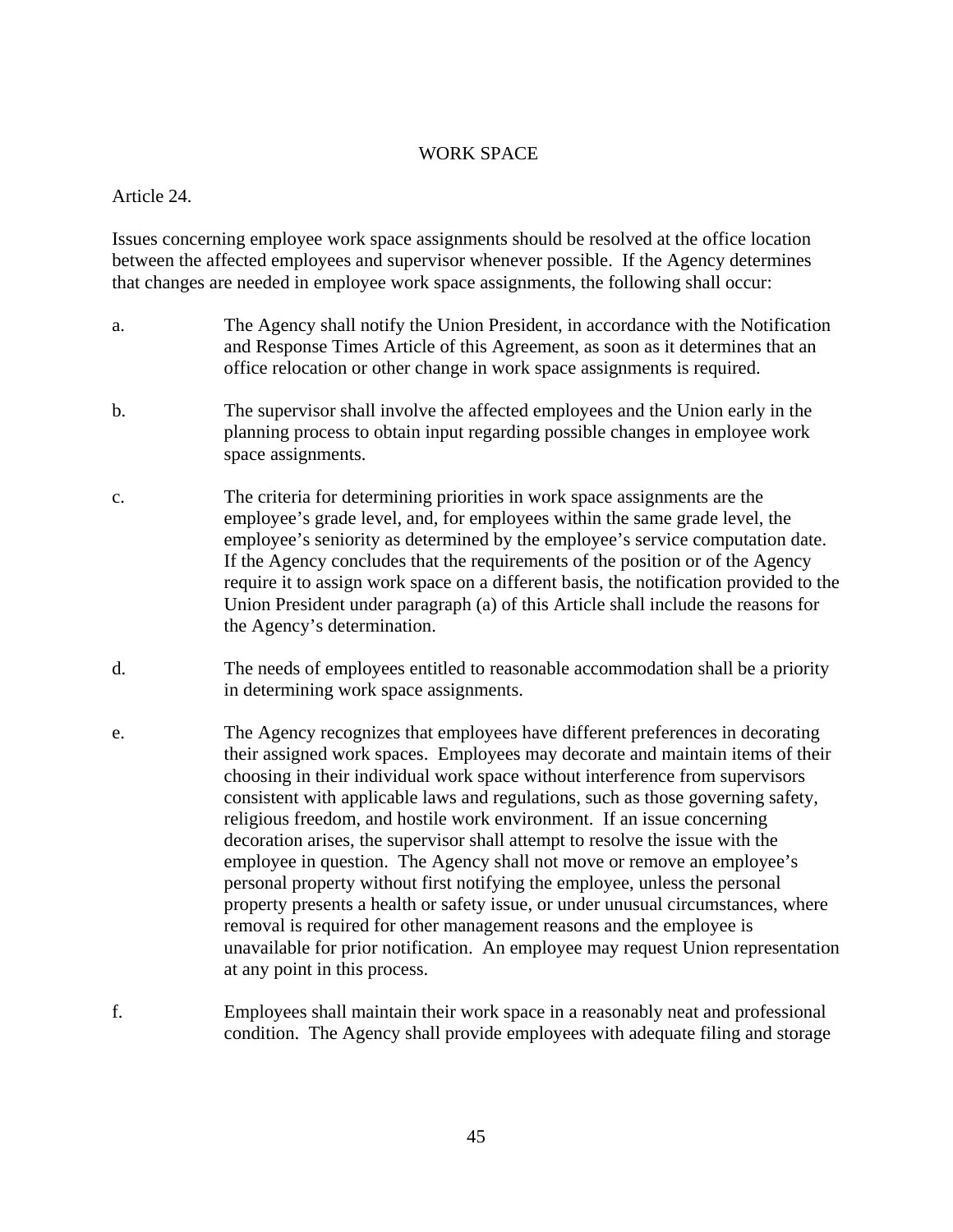## WORK SPACE

Article 24.

Issues concerning employee work space assignments should be resolved at the office location between the affected employees and supervisor whenever possible. If the Agency determines that changes are needed in employee work space assignments, the following shall occur:

a. The Agency shall notify the Union President, in accordance with the Notification and Response Times Article of this Agreement, as soon as it determines that an office relocation or other change in work space assignments is required.

b. The supervisor shall involve the affected employees and the Union early in the planning process to obtain input regarding possible changes in employee work space assignments.

c. The criteria for determining priorities in work space assignments are the employee's grade level, and, for employees within the same grade level, the employee's seniority as determined by the employee's service computation date. If the Agency concludes that the requirements of the position or of the Agency require it to assign work space on a different basis, the notification provided to the Union President under paragraph (a) of this Article shall include the reasons for the Agency's determination.

d. The needs of employees entitled to reasonable accommodation shall be a priority in determining work space assignments.

e. The Agency recognizes that employees have different preferences in decorating their assigned work spaces. Employees may decorate and maintain items of their choosing in their individual work space without interference from supervisors consistent with applicable laws and regulations, such as those governing safety, religious freedom, and hostile work environment. If an issue concerning decoration arises, the supervisor shall attempt to resolve the issue with the employee in question. The Agency shall not move or remove an employee's personal property without first notifying the employee, unless the personal property presents a health or safety issue, or under unusual circumstances, where removal is required for other management reasons and the employee is unavailable for prior notification. An employee may request Union representation at any point in this process.

f. Employees shall maintain their work space in a reasonably neat and professional condition. The Agency shall provide employees with adequate filing and storage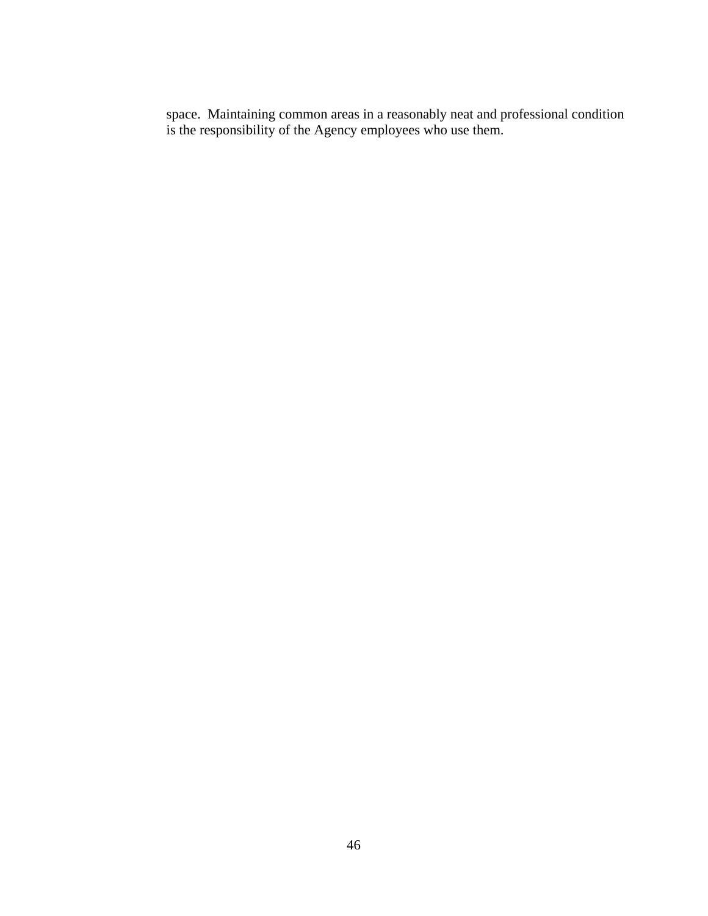space.  Maintaining common areas in a reasonably neat and professional condition is the responsibility of the Agency employees who use them.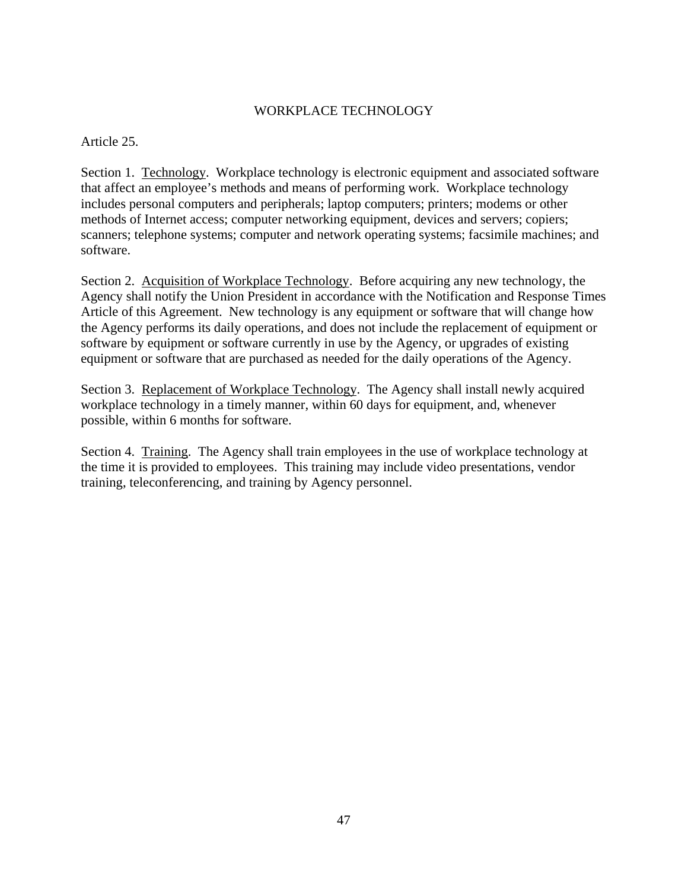# WORKPLACE TECHNOLOGY

Article 25.

Section 1. Technology. Workplace technology is electronic equipment and associated software that affect an employee's methods and means of performing work. Workplace technology includes personal computers and peripherals; laptop computers; printers; modems or other methods of Internet access; computer networking equipment, devices and servers; copiers; scanners; telephone systems; computer and network operating systems; facsimile machines; and software.

Section 2. Acquisition of Workplace Technology. Before acquiring any new technology, the Agency shall notify the Union President in accordance with the Notification and Response Times Article of this Agreement. New technology is any equipment or software that will change how the Agency performs its daily operations, and does not include the replacement of equipment or software by equipment or software currently in use by the Agency, or upgrades of existing equipment or software that are purchased as needed for the daily operations of the Agency.

Section 3. Replacement of Workplace Technology. The Agency shall install newly acquired workplace technology in a timely manner, within 60 days for equipment, and, whenever possible, within 6 months for software.

Section 4. Training. The Agency shall train employees in the use of workplace technology at the time it is provided to employees. This training may include video presentations, vendor training, teleconferencing, and training by Agency personnel.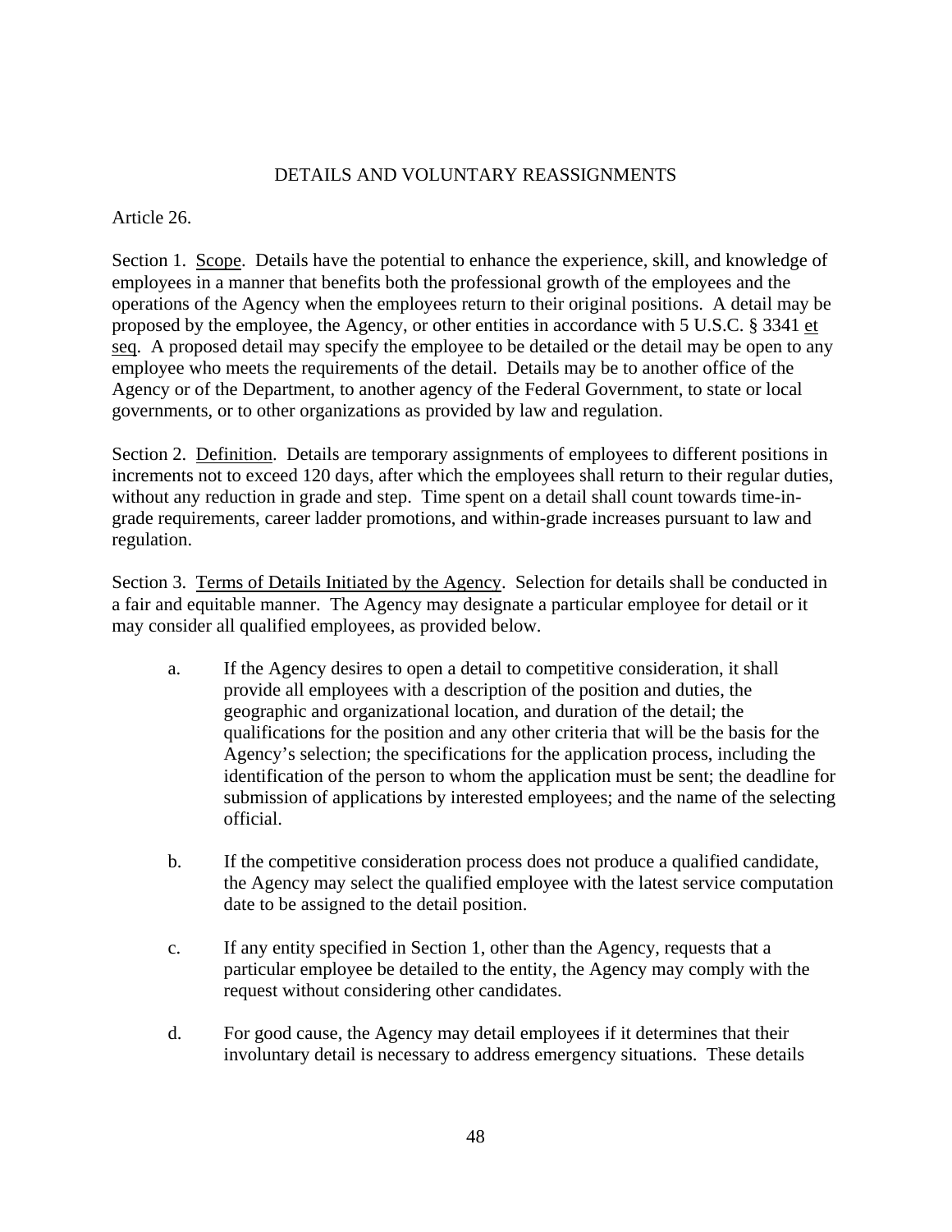## DETAILS AND VOLUNTARY REASSIGNMENTS

Article 26.

Section 1. Scope. Details have the potential to enhance the experience, skill, and knowledge of employees in a manner that benefits both the professional growth of the employees and the operations of the Agency when the employees return to their original positions. A detail may be proposed by the employee, the Agency, or other entities in accordance with 5 U.S.C. § 3341 et seq. A proposed detail may specify the employee to be detailed or the detail may be open to any employee who meets the requirements of the detail. Details may be to another office of the Agency or of the Department, to another agency of the Federal Government, to state or local governments, or to other organizations as provided by law and regulation.

Section 2. Definition. Details are temporary assignments of employees to different positions in increments not to exceed 120 days, after which the employees shall return to their regular duties, without any reduction in grade and step. Time spent on a detail shall count towards time-in-grade requirements, career ladder promotions, and within-grade increases pursuant to law and regulation.

Section 3. Terms of Details Initiated by the Agency. Selection for details shall be conducted in a fair and equitable manner. The Agency may designate a particular employee for detail or it may consider all qualified employees, as provided below.

a. If the Agency desires to open a detail to competitive consideration, it shall provide all employees with a description of the position and duties, the geographic and organizational location, and duration of the detail; the qualifications for the position and any other criteria that will be the basis for the Agency's selection; the specifications for the application process, including the identification of the person to whom the application must be sent; the deadline for submission of applications by interested employees; and the name of the selecting official.

b. If the competitive consideration process does not produce a qualified candidate, the Agency may select the qualified employee with the latest service computation date to be assigned to the detail position.

c. If any entity specified in Section 1, other than the Agency, requests that a particular employee be detailed to the entity, the Agency may comply with the request without considering other candidates.

d. For good cause, the Agency may detail employees if it determines that their involuntary detail is necessary to address emergency situations. These details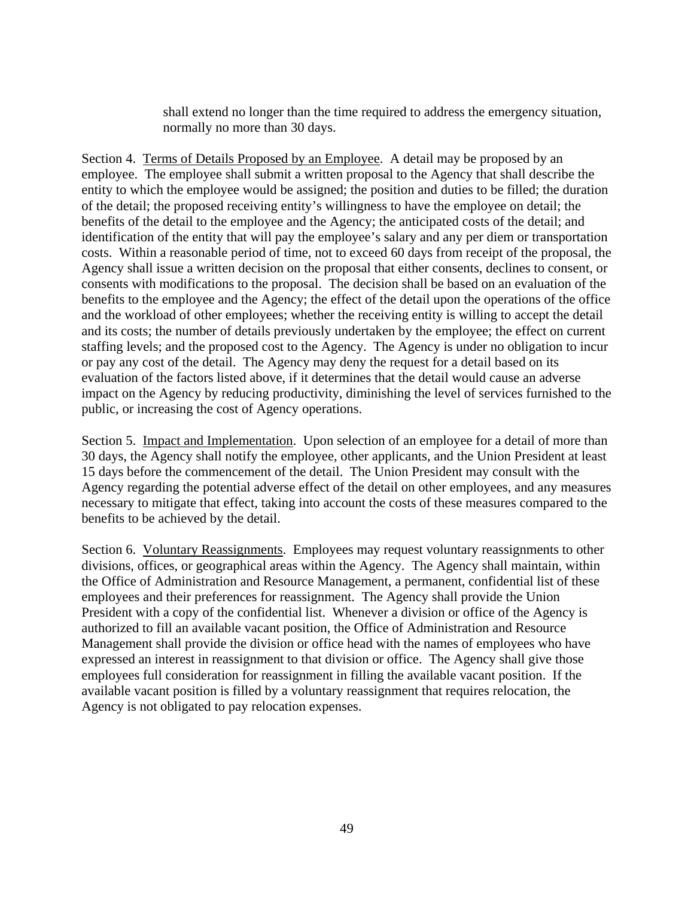shall extend no longer than the time required to address the emergency situation, normally no more than 30 days.

Section 4. Terms of Details Proposed by an Employee. A detail may be proposed by an employee. The employee shall submit a written proposal to the Agency that shall describe the entity to which the employee would be assigned; the position and duties to be filled; the duration of the detail; the proposed receiving entity's willingness to have the employee on detail; the benefits of the detail to the employee and the Agency; the anticipated costs of the detail; and identification of the entity that will pay the employee's salary and any per diem or transportation costs. Within a reasonable period of time, not to exceed 60 days from receipt of the proposal, the Agency shall issue a written decision on the proposal that either consents, declines to consent, or consents with modifications to the proposal. The decision shall be based on an evaluation of the benefits to the employee and the Agency; the effect of the detail upon the operations of the office and the workload of other employees; whether the receiving entity is willing to accept the detail and its costs; the number of details previously undertaken by the employee; the effect on current staffing levels; and the proposed cost to the Agency. The Agency is under no obligation to incur or pay any cost of the detail. The Agency may deny the request for a detail based on its evaluation of the factors listed above, if it determines that the detail would cause an adverse impact on the Agency by reducing productivity, diminishing the level of services furnished to the public, or increasing the cost of Agency operations.

Section 5. Impact and Implementation. Upon selection of an employee for a detail of more than 30 days, the Agency shall notify the employee, other applicants, and the Union President at least 15 days before the commencement of the detail. The Union President may consult with the Agency regarding the potential adverse effect of the detail on other employees, and any measures necessary to mitigate that effect, taking into account the costs of these measures compared to the benefits to be achieved by the detail.

Section 6. Voluntary Reassignments. Employees may request voluntary reassignments to other divisions, offices, or geographical areas within the Agency. The Agency shall maintain, within the Office of Administration and Resource Management, a permanent, confidential list of these employees and their preferences for reassignment. The Agency shall provide the Union President with a copy of the confidential list. Whenever a division or office of the Agency is authorized to fill an available vacant position, the Office of Administration and Resource Management shall provide the division or office head with the names of employees who have expressed an interest in reassignment to that division or office. The Agency shall give those employees full consideration for reassignment in filling the available vacant position. If the available vacant position is filled by a voluntary reassignment that requires relocation, the Agency is not obligated to pay relocation expenses.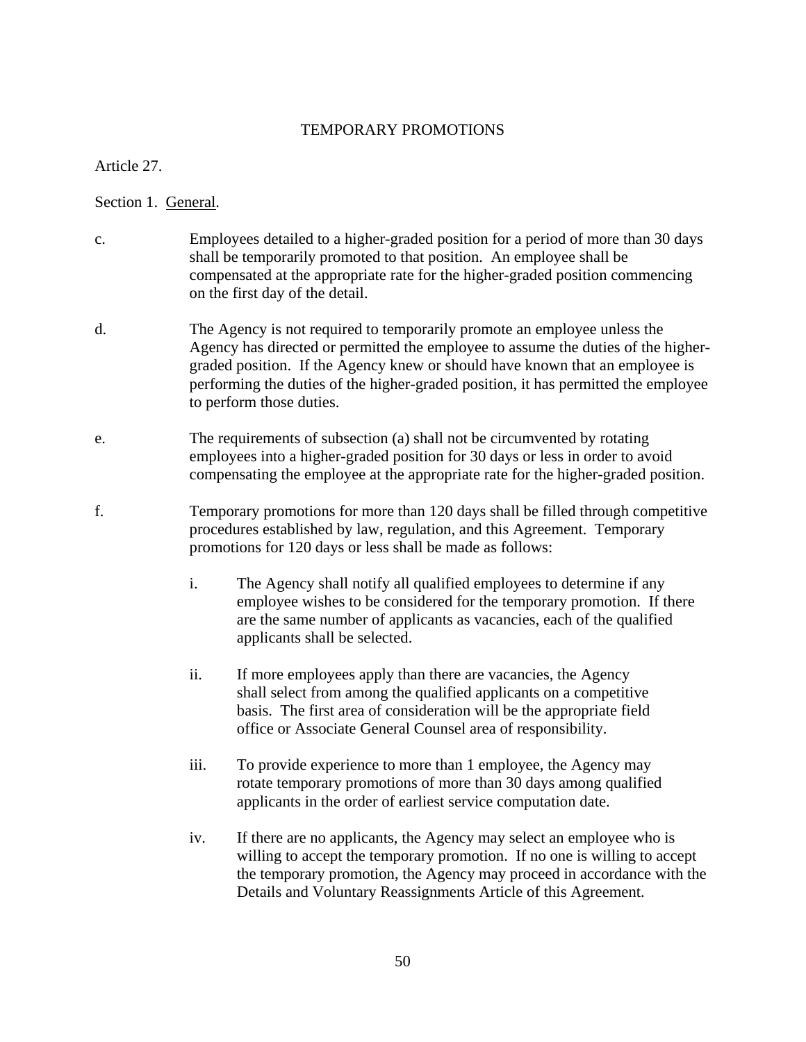## TEMPORARY PROMOTIONS

Article 27.

Section 1. General.

c. Employees detailed to a higher-graded position for a period of more than 30 days shall be temporarily promoted to that position. An employee shall be compensated at the appropriate rate for the higher-graded position commencing on the first day of the detail.

d. The Agency is not required to temporarily promote an employee unless the Agency has directed or permitted the employee to assume the duties of the higher-graded position. If the Agency knew or should have known that an employee is performing the duties of the higher-graded position, it has permitted the employee to perform those duties.

e. The requirements of subsection (a) shall not be circumvented by rotating employees into a higher-graded position for 30 days or less in order to avoid compensating the employee at the appropriate rate for the higher-graded position.

f. Temporary promotions for more than 120 days shall be filled through competitive procedures established by law, regulation, and this Agreement. Temporary promotions for 120 days or less shall be made as follows:

   i. The Agency shall notify all qualified employees to determine if any employee wishes to be considered for the temporary promotion. If there are the same number of applicants as vacancies, each of the qualified applicants shall be selected.

   ii. If more employees apply than there are vacancies, the Agency shall select from among the qualified applicants on a competitive basis. The first area of consideration will be the appropriate field office or Associate General Counsel area of responsibility.

   iii. To provide experience to more than 1 employee, the Agency may rotate temporary promotions of more than 30 days among qualified applicants in the order of earliest service computation date.

   iv. If there are no applicants, the Agency may select an employee who is willing to accept the temporary promotion. If no one is willing to accept the temporary promotion, the Agency may proceed in accordance with the Details and Voluntary Reassignments Article of this Agreement.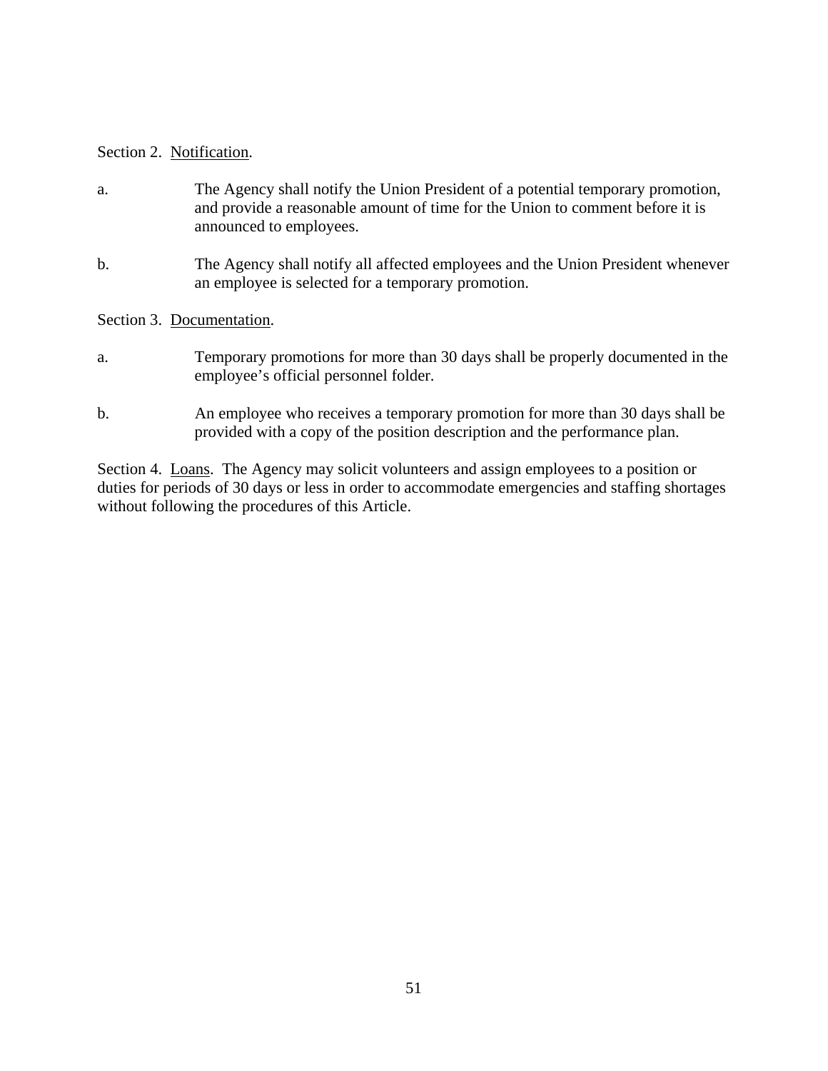Section 2. Notification.

a. The Agency shall notify the Union President of a potential temporary promotion, and provide a reasonable amount of time for the Union to comment before it is announced to employees.

b. The Agency shall notify all affected employees and the Union President whenever an employee is selected for a temporary promotion.

Section 3. Documentation.

a. Temporary promotions for more than 30 days shall be properly documented in the employee’s official personnel folder.

b. An employee who receives a temporary promotion for more than 30 days shall be provided with a copy of the position description and the performance plan.

Section 4. Loans. The Agency may solicit volunteers and assign employees to a position or duties for periods of 30 days or less in order to accommodate emergencies and staffing shortages without following the procedures of this Article.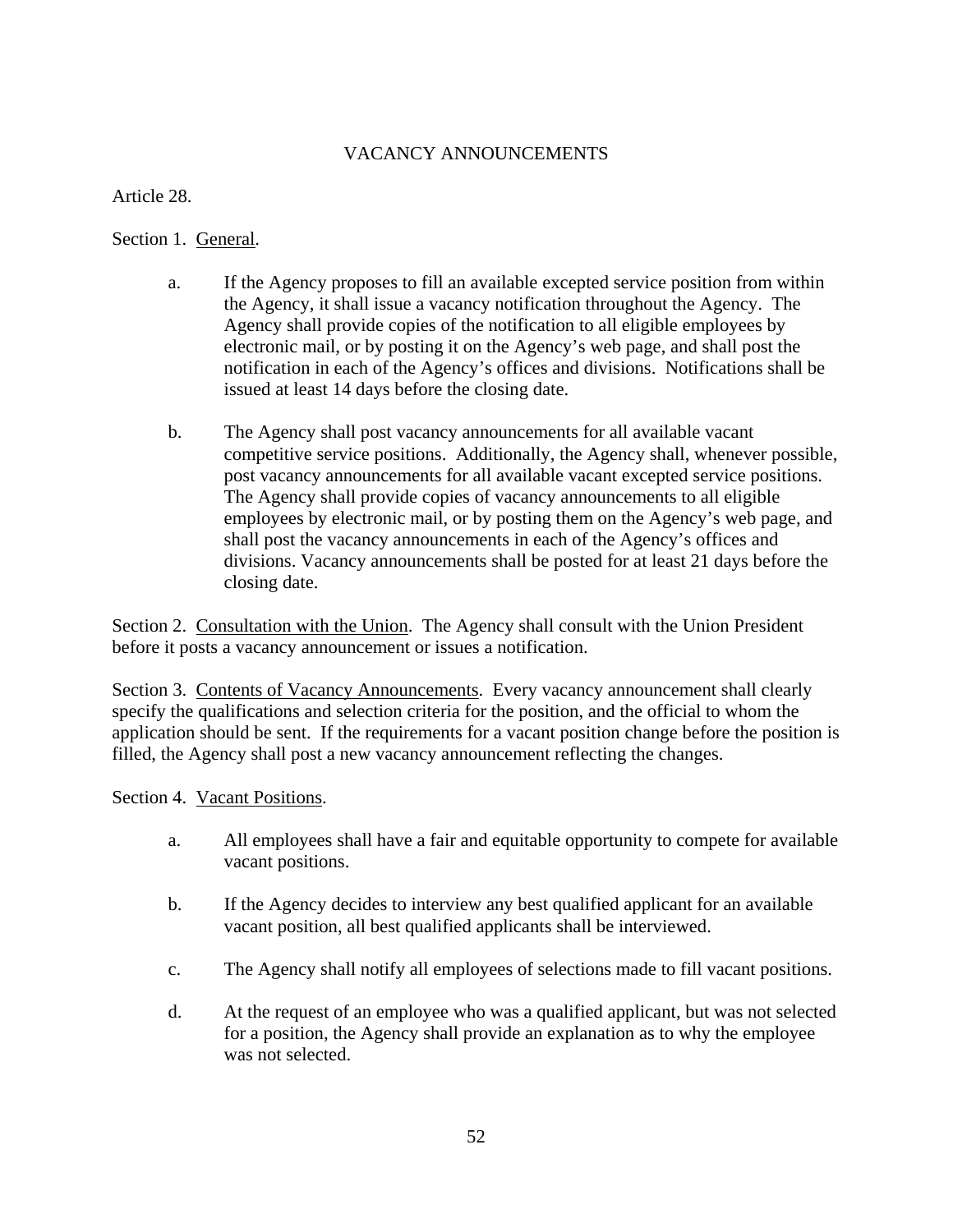## VACANCY ANNOUNCEMENTS

Article 28.

Section 1. General.

a. If the Agency proposes to fill an available excepted service position from within the Agency, it shall issue a vacancy notification throughout the Agency. The Agency shall provide copies of the notification to all eligible employees by electronic mail, or by posting it on the Agency's web page, and shall post the notification in each of the Agency's offices and divisions. Notifications shall be issued at least 14 days before the closing date.

b. The Agency shall post vacancy announcements for all available vacant competitive service positions. Additionally, the Agency shall, whenever possible, post vacancy announcements for all available vacant excepted service positions. The Agency shall provide copies of vacancy announcements to all eligible employees by electronic mail, or by posting them on the Agency's web page, and shall post the vacancy announcements in each of the Agency's offices and divisions. Vacancy announcements shall be posted for at least 21 days before the closing date.

Section 2. Consultation with the Union. The Agency shall consult with the Union President before it posts a vacancy announcement or issues a notification.

Section 3. Contents of Vacancy Announcements. Every vacancy announcement shall clearly specify the qualifications and selection criteria for the position, and the official to whom the application should be sent. If the requirements for a vacant position change before the position is filled, the Agency shall post a new vacancy announcement reflecting the changes.

Section 4. Vacant Positions.

a. All employees shall have a fair and equitable opportunity to compete for available vacant positions.

b. If the Agency decides to interview any best qualified applicant for an available vacant position, all best qualified applicants shall be interviewed.

c. The Agency shall notify all employees of selections made to fill vacant positions.

d. At the request of an employee who was a qualified applicant, but was not selected for a position, the Agency shall provide an explanation as to why the employee was not selected.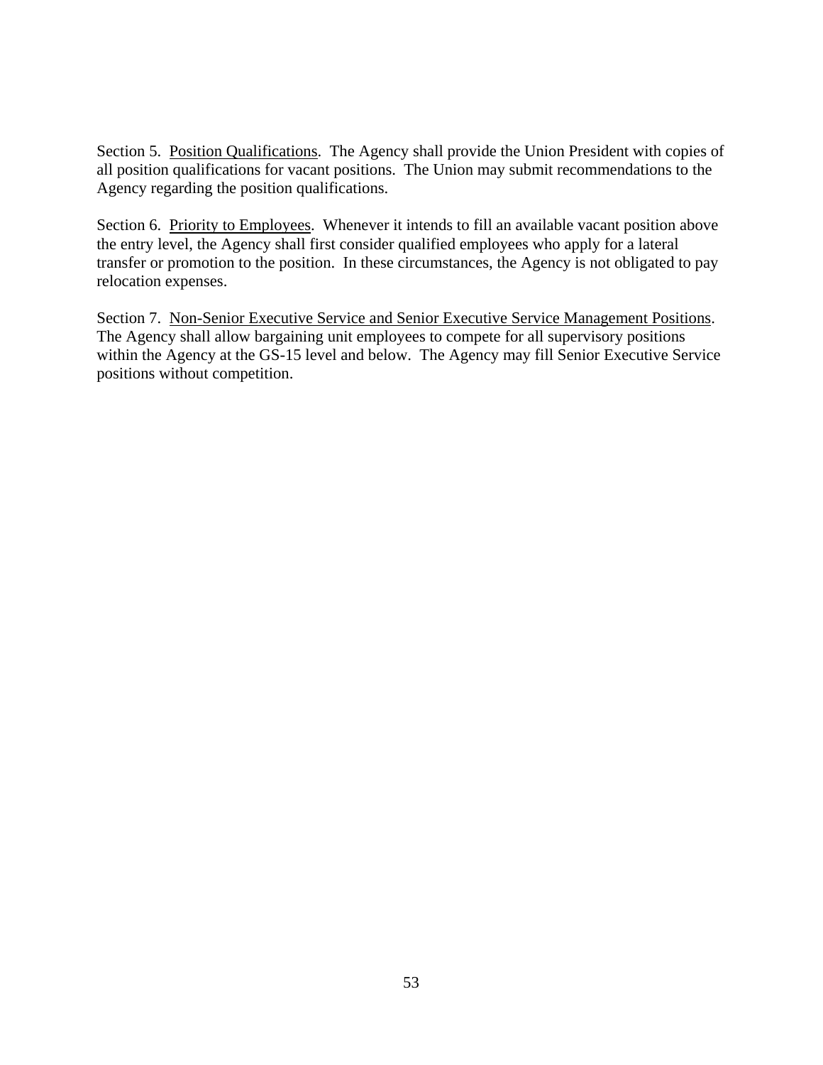Section 5.  <u>Position Qualifications</u>.  The Agency shall provide the Union President with copies of all position qualifications for vacant positions.  The Union may submit recommendations to the Agency regarding the position qualifications.

Section 6.  <u>Priority to Employees</u>.  Whenever it intends to fill an available vacant position above the entry level, the Agency shall first consider qualified employees who apply for a lateral transfer or promotion to the position.  In these circumstances, the Agency is not obligated to pay relocation expenses.

Section 7.  <u>Non-Senior Executive Service and Senior Executive Service Management Positions</u>. The Agency shall allow bargaining unit employees to compete for all supervisory positions within the Agency at the GS-15 level and below.  The Agency may fill Senior Executive Service positions without competition.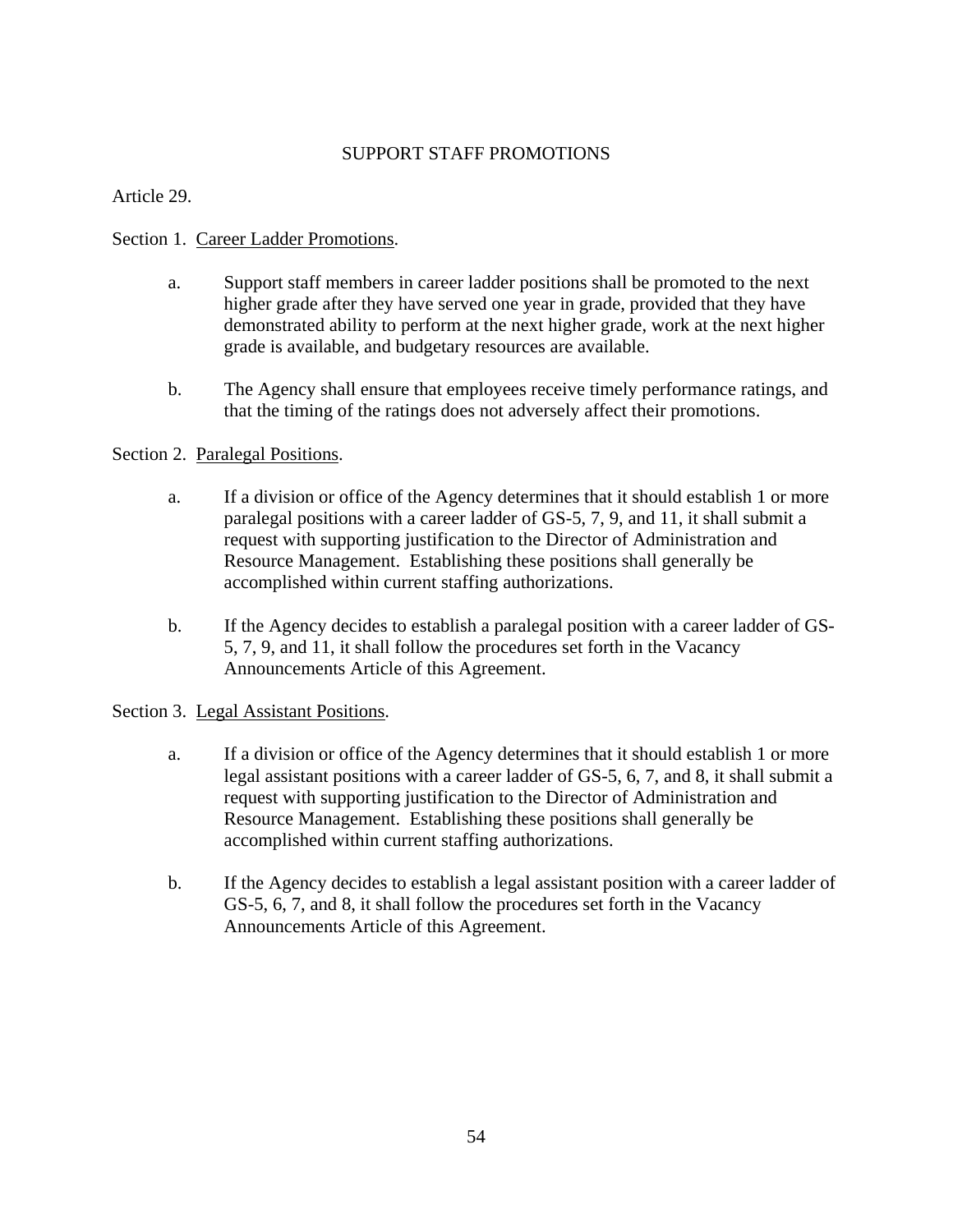# SUPPORT STAFF PROMOTIONS

Article 29.

Section 1. <u>Career Ladder Promotions</u>.

a. Support staff members in career ladder positions shall be promoted to the next higher grade after they have served one year in grade, provided that they have demonstrated ability to perform at the next higher grade, work at the next higher grade is available, and budgetary resources are available.

b. The Agency shall ensure that employees receive timely performance ratings, and that the timing of the ratings does not adversely affect their promotions.

Section 2. <u>Paralegal Positions</u>.

a. If a division or office of the Agency determines that it should establish 1 or more paralegal positions with a career ladder of GS-5, 7, 9, and 11, it shall submit a request with supporting justification to the Director of Administration and Resource Management. Establishing these positions shall generally be accomplished within current staffing authorizations.

b. If the Agency decides to establish a paralegal position with a career ladder of GS-5, 7, 9, and 11, it shall follow the procedures set forth in the Vacancy Announcements Article of this Agreement.

Section 3. <u>Legal Assistant Positions</u>.

a. If a division or office of the Agency determines that it should establish 1 or more legal assistant positions with a career ladder of GS-5, 6, 7, and 8, it shall submit a request with supporting justification to the Director of Administration and Resource Management. Establishing these positions shall generally be accomplished within current staffing authorizations.

b. If the Agency decides to establish a legal assistant position with a career ladder of GS-5, 6, 7, and 8, it shall follow the procedures set forth in the Vacancy Announcements Article of this Agreement.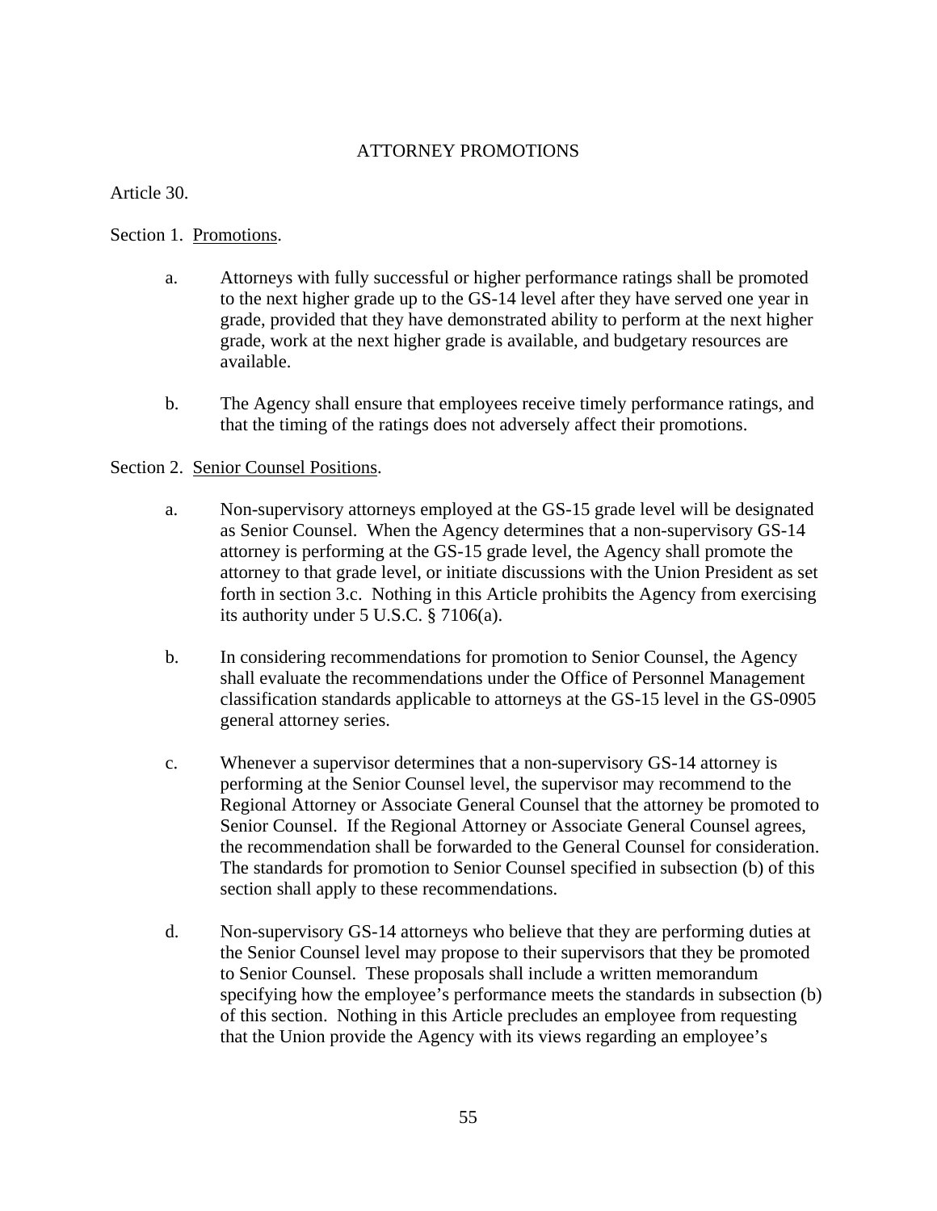# ATTORNEY PROMOTIONS

Article 30.

Section 1. Promotions.

a. Attorneys with fully successful or higher performance ratings shall be promoted to the next higher grade up to the GS-14 level after they have served one year in grade, provided that they have demonstrated ability to perform at the next higher grade, work at the next higher grade is available, and budgetary resources are available.

b. The Agency shall ensure that employees receive timely performance ratings, and that the timing of the ratings does not adversely affect their promotions.

Section 2. Senior Counsel Positions.

a. Non-supervisory attorneys employed at the GS-15 grade level will be designated as Senior Counsel. When the Agency determines that a non-supervisory GS-14 attorney is performing at the GS-15 grade level, the Agency shall promote the attorney to that grade level, or initiate discussions with the Union President as set forth in section 3.c. Nothing in this Article prohibits the Agency from exercising its authority under 5 U.S.C. § 7106(a).

b. In considering recommendations for promotion to Senior Counsel, the Agency shall evaluate the recommendations under the Office of Personnel Management classification standards applicable to attorneys at the GS-15 level in the GS-0905 general attorney series.

c. Whenever a supervisor determines that a non-supervisory GS-14 attorney is performing at the Senior Counsel level, the supervisor may recommend to the Regional Attorney or Associate General Counsel that the attorney be promoted to Senior Counsel. If the Regional Attorney or Associate General Counsel agrees, the recommendation shall be forwarded to the General Counsel for consideration. The standards for promotion to Senior Counsel specified in subsection (b) of this section shall apply to these recommendations.

d. Non-supervisory GS-14 attorneys who believe that they are performing duties at the Senior Counsel level may propose to their supervisors that they be promoted to Senior Counsel. These proposals shall include a written memorandum specifying how the employee's performance meets the standards in subsection (b) of this section. Nothing in this Article precludes an employee from requesting that the Union provide the Agency with its views regarding an employee's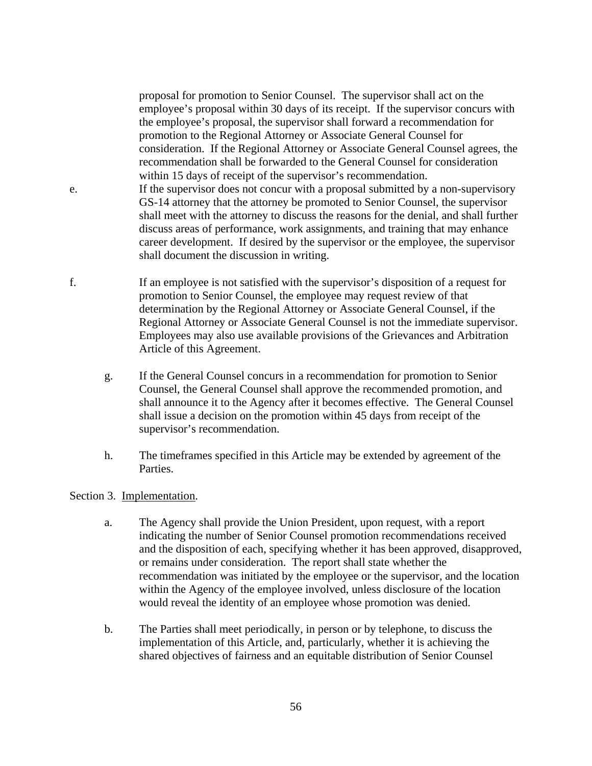proposal for promotion to Senior Counsel. The supervisor shall act on the employee's proposal within 30 days of its receipt. If the supervisor concurs with the employee's proposal, the supervisor shall forward a recommendation for promotion to the Regional Attorney or Associate General Counsel for consideration. If the Regional Attorney or Associate General Counsel agrees, the recommendation shall be forwarded to the General Counsel for consideration within 15 days of receipt of the supervisor's recommendation.

e. If the supervisor does not concur with a proposal submitted by a non-supervisory GS-14 attorney that the attorney be promoted to Senior Counsel, the supervisor shall meet with the attorney to discuss the reasons for the denial, and shall further discuss areas of performance, work assignments, and training that may enhance career development. If desired by the supervisor or the employee, the supervisor shall document the discussion in writing.

f. If an employee is not satisfied with the supervisor's disposition of a request for promotion to Senior Counsel, the employee may request review of that determination by the Regional Attorney or Associate General Counsel, if the Regional Attorney or Associate General Counsel is not the immediate supervisor. Employees may also use available provisions of the Grievances and Arbitration Article of this Agreement.

g. If the General Counsel concurs in a recommendation for promotion to Senior Counsel, the General Counsel shall approve the recommended promotion, and shall announce it to the Agency after it becomes effective. The General Counsel shall issue a decision on the promotion within 45 days from receipt of the supervisor's recommendation.

h. The timeframes specified in this Article may be extended by agreement of the Parties.

Section 3. Implementation.

a. The Agency shall provide the Union President, upon request, with a report indicating the number of Senior Counsel promotion recommendations received and the disposition of each, specifying whether it has been approved, disapproved, or remains under consideration. The report shall state whether the recommendation was initiated by the employee or the supervisor, and the location within the Agency of the employee involved, unless disclosure of the location would reveal the identity of an employee whose promotion was denied.

b. The Parties shall meet periodically, in person or by telephone, to discuss the implementation of this Article, and, particularly, whether it is achieving the shared objectives of fairness and an equitable distribution of Senior Counsel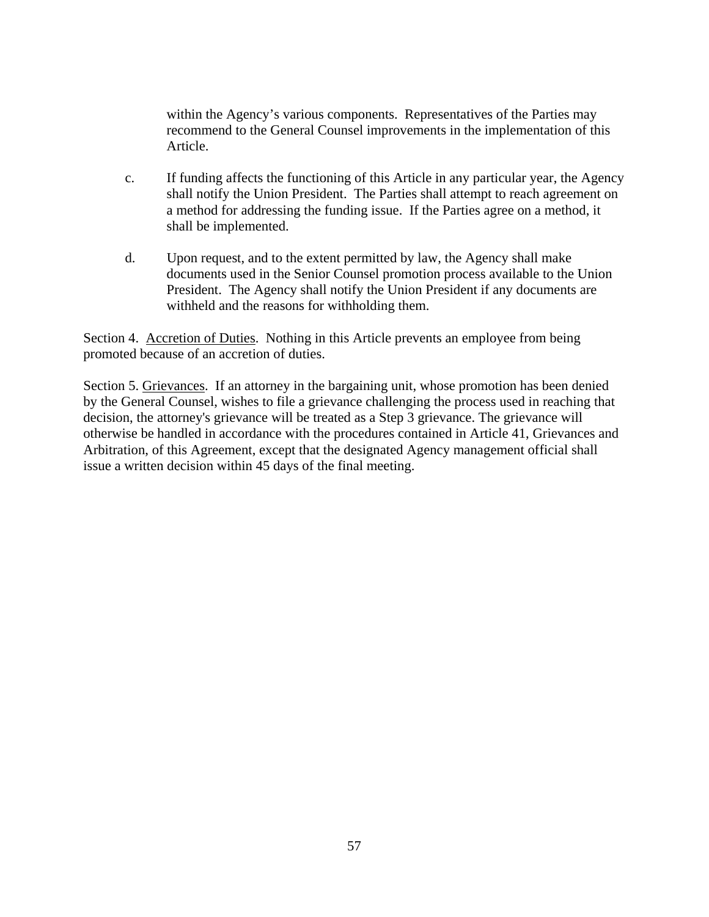within the Agency's various components. Representatives of the Parties may recommend to the General Counsel improvements in the implementation of this Article.

c. If funding affects the functioning of this Article in any particular year, the Agency shall notify the Union President. The Parties shall attempt to reach agreement on a method for addressing the funding issue. If the Parties agree on a method, it shall be implemented.

d. Upon request, and to the extent permitted by law, the Agency shall make documents used in the Senior Counsel promotion process available to the Union President. The Agency shall notify the Union President if any documents are withheld and the reasons for withholding them.

Section 4. <u>Accretion of Duties</u>. Nothing in this Article prevents an employee from being promoted because of an accretion of duties.

Section 5. <u>Grievances</u>. If an attorney in the bargaining unit, whose promotion has been denied by the General Counsel, wishes to file a grievance challenging the process used in reaching that decision, the attorney's grievance will be treated as a Step 3 grievance. The grievance will otherwise be handled in accordance with the procedures contained in Article 41, Grievances and Arbitration, of this Agreement, except that the designated Agency management official shall issue a written decision within 45 days of the final meeting.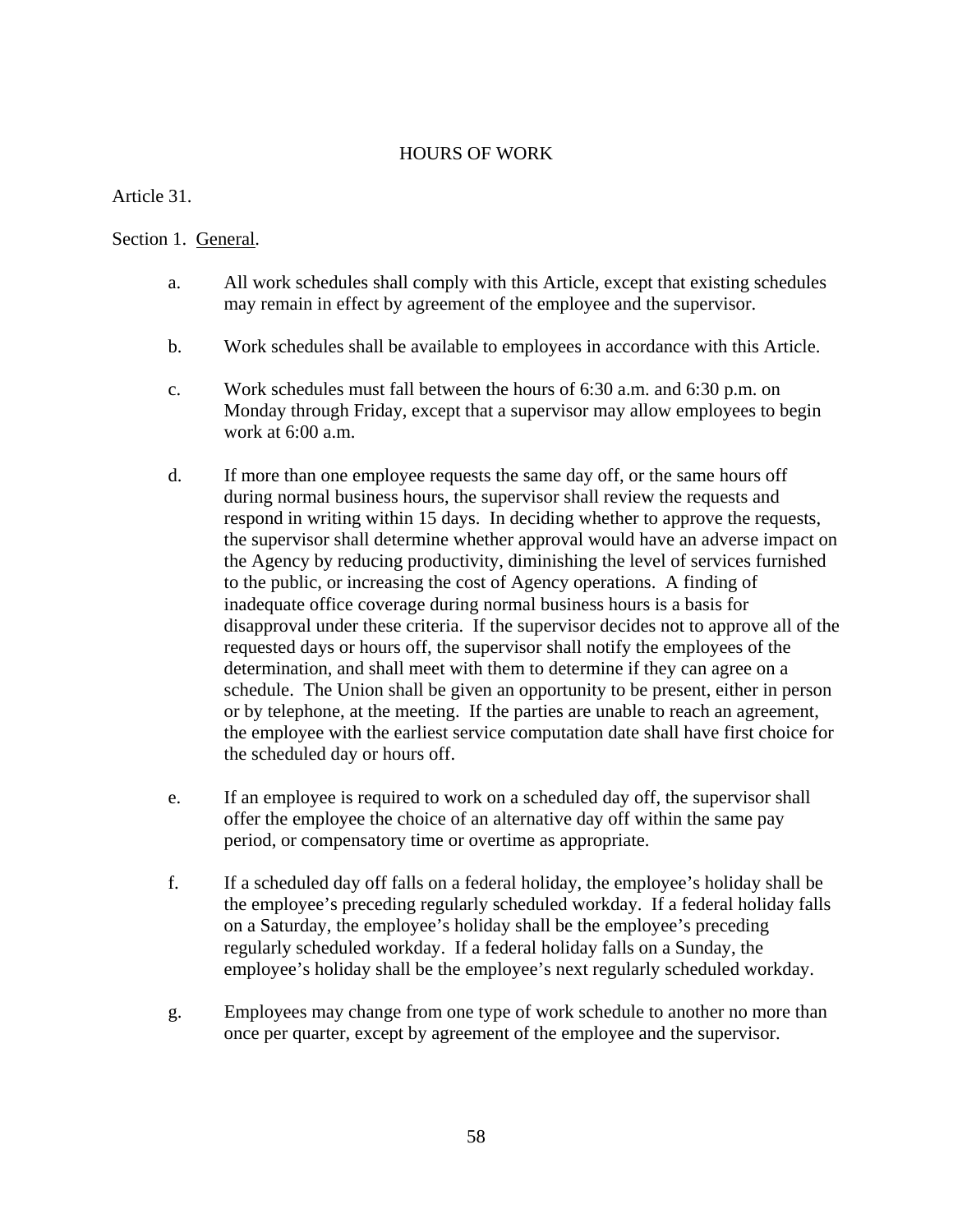# HOURS OF WORK

Article 31.

Section 1. <u>General</u>.

a. All work schedules shall comply with this Article, except that existing schedules may remain in effect by agreement of the employee and the supervisor.

b. Work schedules shall be available to employees in accordance with this Article.

c. Work schedules must fall between the hours of 6:30 a.m. and 6:30 p.m. on Monday through Friday, except that a supervisor may allow employees to begin work at 6:00 a.m.

d. If more than one employee requests the same day off, or the same hours off during normal business hours, the supervisor shall review the requests and respond in writing within 15 days. In deciding whether to approve the requests, the supervisor shall determine whether approval would have an adverse impact on the Agency by reducing productivity, diminishing the level of services furnished to the public, or increasing the cost of Agency operations. A finding of inadequate office coverage during normal business hours is a basis for disapproval under these criteria. If the supervisor decides not to approve all of the requested days or hours off, the supervisor shall notify the employees of the determination, and shall meet with them to determine if they can agree on a schedule. The Union shall be given an opportunity to be present, either in person or by telephone, at the meeting. If the parties are unable to reach an agreement, the employee with the earliest service computation date shall have first choice for the scheduled day or hours off.

e. If an employee is required to work on a scheduled day off, the supervisor shall offer the employee the choice of an alternative day off within the same pay period, or compensatory time or overtime as appropriate.

f. If a scheduled day off falls on a federal holiday, the employee's holiday shall be the employee's preceding regularly scheduled workday. If a federal holiday falls on a Saturday, the employee's holiday shall be the employee's preceding regularly scheduled workday. If a federal holiday falls on a Sunday, the employee's holiday shall be the employee's next regularly scheduled workday.

g. Employees may change from one type of work schedule to another no more than once per quarter, except by agreement of the employee and the supervisor.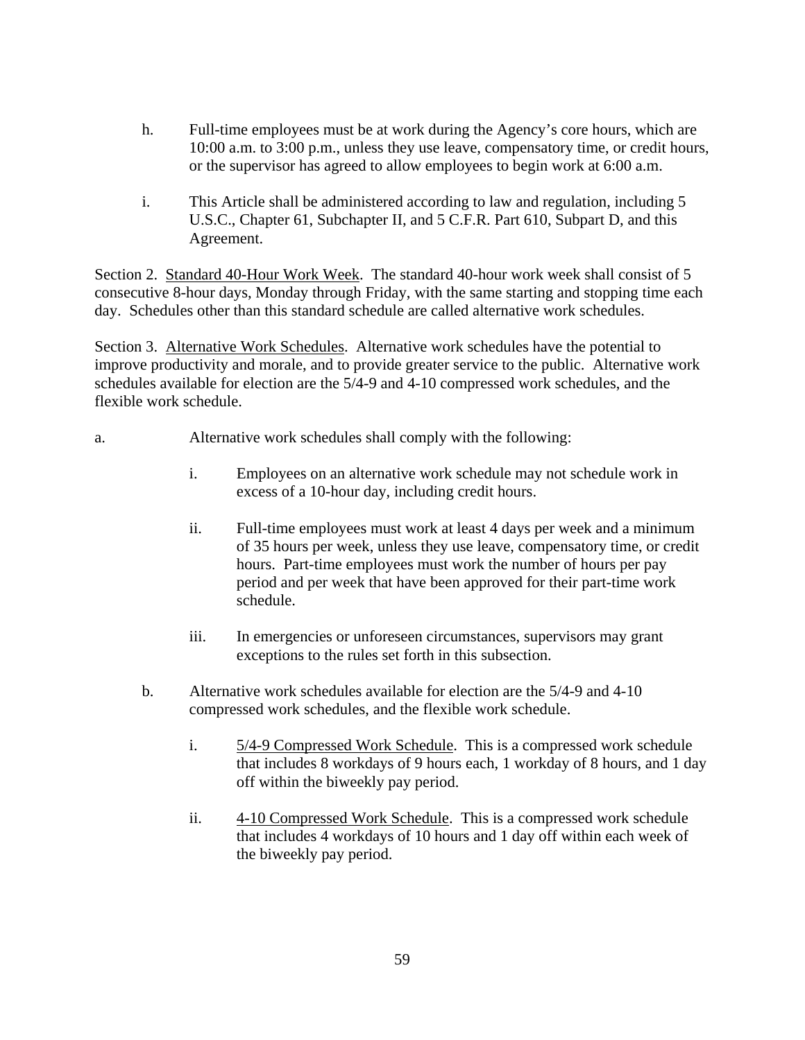h. Full-time employees must be at work during the Agency's core hours, which are 10:00 a.m. to 3:00 p.m., unless they use leave, compensatory time, or credit hours, or the supervisor has agreed to allow employees to begin work at 6:00 a.m.

i. This Article shall be administered according to law and regulation, including 5 U.S.C., Chapter 61, Subchapter II, and 5 C.F.R. Part 610, Subpart D, and this Agreement.

Section 2. Standard 40-Hour Work Week. The standard 40-hour work week shall consist of 5 consecutive 8-hour days, Monday through Friday, with the same starting and stopping time each day. Schedules other than this standard schedule are called alternative work schedules.

Section 3. Alternative Work Schedules. Alternative work schedules have the potential to improve productivity and morale, and to provide greater service to the public. Alternative work schedules available for election are the 5/4-9 and 4-10 compressed work schedules, and the flexible work schedule.

a. Alternative work schedules shall comply with the following:

   i. Employees on an alternative work schedule may not schedule work in excess of a 10-hour day, including credit hours.

   ii. Full-time employees must work at least 4 days per week and a minimum of 35 hours per week, unless they use leave, compensatory time, or credit hours. Part-time employees must work the number of hours per pay period and per week that have been approved for their part-time work schedule.

   iii. In emergencies or unforeseen circumstances, supervisors may grant exceptions to the rules set forth in this subsection.

b. Alternative work schedules available for election are the 5/4-9 and 4-10 compressed work schedules, and the flexible work schedule.

   i. 5/4-9 Compressed Work Schedule. This is a compressed work schedule that includes 8 workdays of 9 hours each, 1 workday of 8 hours, and 1 day off within the biweekly pay period.

   ii. 4-10 Compressed Work Schedule. This is a compressed work schedule that includes 4 workdays of 10 hours and 1 day off within each week of the biweekly pay period.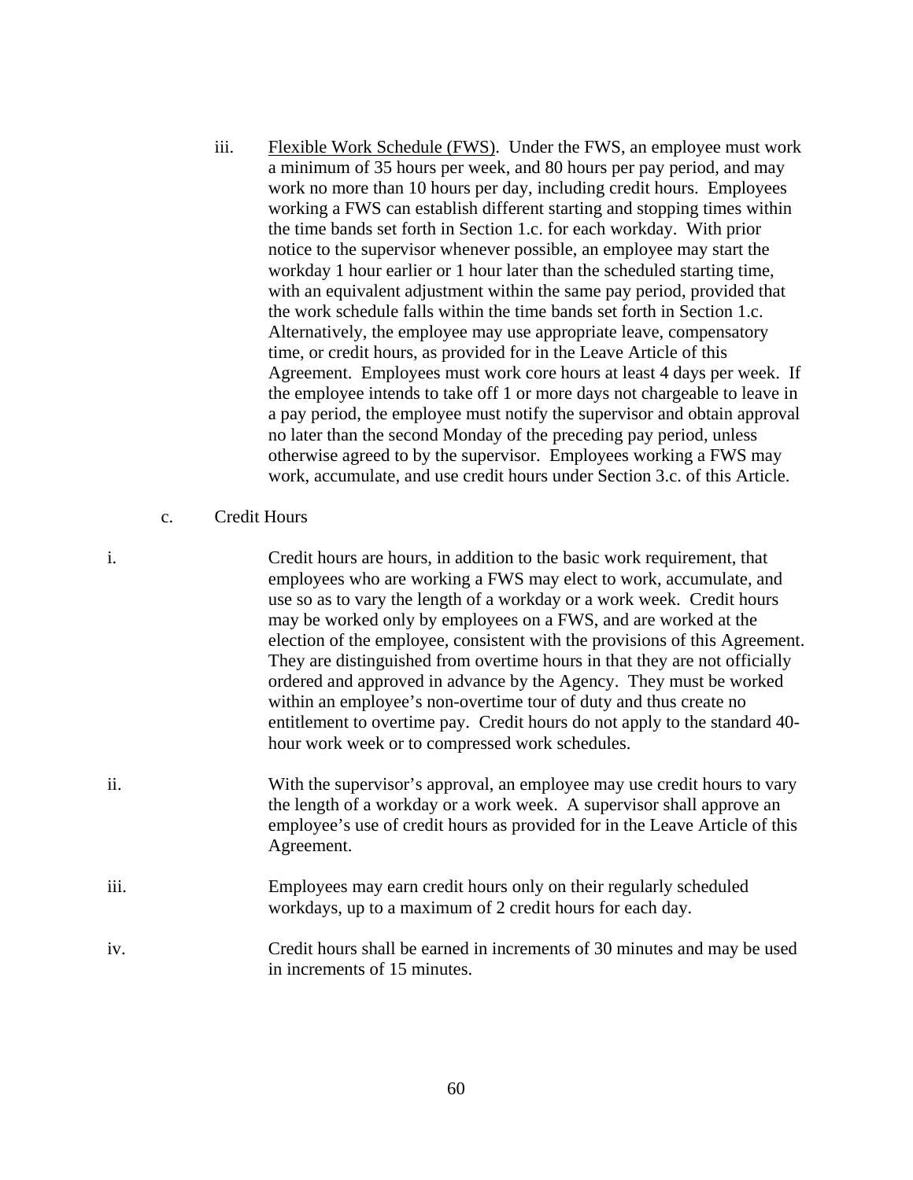iii. Flexible Work Schedule (FWS). Under the FWS, an employee must work a minimum of 35 hours per week, and 80 hours per pay period, and may work no more than 10 hours per day, including credit hours. Employees working a FWS can establish different starting and stopping times within the time bands set forth in Section 1.c. for each workday. With prior notice to the supervisor whenever possible, an employee may start the workday 1 hour earlier or 1 hour later than the scheduled starting time, with an equivalent adjustment within the same pay period, provided that the work schedule falls within the time bands set forth in Section 1.c. Alternatively, the employee may use appropriate leave, compensatory time, or credit hours, as provided for in the Leave Article of this Agreement. Employees must work core hours at least 4 days per week. If the employee intends to take off 1 or more days not chargeable to leave in a pay period, the employee must notify the supervisor and obtain approval no later than the second Monday of the preceding pay period, unless otherwise agreed to by the supervisor. Employees working a FWS may work, accumulate, and use credit hours under Section 3.c. of this Article.

c. Credit Hours

i. Credit hours are hours, in addition to the basic work requirement, that employees who are working a FWS may elect to work, accumulate, and use so as to vary the length of a workday or a work week. Credit hours may be worked only by employees on a FWS, and are worked at the election of the employee, consistent with the provisions of this Agreement. They are distinguished from overtime hours in that they are not officially ordered and approved in advance by the Agency. They must be worked within an employee's non-overtime tour of duty and thus create no entitlement to overtime pay. Credit hours do not apply to the standard 40-hour work week or to compressed work schedules.

ii. With the supervisor's approval, an employee may use credit hours to vary the length of a workday or a work week. A supervisor shall approve an employee's use of credit hours as provided for in the Leave Article of this Agreement.

iii. Employees may earn credit hours only on their regularly scheduled workdays, up to a maximum of 2 credit hours for each day.

iv. Credit hours shall be earned in increments of 30 minutes and may be used in increments of 15 minutes.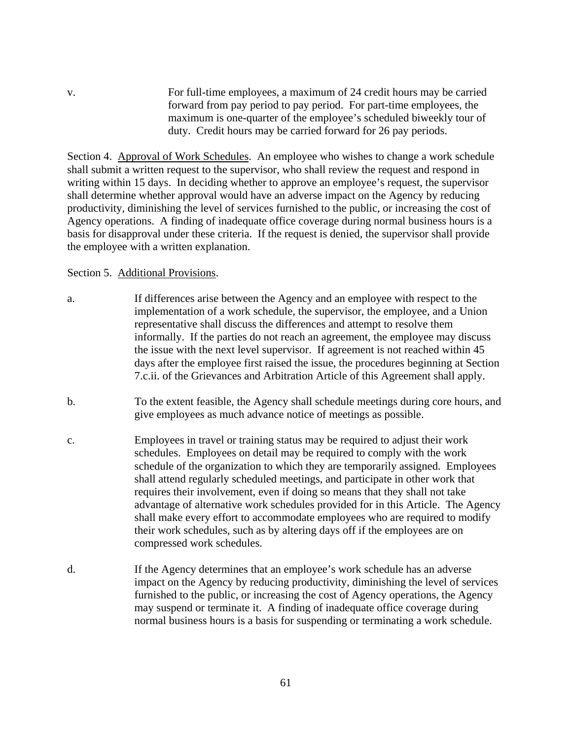v. For full-time employees, a maximum of 24 credit hours may be carried forward from pay period to pay period. For part-time employees, the maximum is one-quarter of the employee's scheduled biweekly tour of duty. Credit hours may be carried forward for 26 pay periods.

Section 4. Approval of Work Schedules. An employee who wishes to change a work schedule shall submit a written request to the supervisor, who shall review the request and respond in writing within 15 days. In deciding whether to approve an employee's request, the supervisor shall determine whether approval would have an adverse impact on the Agency by reducing productivity, diminishing the level of services furnished to the public, or increasing the cost of Agency operations. A finding of inadequate office coverage during normal business hours is a basis for disapproval under these criteria. If the request is denied, the supervisor shall provide the employee with a written explanation.

Section 5. Additional Provisions.

a. If differences arise between the Agency and an employee with respect to the implementation of a work schedule, the supervisor, the employee, and a Union representative shall discuss the differences and attempt to resolve them informally. If the parties do not reach an agreement, the employee may discuss the issue with the next level supervisor. If agreement is not reached within 45 days after the employee first raised the issue, the procedures beginning at Section 7.c.ii. of the Grievances and Arbitration Article of this Agreement shall apply.

b. To the extent feasible, the Agency shall schedule meetings during core hours, and give employees as much advance notice of meetings as possible.

c. Employees in travel or training status may be required to adjust their work schedules. Employees on detail may be required to comply with the work schedule of the organization to which they are temporarily assigned. Employees shall attend regularly scheduled meetings, and participate in other work that requires their involvement, even if doing so means that they shall not take advantage of alternative work schedules provided for in this Article. The Agency shall make every effort to accommodate employees who are required to modify their work schedules, such as by altering days off if the employees are on compressed work schedules.

d. If the Agency determines that an employee's work schedule has an adverse impact on the Agency by reducing productivity, diminishing the level of services furnished to the public, or increasing the cost of Agency operations, the Agency may suspend or terminate it. A finding of inadequate office coverage during normal business hours is a basis for suspending or terminating a work schedule.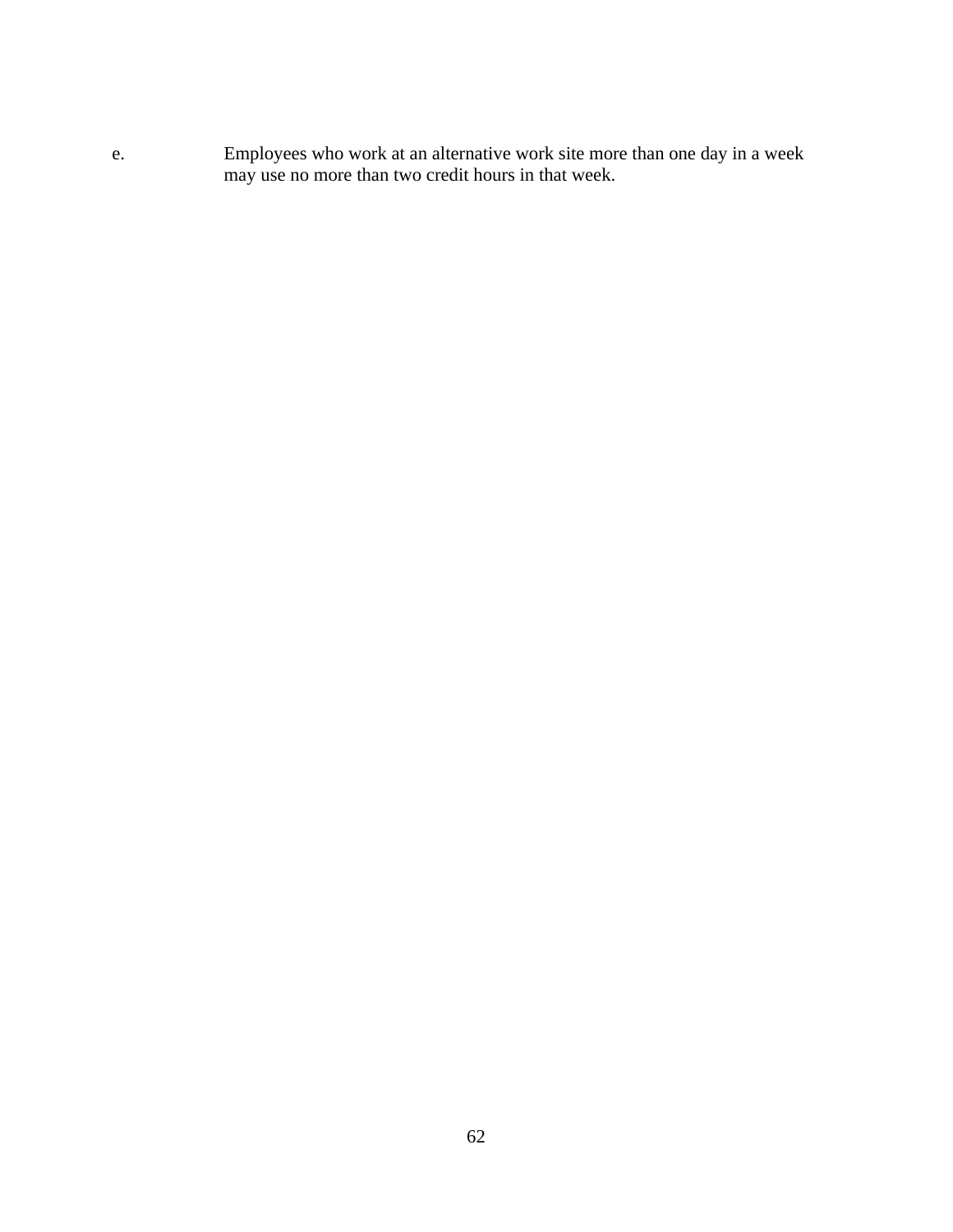e. Employees who work at an alternative work site more than one day in a week may use no more than two credit hours in that week.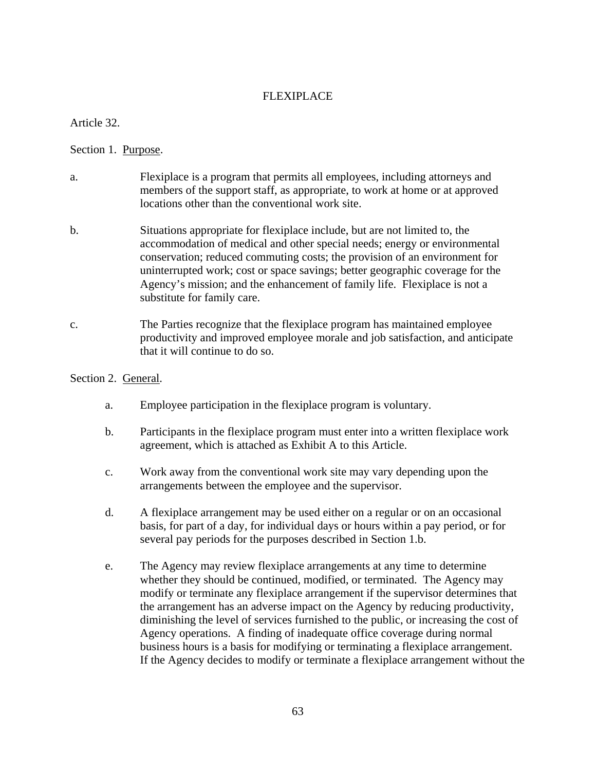# FLEXIPLACE

Article 32.

Section 1. Purpose.

a. Flexiplace is a program that permits all employees, including attorneys and members of the support staff, as appropriate, to work at home or at approved locations other than the conventional work site.

b. Situations appropriate for flexiplace include, but are not limited to, the accommodation of medical and other special needs; energy or environmental conservation; reduced commuting costs; the provision of an environment for uninterrupted work; cost or space savings; better geographic coverage for the Agency's mission; and the enhancement of family life. Flexiplace is not a substitute for family care.

c. The Parties recognize that the flexiplace program has maintained employee productivity and improved employee morale and job satisfaction, and anticipate that it will continue to do so.

Section 2. General.

a. Employee participation in the flexiplace program is voluntary.

b. Participants in the flexiplace program must enter into a written flexiplace work agreement, which is attached as Exhibit A to this Article.

c. Work away from the conventional work site may vary depending upon the arrangements between the employee and the supervisor.

d. A flexiplace arrangement may be used either on a regular or on an occasional basis, for part of a day, for individual days or hours within a pay period, or for several pay periods for the purposes described in Section 1.b.

e. The Agency may review flexiplace arrangements at any time to determine whether they should be continued, modified, or terminated. The Agency may modify or terminate any flexiplace arrangement if the supervisor determines that the arrangement has an adverse impact on the Agency by reducing productivity, diminishing the level of services furnished to the public, or increasing the cost of Agency operations. A finding of inadequate office coverage during normal business hours is a basis for modifying or terminating a flexiplace arrangement. If the Agency decides to modify or terminate a flexiplace arrangement without the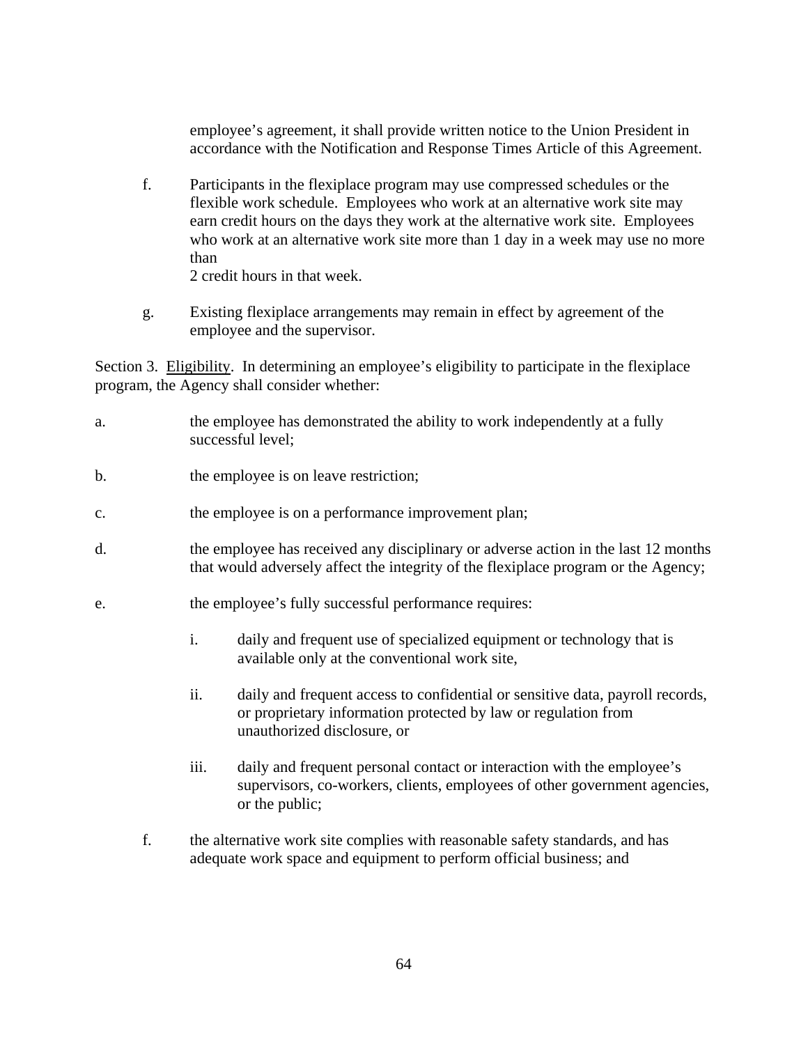employee's agreement, it shall provide written notice to the Union President in accordance with the Notification and Response Times Article of this Agreement.

f. Participants in the flexiplace program may use compressed schedules or the flexible work schedule. Employees who work at an alternative work site may earn credit hours on the days they work at the alternative work site. Employees who work at an alternative work site more than 1 day in a week may use no more than
2 credit hours in that week.

g. Existing flexiplace arrangements may remain in effect by agreement of the employee and the supervisor.

Section 3. Eligibility. In determining an employee's eligibility to participate in the flexiplace program, the Agency shall consider whether:

a. the employee has demonstrated the ability to work independently at a fully successful level;

b. the employee is on leave restriction;

c. the employee is on a performance improvement plan;

d. the employee has received any disciplinary or adverse action in the last 12 months that would adversely affect the integrity of the flexiplace program or the Agency;

e. the employee's fully successful performance requires:

   i. daily and frequent use of specialized equipment or technology that is available only at the conventional work site,

   ii. daily and frequent access to confidential or sensitive data, payroll records, or proprietary information protected by law or regulation from unauthorized disclosure, or

   iii. daily and frequent personal contact or interaction with the employee's supervisors, co-workers, clients, employees of other government agencies, or the public;

f. the alternative work site complies with reasonable safety standards, and has adequate work space and equipment to perform official business; and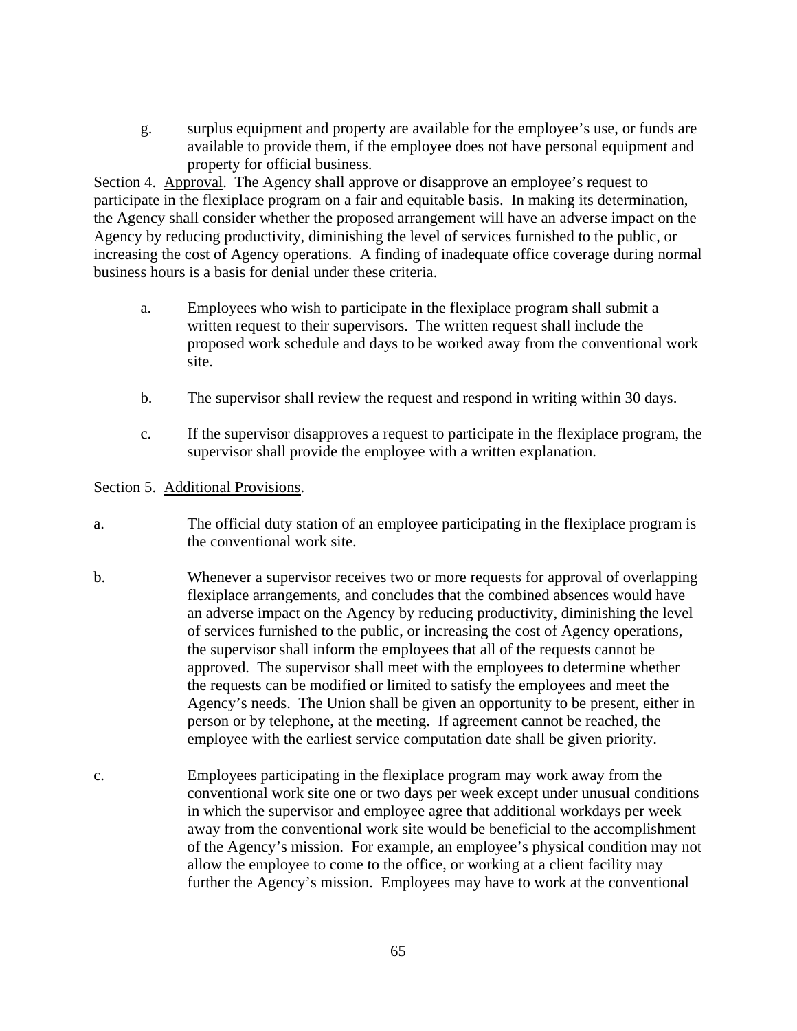g. surplus equipment and property are available for the employee's use, or funds are available to provide them, if the employee does not have personal equipment and property for official business.

Section 4. <u>Approval</u>. The Agency shall approve or disapprove an employee's request to participate in the flexiplace program on a fair and equitable basis. In making its determination, the Agency shall consider whether the proposed arrangement will have an adverse impact on the Agency by reducing productivity, diminishing the level of services furnished to the public, or increasing the cost of Agency operations. A finding of inadequate office coverage during normal business hours is a basis for denial under these criteria.

a. Employees who wish to participate in the flexiplace program shall submit a written request to their supervisors. The written request shall include the proposed work schedule and days to be worked away from the conventional work site.

b. The supervisor shall review the request and respond in writing within 30 days.

c. If the supervisor disapproves a request to participate in the flexiplace program, the supervisor shall provide the employee with a written explanation.

Section 5. <u>Additional Provisions</u>.

a. The official duty station of an employee participating in the flexiplace program is the conventional work site.

b. Whenever a supervisor receives two or more requests for approval of overlapping flexiplace arrangements, and concludes that the combined absences would have an adverse impact on the Agency by reducing productivity, diminishing the level of services furnished to the public, or increasing the cost of Agency operations, the supervisor shall inform the employees that all of the requests cannot be approved. The supervisor shall meet with the employees to determine whether the requests can be modified or limited to satisfy the employees and meet the Agency's needs. The Union shall be given an opportunity to be present, either in person or by telephone, at the meeting. If agreement cannot be reached, the employee with the earliest service computation date shall be given priority.

c. Employees participating in the flexiplace program may work away from the conventional work site one or two days per week except under unusual conditions in which the supervisor and employee agree that additional workdays per week away from the conventional work site would be beneficial to the accomplishment of the Agency's mission. For example, an employee's physical condition may not allow the employee to come to the office, or working at a client facility may further the Agency's mission. Employees may have to work at the conventional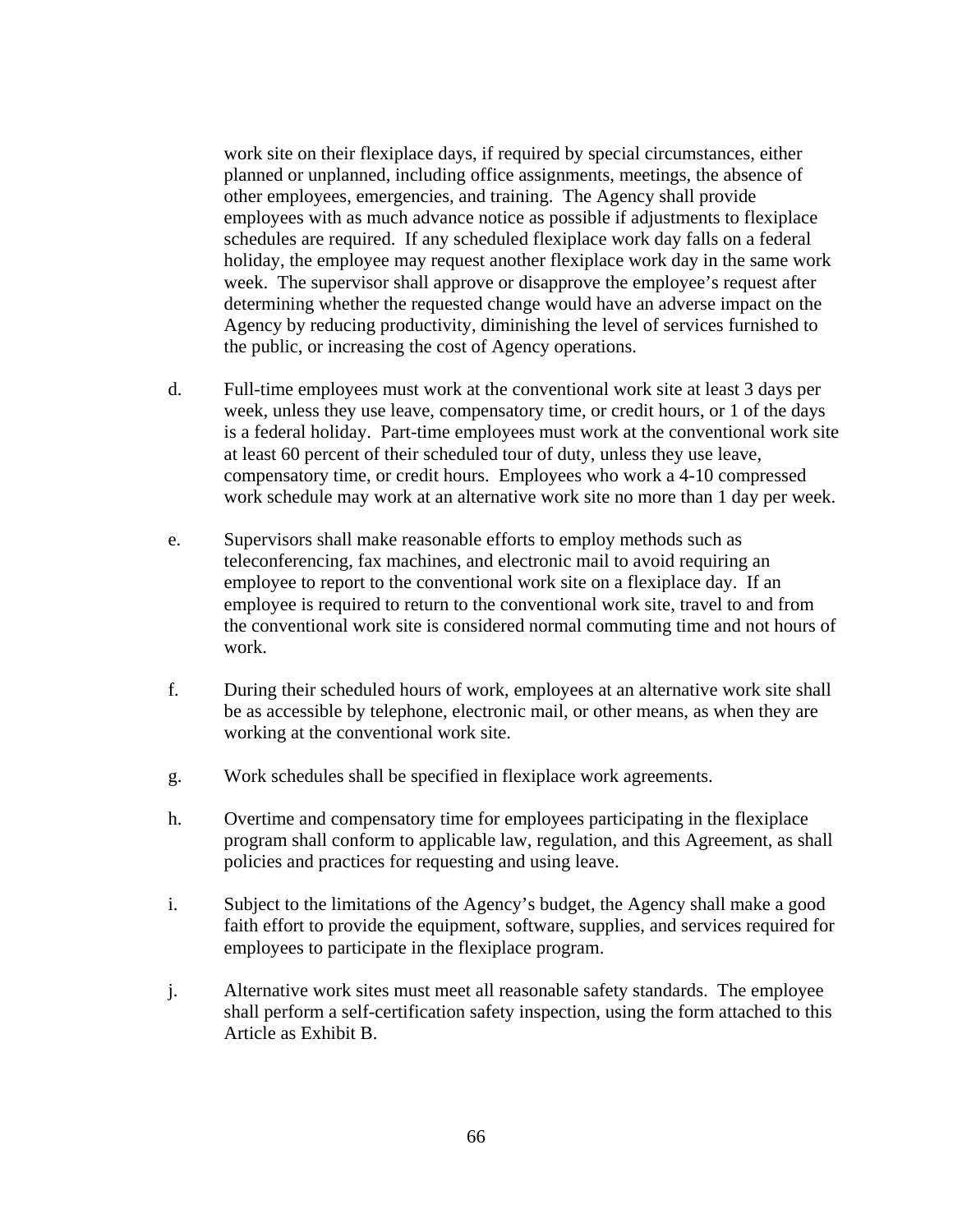work site on their flexiplace days, if required by special circumstances, either planned or unplanned, including office assignments, meetings, the absence of other employees, emergencies, and training. The Agency shall provide employees with as much advance notice as possible if adjustments to flexiplace schedules are required. If any scheduled flexiplace work day falls on a federal holiday, the employee may request another flexiplace work day in the same work week. The supervisor shall approve or disapprove the employee's request after determining whether the requested change would have an adverse impact on the Agency by reducing productivity, diminishing the level of services furnished to the public, or increasing the cost of Agency operations.

d. Full-time employees must work at the conventional work site at least 3 days per week, unless they use leave, compensatory time, or credit hours, or 1 of the days is a federal holiday. Part-time employees must work at the conventional work site at least 60 percent of their scheduled tour of duty, unless they use leave, compensatory time, or credit hours. Employees who work a 4-10 compressed work schedule may work at an alternative work site no more than 1 day per week.

e. Supervisors shall make reasonable efforts to employ methods such as teleconferencing, fax machines, and electronic mail to avoid requiring an employee to report to the conventional work site on a flexiplace day. If an employee is required to return to the conventional work site, travel to and from the conventional work site is considered normal commuting time and not hours of work.

f. During their scheduled hours of work, employees at an alternative work site shall be as accessible by telephone, electronic mail, or other means, as when they are working at the conventional work site.

g. Work schedules shall be specified in flexiplace work agreements.

h. Overtime and compensatory time for employees participating in the flexiplace program shall conform to applicable law, regulation, and this Agreement, as shall policies and practices for requesting and using leave.

i. Subject to the limitations of the Agency's budget, the Agency shall make a good faith effort to provide the equipment, software, supplies, and services required for employees to participate in the flexiplace program.

j. Alternative work sites must meet all reasonable safety standards. The employee shall perform a self-certification safety inspection, using the form attached to this Article as Exhibit B.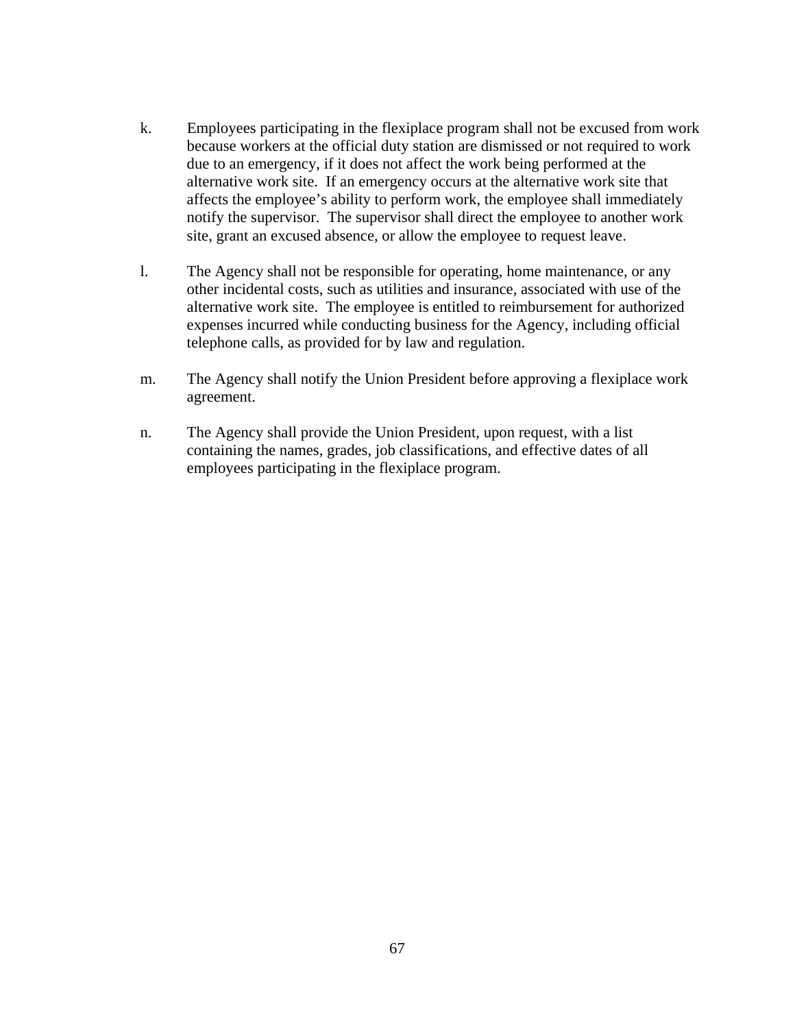k. Employees participating in the flexiplace program shall not be excused from work because workers at the official duty station are dismissed or not required to work due to an emergency, if it does not affect the work being performed at the alternative work site. If an emergency occurs at the alternative work site that affects the employee's ability to perform work, the employee shall immediately notify the supervisor. The supervisor shall direct the employee to another work site, grant an excused absence, or allow the employee to request leave.

l. The Agency shall not be responsible for operating, home maintenance, or any other incidental costs, such as utilities and insurance, associated with use of the alternative work site. The employee is entitled to reimbursement for authorized expenses incurred while conducting business for the Agency, including official telephone calls, as provided for by law and regulation.

m. The Agency shall notify the Union President before approving a flexiplace work agreement.

n. The Agency shall provide the Union President, upon request, with a list containing the names, grades, job classifications, and effective dates of all employees participating in the flexiplace program.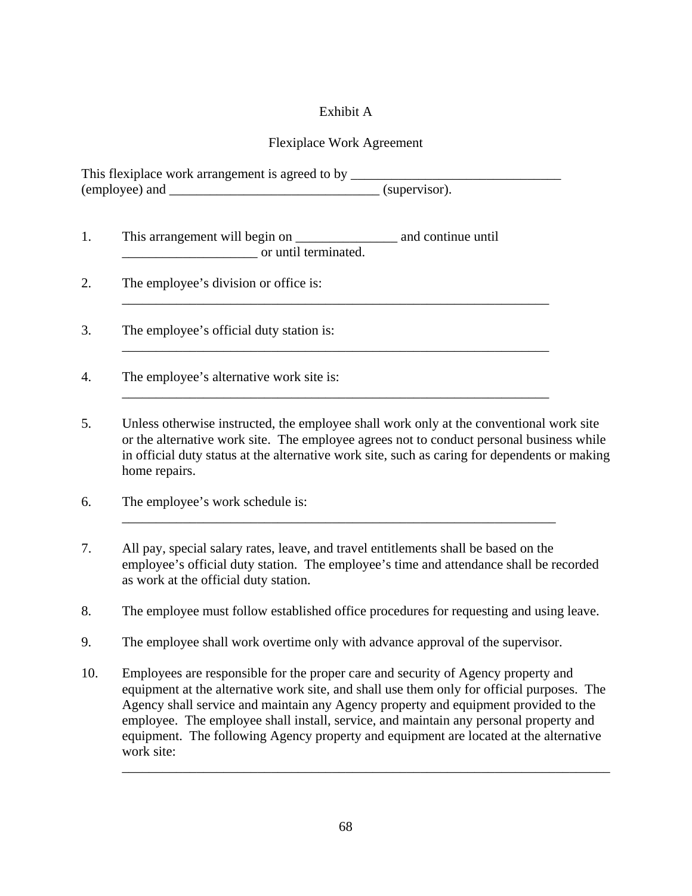Exhibit A

Flexiplace Work Agreement

This flexiplace work arrangement is agreed to by ________________________________ (employee) and ________________________________ (supervisor).

1. This arrangement will begin on _______________ and continue until ____________________ or until terminated.

2. The employee's division or office is: _________________________________________________________________

3. The employee's official duty station is: _________________________________________________________________

4. The employee's alternative work site is: _________________________________________________________________

5. Unless otherwise instructed, the employee shall work only at the conventional work site or the alternative work site. The employee agrees not to conduct personal business while in official duty status at the alternative work site, such as caring for dependents or making home repairs.

6. The employee's work schedule is: _________________________________________________________________

7. All pay, special salary rates, leave, and travel entitlements shall be based on the employee's official duty station. The employee's time and attendance shall be recorded as work at the official duty station.

8. The employee must follow established office procedures for requesting and using leave.

9. The employee shall work overtime only with advance approval of the supervisor.

10. Employees are responsible for the proper care and security of Agency property and equipment at the alternative work site, and shall use them only for official purposes. The Agency shall service and maintain any Agency property and equipment provided to the employee. The employee shall install, service, and maintain any personal property and equipment. The following Agency property and equipment are located at the alternative work site: _________________________________________________________________________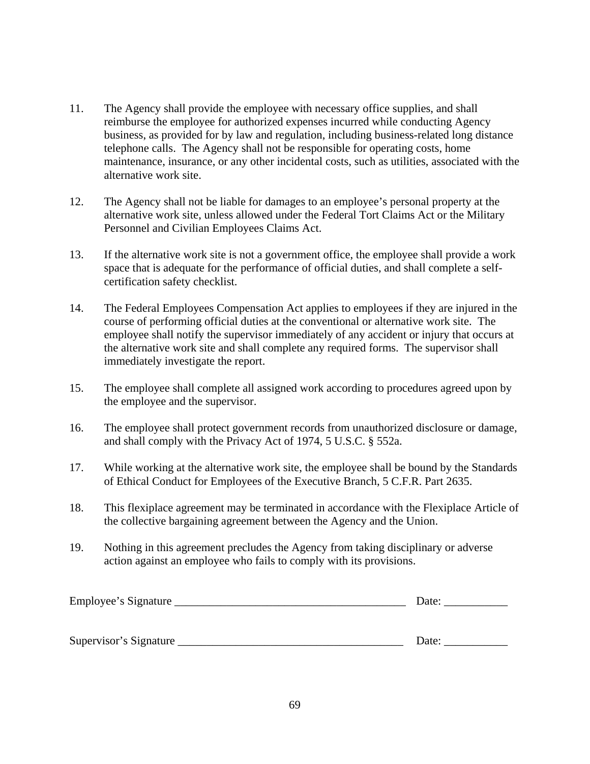11. The Agency shall provide the employee with necessary office supplies, and shall reimburse the employee for authorized expenses incurred while conducting Agency business, as provided for by law and regulation, including business-related long distance telephone calls. The Agency shall not be responsible for operating costs, home maintenance, insurance, or any other incidental costs, such as utilities, associated with the alternative work site.

12. The Agency shall not be liable for damages to an employee's personal property at the alternative work site, unless allowed under the Federal Tort Claims Act or the Military Personnel and Civilian Employees Claims Act.

13. If the alternative work site is not a government office, the employee shall provide a work space that is adequate for the performance of official duties, and shall complete a self-certification safety checklist.

14. The Federal Employees Compensation Act applies to employees if they are injured in the course of performing official duties at the conventional or alternative work site. The employee shall notify the supervisor immediately of any accident or injury that occurs at the alternative work site and shall complete any required forms. The supervisor shall immediately investigate the report.

15. The employee shall complete all assigned work according to procedures agreed upon by the employee and the supervisor.

16. The employee shall protect government records from unauthorized disclosure or damage, and shall comply with the Privacy Act of 1974, 5 U.S.C. § 552a.

17. While working at the alternative work site, the employee shall be bound by the Standards of Ethical Conduct for Employees of the Executive Branch, 5 C.F.R. Part 2635.

18. This flexiplace agreement may be terminated in accordance with the Flexiplace Article of the collective bargaining agreement between the Agency and the Union.

19. Nothing in this agreement precludes the Agency from taking disciplinary or adverse action against an employee who fails to comply with its provisions.

Employee's Signature ________________________________________ Date: ___________

Supervisor's Signature _______________________________________ Date: ___________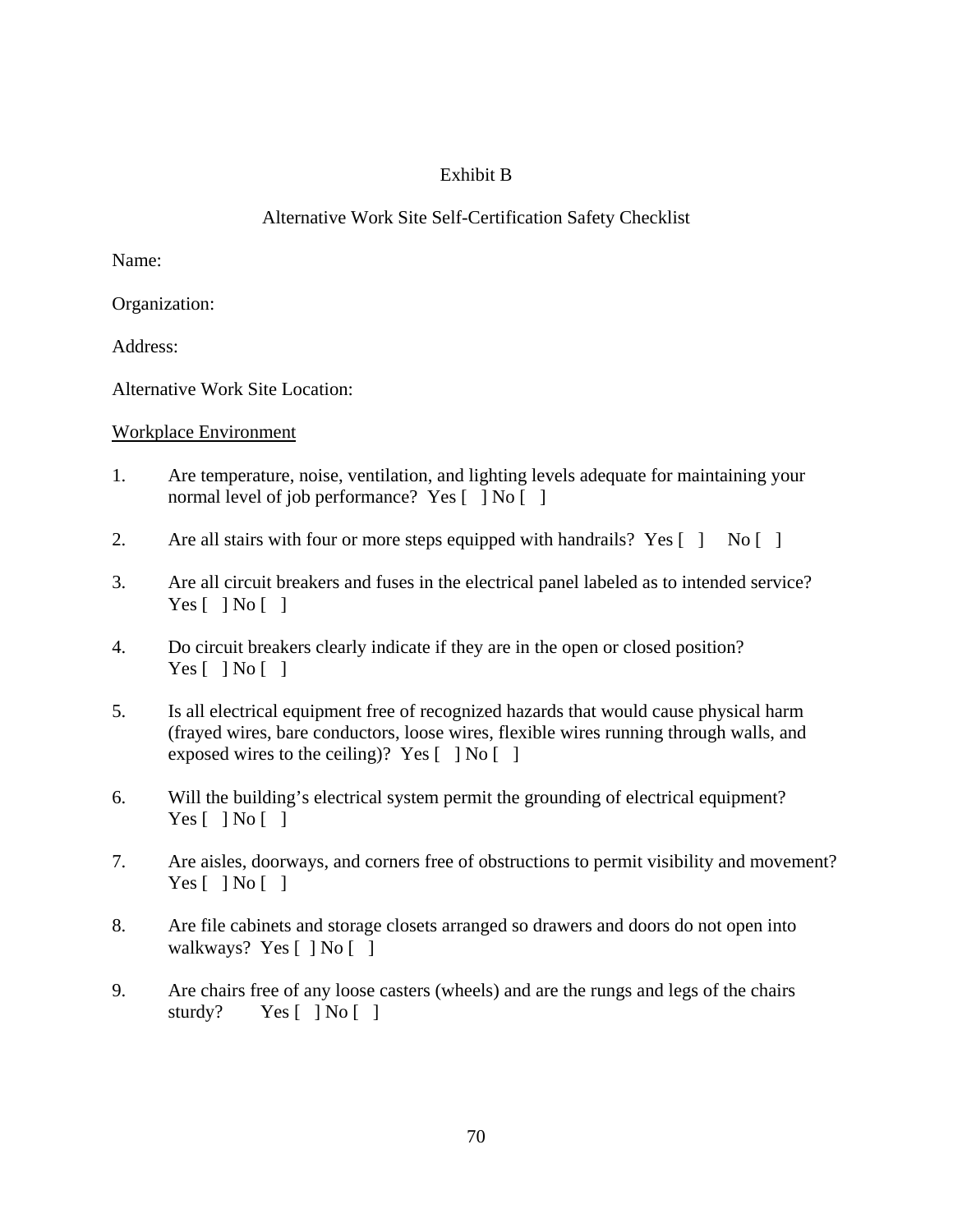Exhibit B

Alternative Work Site Self-Certification Safety Checklist

Name:

Organization:

Address:

Alternative Work Site Location:

<u>Workplace Environment</u>

1. Are temperature, noise, ventilation, and lighting levels adequate for maintaining your normal level of job performance? Yes [ ] No [ ]

2. Are all stairs with four or more steps equipped with handrails? Yes [ ] No [ ]

3. Are all circuit breakers and fuses in the electrical panel labeled as to intended service? Yes [ ] No [ ]

4. Do circuit breakers clearly indicate if they are in the open or closed position? Yes [ ] No [ ]

5. Is all electrical equipment free of recognized hazards that would cause physical harm (frayed wires, bare conductors, loose wires, flexible wires running through walls, and exposed wires to the ceiling)? Yes [ ] No [ ]

6. Will the building's electrical system permit the grounding of electrical equipment? Yes [ ] No [ ]

7. Are aisles, doorways, and corners free of obstructions to permit visibility and movement? Yes [ ] No [ ]

8. Are file cabinets and storage closets arranged so drawers and doors do not open into walkways? Yes [ ] No [ ]

9. Are chairs free of any loose casters (wheels) and are the rungs and legs of the chairs sturdy? Yes [ ] No [ ]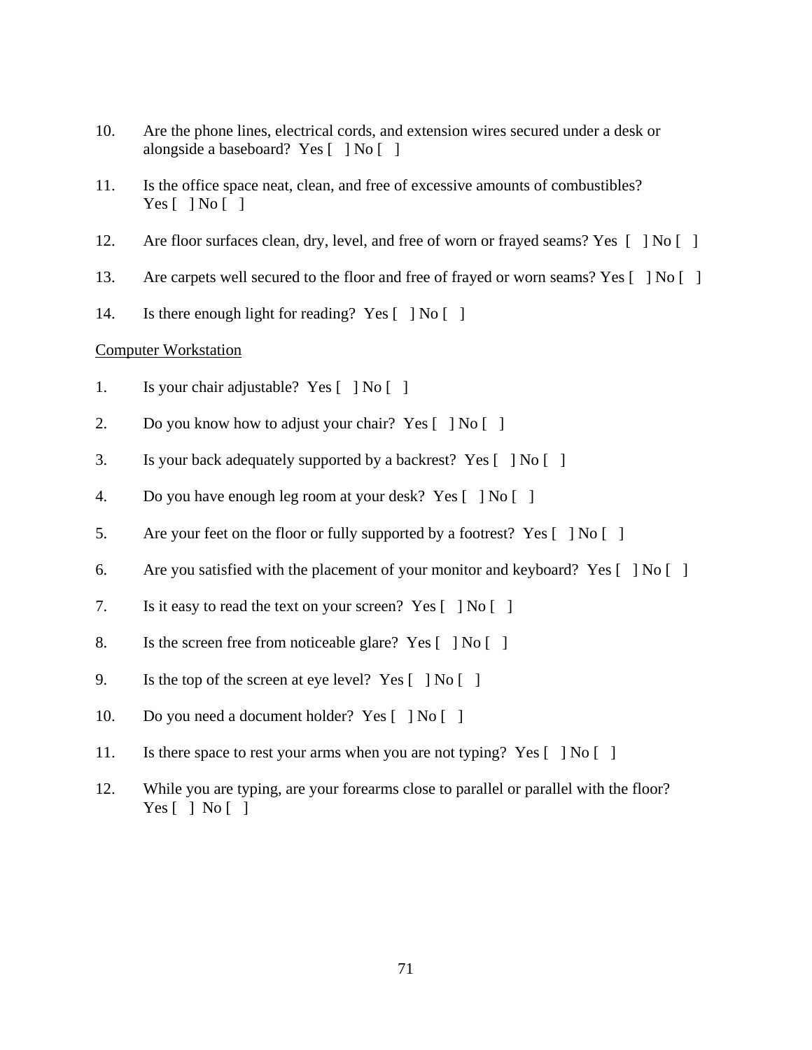10. Are the phone lines, electrical cords, and extension wires secured under a desk or alongside a baseboard? Yes [ ] No [ ]

11. Is the office space neat, clean, and free of excessive amounts of combustibles? Yes [ ] No [ ]

12. Are floor surfaces clean, dry, level, and free of worn or frayed seams? Yes [ ] No [ ]

13. Are carpets well secured to the floor and free of frayed or worn seams? Yes [ ] No [ ]

14. Is there enough light for reading? Yes [ ] No [ ]

<u>Computer Workstation</u>

1. Is your chair adjustable? Yes [ ] No [ ]

2. Do you know how to adjust your chair? Yes [ ] No [ ]

3. Is your back adequately supported by a backrest? Yes [ ] No [ ]

4. Do you have enough leg room at your desk? Yes [ ] No [ ]

5. Are your feet on the floor or fully supported by a footrest? Yes [ ] No [ ]

6. Are you satisfied with the placement of your monitor and keyboard? Yes [ ] No [ ]

7. Is it easy to read the text on your screen? Yes [ ] No [ ]

8. Is the screen free from noticeable glare? Yes [ ] No [ ]

9. Is the top of the screen at eye level? Yes [ ] No [ ]

10. Do you need a document holder? Yes [ ] No [ ]

11. Is there space to rest your arms when you are not typing? Yes [ ] No [ ]

12. While you are typing, are your forearms close to parallel or parallel with the floor? Yes [ ] No [ ]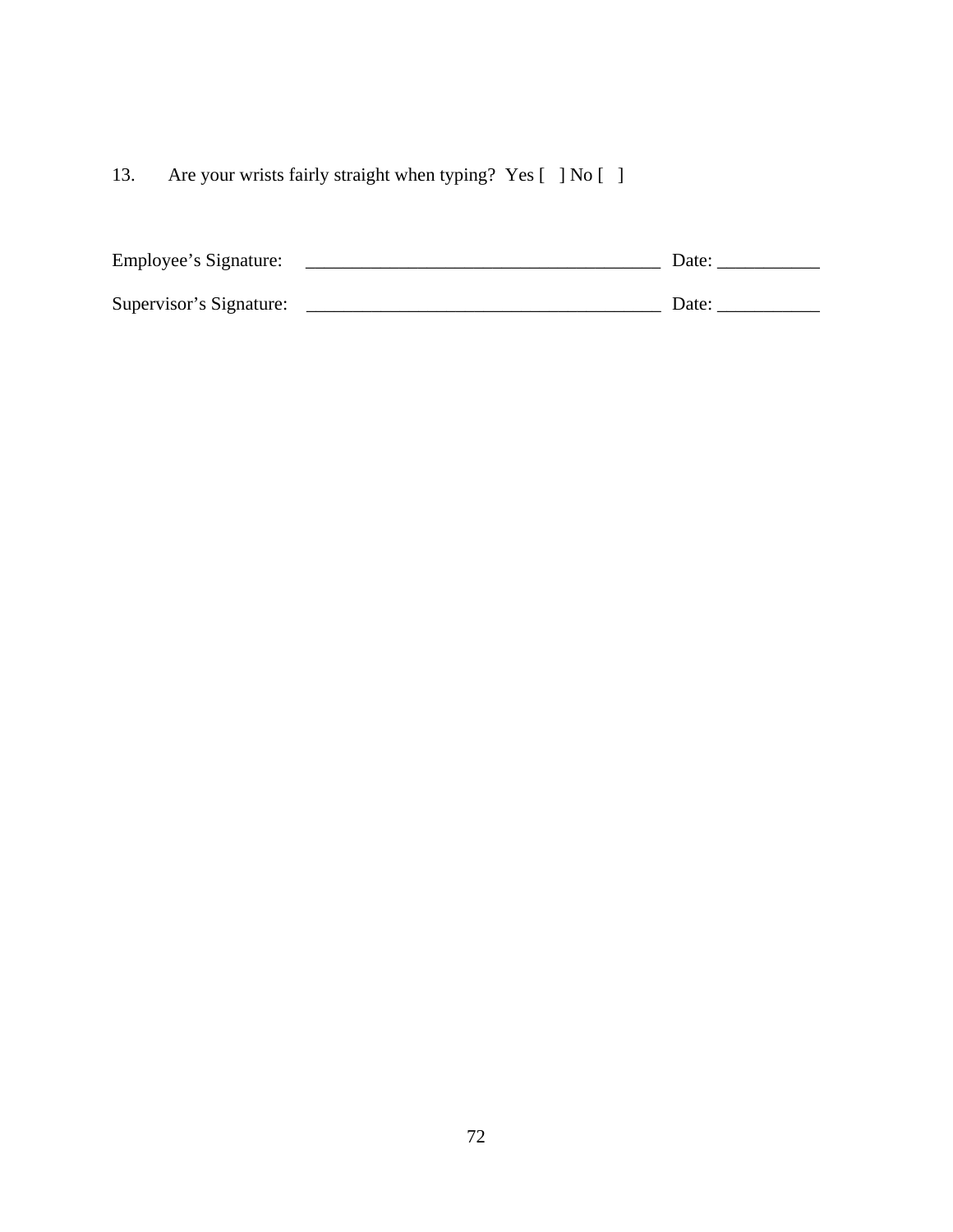13. Are your wrists fairly straight when typing? Yes [ ] No [ ]

Employee's Signature: _______________________________________ Date: ___________

Supervisor's Signature: _______________________________________ Date: ___________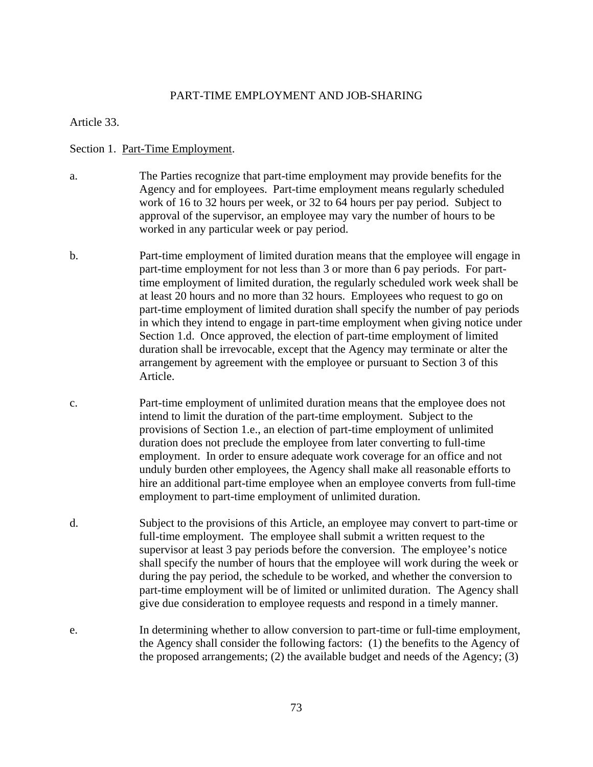## PART-TIME EMPLOYMENT AND JOB-SHARING

Article 33.

Section 1. Part-Time Employment.

a. The Parties recognize that part-time employment may provide benefits for the Agency and for employees. Part-time employment means regularly scheduled work of 16 to 32 hours per week, or 32 to 64 hours per pay period. Subject to approval of the supervisor, an employee may vary the number of hours to be worked in any particular week or pay period.

b. Part-time employment of limited duration means that the employee will engage in part-time employment for not less than 3 or more than 6 pay periods. For part-time employment of limited duration, the regularly scheduled work week shall be at least 20 hours and no more than 32 hours. Employees who request to go on part-time employment of limited duration shall specify the number of pay periods in which they intend to engage in part-time employment when giving notice under Section 1.d. Once approved, the election of part-time employment of limited duration shall be irrevocable, except that the Agency may terminate or alter the arrangement by agreement with the employee or pursuant to Section 3 of this Article.

c. Part-time employment of unlimited duration means that the employee does not intend to limit the duration of the part-time employment. Subject to the provisions of Section 1.e., an election of part-time employment of unlimited duration does not preclude the employee from later converting to full-time employment. In order to ensure adequate work coverage for an office and not unduly burden other employees, the Agency shall make all reasonable efforts to hire an additional part-time employee when an employee converts from full-time employment to part-time employment of unlimited duration.

d. Subject to the provisions of this Article, an employee may convert to part-time or full-time employment. The employee shall submit a written request to the supervisor at least 3 pay periods before the conversion. The employee's notice shall specify the number of hours that the employee will work during the week or during the pay period, the schedule to be worked, and whether the conversion to part-time employment will be of limited or unlimited duration. The Agency shall give due consideration to employee requests and respond in a timely manner.

e. In determining whether to allow conversion to part-time or full-time employment, the Agency shall consider the following factors: (1) the benefits to the Agency of the proposed arrangements; (2) the available budget and needs of the Agency; (3)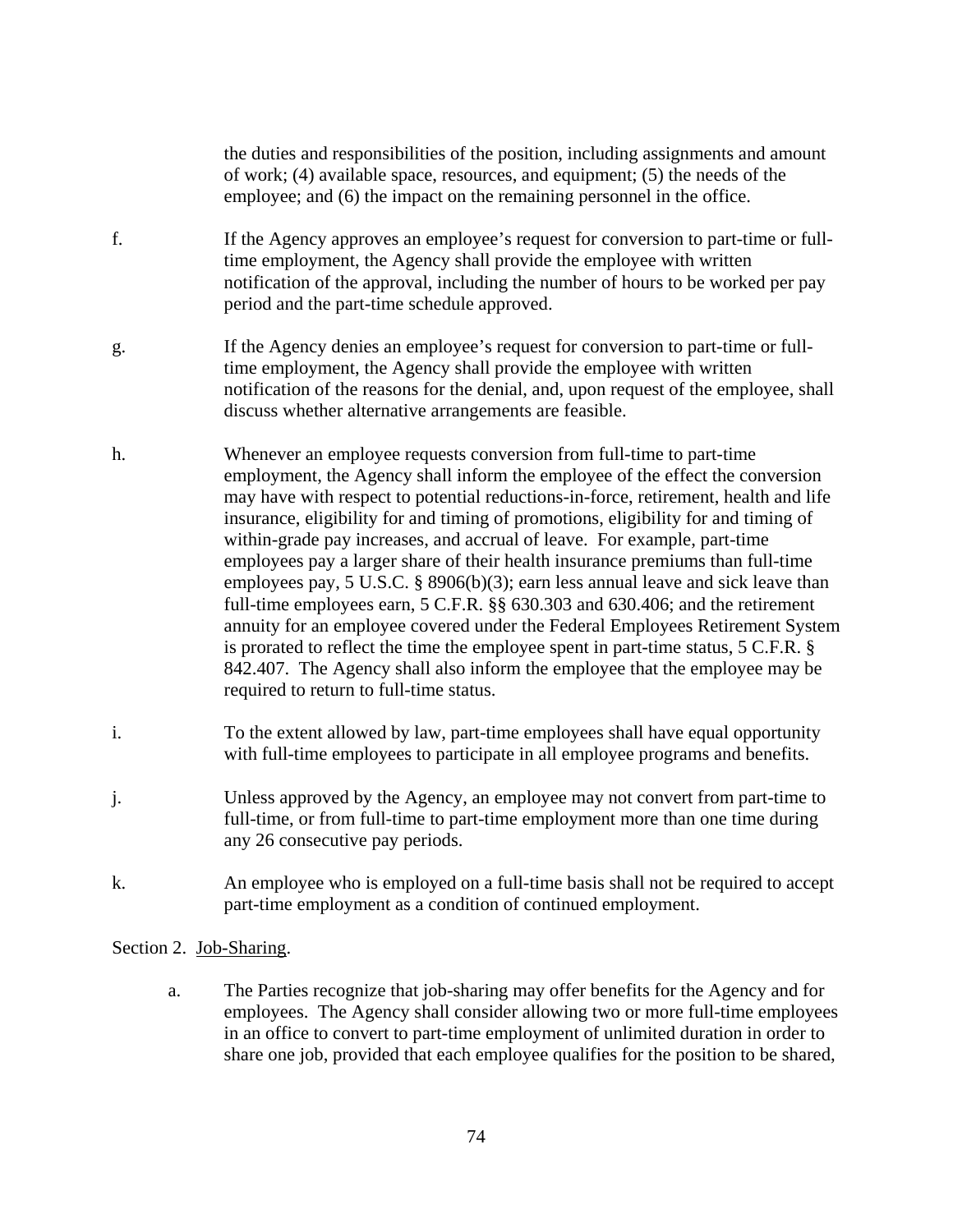the duties and responsibilities of the position, including assignments and amount of work; (4) available space, resources, and equipment; (5) the needs of the employee; and (6) the impact on the remaining personnel in the office.

f. If the Agency approves an employee's request for conversion to part-time or full-time employment, the Agency shall provide the employee with written notification of the approval, including the number of hours to be worked per pay period and the part-time schedule approved.

g. If the Agency denies an employee's request for conversion to part-time or full-time employment, the Agency shall provide the employee with written notification of the reasons for the denial, and, upon request of the employee, shall discuss whether alternative arrangements are feasible.

h. Whenever an employee requests conversion from full-time to part-time employment, the Agency shall inform the employee of the effect the conversion may have with respect to potential reductions-in-force, retirement, health and life insurance, eligibility for and timing of promotions, eligibility for and timing of within-grade pay increases, and accrual of leave. For example, part-time employees pay a larger share of their health insurance premiums than full-time employees pay, 5 U.S.C. § 8906(b)(3); earn less annual leave and sick leave than full-time employees earn, 5 C.F.R. §§ 630.303 and 630.406; and the retirement annuity for an employee covered under the Federal Employees Retirement System is prorated to reflect the time the employee spent in part-time status, 5 C.F.R. § 842.407. The Agency shall also inform the employee that the employee may be required to return to full-time status.

i. To the extent allowed by law, part-time employees shall have equal opportunity with full-time employees to participate in all employee programs and benefits.

j. Unless approved by the Agency, an employee may not convert from part-time to full-time, or from full-time to part-time employment more than one time during any 26 consecutive pay periods.

k. An employee who is employed on a full-time basis shall not be required to accept part-time employment as a condition of continued employment.

Section 2. Job-Sharing.

a. The Parties recognize that job-sharing may offer benefits for the Agency and for employees. The Agency shall consider allowing two or more full-time employees in an office to convert to part-time employment of unlimited duration in order to share one job, provided that each employee qualifies for the position to be shared,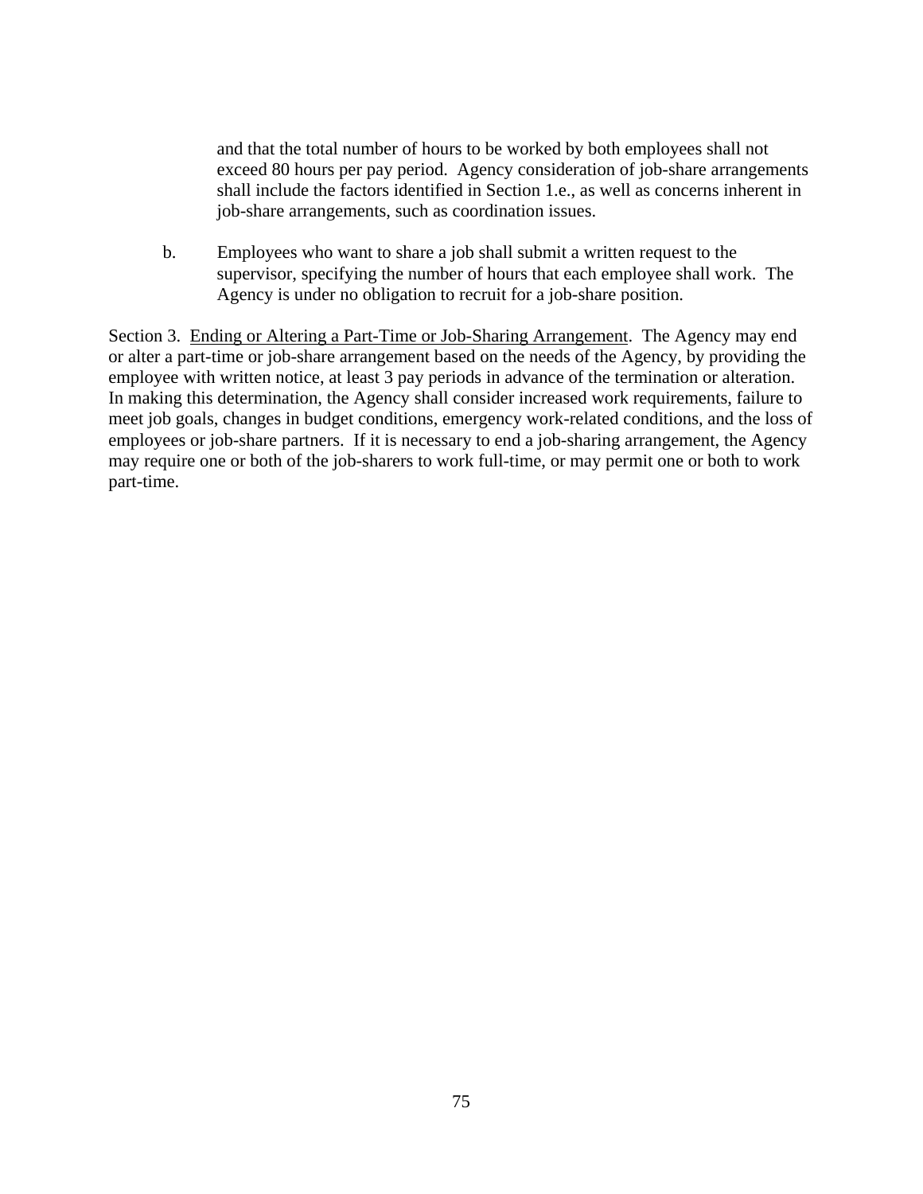and that the total number of hours to be worked by both employees shall not exceed 80 hours per pay period. Agency consideration of job-share arrangements shall include the factors identified in Section 1.e., as well as concerns inherent in job-share arrangements, such as coordination issues.

b. Employees who want to share a job shall submit a written request to the supervisor, specifying the number of hours that each employee shall work. The Agency is under no obligation to recruit for a job-share position.

Section 3. Ending or Altering a Part-Time or Job-Sharing Arrangement. The Agency may end or alter a part-time or job-share arrangement based on the needs of the Agency, by providing the employee with written notice, at least 3 pay periods in advance of the termination or alteration. In making this determination, the Agency shall consider increased work requirements, failure to meet job goals, changes in budget conditions, emergency work-related conditions, and the loss of employees or job-share partners. If it is necessary to end a job-sharing arrangement, the Agency may require one or both of the job-sharers to work full-time, or may permit one or both to work part-time.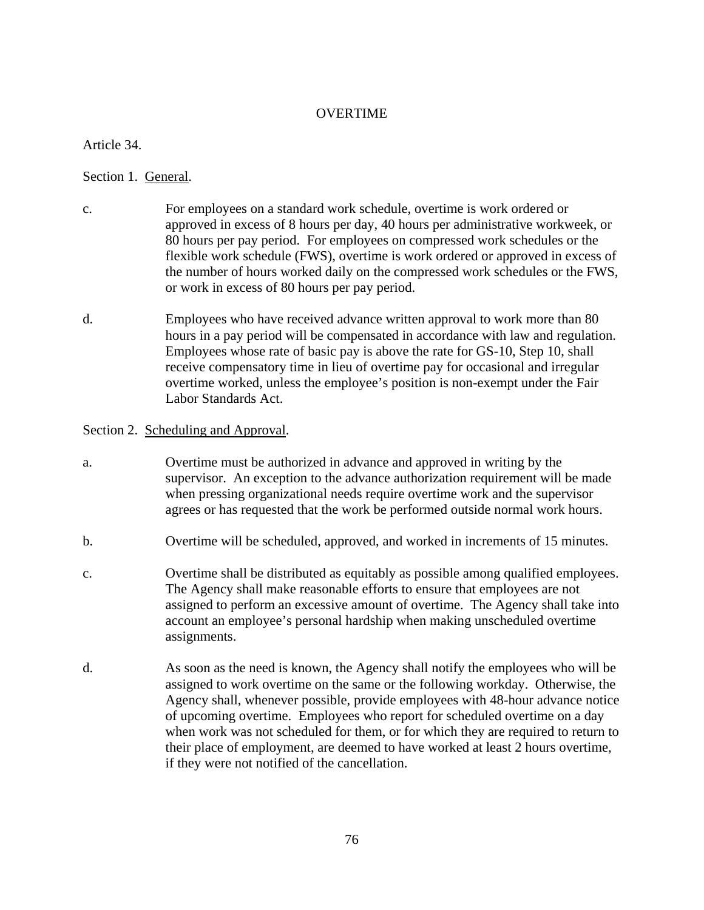# OVERTIME

Article 34.

Section 1. General.

c. For employees on a standard work schedule, overtime is work ordered or approved in excess of 8 hours per day, 40 hours per administrative workweek, or 80 hours per pay period. For employees on compressed work schedules or the flexible work schedule (FWS), overtime is work ordered or approved in excess of the number of hours worked daily on the compressed work schedules or the FWS, or work in excess of 80 hours per pay period.

d. Employees who have received advance written approval to work more than 80 hours in a pay period will be compensated in accordance with law and regulation. Employees whose rate of basic pay is above the rate for GS-10, Step 10, shall receive compensatory time in lieu of overtime pay for occasional and irregular overtime worked, unless the employee's position is non-exempt under the Fair Labor Standards Act.

Section 2. Scheduling and Approval.

a. Overtime must be authorized in advance and approved in writing by the supervisor. An exception to the advance authorization requirement will be made when pressing organizational needs require overtime work and the supervisor agrees or has requested that the work be performed outside normal work hours.

b. Overtime will be scheduled, approved, and worked in increments of 15 minutes.

c. Overtime shall be distributed as equitably as possible among qualified employees. The Agency shall make reasonable efforts to ensure that employees are not assigned to perform an excessive amount of overtime. The Agency shall take into account an employee's personal hardship when making unscheduled overtime assignments.

d. As soon as the need is known, the Agency shall notify the employees who will be assigned to work overtime on the same or the following workday. Otherwise, the Agency shall, whenever possible, provide employees with 48-hour advance notice of upcoming overtime. Employees who report for scheduled overtime on a day when work was not scheduled for them, or for which they are required to return to their place of employment, are deemed to have worked at least 2 hours overtime, if they were not notified of the cancellation.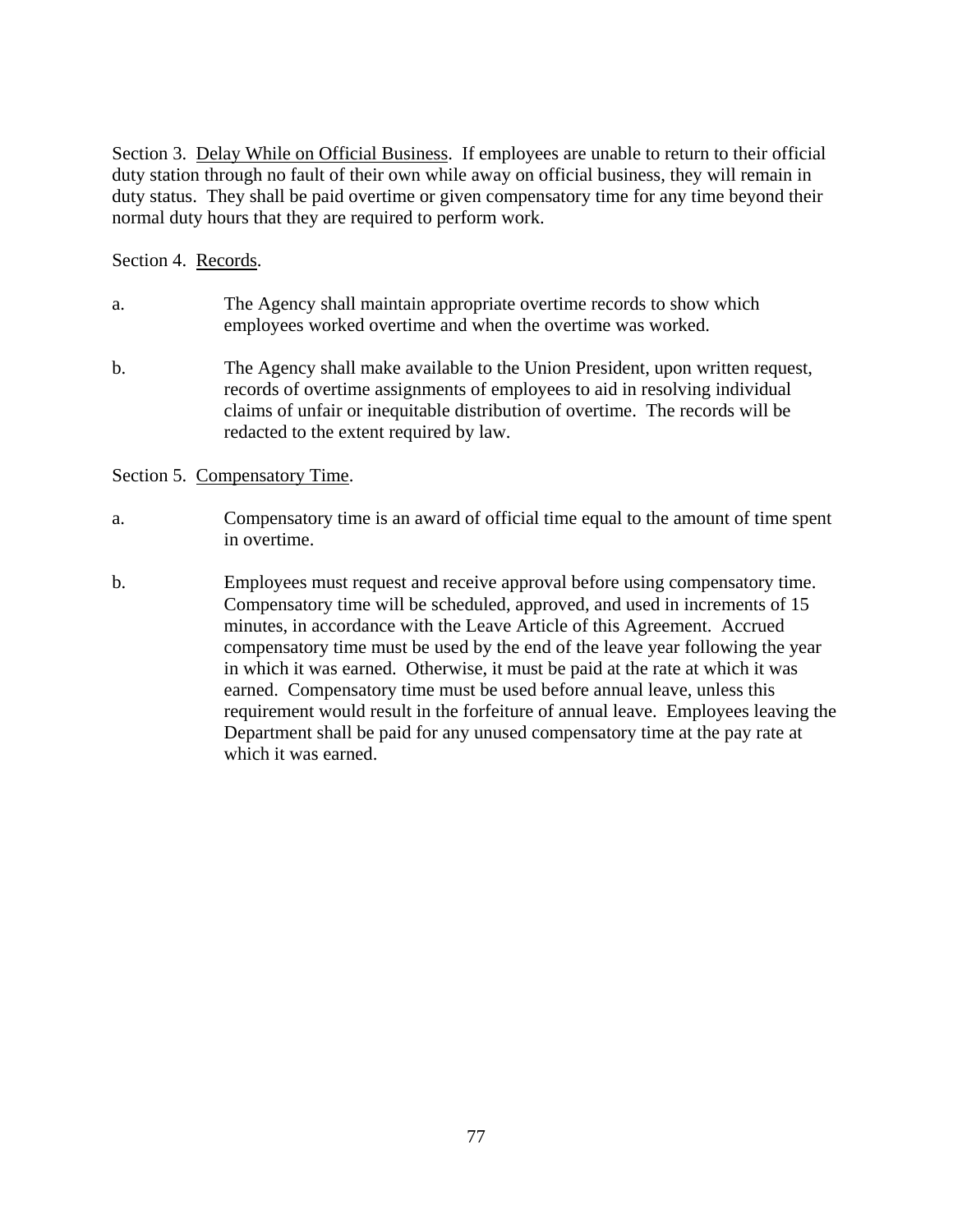Section 3. Delay While on Official Business. If employees are unable to return to their official duty station through no fault of their own while away on official business, they will remain in duty status. They shall be paid overtime or given compensatory time for any time beyond their normal duty hours that they are required to perform work.

Section 4. Records.

a. The Agency shall maintain appropriate overtime records to show which employees worked overtime and when the overtime was worked.

b. The Agency shall make available to the Union President, upon written request, records of overtime assignments of employees to aid in resolving individual claims of unfair or inequitable distribution of overtime. The records will be redacted to the extent required by law.

Section 5. Compensatory Time.

a. Compensatory time is an award of official time equal to the amount of time spent in overtime.

b. Employees must request and receive approval before using compensatory time. Compensatory time will be scheduled, approved, and used in increments of 15 minutes, in accordance with the Leave Article of this Agreement. Accrued compensatory time must be used by the end of the leave year following the year in which it was earned. Otherwise, it must be paid at the rate at which it was earned. Compensatory time must be used before annual leave, unless this requirement would result in the forfeiture of annual leave. Employees leaving the Department shall be paid for any unused compensatory time at the pay rate at which it was earned.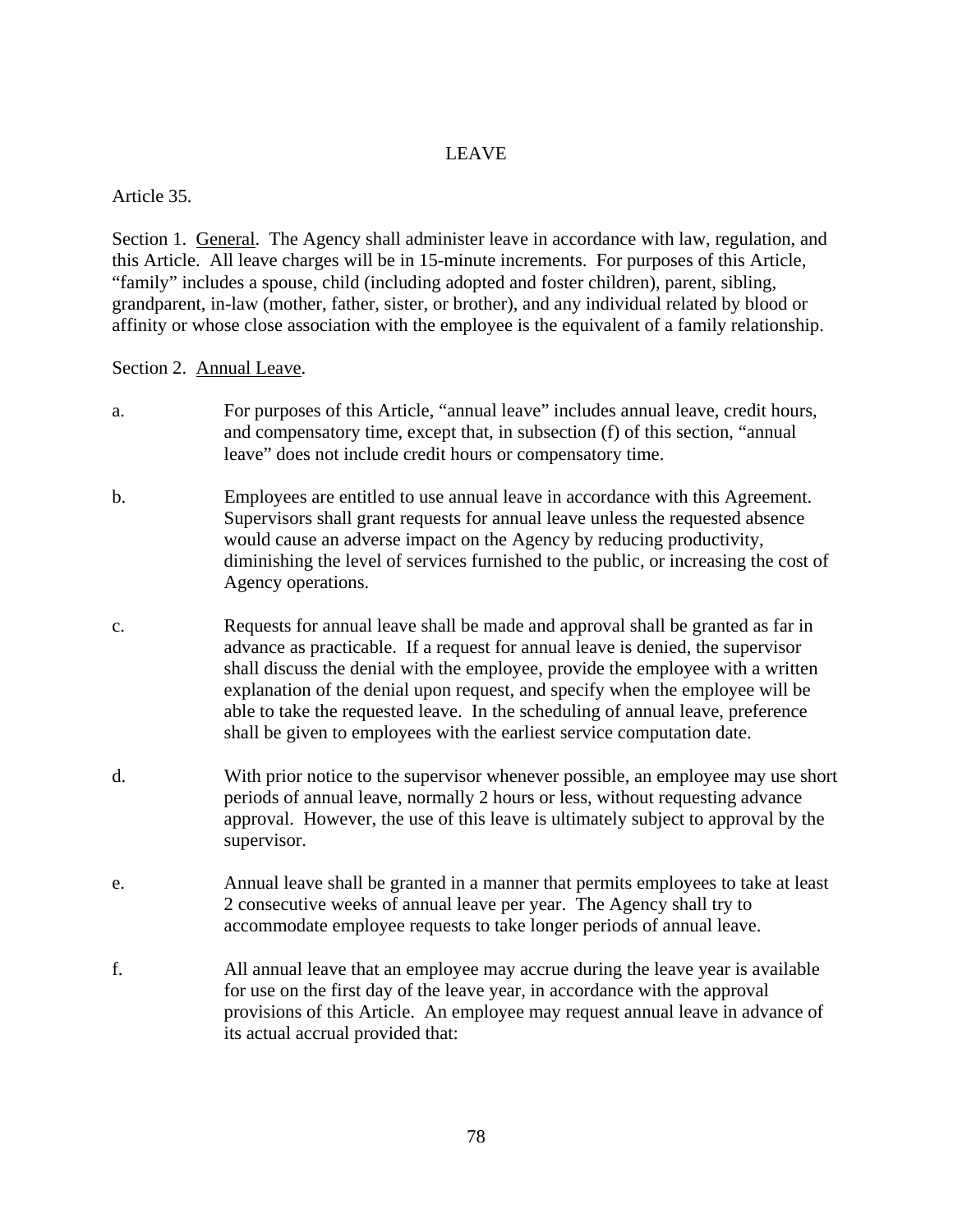# LEAVE

Article 35.

Section 1. General. The Agency shall administer leave in accordance with law, regulation, and this Article. All leave charges will be in 15-minute increments. For purposes of this Article, "family" includes a spouse, child (including adopted and foster children), parent, sibling, grandparent, in-law (mother, father, sister, or brother), and any individual related by blood or affinity or whose close association with the employee is the equivalent of a family relationship.

Section 2. Annual Leave.

a. For purposes of this Article, "annual leave" includes annual leave, credit hours, and compensatory time, except that, in subsection (f) of this section, "annual leave" does not include credit hours or compensatory time.

b. Employees are entitled to use annual leave in accordance with this Agreement. Supervisors shall grant requests for annual leave unless the requested absence would cause an adverse impact on the Agency by reducing productivity, diminishing the level of services furnished to the public, or increasing the cost of Agency operations.

c. Requests for annual leave shall be made and approval shall be granted as far in advance as practicable. If a request for annual leave is denied, the supervisor shall discuss the denial with the employee, provide the employee with a written explanation of the denial upon request, and specify when the employee will be able to take the requested leave. In the scheduling of annual leave, preference shall be given to employees with the earliest service computation date.

d. With prior notice to the supervisor whenever possible, an employee may use short periods of annual leave, normally 2 hours or less, without requesting advance approval. However, the use of this leave is ultimately subject to approval by the supervisor.

e. Annual leave shall be granted in a manner that permits employees to take at least 2 consecutive weeks of annual leave per year. The Agency shall try to accommodate employee requests to take longer periods of annual leave.

f. All annual leave that an employee may accrue during the leave year is available for use on the first day of the leave year, in accordance with the approval provisions of this Article. An employee may request annual leave in advance of its actual accrual provided that: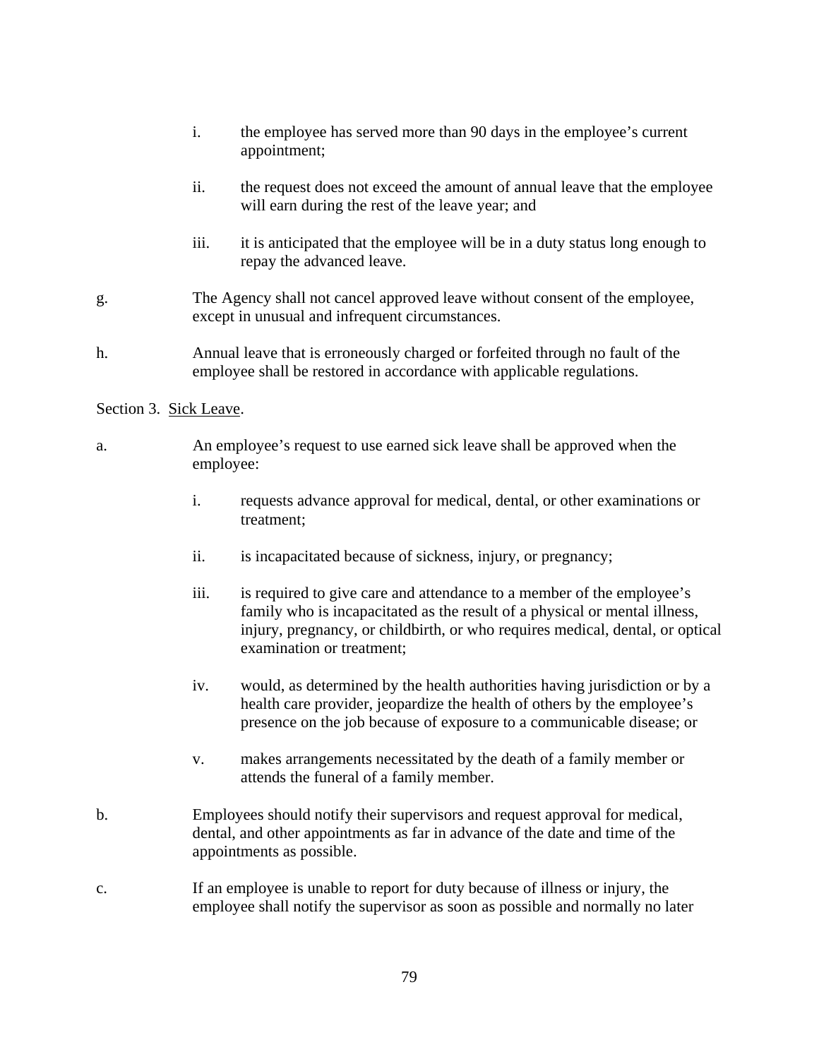i. the employee has served more than 90 days in the employee's current appointment;

ii. the request does not exceed the amount of annual leave that the employee will earn during the rest of the leave year; and

iii. it is anticipated that the employee will be in a duty status long enough to repay the advanced leave.

g. The Agency shall not cancel approved leave without consent of the employee, except in unusual and infrequent circumstances.

h. Annual leave that is erroneously charged or forfeited through no fault of the employee shall be restored in accordance with applicable regulations.

Section 3. <u>Sick Leave</u>.

a. An employee's request to use earned sick leave shall be approved when the employee:

i. requests advance approval for medical, dental, or other examinations or treatment;

ii. is incapacitated because of sickness, injury, or pregnancy;

iii. is required to give care and attendance to a member of the employee's family who is incapacitated as the result of a physical or mental illness, injury, pregnancy, or childbirth, or who requires medical, dental, or optical examination or treatment;

iv. would, as determined by the health authorities having jurisdiction or by a health care provider, jeopardize the health of others by the employee's presence on the job because of exposure to a communicable disease; or

v. makes arrangements necessitated by the death of a family member or attends the funeral of a family member.

b. Employees should notify their supervisors and request approval for medical, dental, and other appointments as far in advance of the date and time of the appointments as possible.

c. If an employee is unable to report for duty because of illness or injury, the employee shall notify the supervisor as soon as possible and normally no later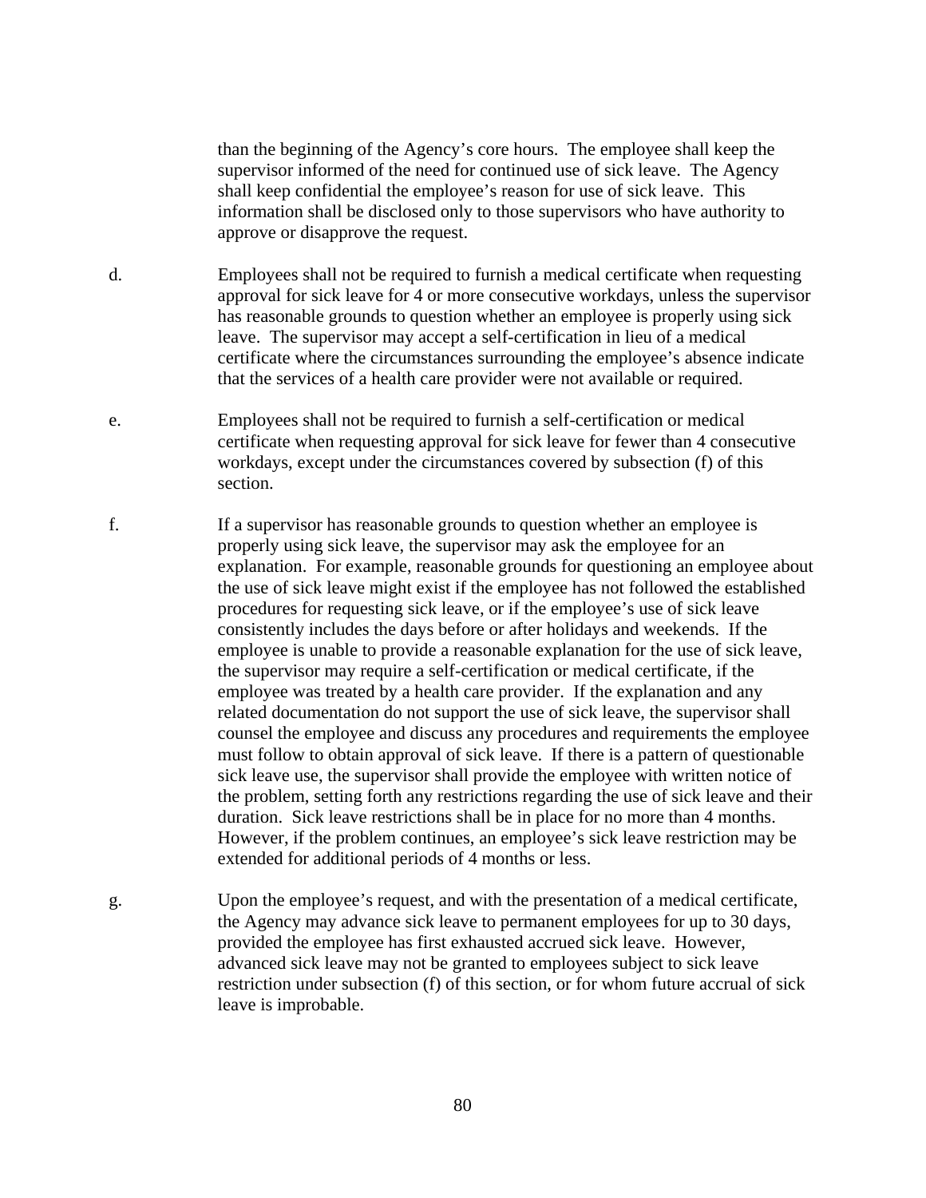than the beginning of the Agency's core hours. The employee shall keep the supervisor informed of the need for continued use of sick leave. The Agency shall keep confidential the employee's reason for use of sick leave. This information shall be disclosed only to those supervisors who have authority to approve or disapprove the request.

d. Employees shall not be required to furnish a medical certificate when requesting approval for sick leave for 4 or more consecutive workdays, unless the supervisor has reasonable grounds to question whether an employee is properly using sick leave. The supervisor may accept a self-certification in lieu of a medical certificate where the circumstances surrounding the employee's absence indicate that the services of a health care provider were not available or required.

e. Employees shall not be required to furnish a self-certification or medical certificate when requesting approval for sick leave for fewer than 4 consecutive workdays, except under the circumstances covered by subsection (f) of this section.

f. If a supervisor has reasonable grounds to question whether an employee is properly using sick leave, the supervisor may ask the employee for an explanation. For example, reasonable grounds for questioning an employee about the use of sick leave might exist if the employee has not followed the established procedures for requesting sick leave, or if the employee's use of sick leave consistently includes the days before or after holidays and weekends. If the employee is unable to provide a reasonable explanation for the use of sick leave, the supervisor may require a self-certification or medical certificate, if the employee was treated by a health care provider. If the explanation and any related documentation do not support the use of sick leave, the supervisor shall counsel the employee and discuss any procedures and requirements the employee must follow to obtain approval of sick leave. If there is a pattern of questionable sick leave use, the supervisor shall provide the employee with written notice of the problem, setting forth any restrictions regarding the use of sick leave and their duration. Sick leave restrictions shall be in place for no more than 4 months. However, if the problem continues, an employee's sick leave restriction may be extended for additional periods of 4 months or less.

g. Upon the employee's request, and with the presentation of a medical certificate, the Agency may advance sick leave to permanent employees for up to 30 days, provided the employee has first exhausted accrued sick leave. However, advanced sick leave may not be granted to employees subject to sick leave restriction under subsection (f) of this section, or for whom future accrual of sick leave is improbable.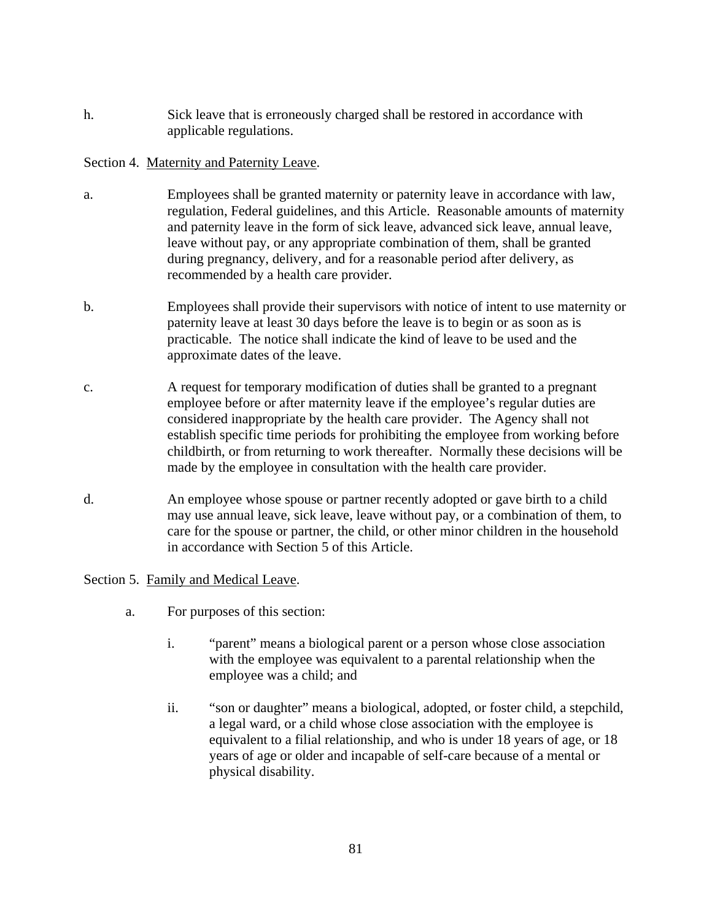h. Sick leave that is erroneously charged shall be restored in accordance with applicable regulations.

Section 4. Maternity and Paternity Leave.

a. Employees shall be granted maternity or paternity leave in accordance with law, regulation, Federal guidelines, and this Article. Reasonable amounts of maternity and paternity leave in the form of sick leave, advanced sick leave, annual leave, leave without pay, or any appropriate combination of them, shall be granted during pregnancy, delivery, and for a reasonable period after delivery, as recommended by a health care provider.

b. Employees shall provide their supervisors with notice of intent to use maternity or paternity leave at least 30 days before the leave is to begin or as soon as is practicable. The notice shall indicate the kind of leave to be used and the approximate dates of the leave.

c. A request for temporary modification of duties shall be granted to a pregnant employee before or after maternity leave if the employee's regular duties are considered inappropriate by the health care provider. The Agency shall not establish specific time periods for prohibiting the employee from working before childbirth, or from returning to work thereafter. Normally these decisions will be made by the employee in consultation with the health care provider.

d. An employee whose spouse or partner recently adopted or gave birth to a child may use annual leave, sick leave, leave without pay, or a combination of them, to care for the spouse or partner, the child, or other minor children in the household in accordance with Section 5 of this Article.

Section 5. Family and Medical Leave.

a. For purposes of this section:

   i. "parent" means a biological parent or a person whose close association with the employee was equivalent to a parental relationship when the employee was a child; and

   ii. "son or daughter" means a biological, adopted, or foster child, a stepchild, a legal ward, or a child whose close association with the employee is equivalent to a filial relationship, and who is under 18 years of age, or 18 years of age or older and incapable of self-care because of a mental or physical disability.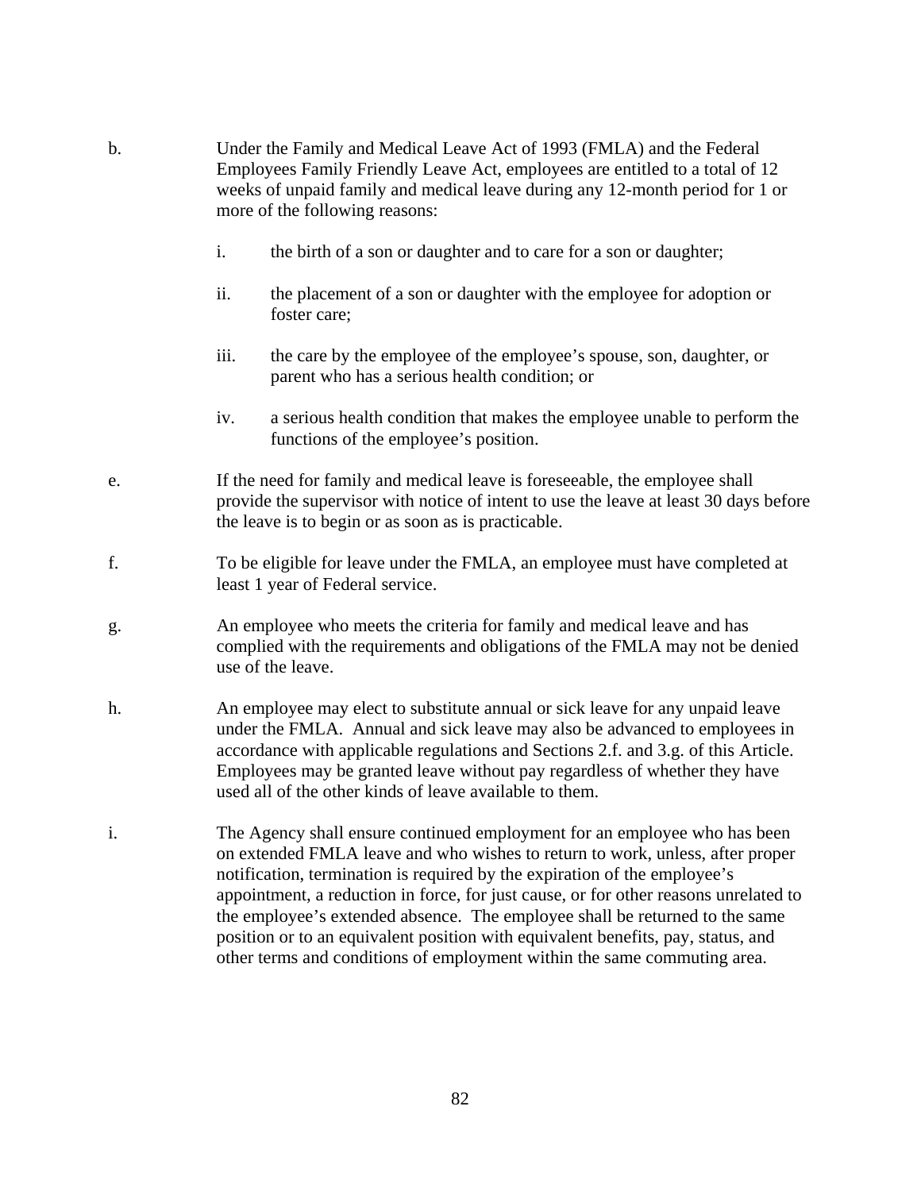b. Under the Family and Medical Leave Act of 1993 (FMLA) and the Federal Employees Family Friendly Leave Act, employees are entitled to a total of 12 weeks of unpaid family and medical leave during any 12-month period for 1 or more of the following reasons:

   i. the birth of a son or daughter and to care for a son or daughter;

   ii. the placement of a son or daughter with the employee for adoption or foster care;

   iii. the care by the employee of the employee's spouse, son, daughter, or parent who has a serious health condition; or

   iv. a serious health condition that makes the employee unable to perform the functions of the employee's position.

e. If the need for family and medical leave is foreseeable, the employee shall provide the supervisor with notice of intent to use the leave at least 30 days before the leave is to begin or as soon as is practicable.

f. To be eligible for leave under the FMLA, an employee must have completed at least 1 year of Federal service.

g. An employee who meets the criteria for family and medical leave and has complied with the requirements and obligations of the FMLA may not be denied use of the leave.

h. An employee may elect to substitute annual or sick leave for any unpaid leave under the FMLA. Annual and sick leave may also be advanced to employees in accordance with applicable regulations and Sections 2.f. and 3.g. of this Article. Employees may be granted leave without pay regardless of whether they have used all of the other kinds of leave available to them.

i. The Agency shall ensure continued employment for an employee who has been on extended FMLA leave and who wishes to return to work, unless, after proper notification, termination is required by the expiration of the employee's appointment, a reduction in force, for just cause, or for other reasons unrelated to the employee's extended absence. The employee shall be returned to the same position or to an equivalent position with equivalent benefits, pay, status, and other terms and conditions of employment within the same commuting area.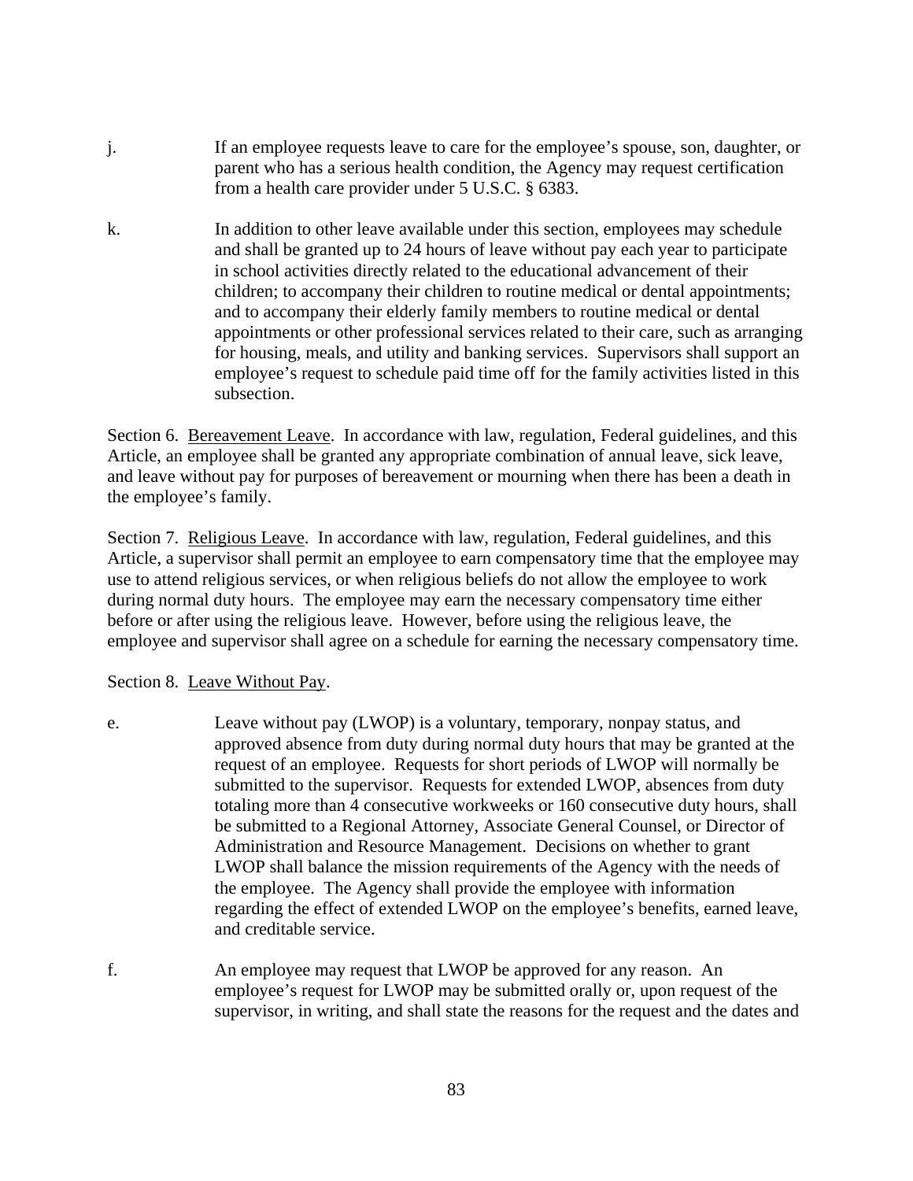j. If an employee requests leave to care for the employee's spouse, son, daughter, or parent who has a serious health condition, the Agency may request certification from a health care provider under 5 U.S.C. § 6383.

k. In addition to other leave available under this section, employees may schedule and shall be granted up to 24 hours of leave without pay each year to participate in school activities directly related to the educational advancement of their children; to accompany their children to routine medical or dental appointments; and to accompany their elderly family members to routine medical or dental appointments or other professional services related to their care, such as arranging for housing, meals, and utility and banking services. Supervisors shall support an employee's request to schedule paid time off for the family activities listed in this subsection.

Section 6. Bereavement Leave. In accordance with law, regulation, Federal guidelines, and this Article, an employee shall be granted any appropriate combination of annual leave, sick leave, and leave without pay for purposes of bereavement or mourning when there has been a death in the employee's family.

Section 7. Religious Leave. In accordance with law, regulation, Federal guidelines, and this Article, a supervisor shall permit an employee to earn compensatory time that the employee may use to attend religious services, or when religious beliefs do not allow the employee to work during normal duty hours. The employee may earn the necessary compensatory time either before or after using the religious leave. However, before using the religious leave, the employee and supervisor shall agree on a schedule for earning the necessary compensatory time.

Section 8. Leave Without Pay.

e. Leave without pay (LWOP) is a voluntary, temporary, nonpay status, and approved absence from duty during normal duty hours that may be granted at the request of an employee. Requests for short periods of LWOP will normally be submitted to the supervisor. Requests for extended LWOP, absences from duty totaling more than 4 consecutive workweeks or 160 consecutive duty hours, shall be submitted to a Regional Attorney, Associate General Counsel, or Director of Administration and Resource Management. Decisions on whether to grant LWOP shall balance the mission requirements of the Agency with the needs of the employee. The Agency shall provide the employee with information regarding the effect of extended LWOP on the employee's benefits, earned leave, and creditable service.

f. An employee may request that LWOP be approved for any reason. An employee's request for LWOP may be submitted orally or, upon request of the supervisor, in writing, and shall state the reasons for the request and the dates and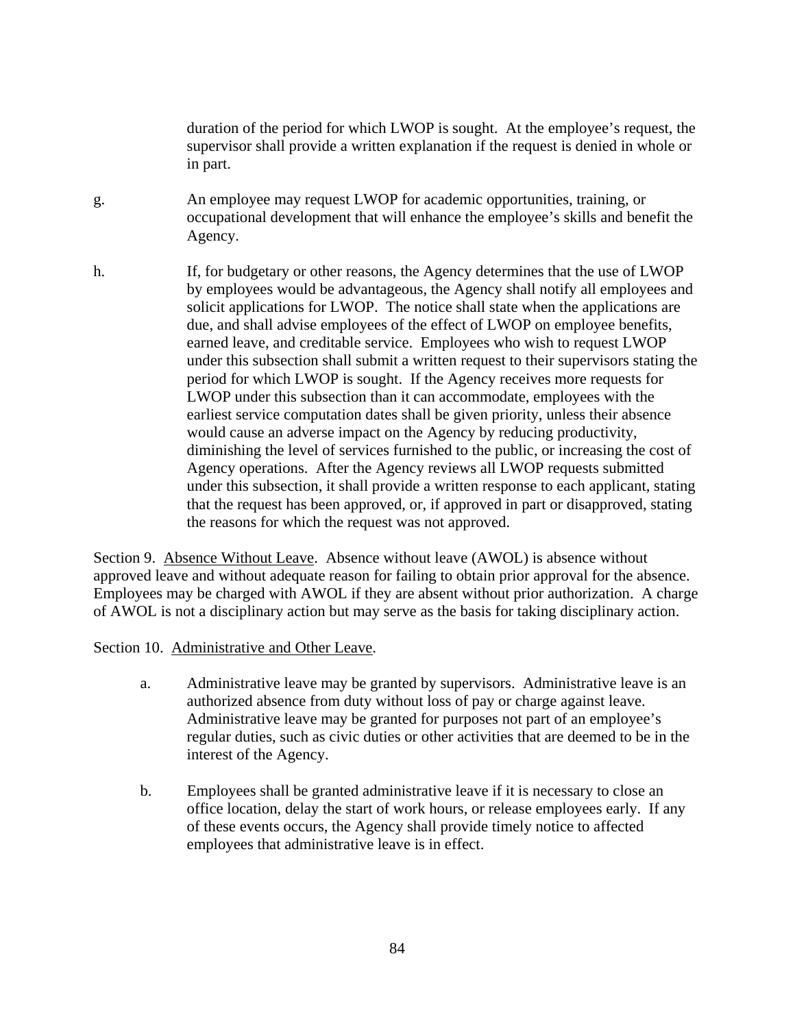duration of the period for which LWOP is sought. At the employee's request, the supervisor shall provide a written explanation if the request is denied in whole or in part.

g. An employee may request LWOP for academic opportunities, training, or occupational development that will enhance the employee's skills and benefit the Agency.

h. If, for budgetary or other reasons, the Agency determines that the use of LWOP by employees would be advantageous, the Agency shall notify all employees and solicit applications for LWOP. The notice shall state when the applications are due, and shall advise employees of the effect of LWOP on employee benefits, earned leave, and creditable service. Employees who wish to request LWOP under this subsection shall submit a written request to their supervisors stating the period for which LWOP is sought. If the Agency receives more requests for LWOP under this subsection than it can accommodate, employees with the earliest service computation dates shall be given priority, unless their absence would cause an adverse impact on the Agency by reducing productivity, diminishing the level of services furnished to the public, or increasing the cost of Agency operations. After the Agency reviews all LWOP requests submitted under this subsection, it shall provide a written response to each applicant, stating that the request has been approved, or, if approved in part or disapproved, stating the reasons for which the request was not approved.

Section 9. Absence Without Leave. Absence without leave (AWOL) is absence without approved leave and without adequate reason for failing to obtain prior approval for the absence. Employees may be charged with AWOL if they are absent without prior authorization. A charge of AWOL is not a disciplinary action but may serve as the basis for taking disciplinary action.

Section 10. Administrative and Other Leave.

a. Administrative leave may be granted by supervisors. Administrative leave is an authorized absence from duty without loss of pay or charge against leave. Administrative leave may be granted for purposes not part of an employee's regular duties, such as civic duties or other activities that are deemed to be in the interest of the Agency.

b. Employees shall be granted administrative leave if it is necessary to close an office location, delay the start of work hours, or release employees early. If any of these events occurs, the Agency shall provide timely notice to affected employees that administrative leave is in effect.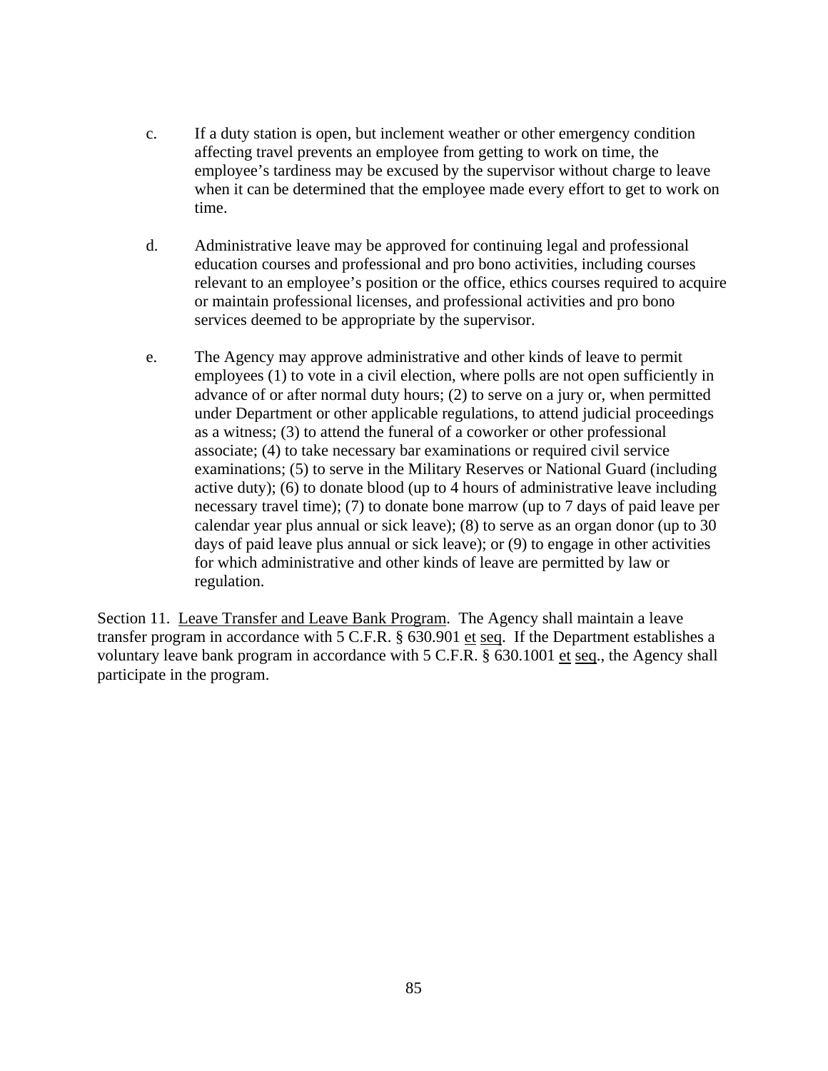c. If a duty station is open, but inclement weather or other emergency condition affecting travel prevents an employee from getting to work on time, the employee's tardiness may be excused by the supervisor without charge to leave when it can be determined that the employee made every effort to get to work on time.

d. Administrative leave may be approved for continuing legal and professional education courses and professional and pro bono activities, including courses relevant to an employee's position or the office, ethics courses required to acquire or maintain professional licenses, and professional activities and pro bono services deemed to be appropriate by the supervisor.

e. The Agency may approve administrative and other kinds of leave to permit employees (1) to vote in a civil election, where polls are not open sufficiently in advance of or after normal duty hours; (2) to serve on a jury or, when permitted under Department or other applicable regulations, to attend judicial proceedings as a witness; (3) to attend the funeral of a coworker or other professional associate; (4) to take necessary bar examinations or required civil service examinations; (5) to serve in the Military Reserves or National Guard (including active duty); (6) to donate blood (up to 4 hours of administrative leave including necessary travel time); (7) to donate bone marrow (up to 7 days of paid leave per calendar year plus annual or sick leave); (8) to serve as an organ donor (up to 30 days of paid leave plus annual or sick leave); or (9) to engage in other activities for which administrative and other kinds of leave are permitted by law or regulation.

Section 11. Leave Transfer and Leave Bank Program. The Agency shall maintain a leave transfer program in accordance with 5 C.F.R. § 630.901 et seq. If the Department establishes a voluntary leave bank program in accordance with 5 C.F.R. § 630.1001 et seq., the Agency shall participate in the program.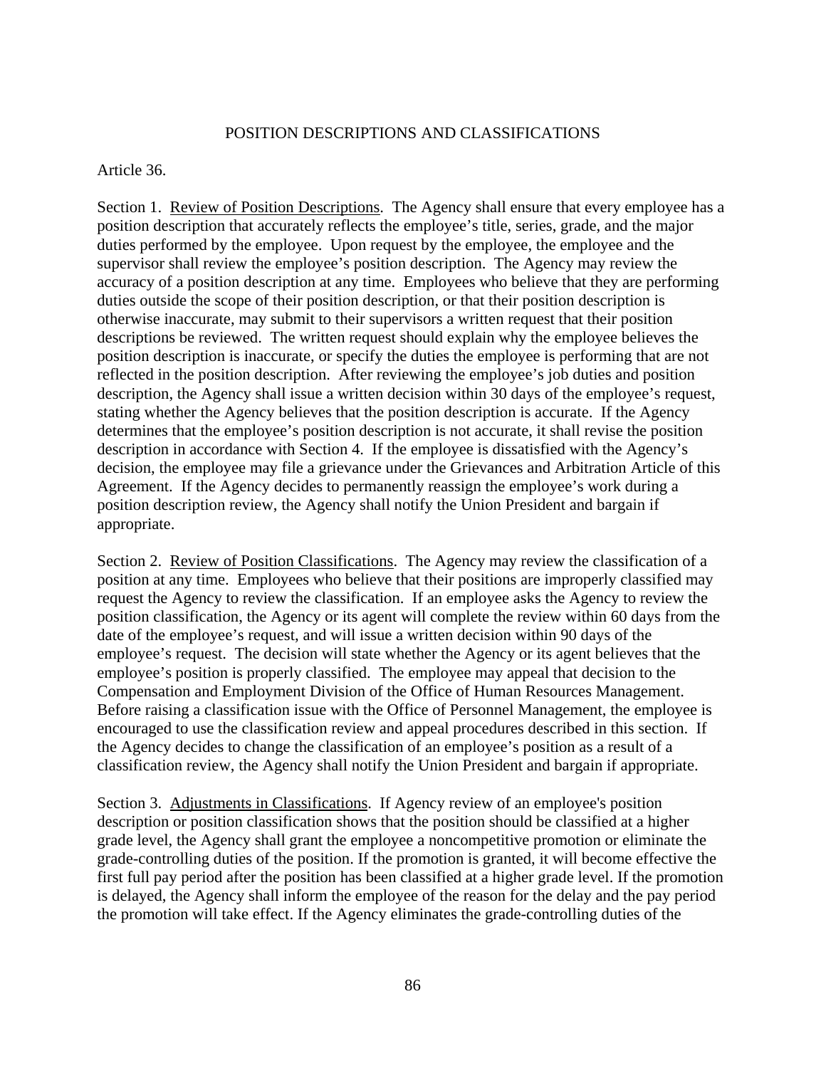## POSITION DESCRIPTIONS AND CLASSIFICATIONS

Article 36.

Section 1. Review of Position Descriptions. The Agency shall ensure that every employee has a position description that accurately reflects the employee's title, series, grade, and the major duties performed by the employee. Upon request by the employee, the employee and the supervisor shall review the employee's position description. The Agency may review the accuracy of a position description at any time. Employees who believe that they are performing duties outside the scope of their position description, or that their position description is otherwise inaccurate, may submit to their supervisors a written request that their position descriptions be reviewed. The written request should explain why the employee believes the position description is inaccurate, or specify the duties the employee is performing that are not reflected in the position description. After reviewing the employee's job duties and position description, the Agency shall issue a written decision within 30 days of the employee's request, stating whether the Agency believes that the position description is accurate. If the Agency determines that the employee's position description is not accurate, it shall revise the position description in accordance with Section 4. If the employee is dissatisfied with the Agency's decision, the employee may file a grievance under the Grievances and Arbitration Article of this Agreement. If the Agency decides to permanently reassign the employee's work during a position description review, the Agency shall notify the Union President and bargain if appropriate.

Section 2. Review of Position Classifications. The Agency may review the classification of a position at any time. Employees who believe that their positions are improperly classified may request the Agency to review the classification. If an employee asks the Agency to review the position classification, the Agency or its agent will complete the review within 60 days from the date of the employee's request, and will issue a written decision within 90 days of the employee's request. The decision will state whether the Agency or its agent believes that the employee's position is properly classified. The employee may appeal that decision to the Compensation and Employment Division of the Office of Human Resources Management. Before raising a classification issue with the Office of Personnel Management, the employee is encouraged to use the classification review and appeal procedures described in this section. If the Agency decides to change the classification of an employee's position as a result of a classification review, the Agency shall notify the Union President and bargain if appropriate.

Section 3. Adjustments in Classifications. If Agency review of an employee's position description or position classification shows that the position should be classified at a higher grade level, the Agency shall grant the employee a noncompetitive promotion or eliminate the grade-controlling duties of the position. If the promotion is granted, it will become effective the first full pay period after the position has been classified at a higher grade level. If the promotion is delayed, the Agency shall inform the employee of the reason for the delay and the pay period the promotion will take effect. If the Agency eliminates the grade-controlling duties of the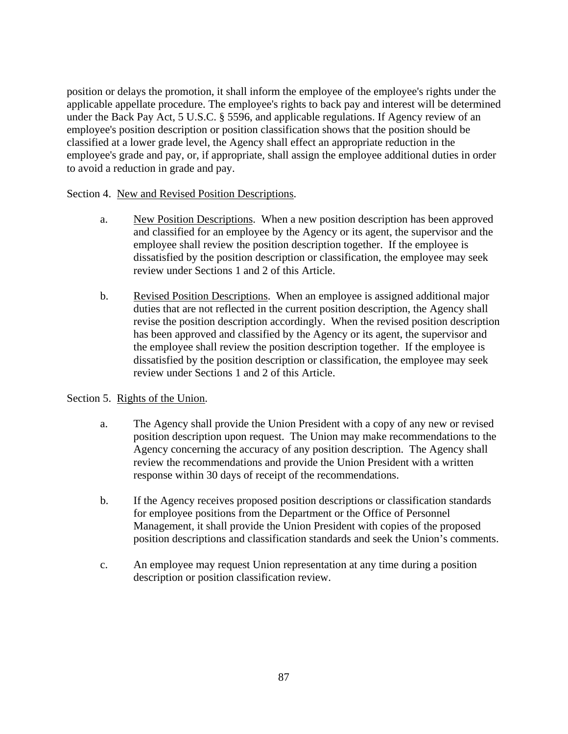position or delays the promotion, it shall inform the employee of the employee's rights under the applicable appellate procedure. The employee's rights to back pay and interest will be determined under the Back Pay Act, 5 U.S.C. § 5596, and applicable regulations. If Agency review of an employee's position description or position classification shows that the position should be classified at a lower grade level, the Agency shall effect an appropriate reduction in the employee's grade and pay, or, if appropriate, shall assign the employee additional duties in order to avoid a reduction in grade and pay.

Section 4. New and Revised Position Descriptions.

a. New Position Descriptions. When a new position description has been approved and classified for an employee by the Agency or its agent, the supervisor and the employee shall review the position description together. If the employee is dissatisfied by the position description or classification, the employee may seek review under Sections 1 and 2 of this Article.

b. Revised Position Descriptions. When an employee is assigned additional major duties that are not reflected in the current position description, the Agency shall revise the position description accordingly. When the revised position description has been approved and classified by the Agency or its agent, the supervisor and the employee shall review the position description together. If the employee is dissatisfied by the position description or classification, the employee may seek review under Sections 1 and 2 of this Article.

Section 5. Rights of the Union.

a. The Agency shall provide the Union President with a copy of any new or revised position description upon request. The Union may make recommendations to the Agency concerning the accuracy of any position description. The Agency shall review the recommendations and provide the Union President with a written response within 30 days of receipt of the recommendations.

b. If the Agency receives proposed position descriptions or classification standards for employee positions from the Department or the Office of Personnel Management, it shall provide the Union President with copies of the proposed position descriptions and classification standards and seek the Union's comments.

c. An employee may request Union representation at any time during a position description or position classification review.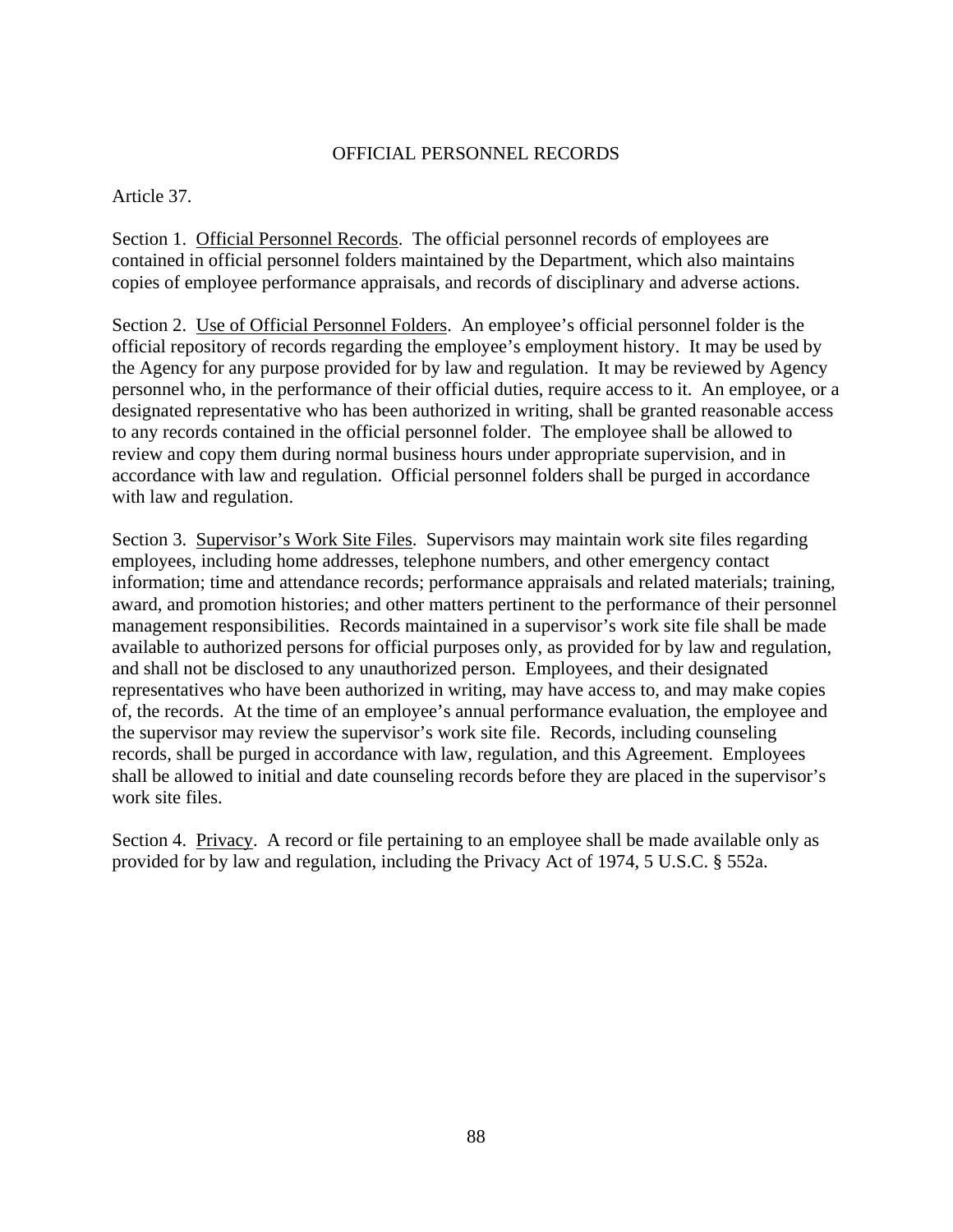# OFFICIAL PERSONNEL RECORDS

Article 37.

Section 1. Official Personnel Records. The official personnel records of employees are contained in official personnel folders maintained by the Department, which also maintains copies of employee performance appraisals, and records of disciplinary and adverse actions.

Section 2. Use of Official Personnel Folders. An employee's official personnel folder is the official repository of records regarding the employee's employment history. It may be used by the Agency for any purpose provided for by law and regulation. It may be reviewed by Agency personnel who, in the performance of their official duties, require access to it. An employee, or a designated representative who has been authorized in writing, shall be granted reasonable access to any records contained in the official personnel folder. The employee shall be allowed to review and copy them during normal business hours under appropriate supervision, and in accordance with law and regulation. Official personnel folders shall be purged in accordance with law and regulation.

Section 3. Supervisor's Work Site Files. Supervisors may maintain work site files regarding employees, including home addresses, telephone numbers, and other emergency contact information; time and attendance records; performance appraisals and related materials; training, award, and promotion histories; and other matters pertinent to the performance of their personnel management responsibilities. Records maintained in a supervisor's work site file shall be made available to authorized persons for official purposes only, as provided for by law and regulation, and shall not be disclosed to any unauthorized person. Employees, and their designated representatives who have been authorized in writing, may have access to, and may make copies of, the records. At the time of an employee's annual performance evaluation, the employee and the supervisor may review the supervisor's work site file. Records, including counseling records, shall be purged in accordance with law, regulation, and this Agreement. Employees shall be allowed to initial and date counseling records before they are placed in the supervisor's work site files.

Section 4. Privacy. A record or file pertaining to an employee shall be made available only as provided for by law and regulation, including the Privacy Act of 1974, 5 U.S.C. § 552a.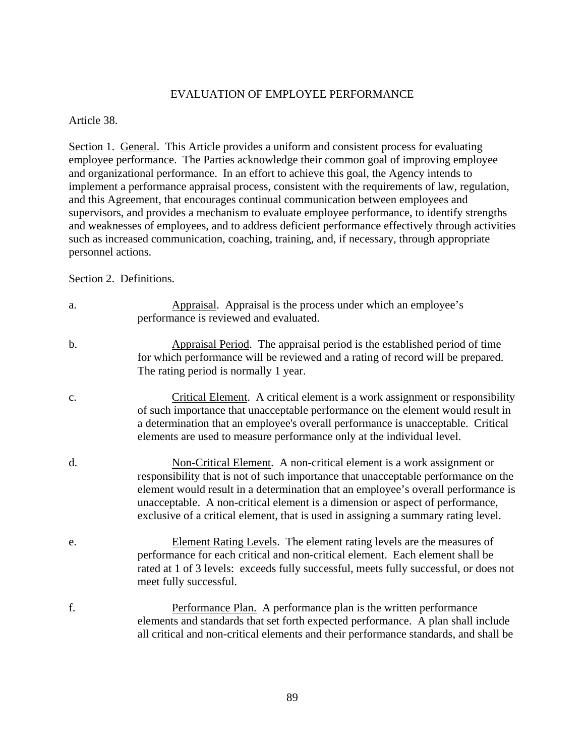## EVALUATION OF EMPLOYEE PERFORMANCE

Article 38.

Section 1. General. This Article provides a uniform and consistent process for evaluating employee performance. The Parties acknowledge their common goal of improving employee and organizational performance. In an effort to achieve this goal, the Agency intends to implement a performance appraisal process, consistent with the requirements of law, regulation, and this Agreement, that encourages continual communication between employees and supervisors, and provides a mechanism to evaluate employee performance, to identify strengths and weaknesses of employees, and to address deficient performance effectively through activities such as increased communication, coaching, training, and, if necessary, through appropriate personnel actions.

Section 2. Definitions.

a. Appraisal. Appraisal is the process under which an employee's performance is reviewed and evaluated.

b. Appraisal Period. The appraisal period is the established period of time for which performance will be reviewed and a rating of record will be prepared. The rating period is normally 1 year.

c. Critical Element. A critical element is a work assignment or responsibility of such importance that unacceptable performance on the element would result in a determination that an employee's overall performance is unacceptable. Critical elements are used to measure performance only at the individual level.

d. Non-Critical Element. A non-critical element is a work assignment or responsibility that is not of such importance that unacceptable performance on the element would result in a determination that an employee's overall performance is unacceptable. A non-critical element is a dimension or aspect of performance, exclusive of a critical element, that is used in assigning a summary rating level.

e. Element Rating Levels. The element rating levels are the measures of performance for each critical and non-critical element. Each element shall be rated at 1 of 3 levels: exceeds fully successful, meets fully successful, or does not meet fully successful.

f. Performance Plan. A performance plan is the written performance elements and standards that set forth expected performance. A plan shall include all critical and non-critical elements and their performance standards, and shall be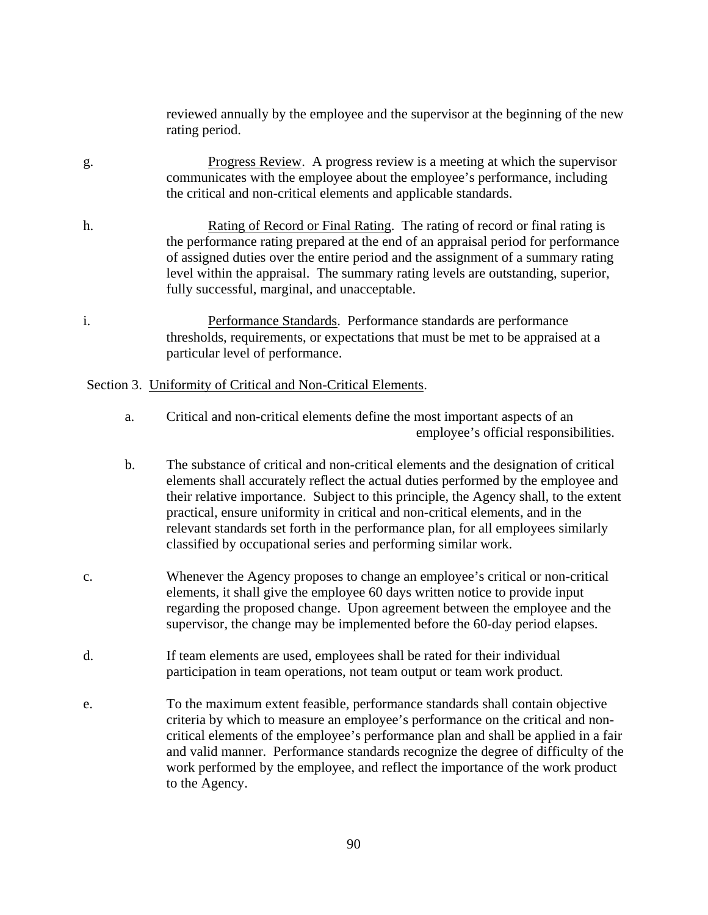reviewed annually by the employee and the supervisor at the beginning of the new rating period.

g. Progress Review. A progress review is a meeting at which the supervisor communicates with the employee about the employee's performance, including the critical and non-critical elements and applicable standards.

h. Rating of Record or Final Rating. The rating of record or final rating is the performance rating prepared at the end of an appraisal period for performance of assigned duties over the entire period and the assignment of a summary rating level within the appraisal. The summary rating levels are outstanding, superior, fully successful, marginal, and unacceptable.

i. Performance Standards. Performance standards are performance thresholds, requirements, or expectations that must be met to be appraised at a particular level of performance.

Section 3. Uniformity of Critical and Non-Critical Elements.

a. Critical and non-critical elements define the most important aspects of an employee's official responsibilities.

b. The substance of critical and non-critical elements and the designation of critical elements shall accurately reflect the actual duties performed by the employee and their relative importance. Subject to this principle, the Agency shall, to the extent practical, ensure uniformity in critical and non-critical elements, and in the relevant standards set forth in the performance plan, for all employees similarly classified by occupational series and performing similar work.

c. Whenever the Agency proposes to change an employee's critical or non-critical elements, it shall give the employee 60 days written notice to provide input regarding the proposed change. Upon agreement between the employee and the supervisor, the change may be implemented before the 60-day period elapses.

d. If team elements are used, employees shall be rated for their individual participation in team operations, not team output or team work product.

e. To the maximum extent feasible, performance standards shall contain objective criteria by which to measure an employee's performance on the critical and non-critical elements of the employee's performance plan and shall be applied in a fair and valid manner. Performance standards recognize the degree of difficulty of the work performed by the employee, and reflect the importance of the work product to the Agency.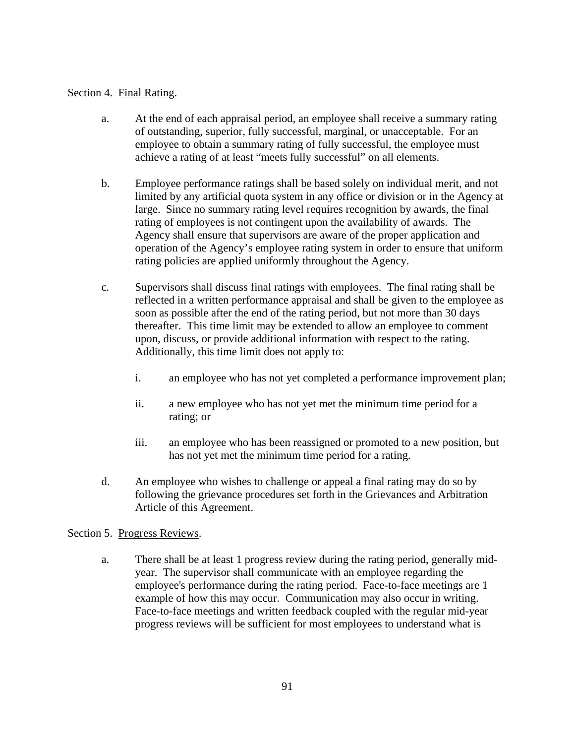Section 4. Final Rating.

a. At the end of each appraisal period, an employee shall receive a summary rating of outstanding, superior, fully successful, marginal, or unacceptable. For an employee to obtain a summary rating of fully successful, the employee must achieve a rating of at least "meets fully successful" on all elements.

b. Employee performance ratings shall be based solely on individual merit, and not limited by any artificial quota system in any office or division or in the Agency at large. Since no summary rating level requires recognition by awards, the final rating of employees is not contingent upon the availability of awards. The Agency shall ensure that supervisors are aware of the proper application and operation of the Agency's employee rating system in order to ensure that uniform rating policies are applied uniformly throughout the Agency.

c. Supervisors shall discuss final ratings with employees. The final rating shall be reflected in a written performance appraisal and shall be given to the employee as soon as possible after the end of the rating period, but not more than 30 days thereafter. This time limit may be extended to allow an employee to comment upon, discuss, or provide additional information with respect to the rating. Additionally, this time limit does not apply to:

   i. an employee who has not yet completed a performance improvement plan;

   ii. a new employee who has not yet met the minimum time period for a rating; or

   iii. an employee who has been reassigned or promoted to a new position, but has not yet met the minimum time period for a rating.

d. An employee who wishes to challenge or appeal a final rating may do so by following the grievance procedures set forth in the Grievances and Arbitration Article of this Agreement.

Section 5. Progress Reviews.

a. There shall be at least 1 progress review during the rating period, generally mid-year. The supervisor shall communicate with an employee regarding the employee's performance during the rating period. Face-to-face meetings are 1 example of how this may occur. Communication may also occur in writing. Face-to-face meetings and written feedback coupled with the regular mid-year progress reviews will be sufficient for most employees to understand what is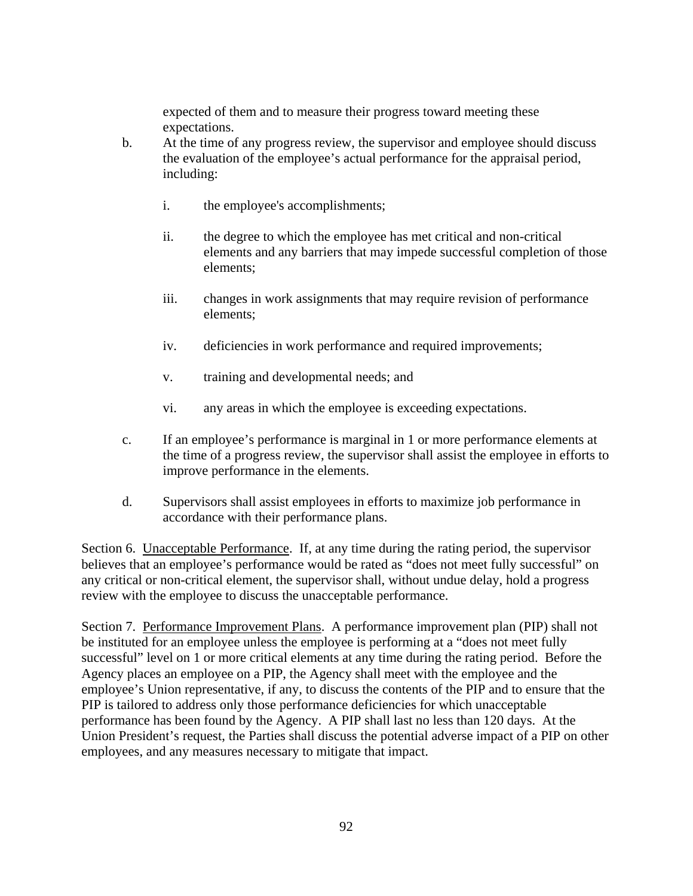expected of them and to measure their progress toward meeting these expectations.

b. At the time of any progress review, the supervisor and employee should discuss the evaluation of the employee's actual performance for the appraisal period, including:

   i. the employee's accomplishments;

   ii. the degree to which the employee has met critical and non-critical elements and any barriers that may impede successful completion of those elements;

   iii. changes in work assignments that may require revision of performance elements;

   iv. deficiencies in work performance and required improvements;

   v. training and developmental needs; and

   vi. any areas in which the employee is exceeding expectations.

c. If an employee's performance is marginal in 1 or more performance elements at the time of a progress review, the supervisor shall assist the employee in efforts to improve performance in the elements.

d. Supervisors shall assist employees in efforts to maximize job performance in accordance with their performance plans.

Section 6. Unacceptable Performance. If, at any time during the rating period, the supervisor believes that an employee's performance would be rated as "does not meet fully successful" on any critical or non-critical element, the supervisor shall, without undue delay, hold a progress review with the employee to discuss the unacceptable performance.

Section 7. Performance Improvement Plans. A performance improvement plan (PIP) shall not be instituted for an employee unless the employee is performing at a "does not meet fully successful" level on 1 or more critical elements at any time during the rating period. Before the Agency places an employee on a PIP, the Agency shall meet with the employee and the employee's Union representative, if any, to discuss the contents of the PIP and to ensure that the PIP is tailored to address only those performance deficiencies for which unacceptable performance has been found by the Agency. A PIP shall last no less than 120 days. At the Union President's request, the Parties shall discuss the potential adverse impact of a PIP on other employees, and any measures necessary to mitigate that impact.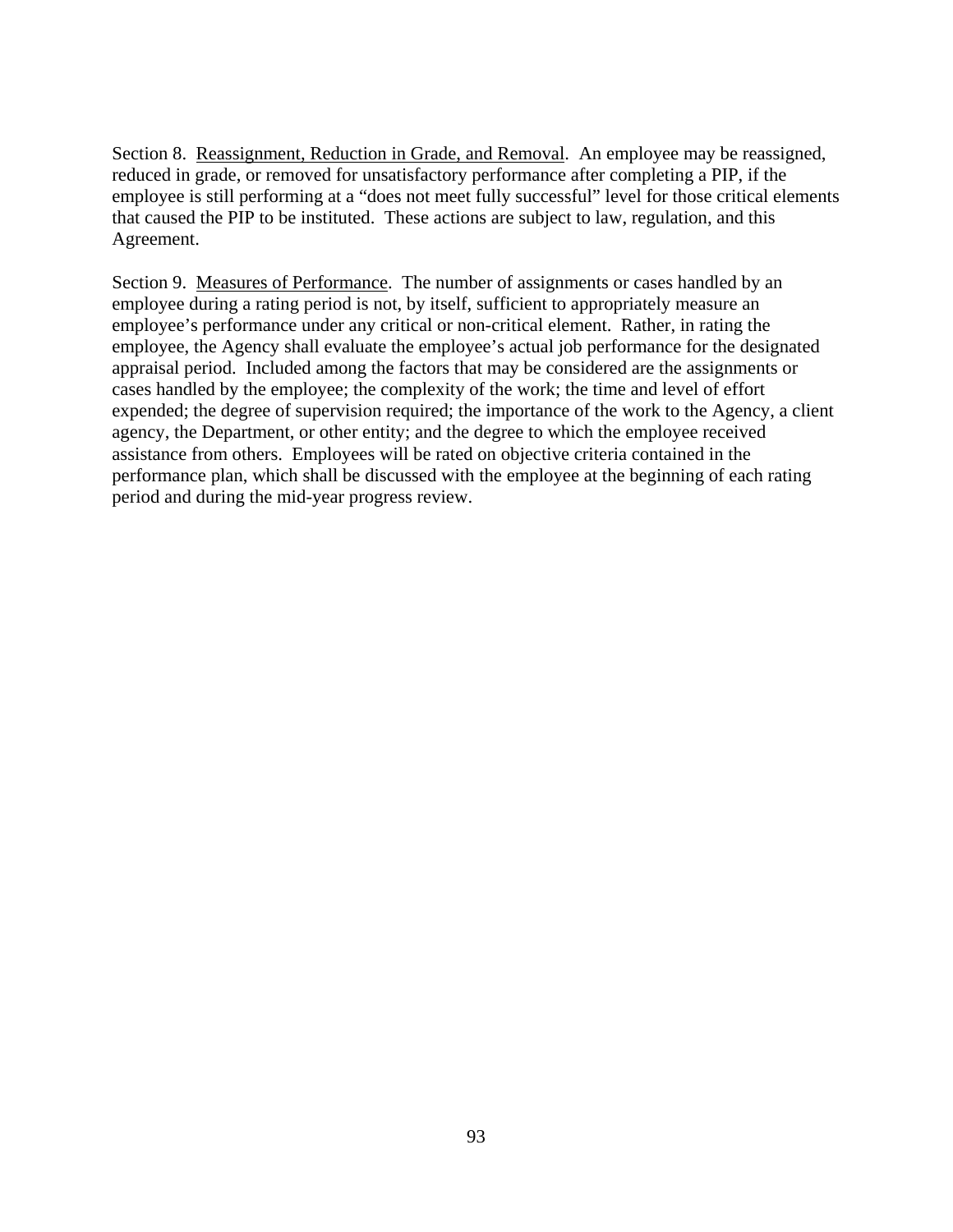Section 8. <u>Reassignment, Reduction in Grade, and Removal</u>. An employee may be reassigned, reduced in grade, or removed for unsatisfactory performance after completing a PIP, if the employee is still performing at a "does not meet fully successful" level for those critical elements that caused the PIP to be instituted. These actions are subject to law, regulation, and this Agreement.

Section 9. <u>Measures of Performance</u>. The number of assignments or cases handled by an employee during a rating period is not, by itself, sufficient to appropriately measure an employee's performance under any critical or non-critical element. Rather, in rating the employee, the Agency shall evaluate the employee's actual job performance for the designated appraisal period. Included among the factors that may be considered are the assignments or cases handled by the employee; the complexity of the work; the time and level of effort expended; the degree of supervision required; the importance of the work to the Agency, a client agency, the Department, or other entity; and the degree to which the employee received assistance from others. Employees will be rated on objective criteria contained in the performance plan, which shall be discussed with the employee at the beginning of each rating period and during the mid-year progress review.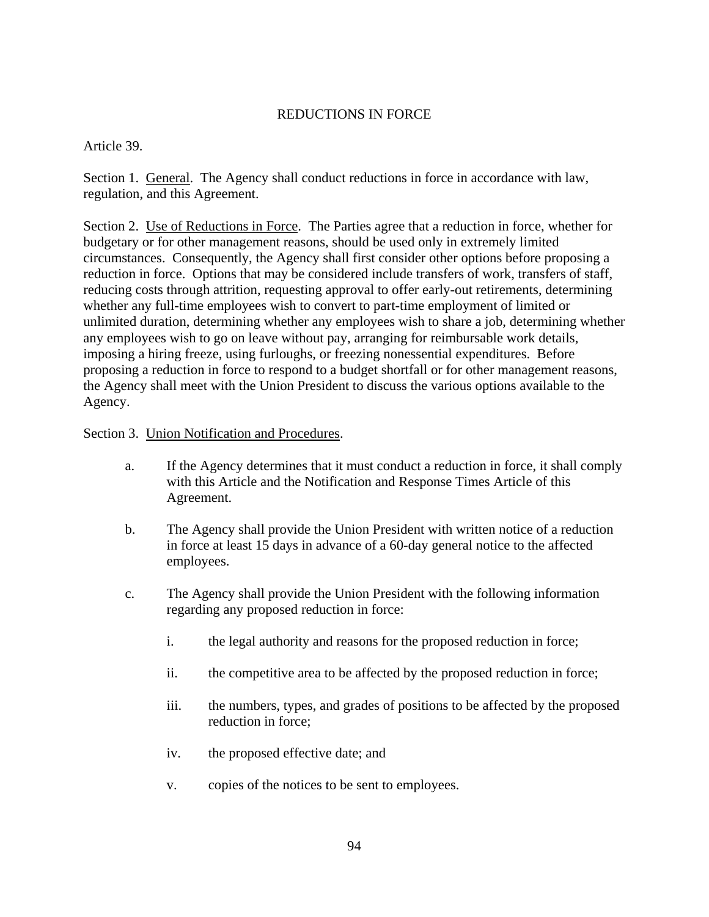## REDUCTIONS IN FORCE

Article 39.

Section 1. <u>General</u>. The Agency shall conduct reductions in force in accordance with law, regulation, and this Agreement.

Section 2. <u>Use of Reductions in Force</u>. The Parties agree that a reduction in force, whether for budgetary or for other management reasons, should be used only in extremely limited circumstances. Consequently, the Agency shall first consider other options before proposing a reduction in force. Options that may be considered include transfers of work, transfers of staff, reducing costs through attrition, requesting approval to offer early-out retirements, determining whether any full-time employees wish to convert to part-time employment of limited or unlimited duration, determining whether any employees wish to share a job, determining whether any employees wish to go on leave without pay, arranging for reimbursable work details, imposing a hiring freeze, using furloughs, or freezing nonessential expenditures. Before proposing a reduction in force to respond to a budget shortfall or for other management reasons, the Agency shall meet with the Union President to discuss the various options available to the Agency.

Section 3. <u>Union Notification and Procedures</u>.

a. If the Agency determines that it must conduct a reduction in force, it shall comply with this Article and the Notification and Response Times Article of this Agreement.

b. The Agency shall provide the Union President with written notice of a reduction in force at least 15 days in advance of a 60-day general notice to the affected employees.

c. The Agency shall provide the Union President with the following information regarding any proposed reduction in force:

   i. the legal authority and reasons for the proposed reduction in force;

   ii. the competitive area to be affected by the proposed reduction in force;

   iii. the numbers, types, and grades of positions to be affected by the proposed reduction in force;

   iv. the proposed effective date; and

   v. copies of the notices to be sent to employees.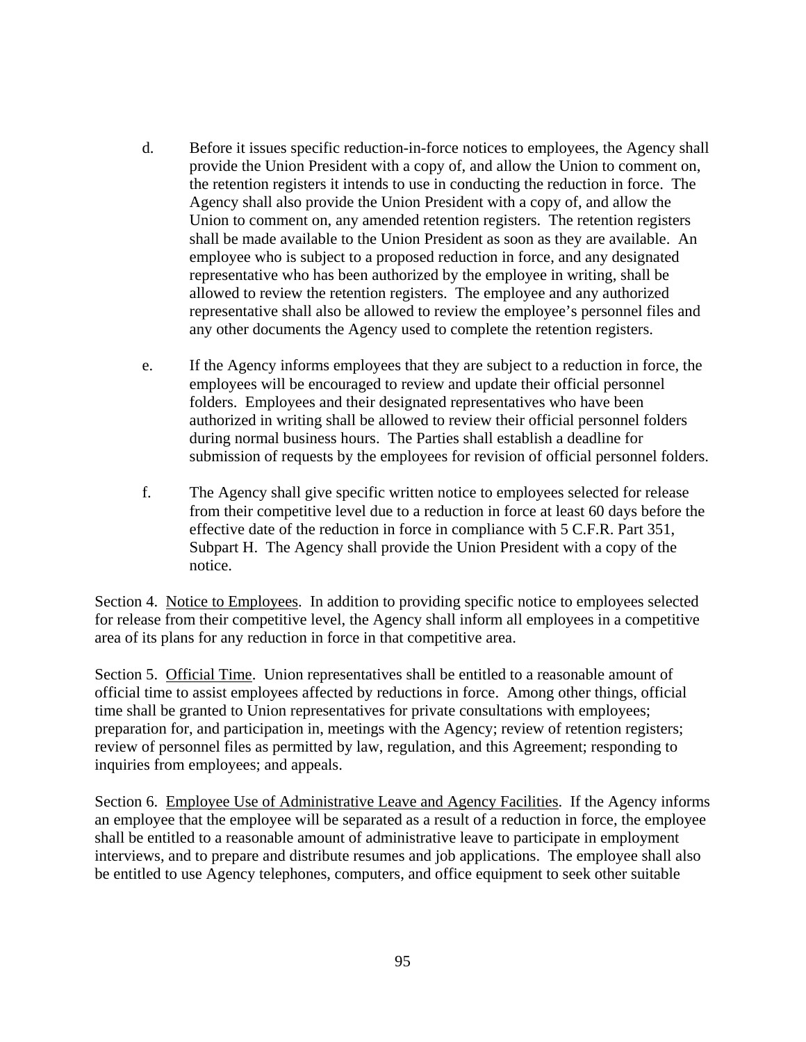d. Before it issues specific reduction-in-force notices to employees, the Agency shall provide the Union President with a copy of, and allow the Union to comment on, the retention registers it intends to use in conducting the reduction in force. The Agency shall also provide the Union President with a copy of, and allow the Union to comment on, any amended retention registers. The retention registers shall be made available to the Union President as soon as they are available. An employee who is subject to a proposed reduction in force, and any designated representative who has been authorized by the employee in writing, shall be allowed to review the retention registers. The employee and any authorized representative shall also be allowed to review the employee's personnel files and any other documents the Agency used to complete the retention registers.

e. If the Agency informs employees that they are subject to a reduction in force, the employees will be encouraged to review and update their official personnel folders. Employees and their designated representatives who have been authorized in writing shall be allowed to review their official personnel folders during normal business hours. The Parties shall establish a deadline for submission of requests by the employees for revision of official personnel folders.

f. The Agency shall give specific written notice to employees selected for release from their competitive level due to a reduction in force at least 60 days before the effective date of the reduction in force in compliance with 5 C.F.R. Part 351, Subpart H. The Agency shall provide the Union President with a copy of the notice.

Section 4. Notice to Employees. In addition to providing specific notice to employees selected for release from their competitive level, the Agency shall inform all employees in a competitive area of its plans for any reduction in force in that competitive area.

Section 5. Official Time. Union representatives shall be entitled to a reasonable amount of official time to assist employees affected by reductions in force. Among other things, official time shall be granted to Union representatives for private consultations with employees; preparation for, and participation in, meetings with the Agency; review of retention registers; review of personnel files as permitted by law, regulation, and this Agreement; responding to inquiries from employees; and appeals.

Section 6. Employee Use of Administrative Leave and Agency Facilities. If the Agency informs an employee that the employee will be separated as a result of a reduction in force, the employee shall be entitled to a reasonable amount of administrative leave to participate in employment interviews, and to prepare and distribute resumes and job applications. The employee shall also be entitled to use Agency telephones, computers, and office equipment to seek other suitable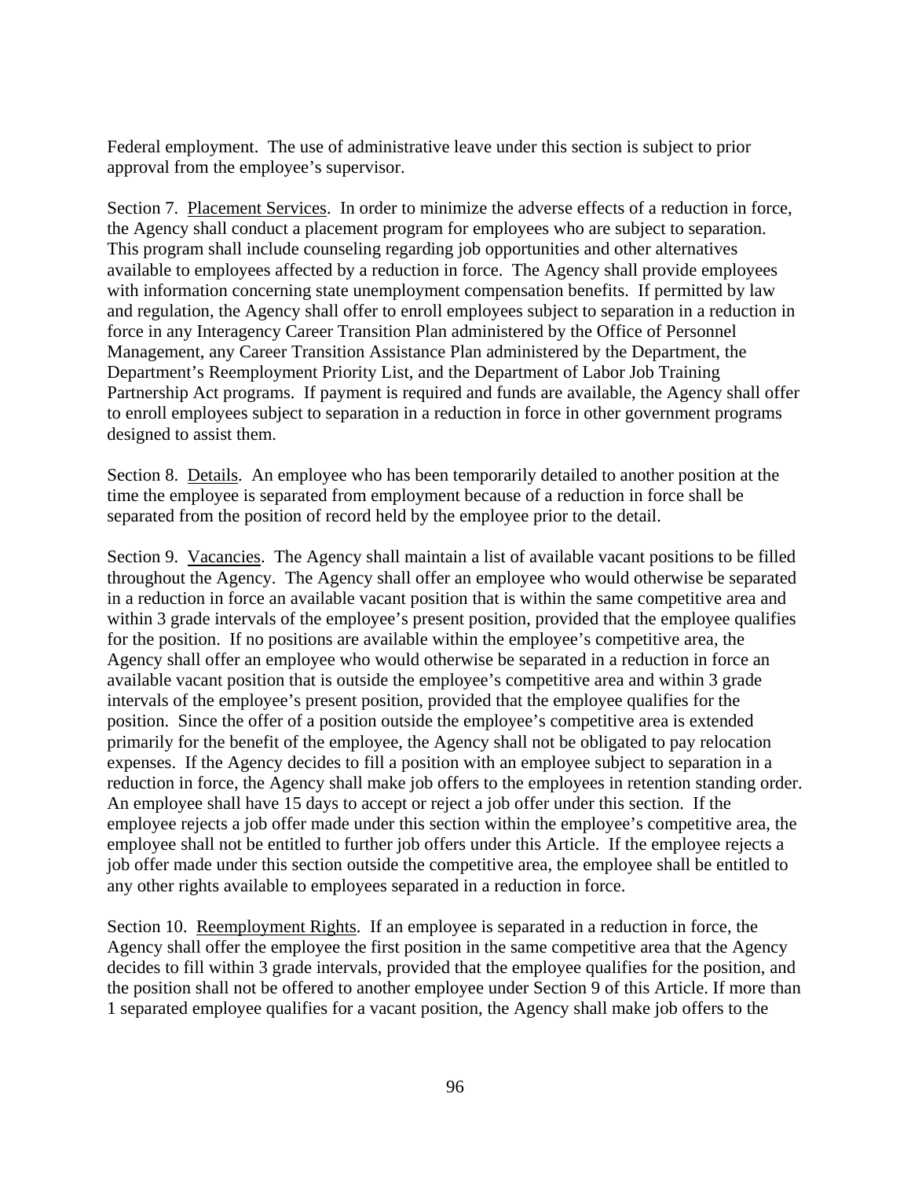Federal employment. The use of administrative leave under this section is subject to prior approval from the employee's supervisor.

Section 7. Placement Services. In order to minimize the adverse effects of a reduction in force, the Agency shall conduct a placement program for employees who are subject to separation. This program shall include counseling regarding job opportunities and other alternatives available to employees affected by a reduction in force. The Agency shall provide employees with information concerning state unemployment compensation benefits. If permitted by law and regulation, the Agency shall offer to enroll employees subject to separation in a reduction in force in any Interagency Career Transition Plan administered by the Office of Personnel Management, any Career Transition Assistance Plan administered by the Department, the Department's Reemployment Priority List, and the Department of Labor Job Training Partnership Act programs. If payment is required and funds are available, the Agency shall offer to enroll employees subject to separation in a reduction in force in other government programs designed to assist them.

Section 8. Details. An employee who has been temporarily detailed to another position at the time the employee is separated from employment because of a reduction in force shall be separated from the position of record held by the employee prior to the detail.

Section 9. Vacancies. The Agency shall maintain a list of available vacant positions to be filled throughout the Agency. The Agency shall offer an employee who would otherwise be separated in a reduction in force an available vacant position that is within the same competitive area and within 3 grade intervals of the employee's present position, provided that the employee qualifies for the position. If no positions are available within the employee's competitive area, the Agency shall offer an employee who would otherwise be separated in a reduction in force an available vacant position that is outside the employee's competitive area and within 3 grade intervals of the employee's present position, provided that the employee qualifies for the position. Since the offer of a position outside the employee's competitive area is extended primarily for the benefit of the employee, the Agency shall not be obligated to pay relocation expenses. If the Agency decides to fill a position with an employee subject to separation in a reduction in force, the Agency shall make job offers to the employees in retention standing order. An employee shall have 15 days to accept or reject a job offer under this section. If the employee rejects a job offer made under this section within the employee's competitive area, the employee shall not be entitled to further job offers under this Article. If the employee rejects a job offer made under this section outside the competitive area, the employee shall be entitled to any other rights available to employees separated in a reduction in force.

Section 10. Reemployment Rights. If an employee is separated in a reduction in force, the Agency shall offer the employee the first position in the same competitive area that the Agency decides to fill within 3 grade intervals, provided that the employee qualifies for the position, and the position shall not be offered to another employee under Section 9 of this Article. If more than 1 separated employee qualifies for a vacant position, the Agency shall make job offers to the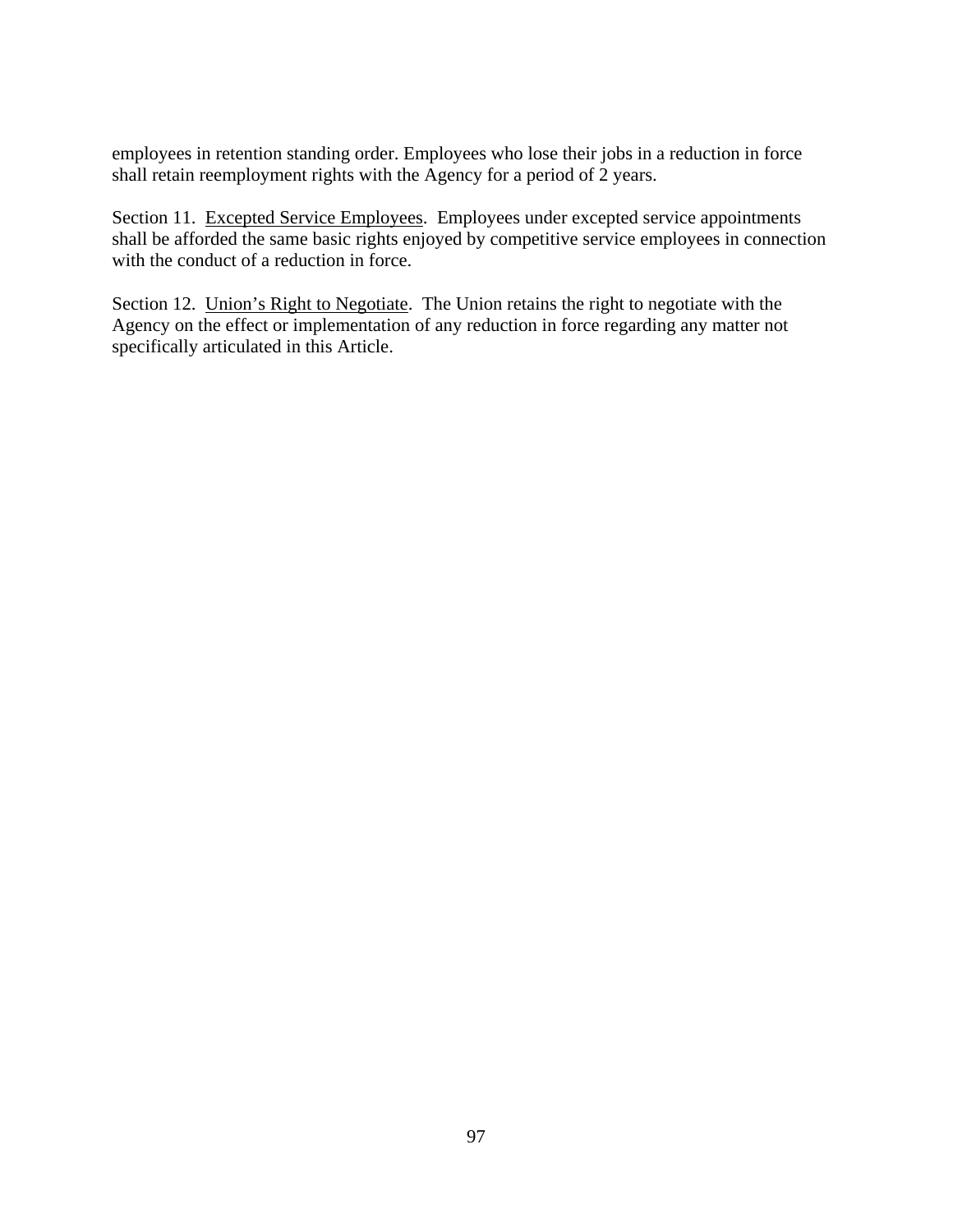employees in retention standing order. Employees who lose their jobs in a reduction in force shall retain reemployment rights with the Agency for a period of 2 years.

Section 11. Excepted Service Employees. Employees under excepted service appointments shall be afforded the same basic rights enjoyed by competitive service employees in connection with the conduct of a reduction in force.

Section 12. Union's Right to Negotiate. The Union retains the right to negotiate with the Agency on the effect or implementation of any reduction in force regarding any matter not specifically articulated in this Article.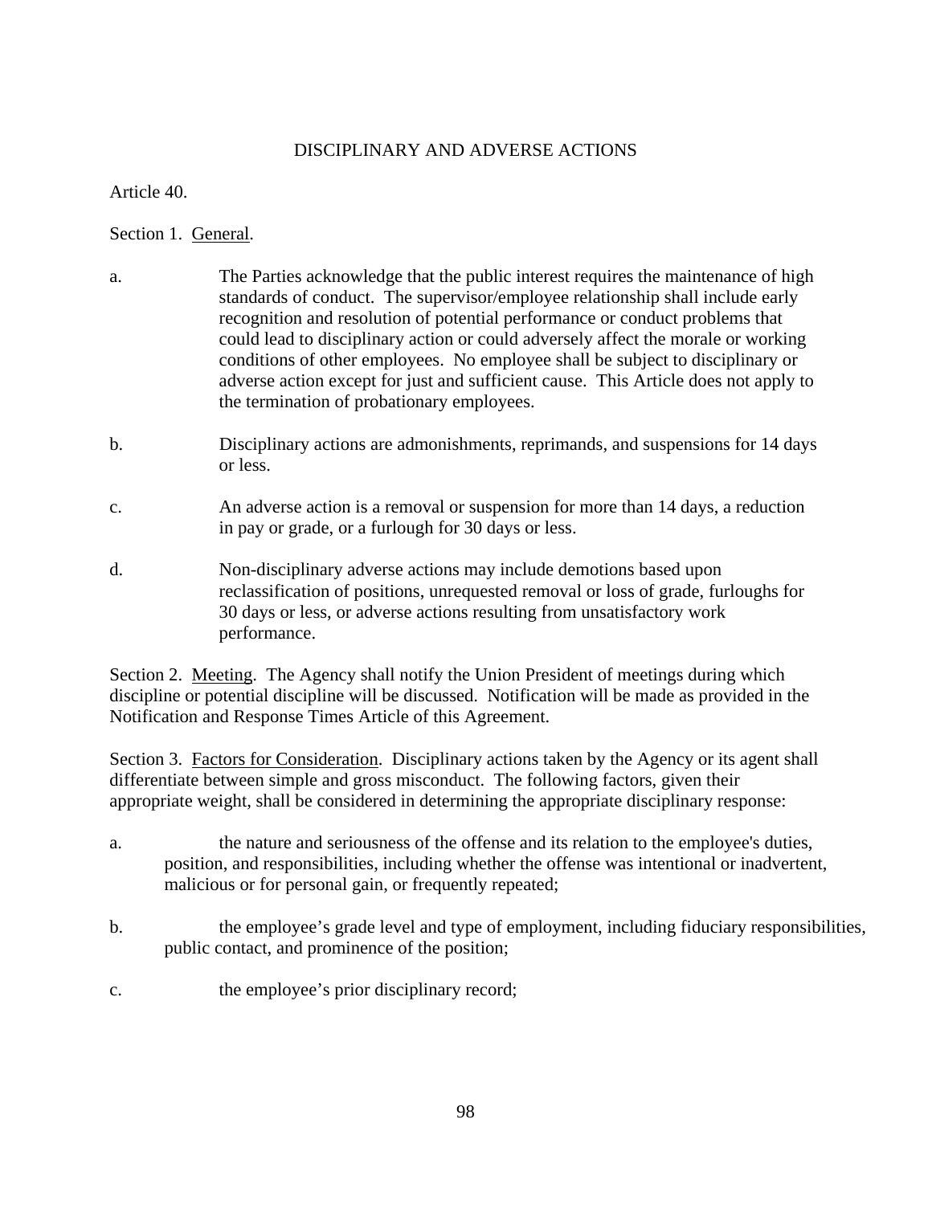## DISCIPLINARY AND ADVERSE ACTIONS

Article 40.

Section 1. General.

a. The Parties acknowledge that the public interest requires the maintenance of high standards of conduct. The supervisor/employee relationship shall include early recognition and resolution of potential performance or conduct problems that could lead to disciplinary action or could adversely affect the morale or working conditions of other employees. No employee shall be subject to disciplinary or adverse action except for just and sufficient cause. This Article does not apply to the termination of probationary employees.

b. Disciplinary actions are admonishments, reprimands, and suspensions for 14 days or less.

c. An adverse action is a removal or suspension for more than 14 days, a reduction in pay or grade, or a furlough for 30 days or less.

d. Non-disciplinary adverse actions may include demotions based upon reclassification of positions, unrequested removal or loss of grade, furloughs for 30 days or less, or adverse actions resulting from unsatisfactory work performance.

Section 2. Meeting. The Agency shall notify the Union President of meetings during which discipline or potential discipline will be discussed. Notification will be made as provided in the Notification and Response Times Article of this Agreement.

Section 3. Factors for Consideration. Disciplinary actions taken by the Agency or its agent shall differentiate between simple and gross misconduct. The following factors, given their appropriate weight, shall be considered in determining the appropriate disciplinary response:

a. the nature and seriousness of the offense and its relation to the employee's duties, position, and responsibilities, including whether the offense was intentional or inadvertent, malicious or for personal gain, or frequently repeated;

b. the employee's grade level and type of employment, including fiduciary responsibilities, public contact, and prominence of the position;

c. the employee's prior disciplinary record;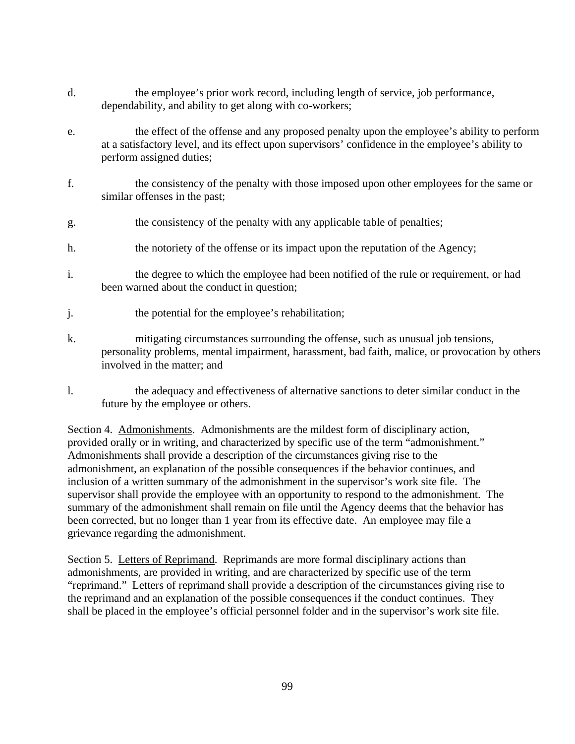d. the employee's prior work record, including length of service, job performance, dependability, and ability to get along with co-workers;

e. the effect of the offense and any proposed penalty upon the employee's ability to perform at a satisfactory level, and its effect upon supervisors' confidence in the employee's ability to perform assigned duties;

f. the consistency of the penalty with those imposed upon other employees for the same or similar offenses in the past;

g. the consistency of the penalty with any applicable table of penalties;

h. the notoriety of the offense or its impact upon the reputation of the Agency;

i. the degree to which the employee had been notified of the rule or requirement, or had been warned about the conduct in question;

j. the potential for the employee's rehabilitation;

k. mitigating circumstances surrounding the offense, such as unusual job tensions, personality problems, mental impairment, harassment, bad faith, malice, or provocation by others involved in the matter; and

l. the adequacy and effectiveness of alternative sanctions to deter similar conduct in the future by the employee or others.

Section 4. <u>Admonishments</u>. Admonishments are the mildest form of disciplinary action, provided orally or in writing, and characterized by specific use of the term "admonishment." Admonishments shall provide a description of the circumstances giving rise to the admonishment, an explanation of the possible consequences if the behavior continues, and inclusion of a written summary of the admonishment in the supervisor's work site file. The supervisor shall provide the employee with an opportunity to respond to the admonishment. The summary of the admonishment shall remain on file until the Agency deems that the behavior has been corrected, but no longer than 1 year from its effective date. An employee may file a grievance regarding the admonishment.

Section 5. <u>Letters of Reprimand</u>. Reprimands are more formal disciplinary actions than admonishments, are provided in writing, and are characterized by specific use of the term "reprimand." Letters of reprimand shall provide a description of the circumstances giving rise to the reprimand and an explanation of the possible consequences if the conduct continues. They shall be placed in the employee's official personnel folder and in the supervisor's work site file.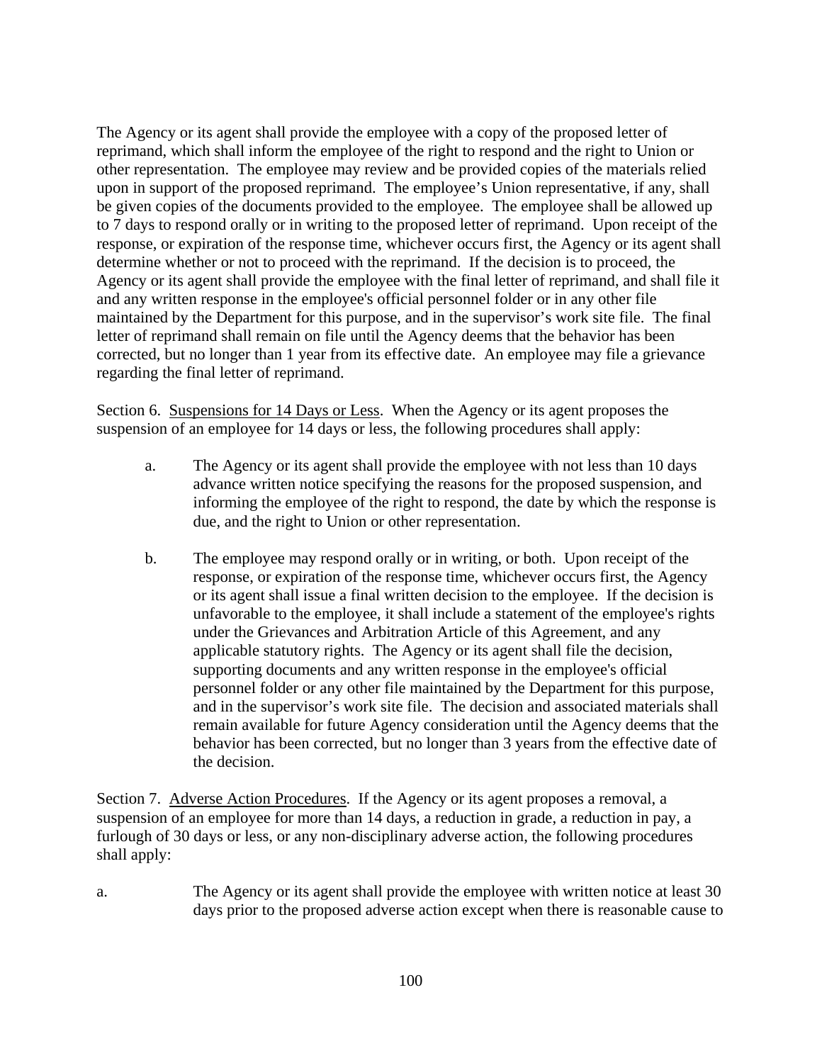The Agency or its agent shall provide the employee with a copy of the proposed letter of reprimand, which shall inform the employee of the right to respond and the right to Union or other representation. The employee may review and be provided copies of the materials relied upon in support of the proposed reprimand. The employee's Union representative, if any, shall be given copies of the documents provided to the employee. The employee shall be allowed up to 7 days to respond orally or in writing to the proposed letter of reprimand. Upon receipt of the response, or expiration of the response time, whichever occurs first, the Agency or its agent shall determine whether or not to proceed with the reprimand. If the decision is to proceed, the Agency or its agent shall provide the employee with the final letter of reprimand, and shall file it and any written response in the employee's official personnel folder or in any other file maintained by the Department for this purpose, and in the supervisor's work site file. The final letter of reprimand shall remain on file until the Agency deems that the behavior has been corrected, but no longer than 1 year from its effective date. An employee may file a grievance regarding the final letter of reprimand.

Section 6. Suspensions for 14 Days or Less. When the Agency or its agent proposes the suspension of an employee for 14 days or less, the following procedures shall apply:

a. The Agency or its agent shall provide the employee with not less than 10 days advance written notice specifying the reasons for the proposed suspension, and informing the employee of the right to respond, the date by which the response is due, and the right to Union or other representation.

b. The employee may respond orally or in writing, or both. Upon receipt of the response, or expiration of the response time, whichever occurs first, the Agency or its agent shall issue a final written decision to the employee. If the decision is unfavorable to the employee, it shall include a statement of the employee's rights under the Grievances and Arbitration Article of this Agreement, and any applicable statutory rights. The Agency or its agent shall file the decision, supporting documents and any written response in the employee's official personnel folder or any other file maintained by the Department for this purpose, and in the supervisor's work site file. The decision and associated materials shall remain available for future Agency consideration until the Agency deems that the behavior has been corrected, but no longer than 3 years from the effective date of the decision.

Section 7. Adverse Action Procedures. If the Agency or its agent proposes a removal, a suspension of an employee for more than 14 days, a reduction in grade, a reduction in pay, a furlough of 30 days or less, or any non-disciplinary adverse action, the following procedures shall apply:

a. The Agency or its agent shall provide the employee with written notice at least 30 days prior to the proposed adverse action except when there is reasonable cause to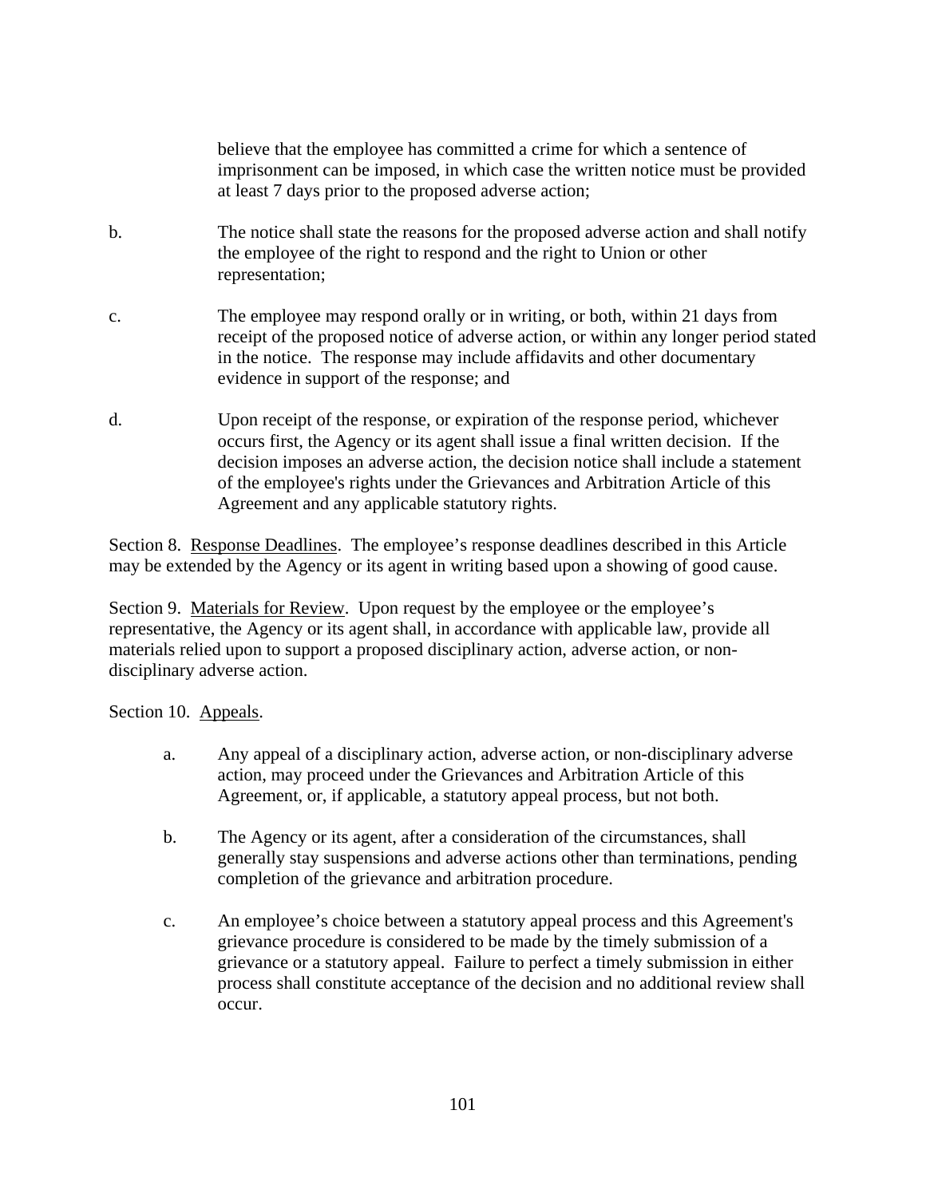believe that the employee has committed a crime for which a sentence of imprisonment can be imposed, in which case the written notice must be provided at least 7 days prior to the proposed adverse action;

b. The notice shall state the reasons for the proposed adverse action and shall notify the employee of the right to respond and the right to Union or other representation;

c. The employee may respond orally or in writing, or both, within 21 days from receipt of the proposed notice of adverse action, or within any longer period stated in the notice. The response may include affidavits and other documentary evidence in support of the response; and

d. Upon receipt of the response, or expiration of the response period, whichever occurs first, the Agency or its agent shall issue a final written decision. If the decision imposes an adverse action, the decision notice shall include a statement of the employee's rights under the Grievances and Arbitration Article of this Agreement and any applicable statutory rights.

Section 8. <u>Response Deadlines</u>. The employee's response deadlines described in this Article may be extended by the Agency or its agent in writing based upon a showing of good cause.

Section 9. <u>Materials for Review</u>. Upon request by the employee or the employee's representative, the Agency or its agent shall, in accordance with applicable law, provide all materials relied upon to support a proposed disciplinary action, adverse action, or non-disciplinary adverse action.

Section 10. <u>Appeals</u>.

a. Any appeal of a disciplinary action, adverse action, or non-disciplinary adverse action, may proceed under the Grievances and Arbitration Article of this Agreement, or, if applicable, a statutory appeal process, but not both.

b. The Agency or its agent, after a consideration of the circumstances, shall generally stay suspensions and adverse actions other than terminations, pending completion of the grievance and arbitration procedure.

c. An employee's choice between a statutory appeal process and this Agreement's grievance procedure is considered to be made by the timely submission of a grievance or a statutory appeal. Failure to perfect a timely submission in either process shall constitute acceptance of the decision and no additional review shall occur.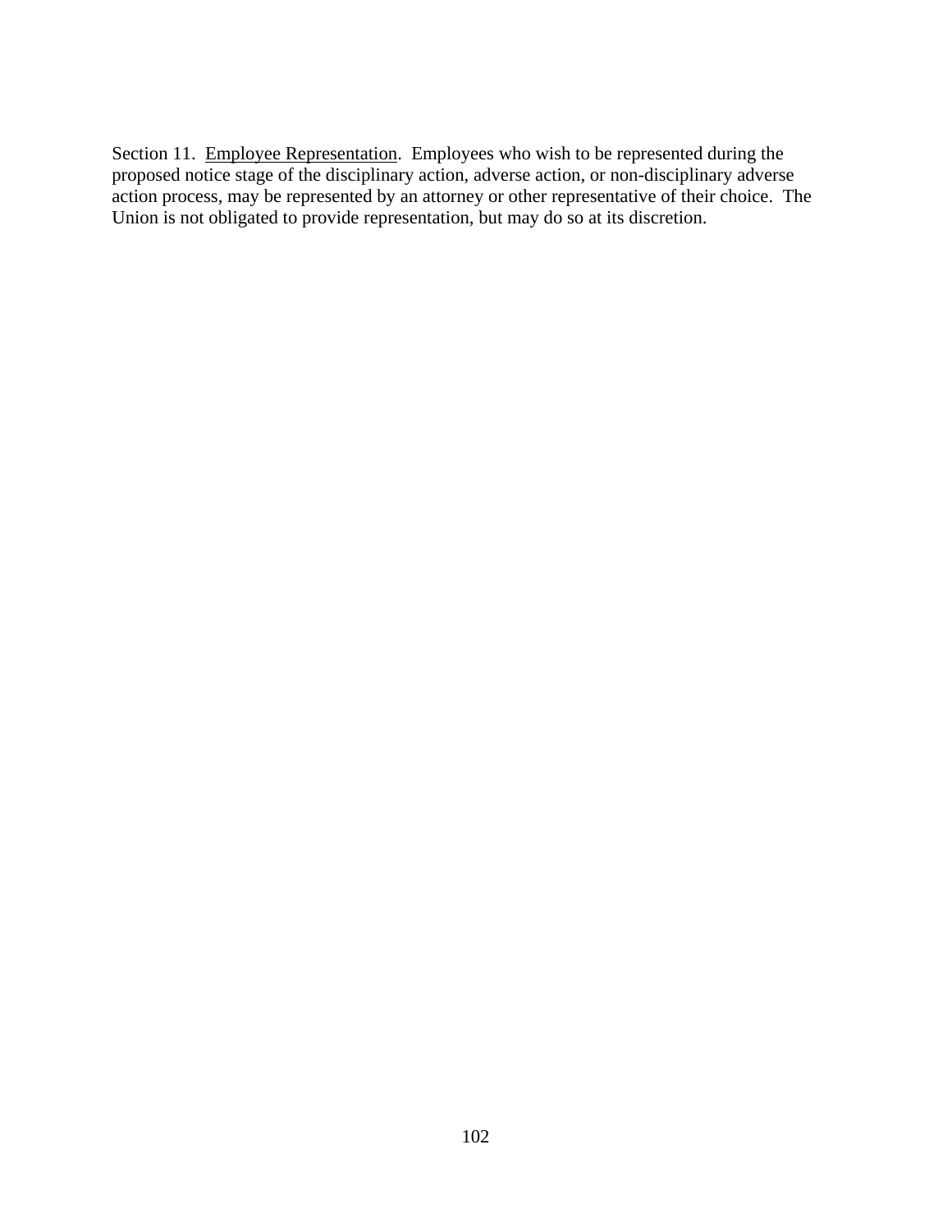Section 11. Employee Representation. Employees who wish to be represented during the proposed notice stage of the disciplinary action, adverse action, or non-disciplinary adverse action process, may be represented by an attorney or other representative of their choice. The Union is not obligated to provide representation, but may do so at its discretion.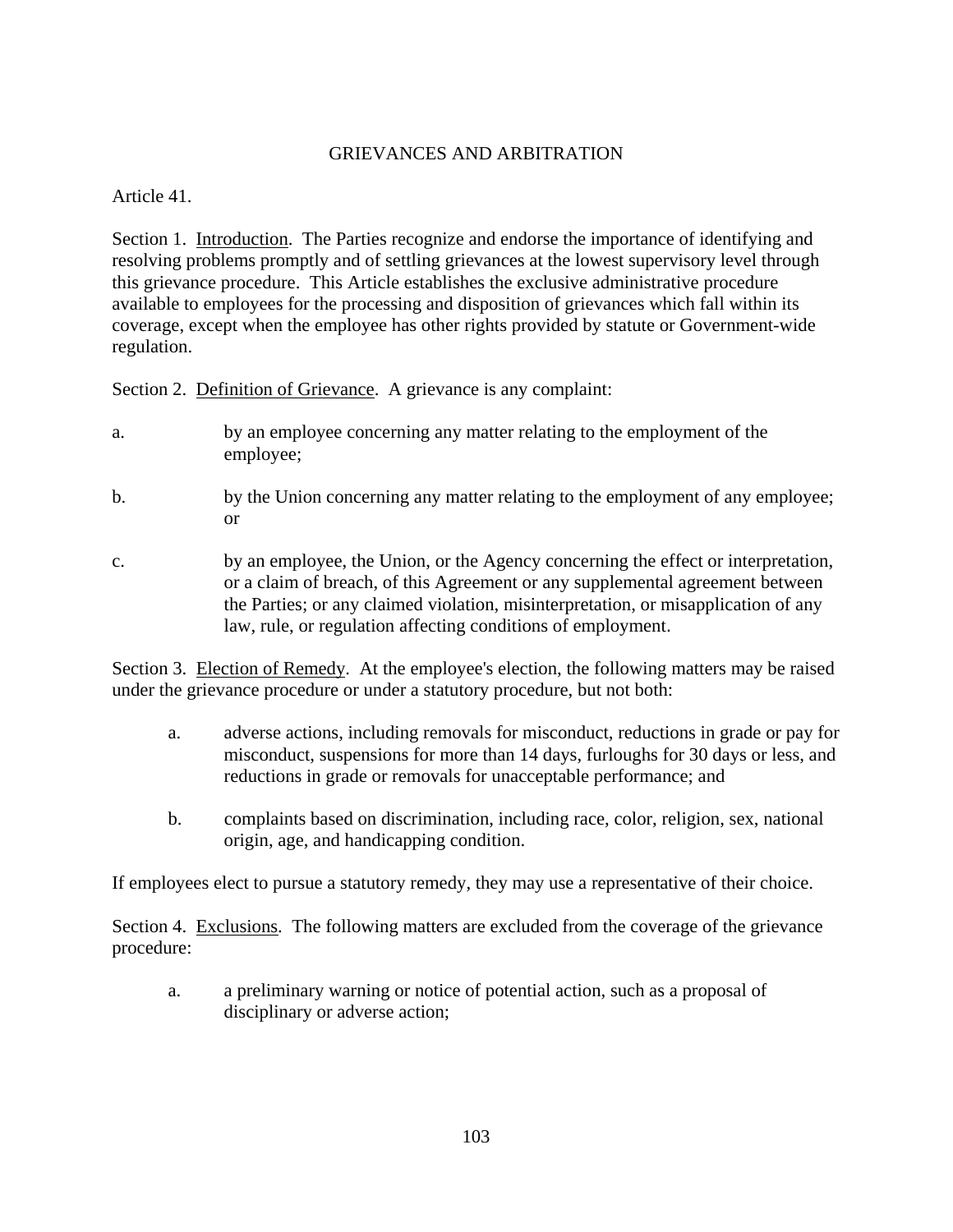## GRIEVANCES AND ARBITRATION

Article 41.

Section 1. Introduction. The Parties recognize and endorse the importance of identifying and resolving problems promptly and of settling grievances at the lowest supervisory level through this grievance procedure. This Article establishes the exclusive administrative procedure available to employees for the processing and disposition of grievances which fall within its coverage, except when the employee has other rights provided by statute or Government-wide regulation.

Section 2. Definition of Grievance. A grievance is any complaint:

a. by an employee concerning any matter relating to the employment of the employee;

b. by the Union concerning any matter relating to the employment of any employee; or

c. by an employee, the Union, or the Agency concerning the effect or interpretation, or a claim of breach, of this Agreement or any supplemental agreement between the Parties; or any claimed violation, misinterpretation, or misapplication of any law, rule, or regulation affecting conditions of employment.

Section 3. Election of Remedy. At the employee's election, the following matters may be raised under the grievance procedure or under a statutory procedure, but not both:

a. adverse actions, including removals for misconduct, reductions in grade or pay for misconduct, suspensions for more than 14 days, furloughs for 30 days or less, and reductions in grade or removals for unacceptable performance; and

b. complaints based on discrimination, including race, color, religion, sex, national origin, age, and handicapping condition.

If employees elect to pursue a statutory remedy, they may use a representative of their choice.

Section 4. Exclusions. The following matters are excluded from the coverage of the grievance procedure:

a. a preliminary warning or notice of potential action, such as a proposal of disciplinary or adverse action;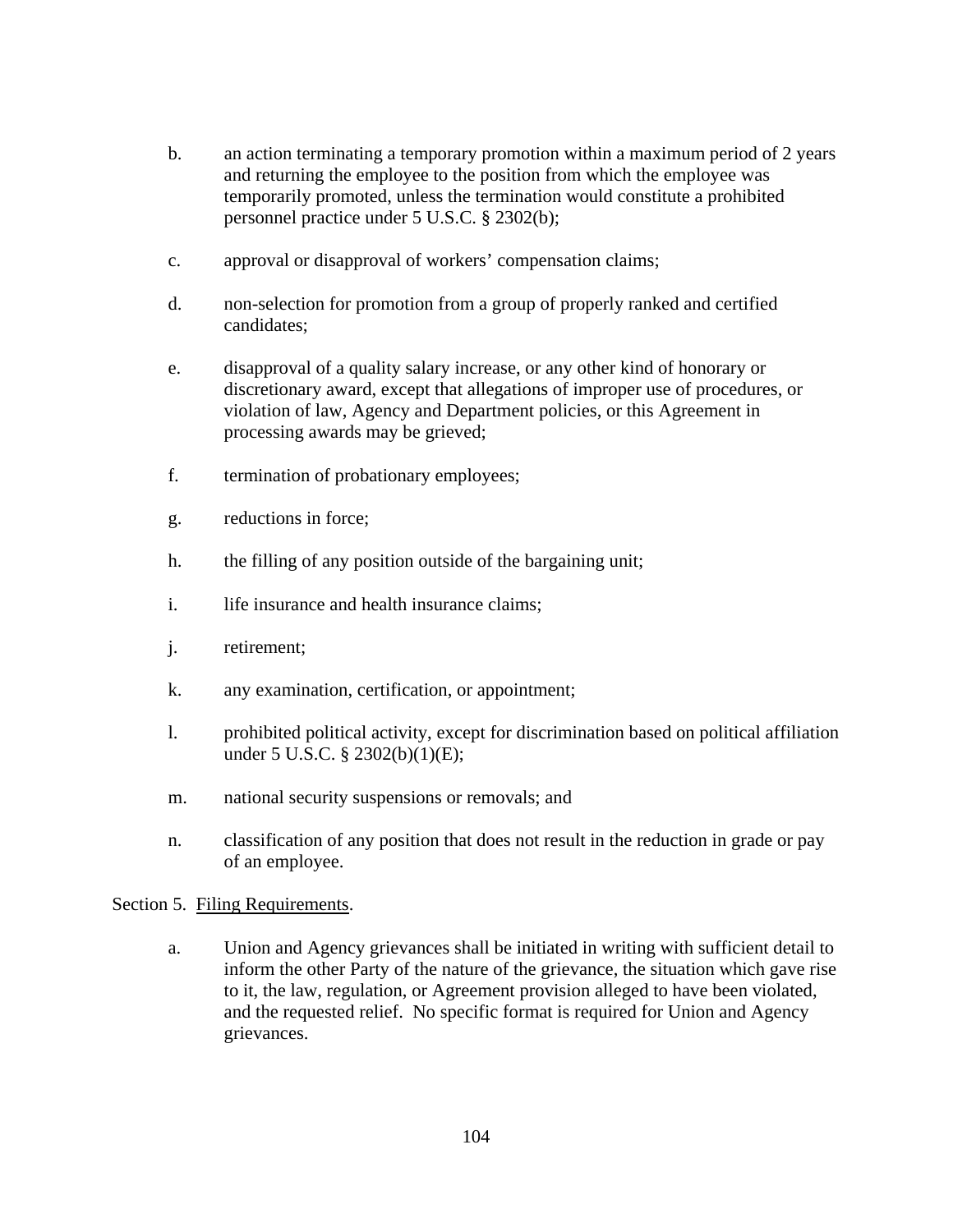b. an action terminating a temporary promotion within a maximum period of 2 years and returning the employee to the position from which the employee was temporarily promoted, unless the termination would constitute a prohibited personnel practice under 5 U.S.C. § 2302(b);

c. approval or disapproval of workers' compensation claims;

d. non-selection for promotion from a group of properly ranked and certified candidates;

e. disapproval of a quality salary increase, or any other kind of honorary or discretionary award, except that allegations of improper use of procedures, or violation of law, Agency and Department policies, or this Agreement in processing awards may be grieved;

f. termination of probationary employees;

g. reductions in force;

h. the filling of any position outside of the bargaining unit;

i. life insurance and health insurance claims;

j. retirement;

k. any examination, certification, or appointment;

l. prohibited political activity, except for discrimination based on political affiliation under 5 U.S.C. § 2302(b)(1)(E);

m. national security suspensions or removals; and

n. classification of any position that does not result in the reduction in grade or pay of an employee.

Section 5. Filing Requirements.

a. Union and Agency grievances shall be initiated in writing with sufficient detail to inform the other Party of the nature of the grievance, the situation which gave rise to it, the law, regulation, or Agreement provision alleged to have been violated, and the requested relief. No specific format is required for Union and Agency grievances.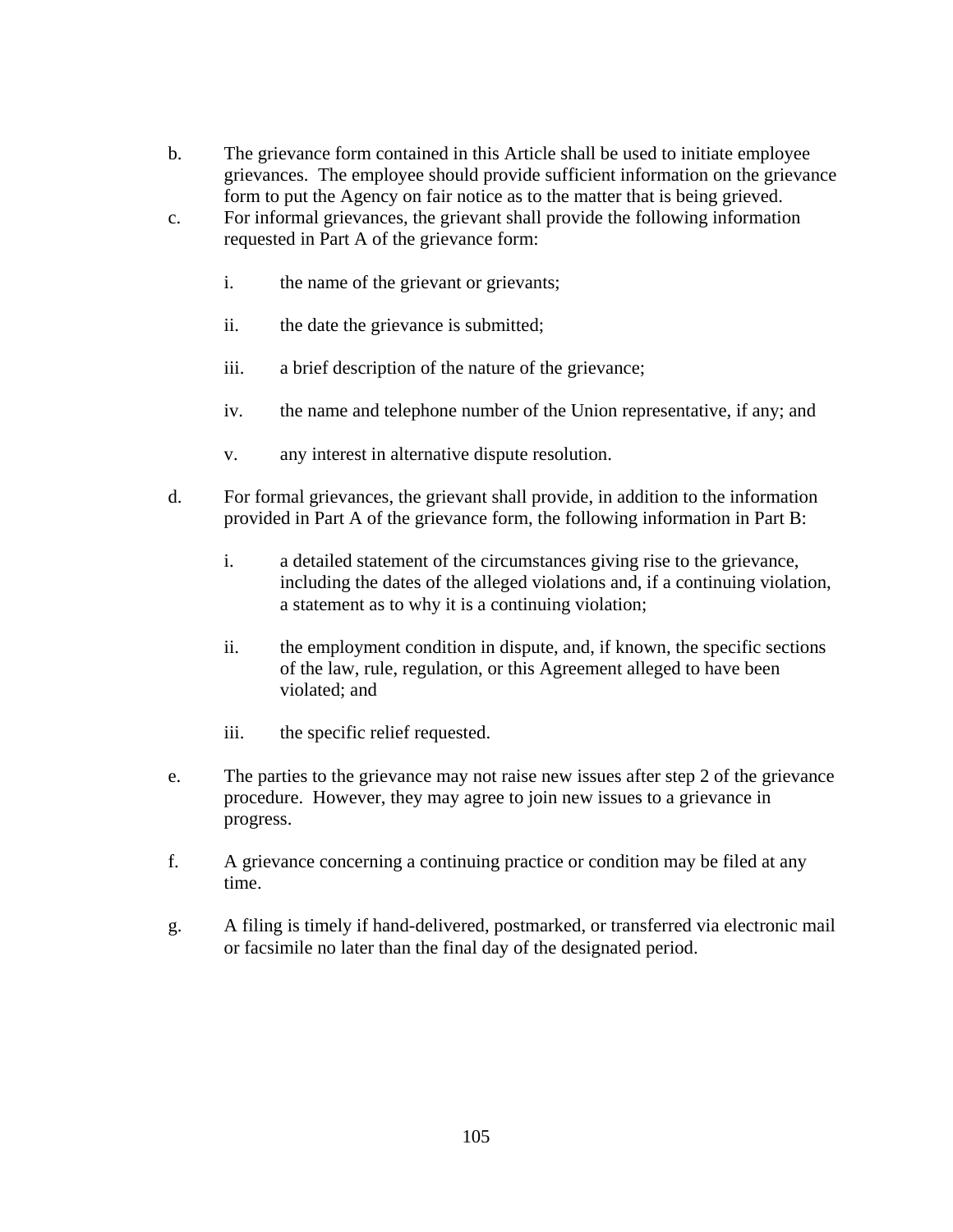b. The grievance form contained in this Article shall be used to initiate employee grievances. The employee should provide sufficient information on the grievance form to put the Agency on fair notice as to the matter that is being grieved.

c. For informal grievances, the grievant shall provide the following information requested in Part A of the grievance form:

   i. the name of the grievant or grievants;

   ii. the date the grievance is submitted;

   iii. a brief description of the nature of the grievance;

   iv. the name and telephone number of the Union representative, if any; and

   v. any interest in alternative dispute resolution.

d. For formal grievances, the grievant shall provide, in addition to the information provided in Part A of the grievance form, the following information in Part B:

   i. a detailed statement of the circumstances giving rise to the grievance, including the dates of the alleged violations and, if a continuing violation, a statement as to why it is a continuing violation;

   ii. the employment condition in dispute, and, if known, the specific sections of the law, rule, regulation, or this Agreement alleged to have been violated; and

   iii. the specific relief requested.

e. The parties to the grievance may not raise new issues after step 2 of the grievance procedure. However, they may agree to join new issues to a grievance in progress.

f. A grievance concerning a continuing practice or condition may be filed at any time.

g. A filing is timely if hand-delivered, postmarked, or transferred via electronic mail or facsimile no later than the final day of the designated period.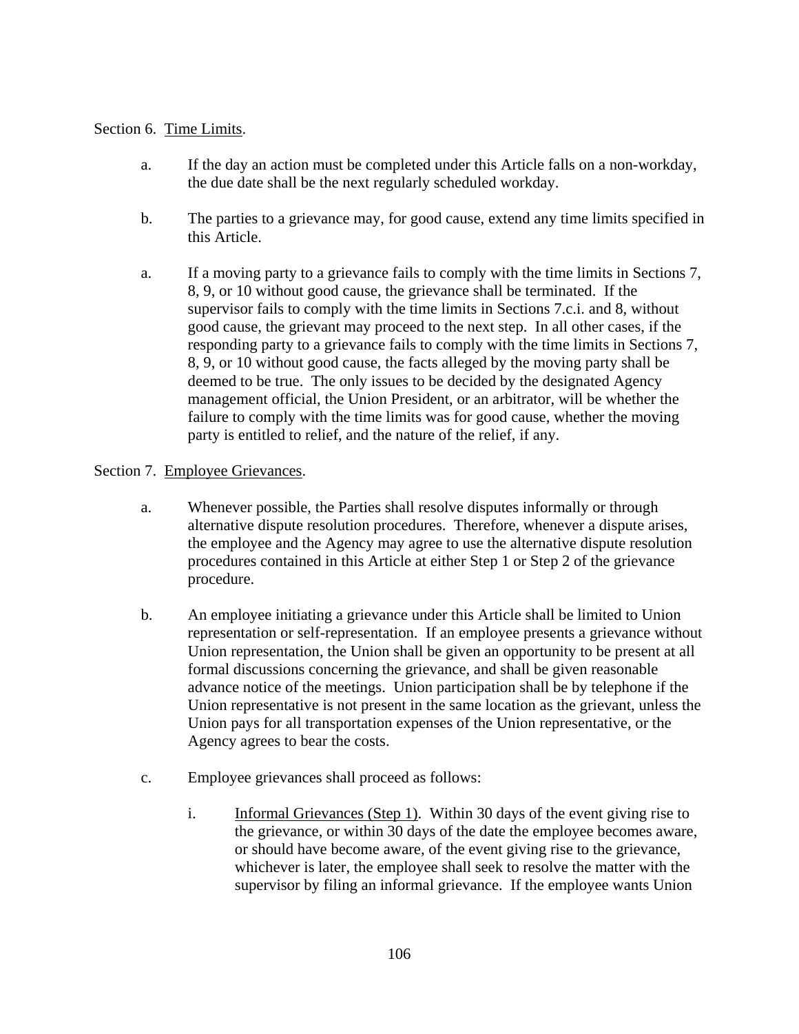Section 6. Time Limits.

a. If the day an action must be completed under this Article falls on a non-workday, the due date shall be the next regularly scheduled workday.

b. The parties to a grievance may, for good cause, extend any time limits specified in this Article.

a. If a moving party to a grievance fails to comply with the time limits in Sections 7, 8, 9, or 10 without good cause, the grievance shall be terminated. If the supervisor fails to comply with the time limits in Sections 7.c.i. and 8, without good cause, the grievant may proceed to the next step. In all other cases, if the responding party to a grievance fails to comply with the time limits in Sections 7, 8, 9, or 10 without good cause, the facts alleged by the moving party shall be deemed to be true. The only issues to be decided by the designated Agency management official, the Union President, or an arbitrator, will be whether the failure to comply with the time limits was for good cause, whether the moving party is entitled to relief, and the nature of the relief, if any.

Section 7. Employee Grievances.

a. Whenever possible, the Parties shall resolve disputes informally or through alternative dispute resolution procedures. Therefore, whenever a dispute arises, the employee and the Agency may agree to use the alternative dispute resolution procedures contained in this Article at either Step 1 or Step 2 of the grievance procedure.

b. An employee initiating a grievance under this Article shall be limited to Union representation or self-representation. If an employee presents a grievance without Union representation, the Union shall be given an opportunity to be present at all formal discussions concerning the grievance, and shall be given reasonable advance notice of the meetings. Union participation shall be by telephone if the Union representative is not present in the same location as the grievant, unless the Union pays for all transportation expenses of the Union representative, or the Agency agrees to bear the costs.

c. Employee grievances shall proceed as follows:

  i. Informal Grievances (Step 1). Within 30 days of the event giving rise to the grievance, or within 30 days of the date the employee becomes aware, or should have become aware, of the event giving rise to the grievance, whichever is later, the employee shall seek to resolve the matter with the supervisor by filing an informal grievance. If the employee wants Union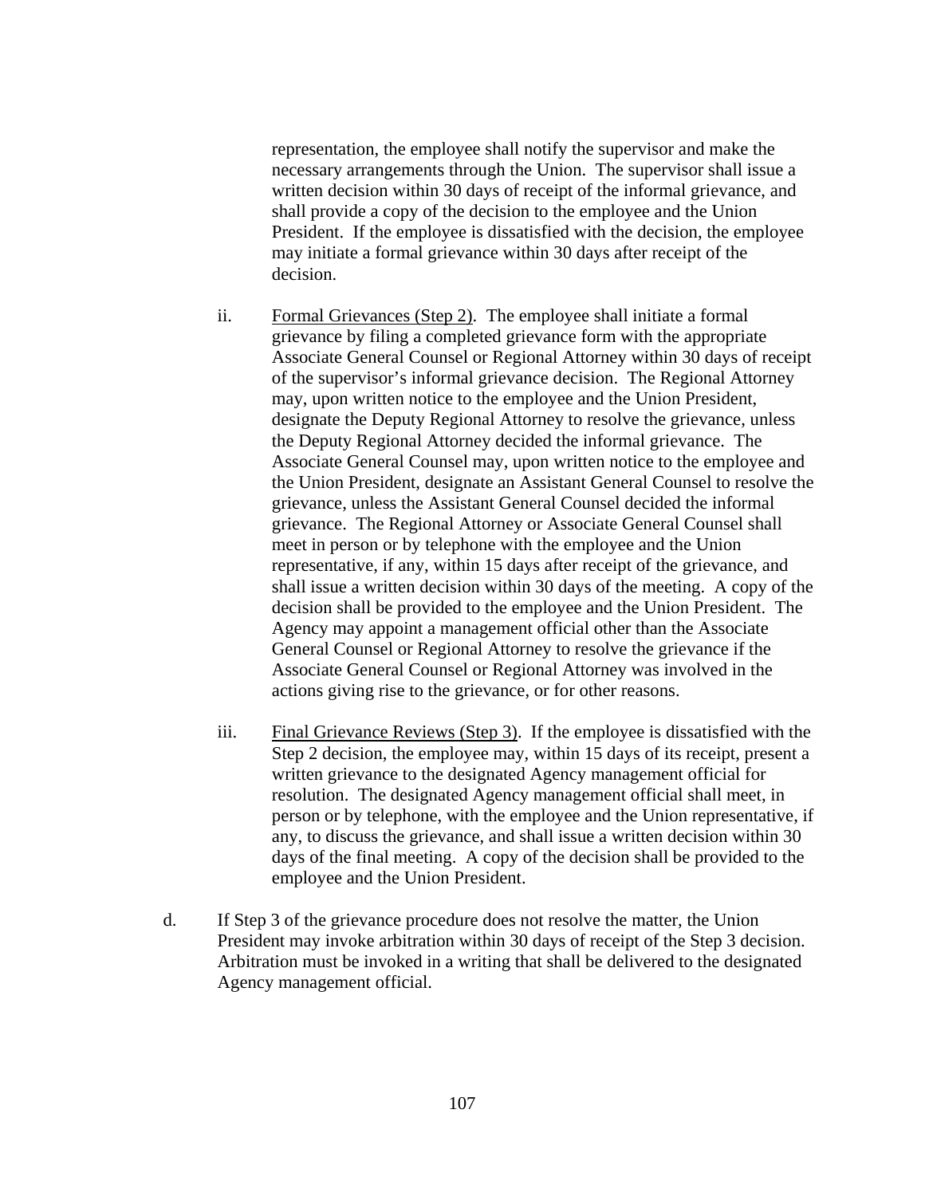representation, the employee shall notify the supervisor and make the necessary arrangements through the Union. The supervisor shall issue a written decision within 30 days of receipt of the informal grievance, and shall provide a copy of the decision to the employee and the Union President. If the employee is dissatisfied with the decision, the employee may initiate a formal grievance within 30 days after receipt of the decision.

ii. Formal Grievances (Step 2). The employee shall initiate a formal grievance by filing a completed grievance form with the appropriate Associate General Counsel or Regional Attorney within 30 days of receipt of the supervisor's informal grievance decision. The Regional Attorney may, upon written notice to the employee and the Union President, designate the Deputy Regional Attorney to resolve the grievance, unless the Deputy Regional Attorney decided the informal grievance. The Associate General Counsel may, upon written notice to the employee and the Union President, designate an Assistant General Counsel to resolve the grievance, unless the Assistant General Counsel decided the informal grievance. The Regional Attorney or Associate General Counsel shall meet in person or by telephone with the employee and the Union representative, if any, within 15 days after receipt of the grievance, and shall issue a written decision within 30 days of the meeting. A copy of the decision shall be provided to the employee and the Union President. The Agency may appoint a management official other than the Associate General Counsel or Regional Attorney to resolve the grievance if the Associate General Counsel or Regional Attorney was involved in the actions giving rise to the grievance, or for other reasons.

iii. Final Grievance Reviews (Step 3). If the employee is dissatisfied with the Step 2 decision, the employee may, within 15 days of its receipt, present a written grievance to the designated Agency management official for resolution. The designated Agency management official shall meet, in person or by telephone, with the employee and the Union representative, if any, to discuss the grievance, and shall issue a written decision within 30 days of the final meeting. A copy of the decision shall be provided to the employee and the Union President.

d. If Step 3 of the grievance procedure does not resolve the matter, the Union President may invoke arbitration within 30 days of receipt of the Step 3 decision. Arbitration must be invoked in a writing that shall be delivered to the designated Agency management official.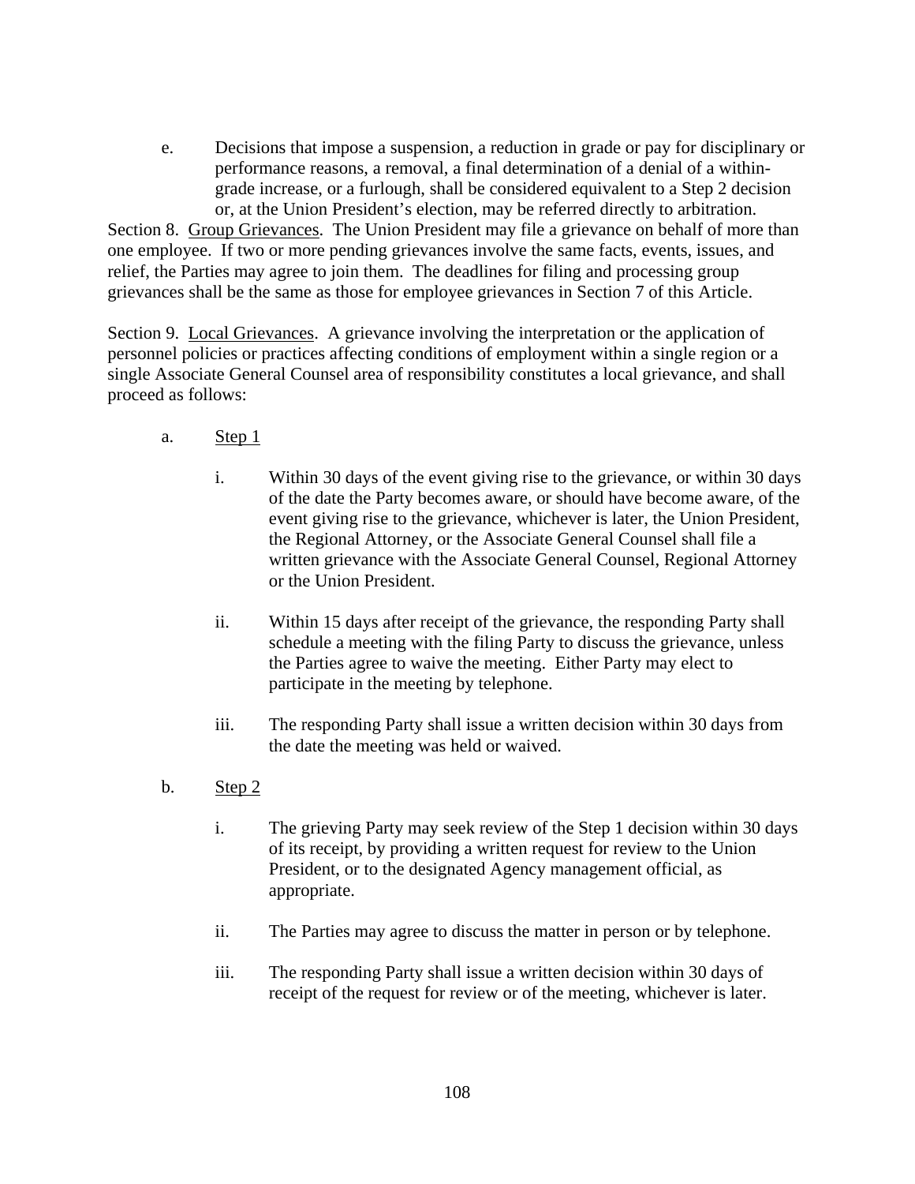e. Decisions that impose a suspension, a reduction in grade or pay for disciplinary or performance reasons, a removal, a final determination of a denial of a within-grade increase, or a furlough, shall be considered equivalent to a Step 2 decision or, at the Union President's election, may be referred directly to arbitration.

Section 8. Group Grievances. The Union President may file a grievance on behalf of more than one employee. If two or more pending grievances involve the same facts, events, issues, and relief, the Parties may agree to join them. The deadlines for filing and processing group grievances shall be the same as those for employee grievances in Section 7 of this Article.

Section 9. Local Grievances. A grievance involving the interpretation or the application of personnel policies or practices affecting conditions of employment within a single region or a single Associate General Counsel area of responsibility constitutes a local grievance, and shall proceed as follows:

a. Step 1

i. Within 30 days of the event giving rise to the grievance, or within 30 days of the date the Party becomes aware, or should have become aware, of the event giving rise to the grievance, whichever is later, the Union President, the Regional Attorney, or the Associate General Counsel shall file a written grievance with the Associate General Counsel, Regional Attorney or the Union President.

ii. Within 15 days after receipt of the grievance, the responding Party shall schedule a meeting with the filing Party to discuss the grievance, unless the Parties agree to waive the meeting. Either Party may elect to participate in the meeting by telephone.

iii. The responding Party shall issue a written decision within 30 days from the date the meeting was held or waived.

b. Step 2

i. The grieving Party may seek review of the Step 1 decision within 30 days of its receipt, by providing a written request for review to the Union President, or to the designated Agency management official, as appropriate.

ii. The Parties may agree to discuss the matter in person or by telephone.

iii. The responding Party shall issue a written decision within 30 days of receipt of the request for review or of the meeting, whichever is later.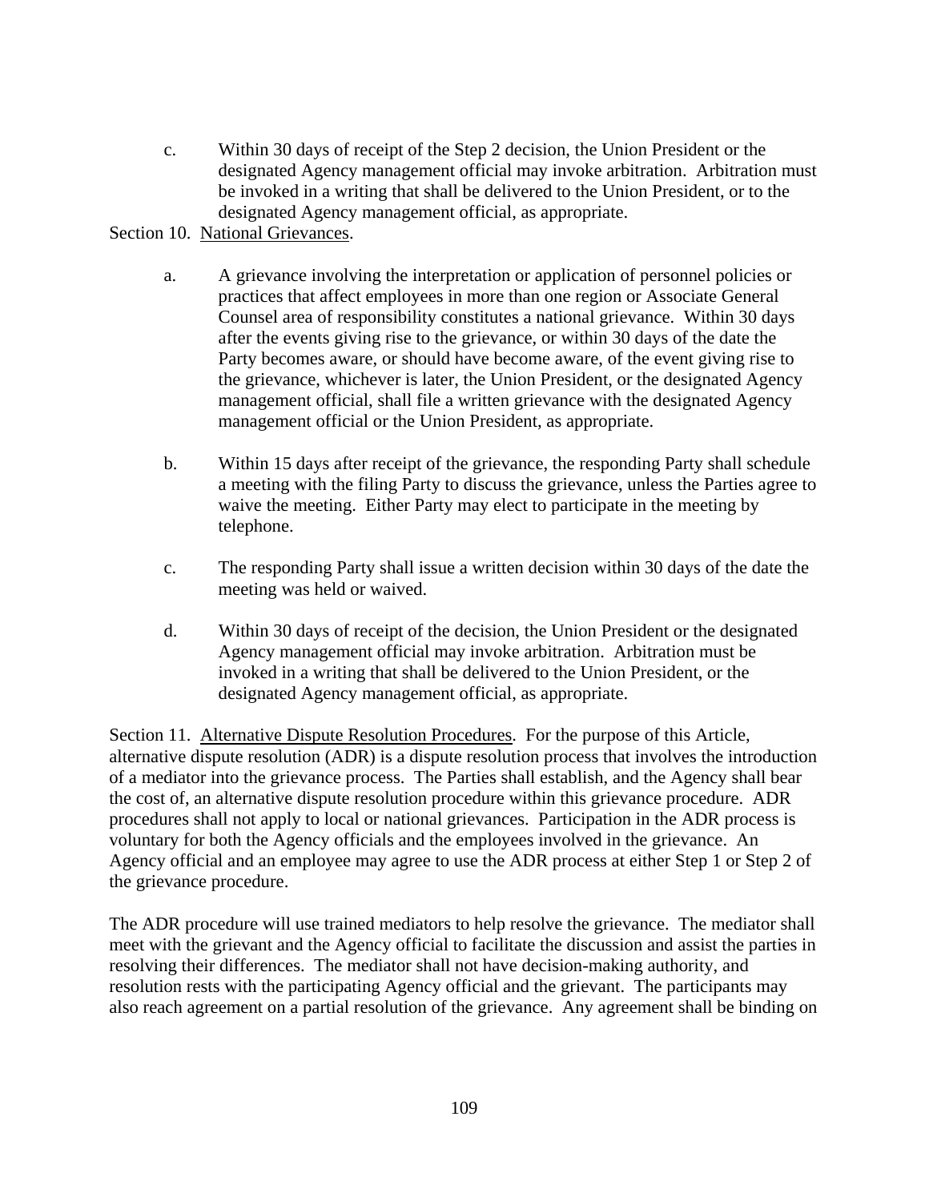c. Within 30 days of receipt of the Step 2 decision, the Union President or the designated Agency management official may invoke arbitration. Arbitration must be invoked in a writing that shall be delivered to the Union President, or to the designated Agency management official, as appropriate.

Section 10. National Grievances.

a. A grievance involving the interpretation or application of personnel policies or practices that affect employees in more than one region or Associate General Counsel area of responsibility constitutes a national grievance. Within 30 days after the events giving rise to the grievance, or within 30 days of the date the Party becomes aware, or should have become aware, of the event giving rise to the grievance, whichever is later, the Union President, or the designated Agency management official, shall file a written grievance with the designated Agency management official or the Union President, as appropriate.

b. Within 15 days after receipt of the grievance, the responding Party shall schedule a meeting with the filing Party to discuss the grievance, unless the Parties agree to waive the meeting. Either Party may elect to participate in the meeting by telephone.

c. The responding Party shall issue a written decision within 30 days of the date the meeting was held or waived.

d. Within 30 days of receipt of the decision, the Union President or the designated Agency management official may invoke arbitration. Arbitration must be invoked in a writing that shall be delivered to the Union President, or the designated Agency management official, as appropriate.

Section 11. Alternative Dispute Resolution Procedures. For the purpose of this Article, alternative dispute resolution (ADR) is a dispute resolution process that involves the introduction of a mediator into the grievance process. The Parties shall establish, and the Agency shall bear the cost of, an alternative dispute resolution procedure within this grievance procedure. ADR procedures shall not apply to local or national grievances. Participation in the ADR process is voluntary for both the Agency officials and the employees involved in the grievance. An Agency official and an employee may agree to use the ADR process at either Step 1 or Step 2 of the grievance procedure.

The ADR procedure will use trained mediators to help resolve the grievance. The mediator shall meet with the grievant and the Agency official to facilitate the discussion and assist the parties in resolving their differences. The mediator shall not have decision-making authority, and resolution rests with the participating Agency official and the grievant. The participants may also reach agreement on a partial resolution of the grievance. Any agreement shall be binding on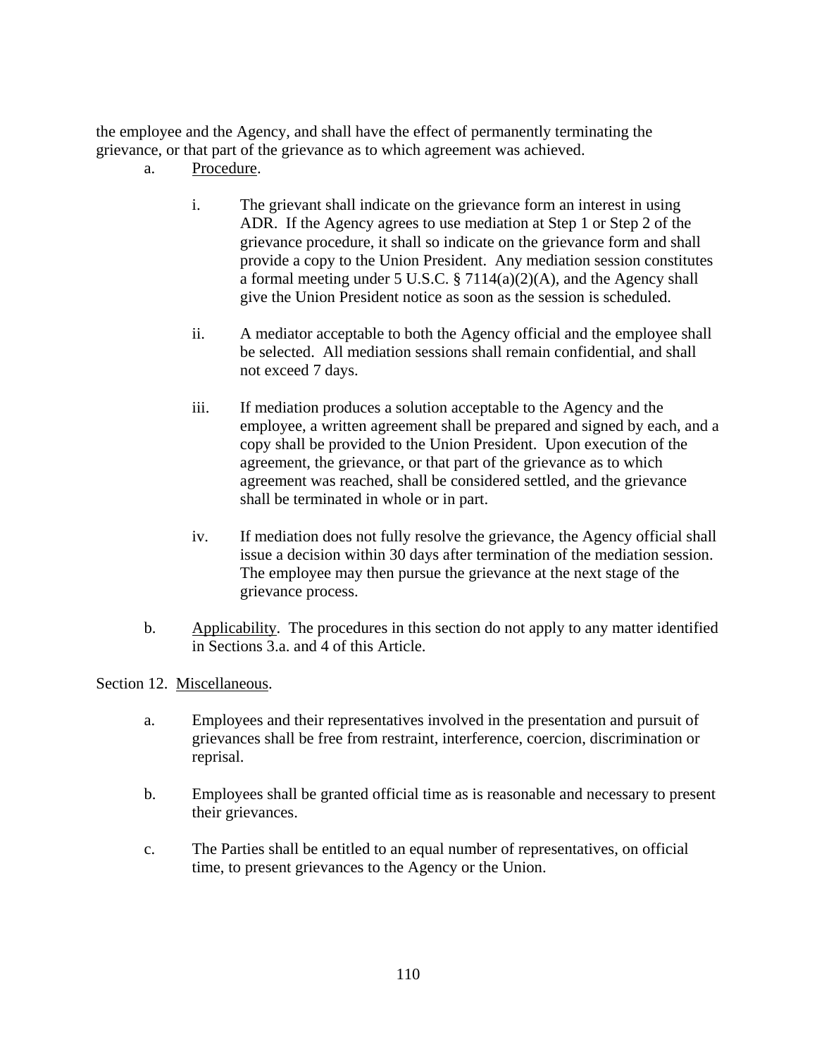the employee and the Agency, and shall have the effect of permanently terminating the grievance, or that part of the grievance as to which agreement was achieved.

a. Procedure.

   i. The grievant shall indicate on the grievance form an interest in using ADR. If the Agency agrees to use mediation at Step 1 or Step 2 of the grievance procedure, it shall so indicate on the grievance form and shall provide a copy to the Union President. Any mediation session constitutes a formal meeting under 5 U.S.C. § 7114(a)(2)(A), and the Agency shall give the Union President notice as soon as the session is scheduled.

   ii. A mediator acceptable to both the Agency official and the employee shall be selected. All mediation sessions shall remain confidential, and shall not exceed 7 days.

   iii. If mediation produces a solution acceptable to the Agency and the employee, a written agreement shall be prepared and signed by each, and a copy shall be provided to the Union President. Upon execution of the agreement, the grievance, or that part of the grievance as to which agreement was reached, shall be considered settled, and the grievance shall be terminated in whole or in part.

   iv. If mediation does not fully resolve the grievance, the Agency official shall issue a decision within 30 days after termination of the mediation session. The employee may then pursue the grievance at the next stage of the grievance process.

b. Applicability. The procedures in this section do not apply to any matter identified in Sections 3.a. and 4 of this Article.

Section 12. Miscellaneous.

a. Employees and their representatives involved in the presentation and pursuit of grievances shall be free from restraint, interference, coercion, discrimination or reprisal.

b. Employees shall be granted official time as is reasonable and necessary to present their grievances.

c. The Parties shall be entitled to an equal number of representatives, on official time, to present grievances to the Agency or the Union.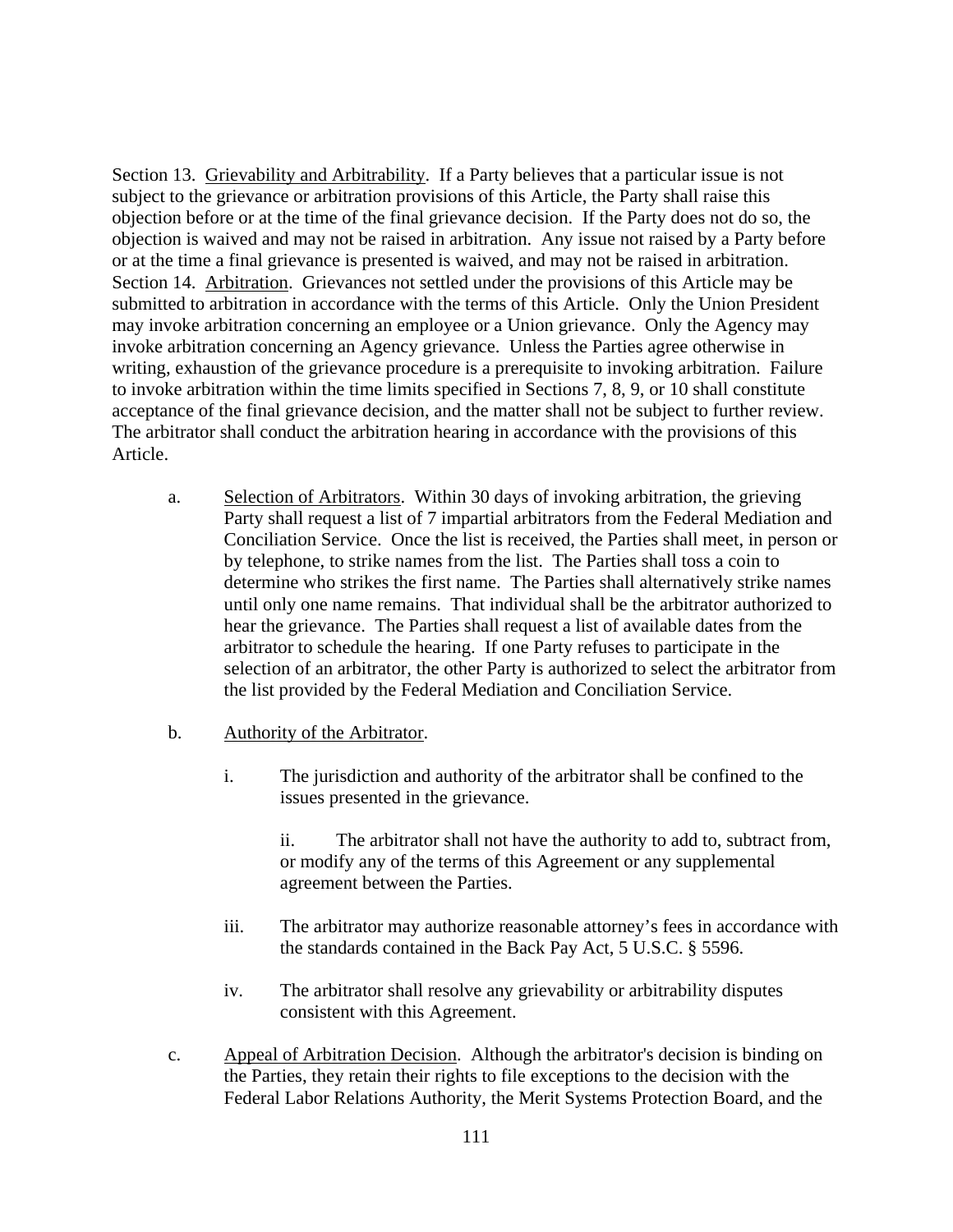Section 13. <u>Grievability and Arbitrability</u>. If a Party believes that a particular issue is not subject to the grievance or arbitration provisions of this Article, the Party shall raise this objection before or at the time of the final grievance decision. If the Party does not do so, the objection is waived and may not be raised in arbitration. Any issue not raised by a Party before or at the time a final grievance is presented is waived, and may not be raised in arbitration.

Section 14. <u>Arbitration</u>. Grievances not settled under the provisions of this Article may be submitted to arbitration in accordance with the terms of this Article. Only the Union President may invoke arbitration concerning an employee or a Union grievance. Only the Agency may invoke arbitration concerning an Agency grievance. Unless the Parties agree otherwise in writing, exhaustion of the grievance procedure is a prerequisite to invoking arbitration. Failure to invoke arbitration within the time limits specified in Sections 7, 8, 9, or 10 shall constitute acceptance of the final grievance decision, and the matter shall not be subject to further review. The arbitrator shall conduct the arbitration hearing in accordance with the provisions of this Article.

a. <u>Selection of Arbitrators</u>. Within 30 days of invoking arbitration, the grieving Party shall request a list of 7 impartial arbitrators from the Federal Mediation and Conciliation Service. Once the list is received, the Parties shall meet, in person or by telephone, to strike names from the list. The Parties shall toss a coin to determine who strikes the first name. The Parties shall alternatively strike names until only one name remains. That individual shall be the arbitrator authorized to hear the grievance. The Parties shall request a list of available dates from the arbitrator to schedule the hearing. If one Party refuses to participate in the selection of an arbitrator, the other Party is authorized to select the arbitrator from the list provided by the Federal Mediation and Conciliation Service.

b. <u>Authority of the Arbitrator</u>.

   i. The jurisdiction and authority of the arbitrator shall be confined to the issues presented in the grievance.

   ii. The arbitrator shall not have the authority to add to, subtract from, or modify any of the terms of this Agreement or any supplemental agreement between the Parties.

   iii. The arbitrator may authorize reasonable attorney's fees in accordance with the standards contained in the Back Pay Act, 5 U.S.C. § 5596.

   iv. The arbitrator shall resolve any grievability or arbitrability disputes consistent with this Agreement.

c. <u>Appeal of Arbitration Decision</u>. Although the arbitrator's decision is binding on the Parties, they retain their rights to file exceptions to the decision with the Federal Labor Relations Authority, the Merit Systems Protection Board, and the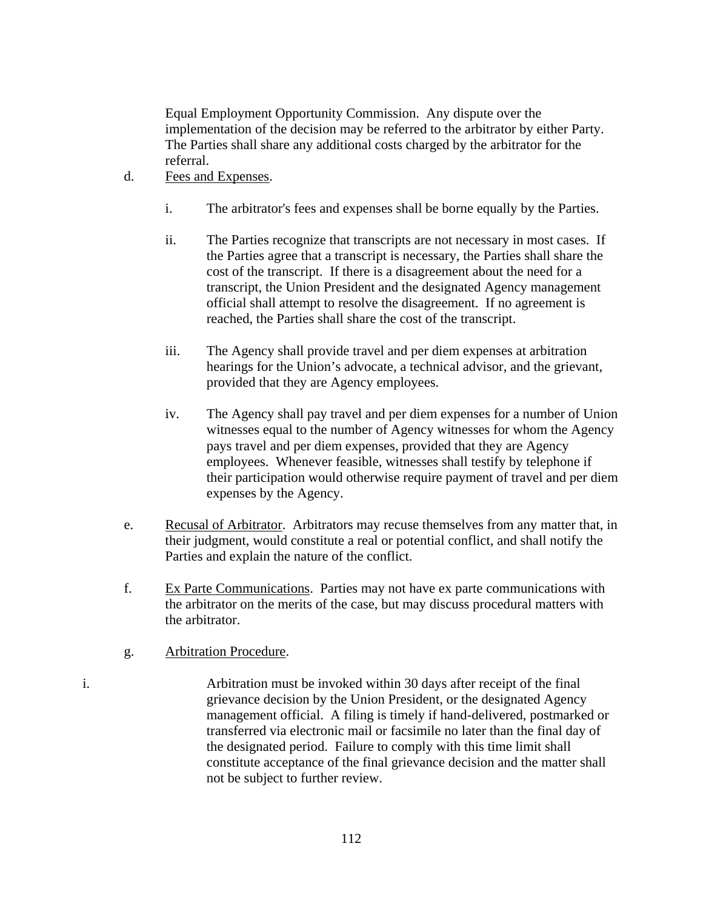Equal Employment Opportunity Commission. Any dispute over the implementation of the decision may be referred to the arbitrator by either Party. The Parties shall share any additional costs charged by the arbitrator for the referral.

d. Fees and Expenses.

  i. The arbitrator's fees and expenses shall be borne equally by the Parties.

  ii. The Parties recognize that transcripts are not necessary in most cases. If the Parties agree that a transcript is necessary, the Parties shall share the cost of the transcript. If there is a disagreement about the need for a transcript, the Union President and the designated Agency management official shall attempt to resolve the disagreement. If no agreement is reached, the Parties shall share the cost of the transcript.

  iii. The Agency shall provide travel and per diem expenses at arbitration hearings for the Union's advocate, a technical advisor, and the grievant, provided that they are Agency employees.

  iv. The Agency shall pay travel and per diem expenses for a number of Union witnesses equal to the number of Agency witnesses for whom the Agency pays travel and per diem expenses, provided that they are Agency employees. Whenever feasible, witnesses shall testify by telephone if their participation would otherwise require payment of travel and per diem expenses by the Agency.

e. Recusal of Arbitrator. Arbitrators may recuse themselves from any matter that, in their judgment, would constitute a real or potential conflict, and shall notify the Parties and explain the nature of the conflict.

f. Ex Parte Communications. Parties may not have ex parte communications with the arbitrator on the merits of the case, but may discuss procedural matters with the arbitrator.

g. Arbitration Procedure.

i. Arbitration must be invoked within 30 days after receipt of the final grievance decision by the Union President, or the designated Agency management official. A filing is timely if hand-delivered, postmarked or transferred via electronic mail or facsimile no later than the final day of the designated period. Failure to comply with this time limit shall constitute acceptance of the final grievance decision and the matter shall not be subject to further review.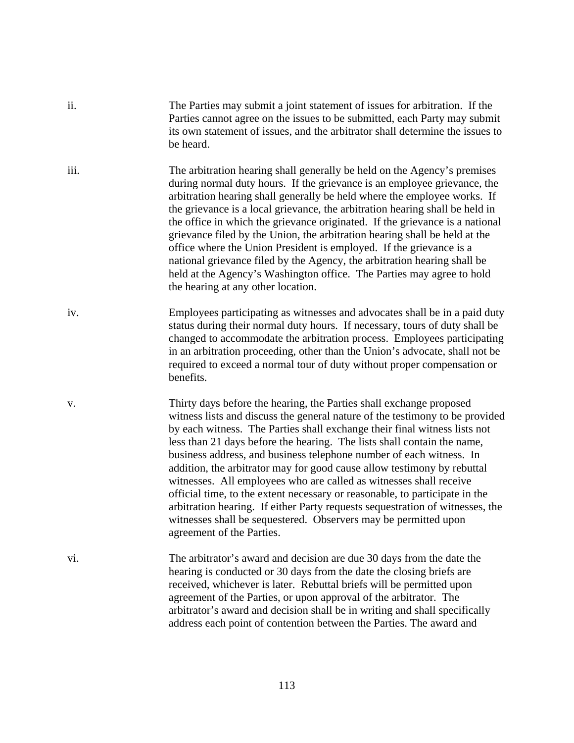ii. The Parties may submit a joint statement of issues for arbitration. If the Parties cannot agree on the issues to be submitted, each Party may submit its own statement of issues, and the arbitrator shall determine the issues to be heard.

iii. The arbitration hearing shall generally be held on the Agency's premises during normal duty hours. If the grievance is an employee grievance, the arbitration hearing shall generally be held where the employee works. If the grievance is a local grievance, the arbitration hearing shall be held in the office in which the grievance originated. If the grievance is a national grievance filed by the Union, the arbitration hearing shall be held at the office where the Union President is employed. If the grievance is a national grievance filed by the Agency, the arbitration hearing shall be held at the Agency's Washington office. The Parties may agree to hold the hearing at any other location.

iv. Employees participating as witnesses and advocates shall be in a paid duty status during their normal duty hours. If necessary, tours of duty shall be changed to accommodate the arbitration process. Employees participating in an arbitration proceeding, other than the Union's advocate, shall not be required to exceed a normal tour of duty without proper compensation or benefits.

v. Thirty days before the hearing, the Parties shall exchange proposed witness lists and discuss the general nature of the testimony to be provided by each witness. The Parties shall exchange their final witness lists not less than 21 days before the hearing. The lists shall contain the name, business address, and business telephone number of each witness. In addition, the arbitrator may for good cause allow testimony by rebuttal witnesses. All employees who are called as witnesses shall receive official time, to the extent necessary or reasonable, to participate in the arbitration hearing. If either Party requests sequestration of witnesses, the witnesses shall be sequestered. Observers may be permitted upon agreement of the Parties.

vi. The arbitrator's award and decision are due 30 days from the date the hearing is conducted or 30 days from the date the closing briefs are received, whichever is later. Rebuttal briefs will be permitted upon agreement of the Parties, or upon approval of the arbitrator. The arbitrator's award and decision shall be in writing and shall specifically address each point of contention between the Parties. The award and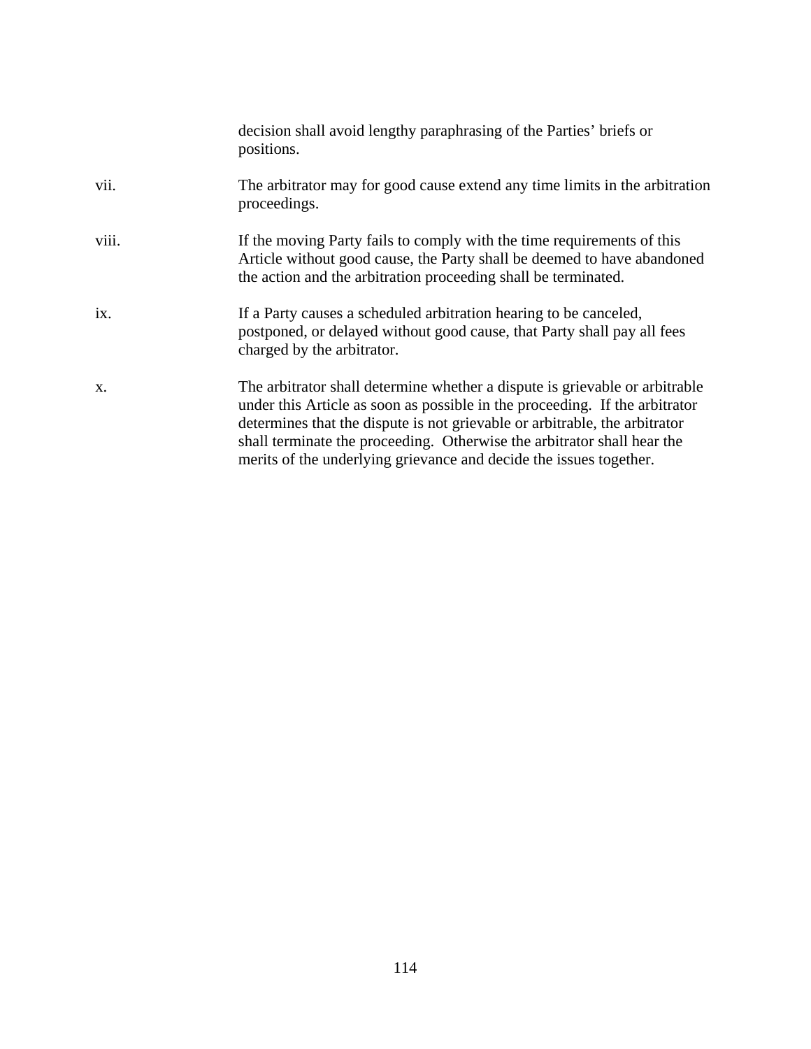decision shall avoid lengthy paraphrasing of the Parties' briefs or positions.

vii. The arbitrator may for good cause extend any time limits in the arbitration proceedings.

viii. If the moving Party fails to comply with the time requirements of this Article without good cause, the Party shall be deemed to have abandoned the action and the arbitration proceeding shall be terminated.

ix. If a Party causes a scheduled arbitration hearing to be canceled, postponed, or delayed without good cause, that Party shall pay all fees charged by the arbitrator.

x. The arbitrator shall determine whether a dispute is grievable or arbitrable under this Article as soon as possible in the proceeding. If the arbitrator determines that the dispute is not grievable or arbitrable, the arbitrator shall terminate the proceeding. Otherwise the arbitrator shall hear the merits of the underlying grievance and decide the issues together.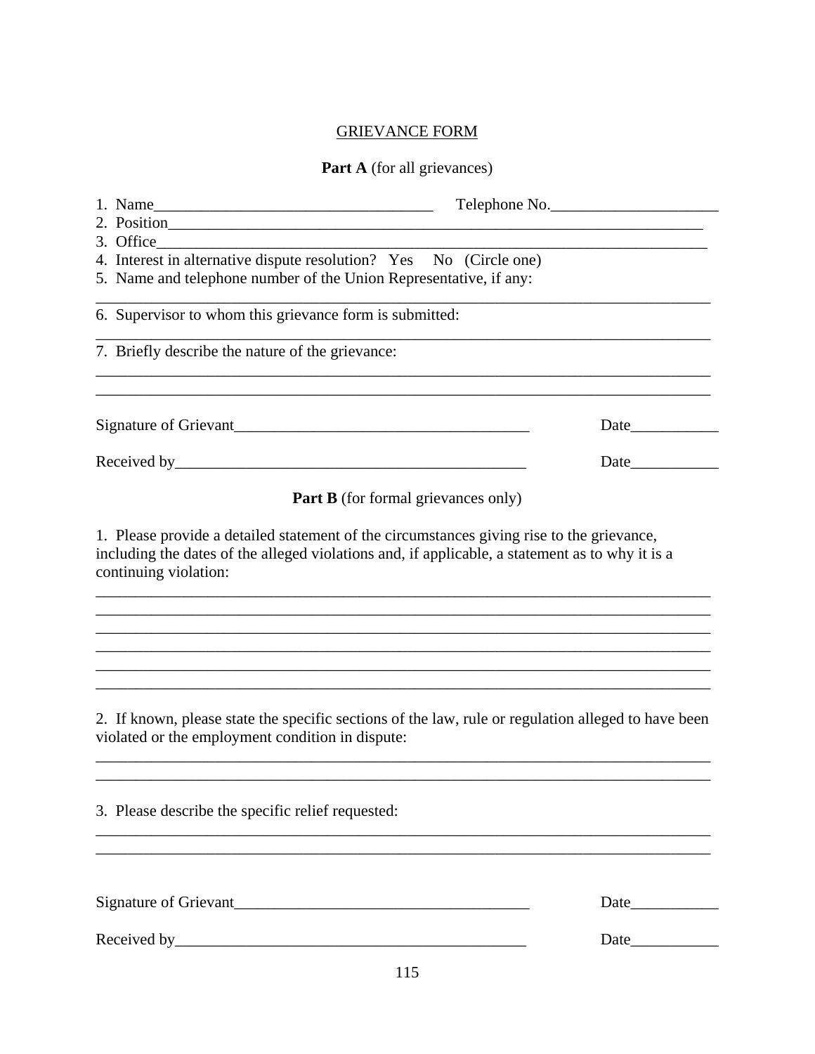<u>GRIEVANCE FORM</u>

**Part A** (for all grievances)

1. Name___________________________________ Telephone No.____________________
2. Position_________________________________________________________________
3. Office__________________________________________________________________
4. Interest in alternative dispute resolution? Yes No (Circle one)
5. Name and telephone number of the Union Representative, if any:

_______________________________________________________________________________

6. Supervisor to whom this grievance form is submitted:

_______________________________________________________________________________

7. Briefly describe the nature of the grievance:

_______________________________________________________________________________

_______________________________________________________________________________

Signature of Grievant_____________________________________ Date___________

Received by_____________________________________________ Date___________

**Part B** (for formal grievances only)

1. Please provide a detailed statement of the circumstances giving rise to the grievance, including the dates of the alleged violations and, if applicable, a statement as to why it is a continuing violation:

_______________________________________________________________________________

_______________________________________________________________________________

_______________________________________________________________________________

_______________________________________________________________________________

_______________________________________________________________________________

_______________________________________________________________________________

2. If known, please state the specific sections of the law, rule or regulation alleged to have been violated or the employment condition in dispute:

_______________________________________________________________________________

_______________________________________________________________________________

3. Please describe the specific relief requested:

_______________________________________________________________________________

_______________________________________________________________________________

Signature of Grievant_____________________________________ Date___________

Received by_____________________________________________ Date___________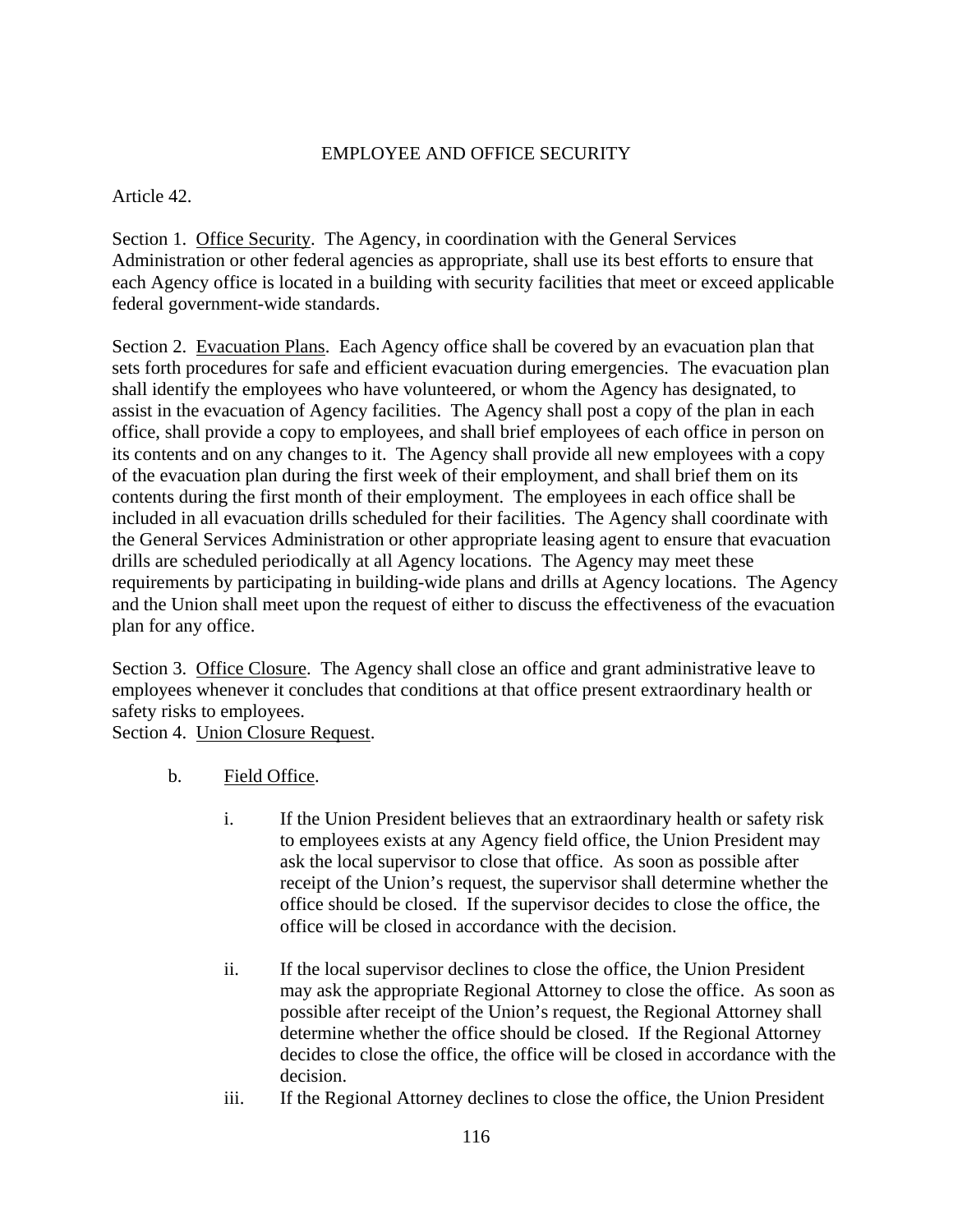EMPLOYEE AND OFFICE SECURITY

Article 42.

Section 1. Office Security. The Agency, in coordination with the General Services Administration or other federal agencies as appropriate, shall use its best efforts to ensure that each Agency office is located in a building with security facilities that meet or exceed applicable federal government-wide standards.

Section 2. Evacuation Plans. Each Agency office shall be covered by an evacuation plan that sets forth procedures for safe and efficient evacuation during emergencies. The evacuation plan shall identify the employees who have volunteered, or whom the Agency has designated, to assist in the evacuation of Agency facilities. The Agency shall post a copy of the plan in each office, shall provide a copy to employees, and shall brief employees of each office in person on its contents and on any changes to it. The Agency shall provide all new employees with a copy of the evacuation plan during the first week of their employment, and shall brief them on its contents during the first month of their employment. The employees in each office shall be included in all evacuation drills scheduled for their facilities. The Agency shall coordinate with the General Services Administration or other appropriate leasing agent to ensure that evacuation drills are scheduled periodically at all Agency locations. The Agency may meet these requirements by participating in building-wide plans and drills at Agency locations. The Agency and the Union shall meet upon the request of either to discuss the effectiveness of the evacuation plan for any office.

Section 3. Office Closure. The Agency shall close an office and grant administrative leave to employees whenever it concludes that conditions at that office present extraordinary health or safety risks to employees.

Section 4. Union Closure Request.

b. Field Office.

i. If the Union President believes that an extraordinary health or safety risk to employees exists at any Agency field office, the Union President may ask the local supervisor to close that office. As soon as possible after receipt of the Union's request, the supervisor shall determine whether the office should be closed. If the supervisor decides to close the office, the office will be closed in accordance with the decision.

ii. If the local supervisor declines to close the office, the Union President may ask the appropriate Regional Attorney to close the office. As soon as possible after receipt of the Union's request, the Regional Attorney shall determine whether the office should be closed. If the Regional Attorney decides to close the office, the office will be closed in accordance with the decision.

iii. If the Regional Attorney declines to close the office, the Union President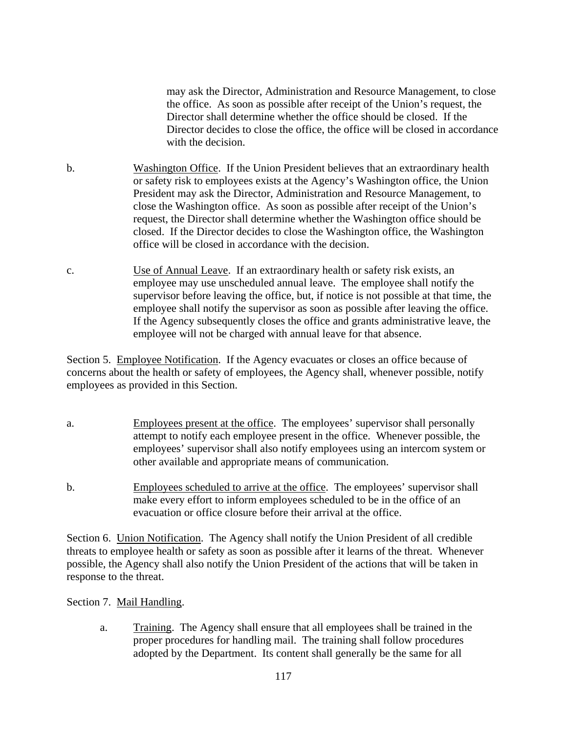may ask the Director, Administration and Resource Management, to close the office. As soon as possible after receipt of the Union's request, the Director shall determine whether the office should be closed. If the Director decides to close the office, the office will be closed in accordance with the decision.

b. Washington Office. If the Union President believes that an extraordinary health or safety risk to employees exists at the Agency's Washington office, the Union President may ask the Director, Administration and Resource Management, to close the Washington office. As soon as possible after receipt of the Union's request, the Director shall determine whether the Washington office should be closed. If the Director decides to close the Washington office, the Washington office will be closed in accordance with the decision.

c. Use of Annual Leave. If an extraordinary health or safety risk exists, an employee may use unscheduled annual leave. The employee shall notify the supervisor before leaving the office, but, if notice is not possible at that time, the employee shall notify the supervisor as soon as possible after leaving the office. If the Agency subsequently closes the office and grants administrative leave, the employee will not be charged with annual leave for that absence.

Section 5. Employee Notification. If the Agency evacuates or closes an office because of concerns about the health or safety of employees, the Agency shall, whenever possible, notify employees as provided in this Section.

a. Employees present at the office. The employees' supervisor shall personally attempt to notify each employee present in the office. Whenever possible, the employees' supervisor shall also notify employees using an intercom system or other available and appropriate means of communication.

b. Employees scheduled to arrive at the office. The employees' supervisor shall make every effort to inform employees scheduled to be in the office of an evacuation or office closure before their arrival at the office.

Section 6. Union Notification. The Agency shall notify the Union President of all credible threats to employee health or safety as soon as possible after it learns of the threat. Whenever possible, the Agency shall also notify the Union President of the actions that will be taken in response to the threat.

Section 7. Mail Handling.

a. Training. The Agency shall ensure that all employees shall be trained in the proper procedures for handling mail. The training shall follow procedures adopted by the Department. Its content shall generally be the same for all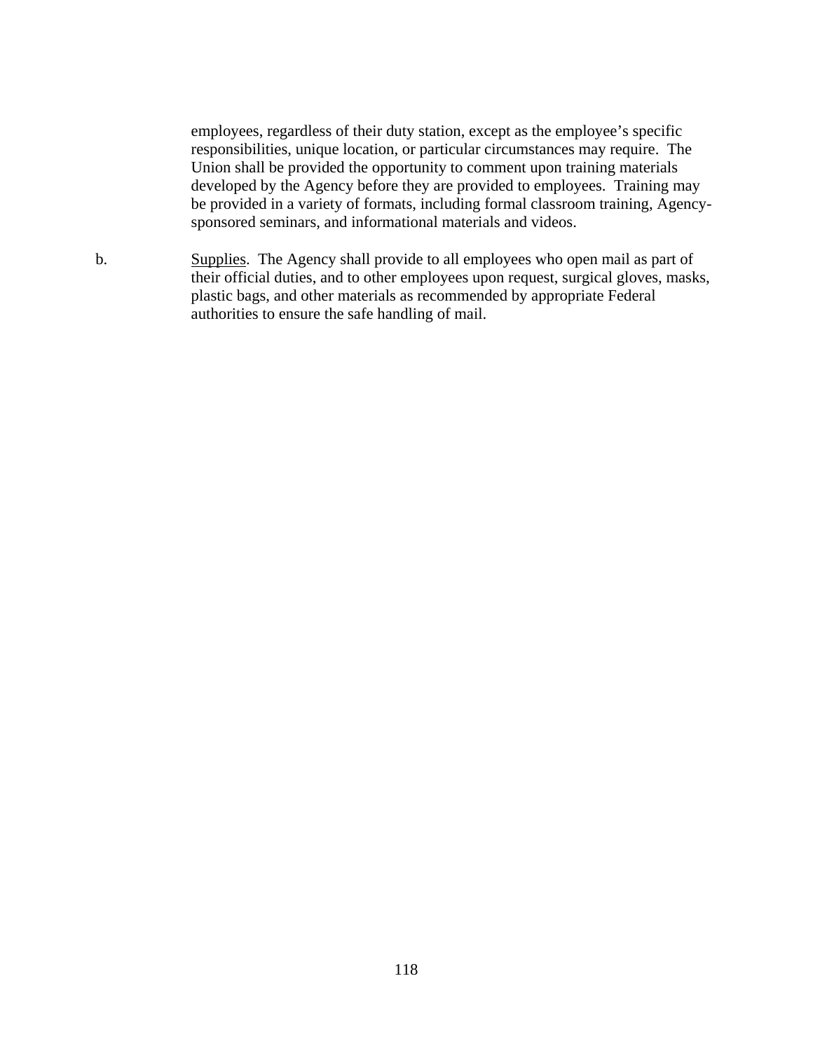employees, regardless of their duty station, except as the employee's specific responsibilities, unique location, or particular circumstances may require. The Union shall be provided the opportunity to comment upon training materials developed by the Agency before they are provided to employees. Training may be provided in a variety of formats, including formal classroom training, Agency-sponsored seminars, and informational materials and videos.

b. Supplies. The Agency shall provide to all employees who open mail as part of their official duties, and to other employees upon request, surgical gloves, masks, plastic bags, and other materials as recommended by appropriate Federal authorities to ensure the safe handling of mail.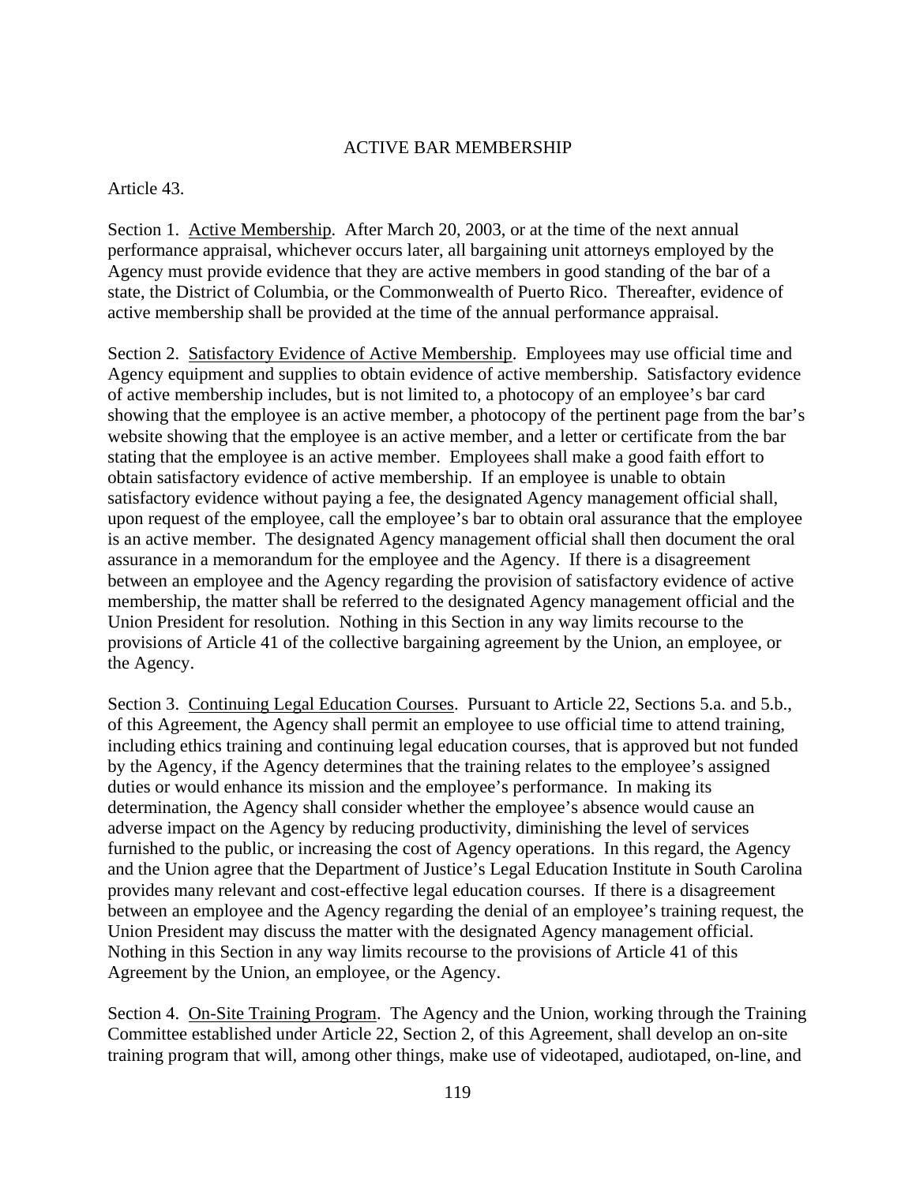# ACTIVE BAR MEMBERSHIP

Article 43.

Section 1. Active Membership. After March 20, 2003, or at the time of the next annual performance appraisal, whichever occurs later, all bargaining unit attorneys employed by the Agency must provide evidence that they are active members in good standing of the bar of a state, the District of Columbia, or the Commonwealth of Puerto Rico. Thereafter, evidence of active membership shall be provided at the time of the annual performance appraisal.

Section 2. Satisfactory Evidence of Active Membership. Employees may use official time and Agency equipment and supplies to obtain evidence of active membership. Satisfactory evidence of active membership includes, but is not limited to, a photocopy of an employee's bar card showing that the employee is an active member, a photocopy of the pertinent page from the bar's website showing that the employee is an active member, and a letter or certificate from the bar stating that the employee is an active member. Employees shall make a good faith effort to obtain satisfactory evidence of active membership. If an employee is unable to obtain satisfactory evidence without paying a fee, the designated Agency management official shall, upon request of the employee, call the employee's bar to obtain oral assurance that the employee is an active member. The designated Agency management official shall then document the oral assurance in a memorandum for the employee and the Agency. If there is a disagreement between an employee and the Agency regarding the provision of satisfactory evidence of active membership, the matter shall be referred to the designated Agency management official and the Union President for resolution. Nothing in this Section in any way limits recourse to the provisions of Article 41 of the collective bargaining agreement by the Union, an employee, or the Agency.

Section 3. Continuing Legal Education Courses. Pursuant to Article 22, Sections 5.a. and 5.b., of this Agreement, the Agency shall permit an employee to use official time to attend training, including ethics training and continuing legal education courses, that is approved but not funded by the Agency, if the Agency determines that the training relates to the employee's assigned duties or would enhance its mission and the employee's performance. In making its determination, the Agency shall consider whether the employee's absence would cause an adverse impact on the Agency by reducing productivity, diminishing the level of services furnished to the public, or increasing the cost of Agency operations. In this regard, the Agency and the Union agree that the Department of Justice's Legal Education Institute in South Carolina provides many relevant and cost-effective legal education courses. If there is a disagreement between an employee and the Agency regarding the denial of an employee's training request, the Union President may discuss the matter with the designated Agency management official. Nothing in this Section in any way limits recourse to the provisions of Article 41 of this Agreement by the Union, an employee, or the Agency.

Section 4. On-Site Training Program. The Agency and the Union, working through the Training Committee established under Article 22, Section 2, of this Agreement, shall develop an on-site training program that will, among other things, make use of videotaped, audiotaped, on-line, and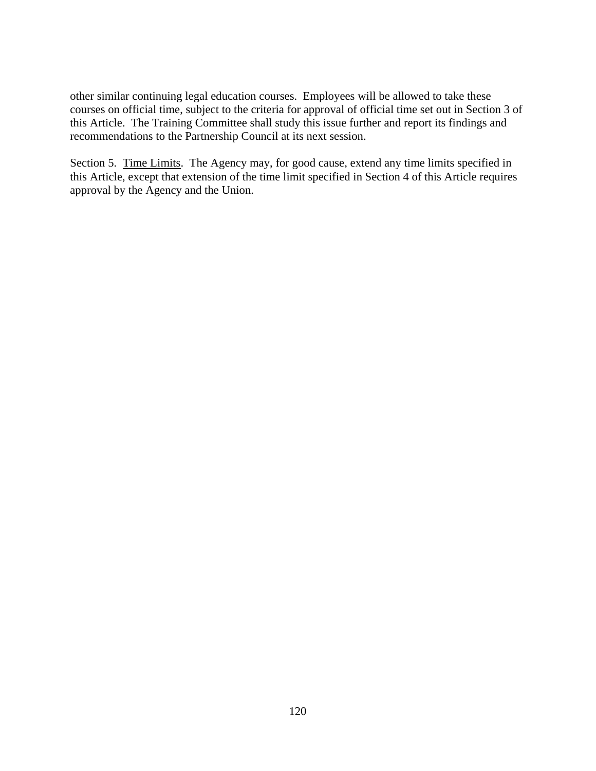other similar continuing legal education courses. Employees will be allowed to take these courses on official time, subject to the criteria for approval of official time set out in Section 3 of this Article. The Training Committee shall study this issue further and report its findings and recommendations to the Partnership Council at its next session.

Section 5. Time Limits. The Agency may, for good cause, extend any time limits specified in this Article, except that extension of the time limit specified in Section 4 of this Article requires approval by the Agency and the Union.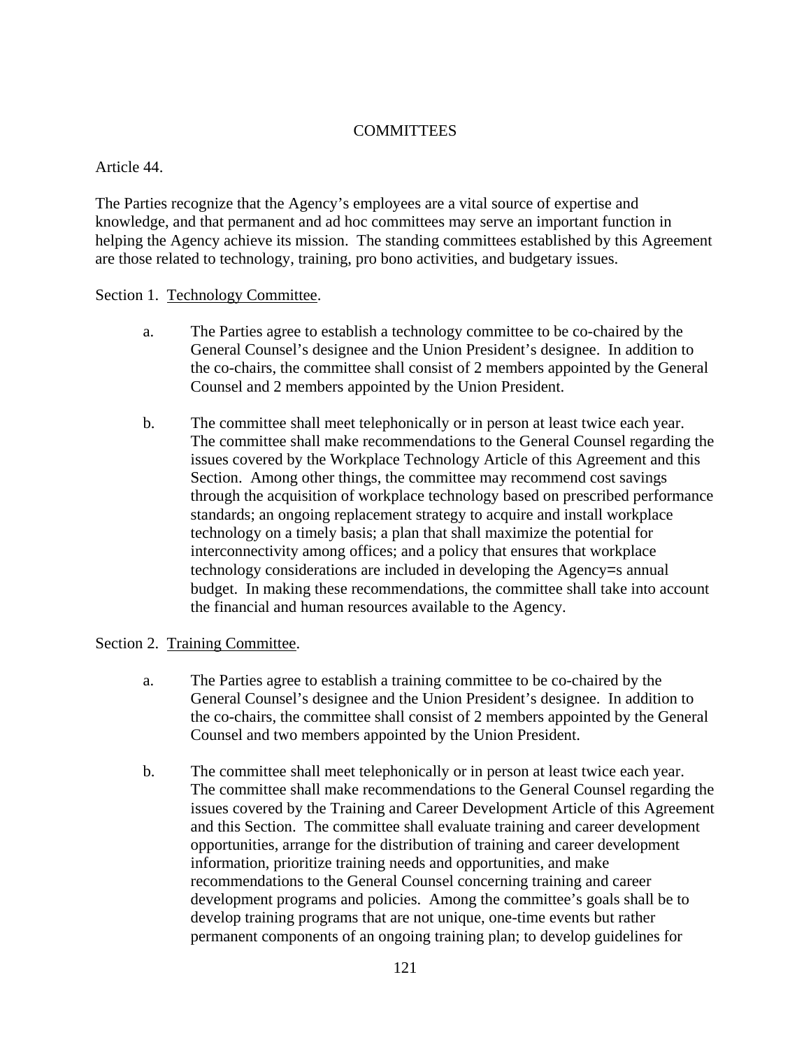# COMMITTEES

Article 44.

The Parties recognize that the Agency's employees are a vital source of expertise and knowledge, and that permanent and ad hoc committees may serve an important function in helping the Agency achieve its mission. The standing committees established by this Agreement are those related to technology, training, pro bono activities, and budgetary issues.

Section 1. <u>Technology Committee</u>.

a. The Parties agree to establish a technology committee to be co-chaired by the General Counsel's designee and the Union President's designee. In addition to the co-chairs, the committee shall consist of 2 members appointed by the General Counsel and 2 members appointed by the Union President.

b. The committee shall meet telephonically or in person at least twice each year. The committee shall make recommendations to the General Counsel regarding the issues covered by the Workplace Technology Article of this Agreement and this Section. Among other things, the committee may recommend cost savings through the acquisition of workplace technology based on prescribed performance standards; an ongoing replacement strategy to acquire and install workplace technology on a timely basis; a plan that shall maximize the potential for interconnectivity among offices; and a policy that ensures that workplace technology considerations are included in developing the Agency=s annual budget. In making these recommendations, the committee shall take into account the financial and human resources available to the Agency.

Section 2. <u>Training Committee</u>.

a. The Parties agree to establish a training committee to be co-chaired by the General Counsel's designee and the Union President's designee. In addition to the co-chairs, the committee shall consist of 2 members appointed by the General Counsel and two members appointed by the Union President.

b. The committee shall meet telephonically or in person at least twice each year. The committee shall make recommendations to the General Counsel regarding the issues covered by the Training and Career Development Article of this Agreement and this Section. The committee shall evaluate training and career development opportunities, arrange for the distribution of training and career development information, prioritize training needs and opportunities, and make recommendations to the General Counsel concerning training and career development programs and policies. Among the committee's goals shall be to develop training programs that are not unique, one-time events but rather permanent components of an ongoing training plan; to develop guidelines for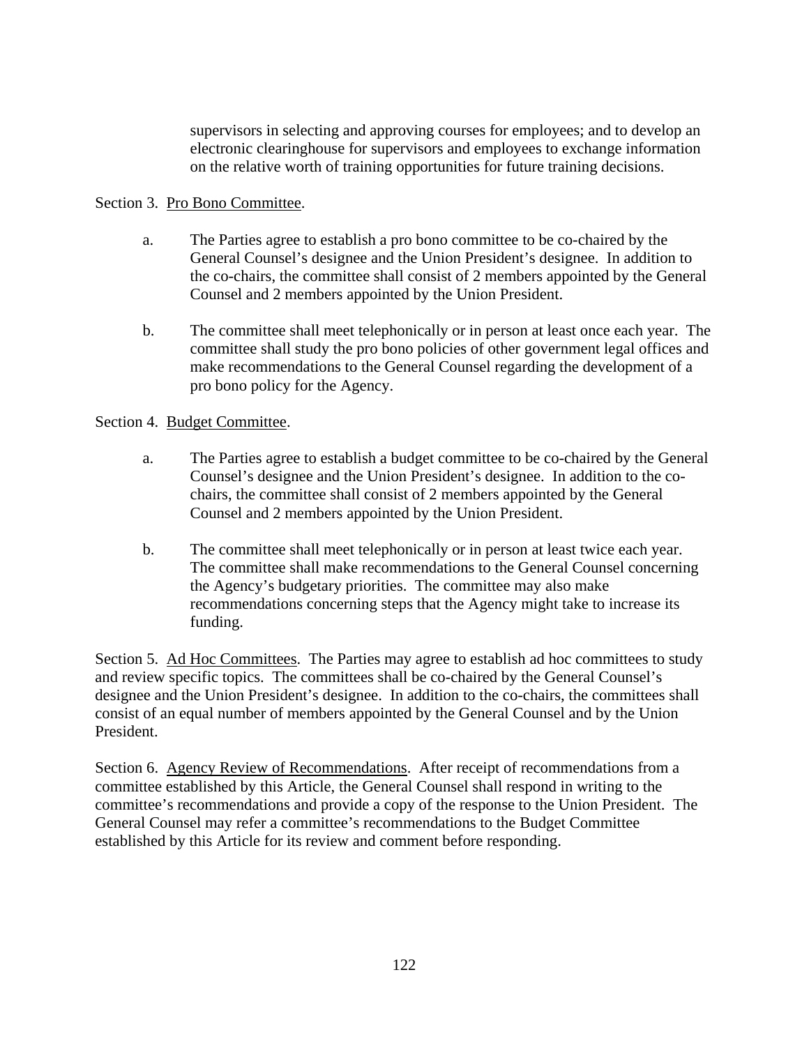supervisors in selecting and approving courses for employees; and to develop an electronic clearinghouse for supervisors and employees to exchange information on the relative worth of training opportunities for future training decisions.

Section 3. Pro Bono Committee.

a. The Parties agree to establish a pro bono committee to be co-chaired by the General Counsel's designee and the Union President's designee. In addition to the co-chairs, the committee shall consist of 2 members appointed by the General Counsel and 2 members appointed by the Union President.

b. The committee shall meet telephonically or in person at least once each year. The committee shall study the pro bono policies of other government legal offices and make recommendations to the General Counsel regarding the development of a pro bono policy for the Agency.

Section 4. Budget Committee.

a. The Parties agree to establish a budget committee to be co-chaired by the General Counsel's designee and the Union President's designee. In addition to the co-chairs, the committee shall consist of 2 members appointed by the General Counsel and 2 members appointed by the Union President.

b. The committee shall meet telephonically or in person at least twice each year. The committee shall make recommendations to the General Counsel concerning the Agency's budgetary priorities. The committee may also make recommendations concerning steps that the Agency might take to increase its funding.

Section 5. Ad Hoc Committees. The Parties may agree to establish ad hoc committees to study and review specific topics. The committees shall be co-chaired by the General Counsel's designee and the Union President's designee. In addition to the co-chairs, the committees shall consist of an equal number of members appointed by the General Counsel and by the Union President.

Section 6. Agency Review of Recommendations. After receipt of recommendations from a committee established by this Article, the General Counsel shall respond in writing to the committee's recommendations and provide a copy of the response to the Union President. The General Counsel may refer a committee's recommendations to the Budget Committee established by this Article for its review and comment before responding.